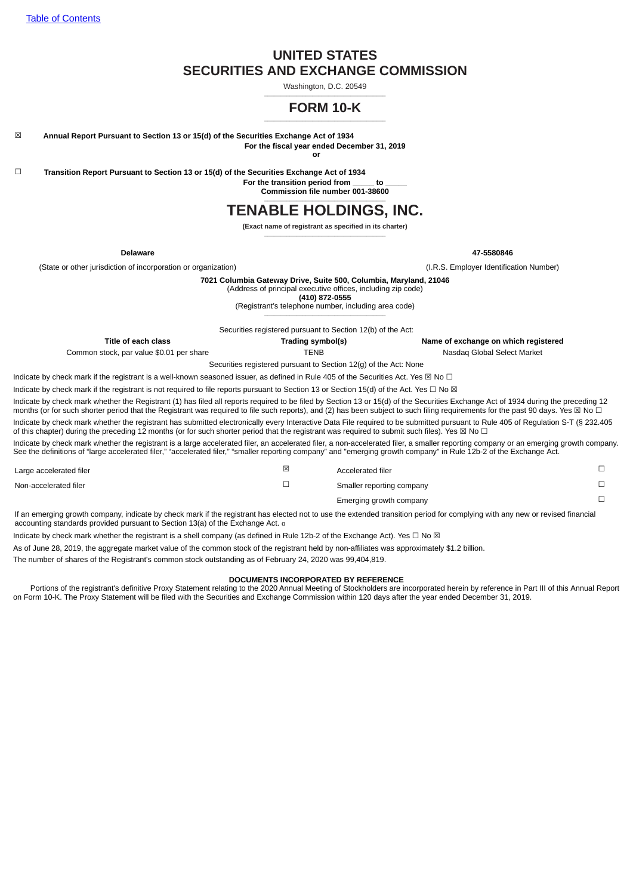[Table of Contents](#)

# UNITED STATES
# SECURITIES AND EXCHANGE COMMISSION

Washington, D.C. 20549

## FORM 10-K

☒ **Annual Report Pursuant to Section 13 or 15(d) of the Securities Exchange Act of 1934**
**For the fiscal year ended December 31, 2019**
**or**

☐ **Transition Report Pursuant to Section 13 or 15(d) of the Securities Exchange Act of 1934**
**For the transition period from _____ to _____**
**Commission file number 001-38600**

# TENABLE HOLDINGS, INC.

**(Exact name of registrant as specified in its charter)**

| **Delaware** | **47-5580846** |
|---|---|
| (State or other jurisdiction of incorporation or organization) | (I.R.S. Employer Identification Number) |

**7021 Columbia Gateway Drive, Suite 500, Columbia, Maryland, 21046**
(Address of principal executive offices, including zip code)
**(410) 872-0555**
(Registrant's telephone number, including area code)

Securities registered pursuant to Section 12(b) of the Act:

| Title of each class | Trading symbol(s) | Name of exchange on which registered |
|---|---|---|
| Common stock, par value $0.01 per share | TENB | Nasdaq Global Select Market |

Securities registered pursuant to Section 12(g) of the Act: None

Indicate by check mark if the registrant is a well-known seasoned issuer, as defined in Rule 405 of the Securities Act. Yes ☒ No ☐

Indicate by check mark if the registrant is not required to file reports pursuant to Section 13 or Section 15(d) of the Act. Yes ☐ No ☒

Indicate by check mark whether the Registrant (1) has filed all reports required to be filed by Section 13 or 15(d) of the Securities Exchange Act of 1934 during the preceding 12 months (or for such shorter period that the Registrant was required to file such reports), and (2) has been subject to such filing requirements for the past 90 days. Yes ☒ No ☐

Indicate by check mark whether the registrant has submitted electronically every Interactive Data File required to be submitted pursuant to Rule 405 of Regulation S-T (§ 232.405 of this chapter) during the preceding 12 months (or for such shorter period that the registrant was required to submit such files). Yes ☒ No ☐

Indicate by check mark whether the registrant is a large accelerated filer, an accelerated filer, a non-accelerated filer, a smaller reporting company or an emerging growth company. See the definitions of "large accelerated filer," "accelerated filer," "smaller reporting company" and "emerging growth company" in Rule 12b-2 of the Exchange Act.

| | | | |
|---|---|---|---|
| Large accelerated filer | ☒ | Accelerated filer | ☐ |
| Non-accelerated filer | ☐ | Smaller reporting company | ☐ |
| | | Emerging growth company | ☐ |

If an emerging growth company, indicate by check mark if the registrant has elected not to use the extended transition period for complying with any new or revised financial accounting standards provided pursuant to Section 13(a) of the Exchange Act. o

Indicate by check mark whether the registrant is a shell company (as defined in Rule 12b-2 of the Exchange Act). Yes ☐ No ☒

As of June 28, 2019, the aggregate market value of the common stock of the registrant held by non-affiliates was approximately $1.2 billion.

The number of shares of the Registrant's common stock outstanding as of February 24, 2020 was 99,404,819.

**DOCUMENTS INCORPORATED BY REFERENCE**

Portions of the registrant's definitive Proxy Statement relating to the 2020 Annual Meeting of Stockholders are incorporated herein by reference in Part III of this Annual Report on Form 10-K. The Proxy Statement will be filed with the Securities and Exchange Commission within 120 days after the year ended December 31, 2019.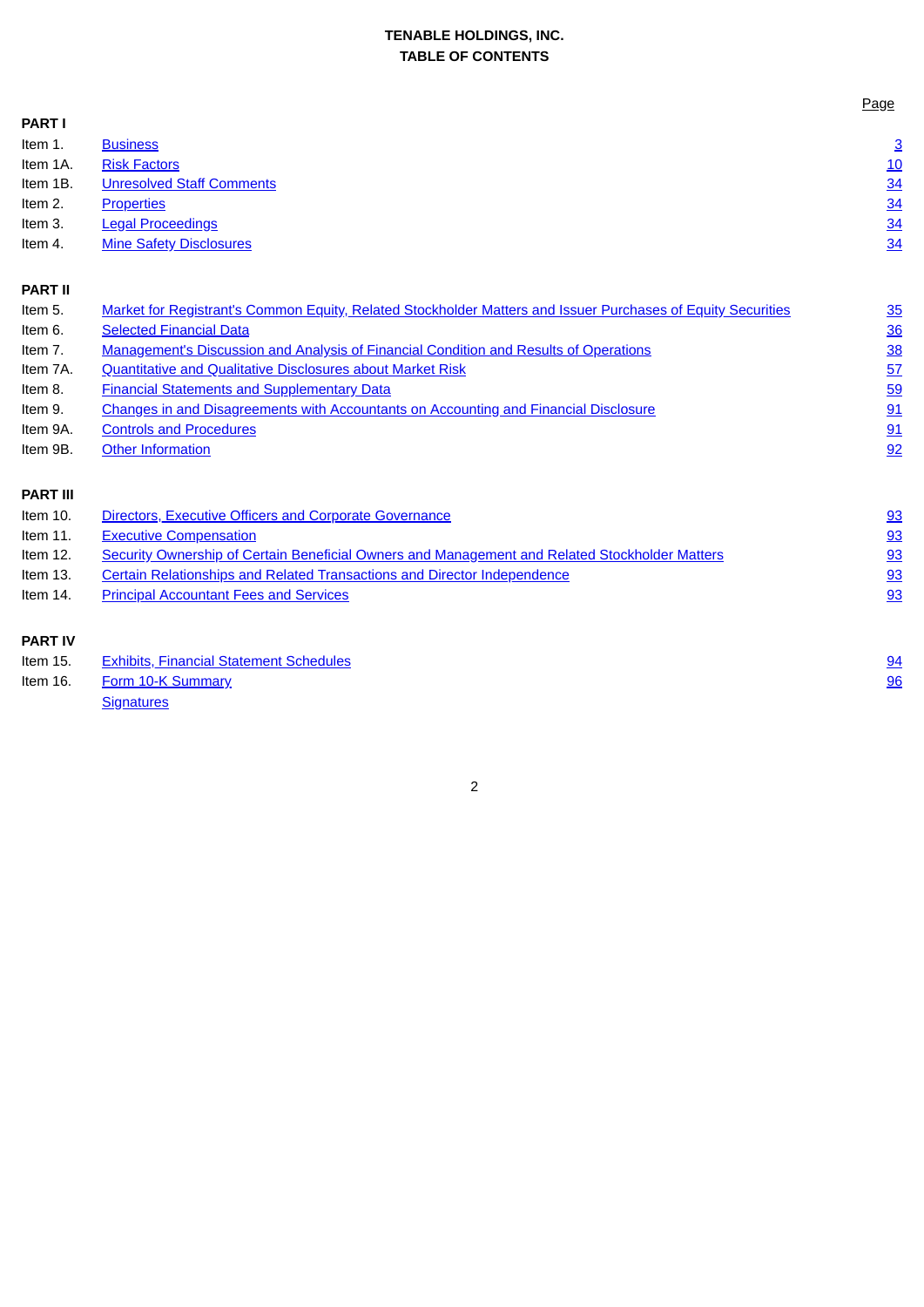**TENABLE HOLDINGS, INC.**
**TABLE OF CONTENTS**

| | | Page |
|---|---|---|
| **PART I** | | |
| Item 1. | Business | 3 |
| Item 1A. | Risk Factors | 10 |
| Item 1B. | Unresolved Staff Comments | 34 |
| Item 2. | Properties | 34 |
| Item 3. | Legal Proceedings | 34 |
| Item 4. | Mine Safety Disclosures | 34 |
| **PART II** | | |
| Item 5. | Market for Registrant's Common Equity, Related Stockholder Matters and Issuer Purchases of Equity Securities | 35 |
| Item 6. | Selected Financial Data | 36 |
| Item 7. | Management's Discussion and Analysis of Financial Condition and Results of Operations | 38 |
| Item 7A. | Quantitative and Qualitative Disclosures about Market Risk | 57 |
| Item 8. | Financial Statements and Supplementary Data | 59 |
| Item 9. | Changes in and Disagreements with Accountants on Accounting and Financial Disclosure | 91 |
| Item 9A. | Controls and Procedures | 91 |
| Item 9B. | Other Information | 92 |
| **PART III** | | |
| Item 10. | Directors, Executive Officers and Corporate Governance | 93 |
| Item 11. | Executive Compensation | 93 |
| Item 12. | Security Ownership of Certain Beneficial Owners and Management and Related Stockholder Matters | 93 |
| Item 13. | Certain Relationships and Related Transactions and Director Independence | 93 |
| Item 14. | Principal Accountant Fees and Services | 93 |
| **PART IV** | | |
| Item 15. | Exhibits, Financial Statement Schedules | 94 |
| Item 16. | Form 10-K Summary | 96 |
| | Signatures | |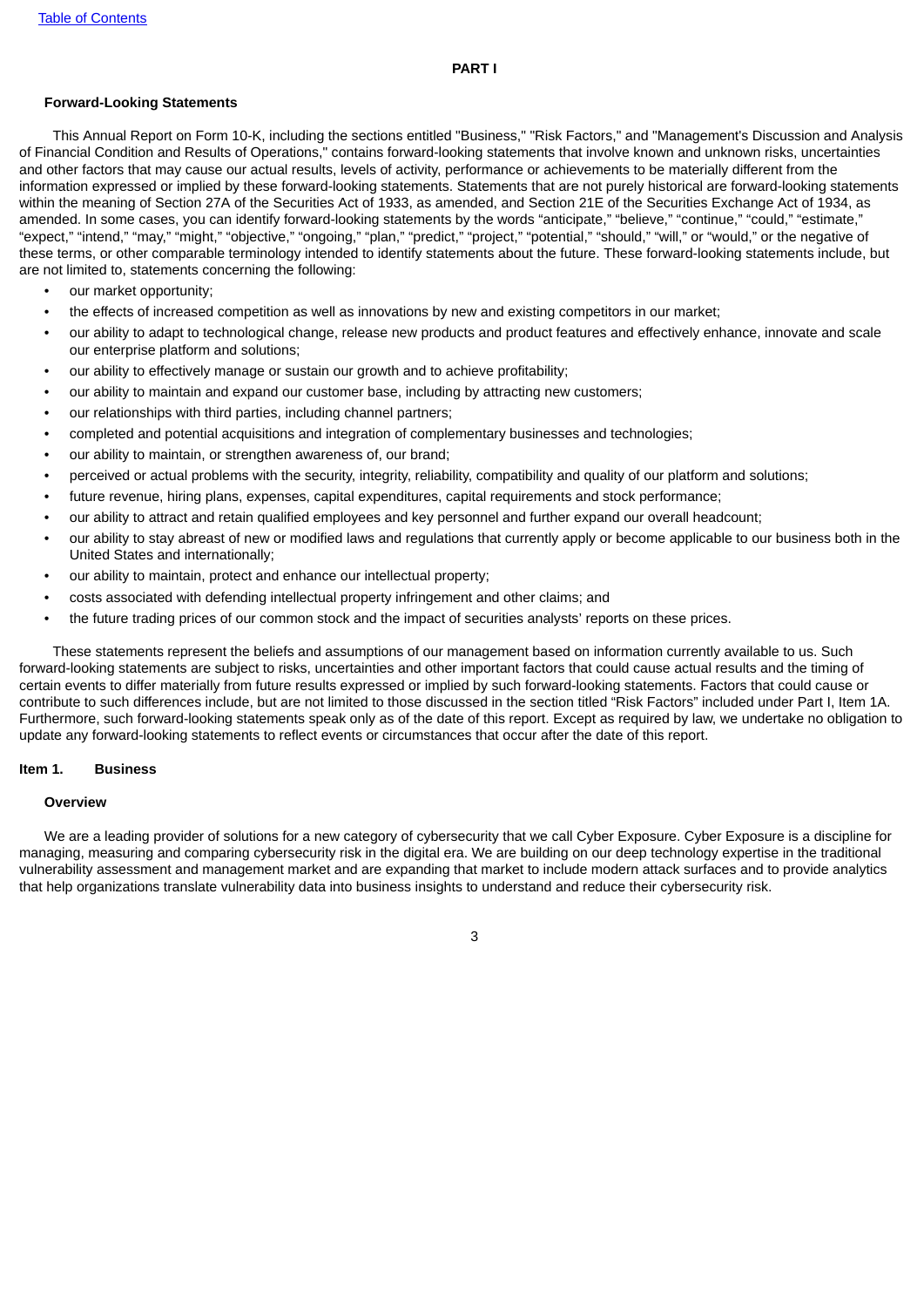# PART I

### Forward-Looking Statements

This Annual Report on Form 10-K, including the sections entitled "Business," "Risk Factors," and "Management's Discussion and Analysis of Financial Condition and Results of Operations," contains forward-looking statements that involve known and unknown risks, uncertainties and other factors that may cause our actual results, levels of activity, performance or achievements to be materially different from the information expressed or implied by these forward-looking statements. Statements that are not purely historical are forward-looking statements within the meaning of Section 27A of the Securities Act of 1933, as amended, and Section 21E of the Securities Exchange Act of 1934, as amended. In some cases, you can identify forward-looking statements by the words "anticipate," "believe," "continue," "could," "estimate," "expect," "intend," "may," "might," "objective," "ongoing," "plan," "predict," "project," "potential," "should," "will," or "would," or the negative of these terms, or other comparable terminology intended to identify statements about the future. These forward-looking statements include, but are not limited to, statements concerning the following:

- our market opportunity;
- the effects of increased competition as well as innovations by new and existing competitors in our market;
- our ability to adapt to technological change, release new products and product features and effectively enhance, innovate and scale our enterprise platform and solutions;
- our ability to effectively manage or sustain our growth and to achieve profitability;
- our ability to maintain and expand our customer base, including by attracting new customers;
- our relationships with third parties, including channel partners;
- completed and potential acquisitions and integration of complementary businesses and technologies;
- our ability to maintain, or strengthen awareness of, our brand;
- perceived or actual problems with the security, integrity, reliability, compatibility and quality of our platform and solutions;
- future revenue, hiring plans, expenses, capital expenditures, capital requirements and stock performance;
- our ability to attract and retain qualified employees and key personnel and further expand our overall headcount;
- our ability to stay abreast of new or modified laws and regulations that currently apply or become applicable to our business both in the United States and internationally;
- our ability to maintain, protect and enhance our intellectual property;
- costs associated with defending intellectual property infringement and other claims; and
- the future trading prices of our common stock and the impact of securities analysts' reports on these prices.

These statements represent the beliefs and assumptions of our management based on information currently available to us. Such forward-looking statements are subject to risks, uncertainties and other important factors that could cause actual results and the timing of certain events to differ materially from future results expressed or implied by such forward-looking statements. Factors that could cause or contribute to such differences include, but are not limited to those discussed in the section titled "Risk Factors" included under Part I, Item 1A. Furthermore, such forward-looking statements speak only as of the date of this report. Except as required by law, we undertake no obligation to update any forward-looking statements to reflect events or circumstances that occur after the date of this report.

## Item 1. Business

### Overview

We are a leading provider of solutions for a new category of cybersecurity that we call Cyber Exposure. Cyber Exposure is a discipline for managing, measuring and comparing cybersecurity risk in the digital era. We are building on our deep technology expertise in the traditional vulnerability assessment and management market and are expanding that market to include modern attack surfaces and to provide analytics that help organizations translate vulnerability data into business insights to understand and reduce their cybersecurity risk.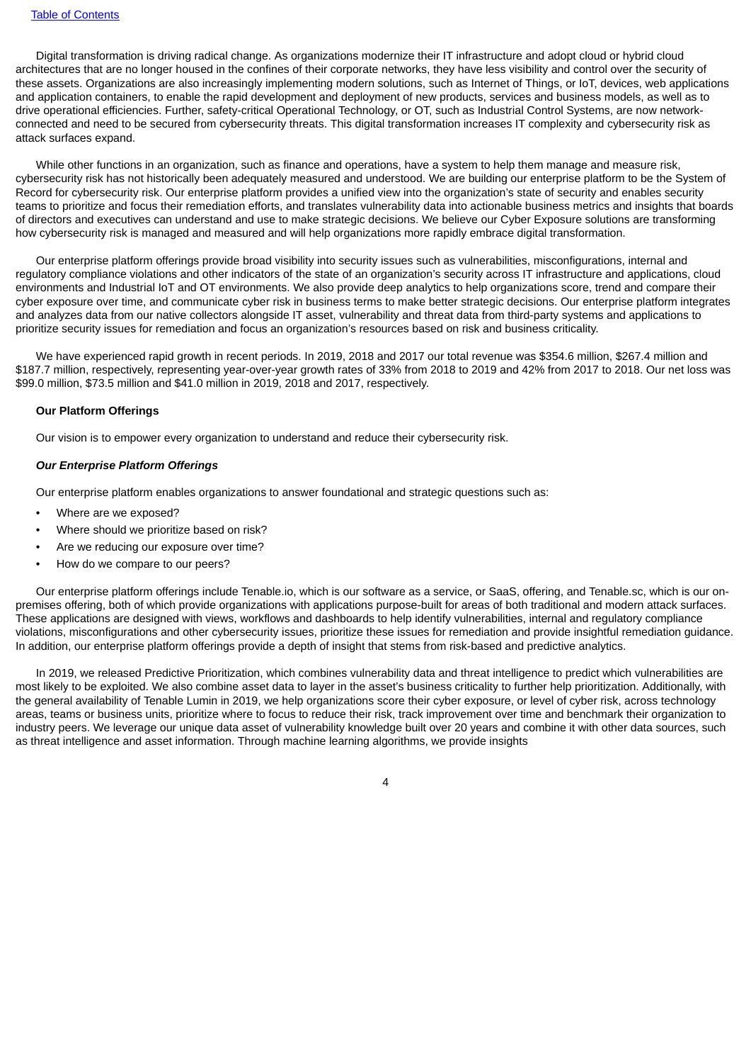Digital transformation is driving radical change. As organizations modernize their IT infrastructure and adopt cloud or hybrid cloud architectures that are no longer housed in the confines of their corporate networks, they have less visibility and control over the security of these assets. Organizations are also increasingly implementing modern solutions, such as Internet of Things, or IoT, devices, web applications and application containers, to enable the rapid development and deployment of new products, services and business models, as well as to drive operational efficiencies. Further, safety-critical Operational Technology, or OT, such as Industrial Control Systems, are now network-connected and need to be secured from cybersecurity threats. This digital transformation increases IT complexity and cybersecurity risk as attack surfaces expand.

While other functions in an organization, such as finance and operations, have a system to help them manage and measure risk, cybersecurity risk has not historically been adequately measured and understood. We are building our enterprise platform to be the System of Record for cybersecurity risk. Our enterprise platform provides a unified view into the organization's state of security and enables security teams to prioritize and focus their remediation efforts, and translates vulnerability data into actionable business metrics and insights that boards of directors and executives can understand and use to make strategic decisions. We believe our Cyber Exposure solutions are transforming how cybersecurity risk is managed and measured and will help organizations more rapidly embrace digital transformation.

Our enterprise platform offerings provide broad visibility into security issues such as vulnerabilities, misconfigurations, internal and regulatory compliance violations and other indicators of the state of an organization's security across IT infrastructure and applications, cloud environments and Industrial IoT and OT environments. We also provide deep analytics to help organizations score, trend and compare their cyber exposure over time, and communicate cyber risk in business terms to make better strategic decisions. Our enterprise platform integrates and analyzes data from our native collectors alongside IT asset, vulnerability and threat data from third-party systems and applications to prioritize security issues for remediation and focus an organization's resources based on risk and business criticality.

We have experienced rapid growth in recent periods. In 2019, 2018 and 2017 our total revenue was $354.6 million, $267.4 million and $187.7 million, respectively, representing year-over-year growth rates of 33% from 2018 to 2019 and 42% from 2017 to 2018. Our net loss was $99.0 million, $73.5 million and $41.0 million in 2019, 2018 and 2017, respectively.

**Our Platform Offerings**

Our vision is to empower every organization to understand and reduce their cybersecurity risk.

***Our Enterprise Platform Offerings***

Our enterprise platform enables organizations to answer foundational and strategic questions such as:

- Where are we exposed?
- Where should we prioritize based on risk?
- Are we reducing our exposure over time?
- How do we compare to our peers?

Our enterprise platform offerings include Tenable.io, which is our software as a service, or SaaS, offering, and Tenable.sc, which is our on-premises offering, both of which provide organizations with applications purpose-built for areas of both traditional and modern attack surfaces. These applications are designed with views, workflows and dashboards to help identify vulnerabilities, internal and regulatory compliance violations, misconfigurations and other cybersecurity issues, prioritize these issues for remediation and provide insightful remediation guidance. In addition, our enterprise platform offerings provide a depth of insight that stems from risk-based and predictive analytics.

In 2019, we released Predictive Prioritization, which combines vulnerability data and threat intelligence to predict which vulnerabilities are most likely to be exploited. We also combine asset data to layer in the asset's business criticality to further help prioritization. Additionally, with the general availability of Tenable Lumin in 2019, we help organizations score their cyber exposure, or level of cyber risk, across technology areas, teams or business units, prioritize where to focus to reduce their risk, track improvement over time and benchmark their organization to industry peers. We leverage our unique data asset of vulnerability knowledge built over 20 years and combine it with other data sources, such as threat intelligence and asset information. Through machine learning algorithms, we provide insights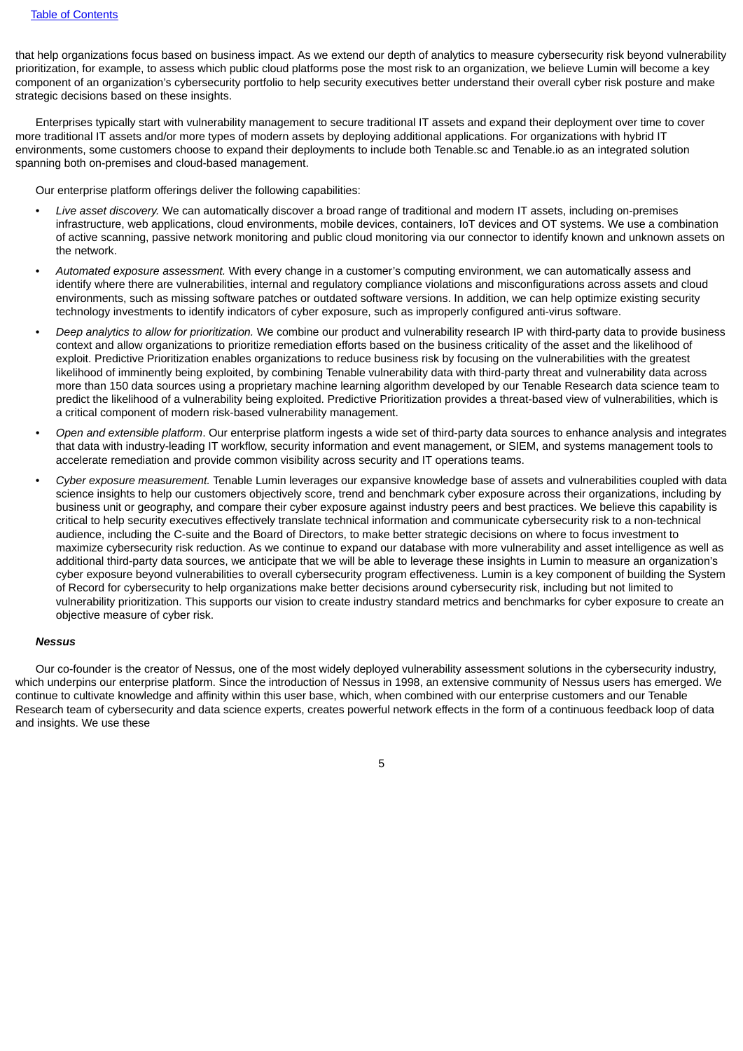that help organizations focus based on business impact. As we extend our depth of analytics to measure cybersecurity risk beyond vulnerability prioritization, for example, to assess which public cloud platforms pose the most risk to an organization, we believe Lumin will become a key component of an organization's cybersecurity portfolio to help security executives better understand their overall cyber risk posture and make strategic decisions based on these insights.

Enterprises typically start with vulnerability management to secure traditional IT assets and expand their deployment over time to cover more traditional IT assets and/or more types of modern assets by deploying additional applications. For organizations with hybrid IT environments, some customers choose to expand their deployments to include both Tenable.sc and Tenable.io as an integrated solution spanning both on-premises and cloud-based management.

Our enterprise platform offerings deliver the following capabilities:

- *Live asset discovery.* We can automatically discover a broad range of traditional and modern IT assets, including on-premises infrastructure, web applications, cloud environments, mobile devices, containers, IoT devices and OT systems. We use a combination of active scanning, passive network monitoring and public cloud monitoring via our connector to identify known and unknown assets on the network.
- *Automated exposure assessment.* With every change in a customer's computing environment, we can automatically assess and identify where there are vulnerabilities, internal and regulatory compliance violations and misconfigurations across assets and cloud environments, such as missing software patches or outdated software versions. In addition, we can help optimize existing security technology investments to identify indicators of cyber exposure, such as improperly configured anti-virus software.
- *Deep analytics to allow for prioritization.* We combine our product and vulnerability research IP with third-party data to provide business context and allow organizations to prioritize remediation efforts based on the business criticality of the asset and the likelihood of exploit. Predictive Prioritization enables organizations to reduce business risk by focusing on the vulnerabilities with the greatest likelihood of imminently being exploited, by combining Tenable vulnerability data with third-party threat and vulnerability data across more than 150 data sources using a proprietary machine learning algorithm developed by our Tenable Research data science team to predict the likelihood of a vulnerability being exploited. Predictive Prioritization provides a threat-based view of vulnerabilities, which is a critical component of modern risk-based vulnerability management.
- *Open and extensible platform*. Our enterprise platform ingests a wide set of third-party data sources to enhance analysis and integrates that data with industry-leading IT workflow, security information and event management, or SIEM, and systems management tools to accelerate remediation and provide common visibility across security and IT operations teams.
- *Cyber exposure measurement.* Tenable Lumin leverages our expansive knowledge base of assets and vulnerabilities coupled with data science insights to help our customers objectively score, trend and benchmark cyber exposure across their organizations, including by business unit or geography, and compare their cyber exposure against industry peers and best practices. We believe this capability is critical to help security executives effectively translate technical information and communicate cybersecurity risk to a non-technical audience, including the C-suite and the Board of Directors, to make better strategic decisions on where to focus investment to maximize cybersecurity risk reduction. As we continue to expand our database with more vulnerability and asset intelligence as well as additional third-party data sources, we anticipate that we will be able to leverage these insights in Lumin to measure an organization's cyber exposure beyond vulnerabilities to overall cybersecurity program effectiveness. Lumin is a key component of building the System of Record for cybersecurity to help organizations make better decisions around cybersecurity risk, including but not limited to vulnerability prioritization. This supports our vision to create industry standard metrics and benchmarks for cyber exposure to create an objective measure of cyber risk.

***Nessus***

Our co-founder is the creator of Nessus, one of the most widely deployed vulnerability assessment solutions in the cybersecurity industry, which underpins our enterprise platform. Since the introduction of Nessus in 1998, an extensive community of Nessus users has emerged. We continue to cultivate knowledge and affinity within this user base, which, when combined with our enterprise customers and our Tenable Research team of cybersecurity and data science experts, creates powerful network effects in the form of a continuous feedback loop of data and insights. We use these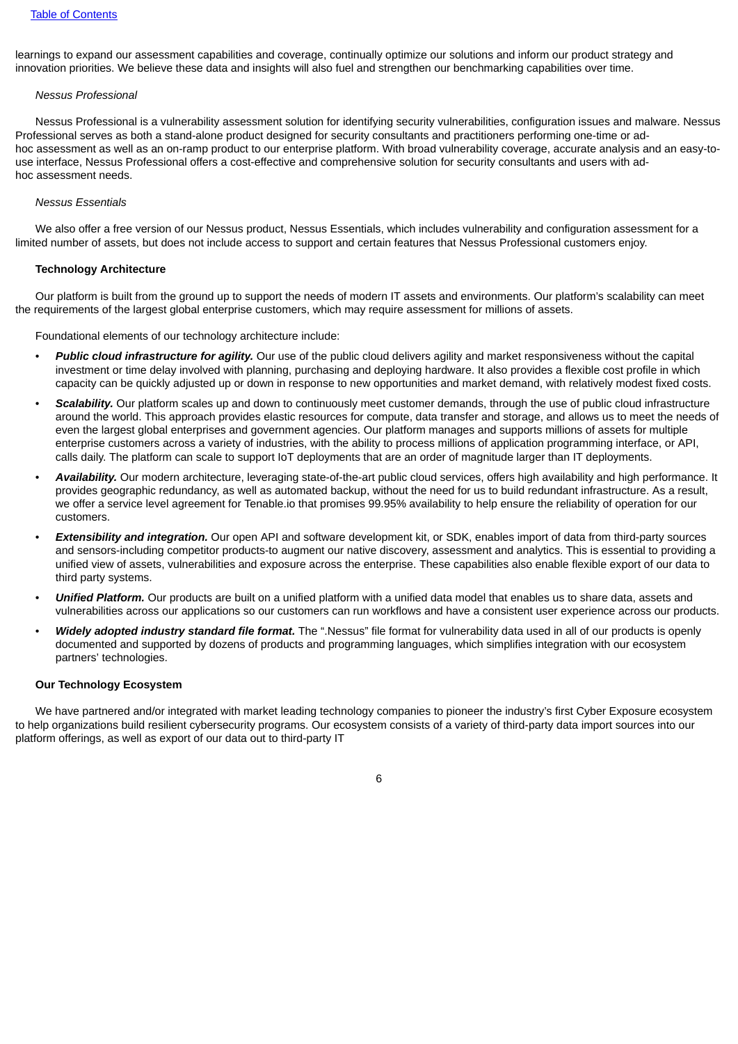learnings to expand our assessment capabilities and coverage, continually optimize our solutions and inform our product strategy and innovation priorities. We believe these data and insights will also fuel and strengthen our benchmarking capabilities over time.

*Nessus Professional*

Nessus Professional is a vulnerability assessment solution for identifying security vulnerabilities, configuration issues and malware. Nessus Professional serves as both a stand-alone product designed for security consultants and practitioners performing one-time or ad-hoc assessment as well as an on-ramp product to our enterprise platform. With broad vulnerability coverage, accurate analysis and an easy-to-use interface, Nessus Professional offers a cost-effective and comprehensive solution for security consultants and users with ad-hoc assessment needs.

*Nessus Essentials*

We also offer a free version of our Nessus product, Nessus Essentials, which includes vulnerability and configuration assessment for a limited number of assets, but does not include access to support and certain features that Nessus Professional customers enjoy.

**Technology Architecture**

Our platform is built from the ground up to support the needs of modern IT assets and environments. Our platform's scalability can meet the requirements of the largest global enterprise customers, which may require assessment for millions of assets.

Foundational elements of our technology architecture include:

- ***Public cloud infrastructure for agility.*** Our use of the public cloud delivers agility and market responsiveness without the capital investment or time delay involved with planning, purchasing and deploying hardware. It also provides a flexible cost profile in which capacity can be quickly adjusted up or down in response to new opportunities and market demand, with relatively modest fixed costs.
- ***Scalability.*** Our platform scales up and down to continuously meet customer demands, through the use of public cloud infrastructure around the world. This approach provides elastic resources for compute, data transfer and storage, and allows us to meet the needs of even the largest global enterprises and government agencies. Our platform manages and supports millions of assets for multiple enterprise customers across a variety of industries, with the ability to process millions of application programming interface, or API, calls daily. The platform can scale to support IoT deployments that are an order of magnitude larger than IT deployments.
- ***Availability.*** Our modern architecture, leveraging state-of-the-art public cloud services, offers high availability and high performance. It provides geographic redundancy, as well as automated backup, without the need for us to build redundant infrastructure. As a result, we offer a service level agreement for Tenable.io that promises 99.95% availability to help ensure the reliability of operation for our customers.
- ***Extensibility and integration.*** Our open API and software development kit, or SDK, enables import of data from third-party sources and sensors-including competitor products-to augment our native discovery, assessment and analytics. This is essential to providing a unified view of assets, vulnerabilities and exposure across the enterprise. These capabilities also enable flexible export of our data to third party systems.
- ***Unified Platform.*** Our products are built on a unified platform with a unified data model that enables us to share data, assets and vulnerabilities across our applications so our customers can run workflows and have a consistent user experience across our products.
- ***Widely adopted industry standard file format.*** The ".Nessus" file format for vulnerability data used in all of our products is openly documented and supported by dozens of products and programming languages, which simplifies integration with our ecosystem partners' technologies.

**Our Technology Ecosystem**

We have partnered and/or integrated with market leading technology companies to pioneer the industry's first Cyber Exposure ecosystem to help organizations build resilient cybersecurity programs. Our ecosystem consists of a variety of third-party data import sources into our platform offerings, as well as export of our data out to third-party IT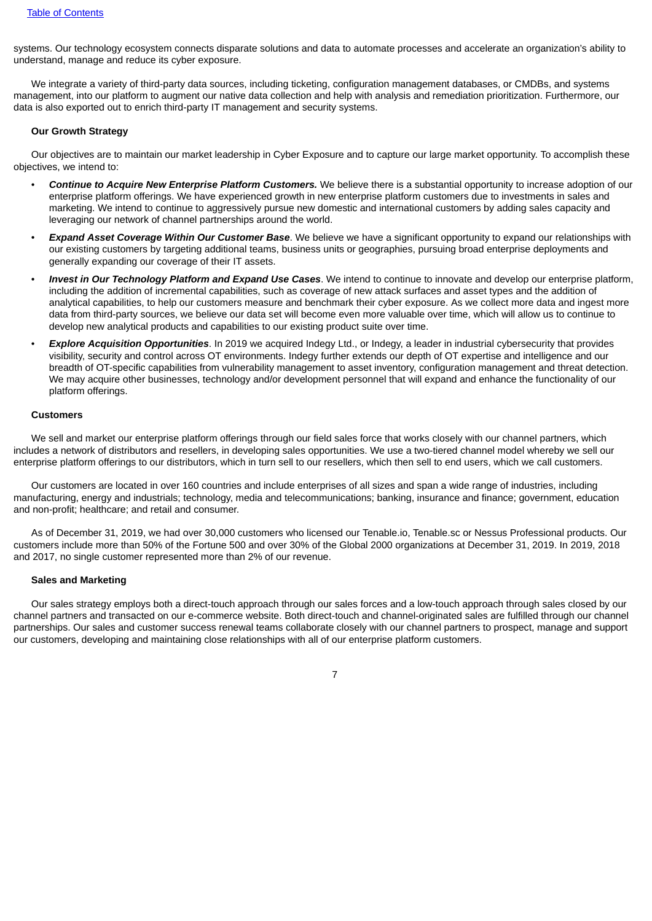systems. Our technology ecosystem connects disparate solutions and data to automate processes and accelerate an organization's ability to understand, manage and reduce its cyber exposure.

We integrate a variety of third-party data sources, including ticketing, configuration management databases, or CMDBs, and systems management, into our platform to augment our native data collection and help with analysis and remediation prioritization. Furthermore, our data is also exported out to enrich third-party IT management and security systems.

**Our Growth Strategy**

Our objectives are to maintain our market leadership in Cyber Exposure and to capture our large market opportunity. To accomplish these objectives, we intend to:

- ***Continue to Acquire New Enterprise Platform Customers.*** We believe there is a substantial opportunity to increase adoption of our enterprise platform offerings. We have experienced growth in new enterprise platform customers due to investments in sales and marketing. We intend to continue to aggressively pursue new domestic and international customers by adding sales capacity and leveraging our network of channel partnerships around the world.
- ***Expand Asset Coverage Within Our Customer Base***. We believe we have a significant opportunity to expand our relationships with our existing customers by targeting additional teams, business units or geographies, pursuing broad enterprise deployments and generally expanding our coverage of their IT assets.
- ***Invest in Our Technology Platform and Expand Use Cases***. We intend to continue to innovate and develop our enterprise platform, including the addition of incremental capabilities, such as coverage of new attack surfaces and asset types and the addition of analytical capabilities, to help our customers measure and benchmark their cyber exposure. As we collect more data and ingest more data from third-party sources, we believe our data set will become even more valuable over time, which will allow us to continue to develop new analytical products and capabilities to our existing product suite over time.
- ***Explore Acquisition Opportunities***. In 2019 we acquired Indegy Ltd., or Indegy, a leader in industrial cybersecurity that provides visibility, security and control across OT environments. Indegy further extends our depth of OT expertise and intelligence and our breadth of OT-specific capabilities from vulnerability management to asset inventory, configuration management and threat detection. We may acquire other businesses, technology and/or development personnel that will expand and enhance the functionality of our platform offerings.

**Customers**

We sell and market our enterprise platform offerings through our field sales force that works closely with our channel partners, which includes a network of distributors and resellers, in developing sales opportunities. We use a two-tiered channel model whereby we sell our enterprise platform offerings to our distributors, which in turn sell to our resellers, which then sell to end users, which we call customers.

Our customers are located in over 160 countries and include enterprises of all sizes and span a wide range of industries, including manufacturing, energy and industrials; technology, media and telecommunications; banking, insurance and finance; government, education and non-profit; healthcare; and retail and consumer.

As of December 31, 2019, we had over 30,000 customers who licensed our Tenable.io, Tenable.sc or Nessus Professional products. Our customers include more than 50% of the Fortune 500 and over 30% of the Global 2000 organizations at December 31, 2019. In 2019, 2018 and 2017, no single customer represented more than 2% of our revenue.

**Sales and Marketing**

Our sales strategy employs both a direct-touch approach through our sales forces and a low-touch approach through sales closed by our channel partners and transacted on our e-commerce website. Both direct-touch and channel-originated sales are fulfilled through our channel partnerships. Our sales and customer success renewal teams collaborate closely with our channel partners to prospect, manage and support our customers, developing and maintaining close relationships with all of our enterprise platform customers.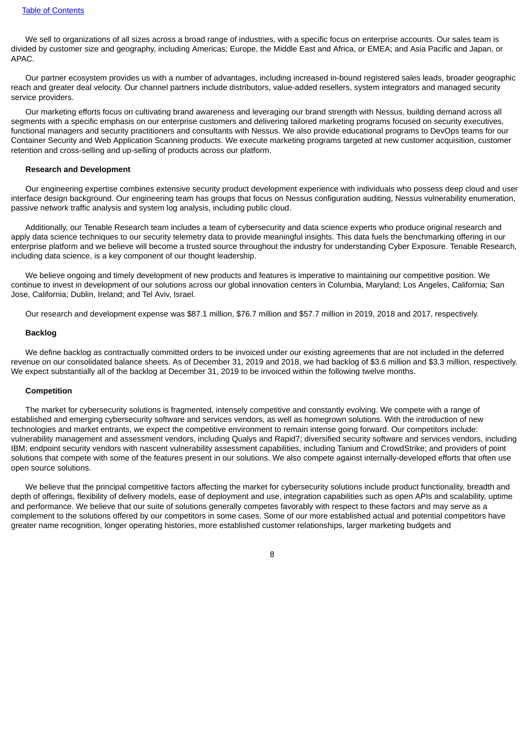We sell to organizations of all sizes across a broad range of industries, with a specific focus on enterprise accounts. Our sales team is divided by customer size and geography, including Americas; Europe, the Middle East and Africa, or EMEA; and Asia Pacific and Japan, or APAC.

Our partner ecosystem provides us with a number of advantages, including increased in-bound registered sales leads, broader geographic reach and greater deal velocity. Our channel partners include distributors, value-added resellers, system integrators and managed security service providers.

Our marketing efforts focus on cultivating brand awareness and leveraging our brand strength with Nessus, building demand across all segments with a specific emphasis on our enterprise customers and delivering tailored marketing programs focused on security executives, functional managers and security practitioners and consultants with Nessus. We also provide educational programs to DevOps teams for our Container Security and Web Application Scanning products. We execute marketing programs targeted at new customer acquisition, customer retention and cross-selling and up-selling of products across our platform.

**Research and Development**

Our engineering expertise combines extensive security product development experience with individuals who possess deep cloud and user interface design background. Our engineering team has groups that focus on Nessus configuration auditing, Nessus vulnerability enumeration, passive network traffic analysis and system log analysis, including public cloud.

Additionally, our Tenable Research team includes a team of cybersecurity and data science experts who produce original research and apply data science techniques to our security telemetry data to provide meaningful insights. This data fuels the benchmarking offering in our enterprise platform and we believe will become a trusted source throughout the industry for understanding Cyber Exposure. Tenable Research, including data science, is a key component of our thought leadership.

We believe ongoing and timely development of new products and features is imperative to maintaining our competitive position. We continue to invest in development of our solutions across our global innovation centers in Columbia, Maryland; Los Angeles, California; San Jose, California; Dublin, Ireland; and Tel Aviv, Israel.

Our research and development expense was $87.1 million, $76.7 million and $57.7 million in 2019, 2018 and 2017, respectively.

**Backlog**

We define backlog as contractually committed orders to be invoiced under our existing agreements that are not included in the deferred revenue on our consolidated balance sheets. As of December 31, 2019 and 2018, we had backlog of $3.6 million and $3.3 million, respectively. We expect substantially all of the backlog at December 31, 2019 to be invoiced within the following twelve months.

**Competition**

The market for cybersecurity solutions is fragmented, intensely competitive and constantly evolving. We compete with a range of established and emerging cybersecurity software and services vendors, as well as homegrown solutions. With the introduction of new technologies and market entrants, we expect the competitive environment to remain intense going forward. Our competitors include: vulnerability management and assessment vendors, including Qualys and Rapid7; diversified security software and services vendors, including IBM; endpoint security vendors with nascent vulnerability assessment capabilities, including Tanium and CrowdStrike; and providers of point solutions that compete with some of the features present in our solutions. We also compete against internally-developed efforts that often use open source solutions.

We believe that the principal competitive factors affecting the market for cybersecurity solutions include product functionality, breadth and depth of offerings, flexibility of delivery models, ease of deployment and use, integration capabilities such as open APIs and scalability, uptime and performance. We believe that our suite of solutions generally competes favorably with respect to these factors and may serve as a complement to the solutions offered by our competitors in some cases. Some of our more established actual and potential competitors have greater name recognition, longer operating histories, more established customer relationships, larger marketing budgets and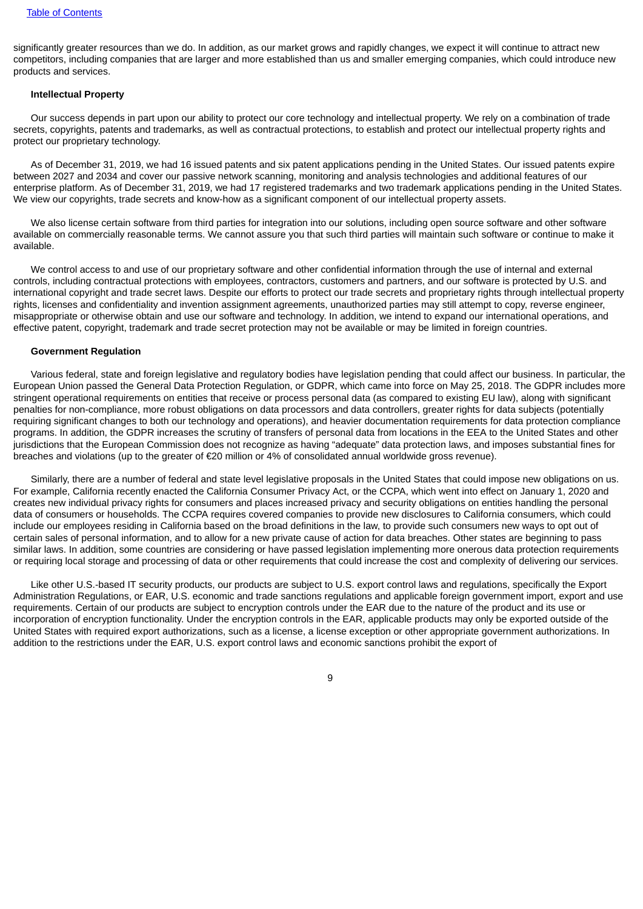significantly greater resources than we do. In addition, as our market grows and rapidly changes, we expect it will continue to attract new competitors, including companies that are larger and more established than us and smaller emerging companies, which could introduce new products and services.

### Intellectual Property

Our success depends in part upon our ability to protect our core technology and intellectual property. We rely on a combination of trade secrets, copyrights, patents and trademarks, as well as contractual protections, to establish and protect our intellectual property rights and protect our proprietary technology.

As of December 31, 2019, we had 16 issued patents and six patent applications pending in the United States. Our issued patents expire between 2027 and 2034 and cover our passive network scanning, monitoring and analysis technologies and additional features of our enterprise platform. As of December 31, 2019, we had 17 registered trademarks and two trademark applications pending in the United States. We view our copyrights, trade secrets and know-how as a significant component of our intellectual property assets.

We also license certain software from third parties for integration into our solutions, including open source software and other software available on commercially reasonable terms. We cannot assure you that such third parties will maintain such software or continue to make it available.

We control access to and use of our proprietary software and other confidential information through the use of internal and external controls, including contractual protections with employees, contractors, customers and partners, and our software is protected by U.S. and international copyright and trade secret laws. Despite our efforts to protect our trade secrets and proprietary rights through intellectual property rights, licenses and confidentiality and invention assignment agreements, unauthorized parties may still attempt to copy, reverse engineer, misappropriate or otherwise obtain and use our software and technology. In addition, we intend to expand our international operations, and effective patent, copyright, trademark and trade secret protection may not be available or may be limited in foreign countries.

### Government Regulation

Various federal, state and foreign legislative and regulatory bodies have legislation pending that could affect our business. In particular, the European Union passed the General Data Protection Regulation, or GDPR, which came into force on May 25, 2018. The GDPR includes more stringent operational requirements on entities that receive or process personal data (as compared to existing EU law), along with significant penalties for non-compliance, more robust obligations on data processors and data controllers, greater rights for data subjects (potentially requiring significant changes to both our technology and operations), and heavier documentation requirements for data protection compliance programs. In addition, the GDPR increases the scrutiny of transfers of personal data from locations in the EEA to the United States and other jurisdictions that the European Commission does not recognize as having "adequate" data protection laws, and imposes substantial fines for breaches and violations (up to the greater of €20 million or 4% of consolidated annual worldwide gross revenue).

Similarly, there are a number of federal and state level legislative proposals in the United States that could impose new obligations on us. For example, California recently enacted the California Consumer Privacy Act, or the CCPA, which went into effect on January 1, 2020 and creates new individual privacy rights for consumers and places increased privacy and security obligations on entities handling the personal data of consumers or households. The CCPA requires covered companies to provide new disclosures to California consumers, which could include our employees residing in California based on the broad definitions in the law, to provide such consumers new ways to opt out of certain sales of personal information, and to allow for a new private cause of action for data breaches. Other states are beginning to pass similar laws. In addition, some countries are considering or have passed legislation implementing more onerous data protection requirements or requiring local storage and processing of data or other requirements that could increase the cost and complexity of delivering our services.

Like other U.S.-based IT security products, our products are subject to U.S. export control laws and regulations, specifically the Export Administration Regulations, or EAR, U.S. economic and trade sanctions regulations and applicable foreign government import, export and use requirements. Certain of our products are subject to encryption controls under the EAR due to the nature of the product and its use or incorporation of encryption functionality. Under the encryption controls in the EAR, applicable products may only be exported outside of the United States with required export authorizations, such as a license, a license exception or other appropriate government authorizations. In addition to the restrictions under the EAR, U.S. export control laws and economic sanctions prohibit the export of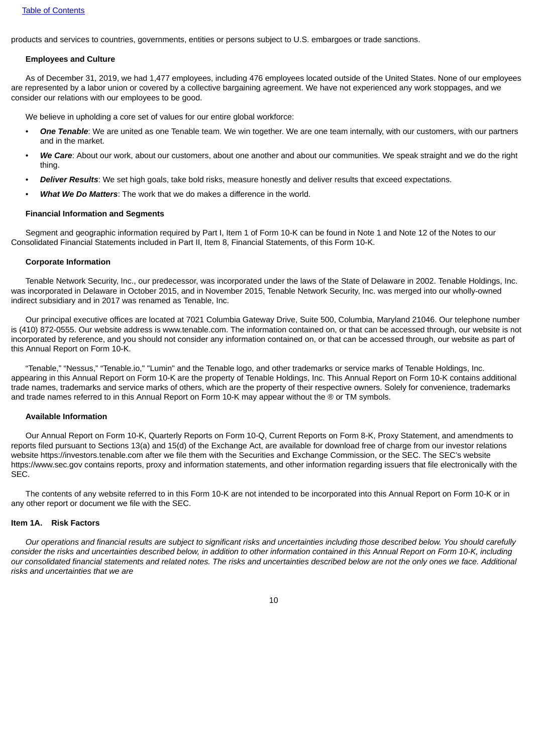products and services to countries, governments, entities or persons subject to U.S. embargoes or trade sanctions.

### Employees and Culture

As of December 31, 2019, we had 1,477 employees, including 476 employees located outside of the United States. None of our employees are represented by a labor union or covered by a collective bargaining agreement. We have not experienced any work stoppages, and we consider our relations with our employees to be good.

We believe in upholding a core set of values for our entire global workforce:

- ***One Tenable***: We are united as one Tenable team. We win together. We are one team internally, with our customers, with our partners and in the market.
- ***We Care***: About our work, about our customers, about one another and about our communities. We speak straight and we do the right thing.
- ***Deliver Results***: We set high goals, take bold risks, measure honestly and deliver results that exceed expectations.
- ***What We Do Matters***: The work that we do makes a difference in the world.

### Financial Information and Segments

Segment and geographic information required by Part I, Item 1 of Form 10-K can be found in Note 1 and Note 12 of the Notes to our Consolidated Financial Statements included in Part II, Item 8, Financial Statements, of this Form 10-K.

### Corporate Information

Tenable Network Security, Inc., our predecessor, was incorporated under the laws of the State of Delaware in 2002. Tenable Holdings, Inc. was incorporated in Delaware in October 2015, and in November 2015, Tenable Network Security, Inc. was merged into our wholly-owned indirect subsidiary and in 2017 was renamed as Tenable, Inc.

Our principal executive offices are located at 7021 Columbia Gateway Drive, Suite 500, Columbia, Maryland 21046. Our telephone number is (410) 872-0555. Our website address is www.tenable.com. The information contained on, or that can be accessed through, our website is not incorporated by reference, and you should not consider any information contained on, or that can be accessed through, our website as part of this Annual Report on Form 10-K.

"Tenable," "Nessus," "Tenable.io," "Lumin" and the Tenable logo, and other trademarks or service marks of Tenable Holdings, Inc. appearing in this Annual Report on Form 10-K are the property of Tenable Holdings, Inc. This Annual Report on Form 10-K contains additional trade names, trademarks and service marks of others, which are the property of their respective owners. Solely for convenience, trademarks and trade names referred to in this Annual Report on Form 10-K may appear without the ® or TM symbols.

### Available Information

Our Annual Report on Form 10-K, Quarterly Reports on Form 10-Q, Current Reports on Form 8-K, Proxy Statement, and amendments to reports filed pursuant to Sections 13(a) and 15(d) of the Exchange Act, are available for download free of charge from our investor relations website https://investors.tenable.com after we file them with the Securities and Exchange Commission, or the SEC. The SEC's website https://www.sec.gov contains reports, proxy and information statements, and other information regarding issuers that file electronically with the SEC.

The contents of any website referred to in this Form 10-K are not intended to be incorporated into this Annual Report on Form 10-K or in any other report or document we file with the SEC.

## Item 1A. Risk Factors

*Our operations and financial results are subject to significant risks and uncertainties including those described below. You should carefully consider the risks and uncertainties described below, in addition to other information contained in this Annual Report on Form 10-K, including our consolidated financial statements and related notes. The risks and uncertainties described below are not the only ones we face. Additional risks and uncertainties that we are*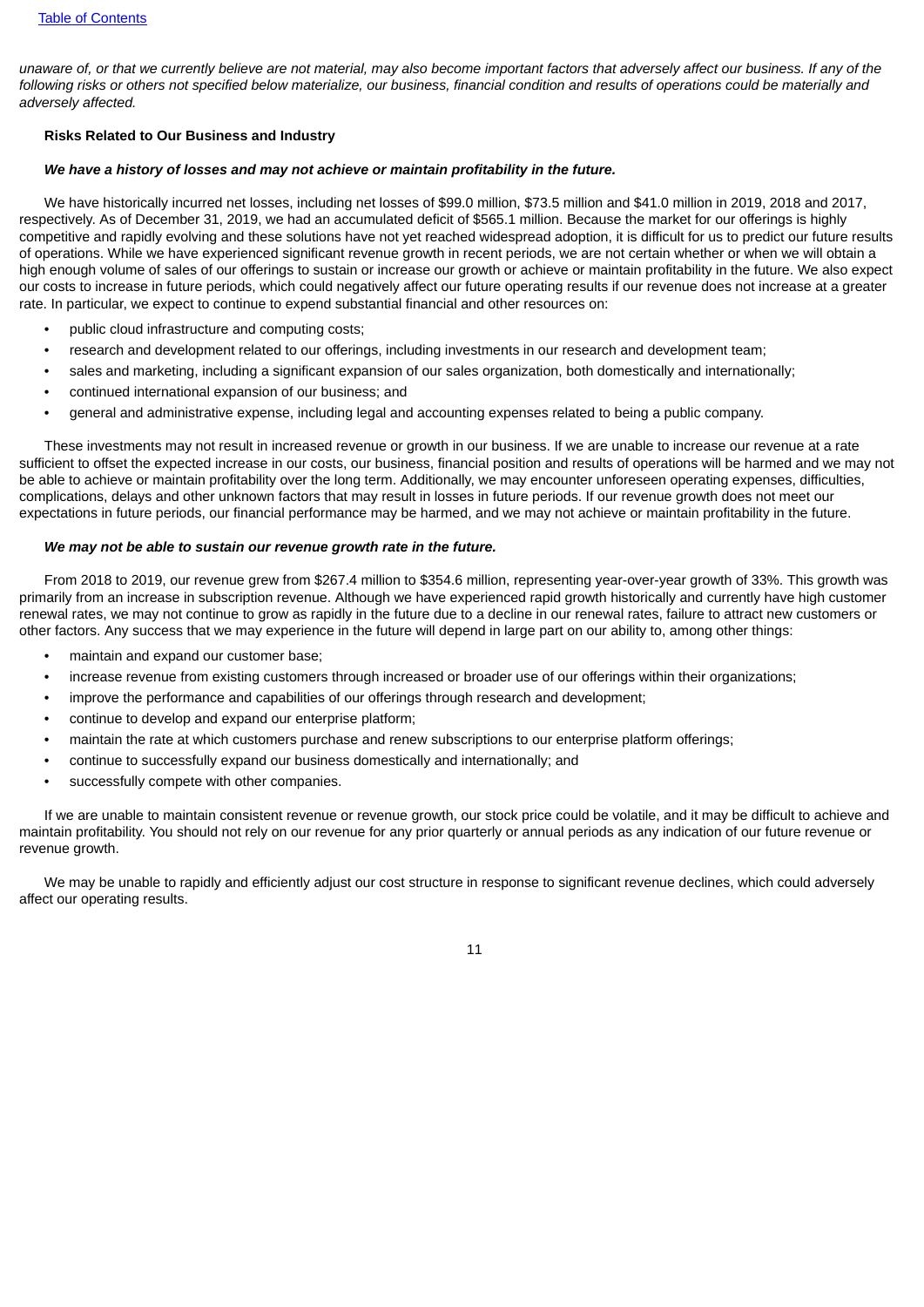*unaware of, or that we currently believe are not material, may also become important factors that adversely affect our business. If any of the following risks or others not specified below materialize, our business, financial condition and results of operations could be materially and adversely affected.*

**Risks Related to Our Business and Industry**

***We have a history of losses and may not achieve or maintain profitability in the future.***

We have historically incurred net losses, including net losses of $99.0 million, $73.5 million and $41.0 million in 2019, 2018 and 2017, respectively. As of December 31, 2019, we had an accumulated deficit of $565.1 million. Because the market for our offerings is highly competitive and rapidly evolving and these solutions have not yet reached widespread adoption, it is difficult for us to predict our future results of operations. While we have experienced significant revenue growth in recent periods, we are not certain whether or when we will obtain a high enough volume of sales of our offerings to sustain or increase our growth or achieve or maintain profitability in the future. We also expect our costs to increase in future periods, which could negatively affect our future operating results if our revenue does not increase at a greater rate. In particular, we expect to continue to expend substantial financial and other resources on:

- public cloud infrastructure and computing costs;
- research and development related to our offerings, including investments in our research and development team;
- sales and marketing, including a significant expansion of our sales organization, both domestically and internationally;
- continued international expansion of our business; and
- general and administrative expense, including legal and accounting expenses related to being a public company.

These investments may not result in increased revenue or growth in our business. If we are unable to increase our revenue at a rate sufficient to offset the expected increase in our costs, our business, financial position and results of operations will be harmed and we may not be able to achieve or maintain profitability over the long term. Additionally, we may encounter unforeseen operating expenses, difficulties, complications, delays and other unknown factors that may result in losses in future periods. If our revenue growth does not meet our expectations in future periods, our financial performance may be harmed, and we may not achieve or maintain profitability in the future.

***We may not be able to sustain our revenue growth rate in the future.***

From 2018 to 2019, our revenue grew from $267.4 million to $354.6 million, representing year-over-year growth of 33%. This growth was primarily from an increase in subscription revenue. Although we have experienced rapid growth historically and currently have high customer renewal rates, we may not continue to grow as rapidly in the future due to a decline in our renewal rates, failure to attract new customers or other factors. Any success that we may experience in the future will depend in large part on our ability to, among other things:

- maintain and expand our customer base;
- increase revenue from existing customers through increased or broader use of our offerings within their organizations;
- improve the performance and capabilities of our offerings through research and development;
- continue to develop and expand our enterprise platform;
- maintain the rate at which customers purchase and renew subscriptions to our enterprise platform offerings;
- continue to successfully expand our business domestically and internationally; and
- successfully compete with other companies.

If we are unable to maintain consistent revenue or revenue growth, our stock price could be volatile, and it may be difficult to achieve and maintain profitability. You should not rely on our revenue for any prior quarterly or annual periods as any indication of our future revenue or revenue growth.

We may be unable to rapidly and efficiently adjust our cost structure in response to significant revenue declines, which could adversely affect our operating results.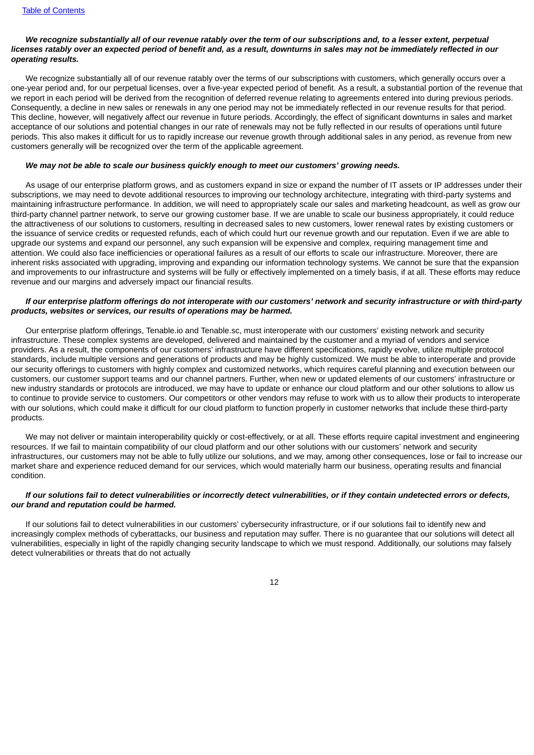***We recognize substantially all of our revenue ratably over the term of our subscriptions and, to a lesser extent, perpetual licenses ratably over an expected period of benefit and, as a result, downturns in sales may not be immediately reflected in our operating results.***

We recognize substantially all of our revenue ratably over the terms of our subscriptions with customers, which generally occurs over a one-year period and, for our perpetual licenses, over a five-year expected period of benefit. As a result, a substantial portion of the revenue that we report in each period will be derived from the recognition of deferred revenue relating to agreements entered into during previous periods. Consequently, a decline in new sales or renewals in any one period may not be immediately reflected in our revenue results for that period. This decline, however, will negatively affect our revenue in future periods. Accordingly, the effect of significant downturns in sales and market acceptance of our solutions and potential changes in our rate of renewals may not be fully reflected in our results of operations until future periods. This also makes it difficult for us to rapidly increase our revenue growth through additional sales in any period, as revenue from new customers generally will be recognized over the term of the applicable agreement.

***We may not be able to scale our business quickly enough to meet our customers' growing needs.***

As usage of our enterprise platform grows, and as customers expand in size or expand the number of IT assets or IP addresses under their subscriptions, we may need to devote additional resources to improving our technology architecture, integrating with third-party systems and maintaining infrastructure performance. In addition, we will need to appropriately scale our sales and marketing headcount, as well as grow our third-party channel partner network, to serve our growing customer base. If we are unable to scale our business appropriately, it could reduce the attractiveness of our solutions to customers, resulting in decreased sales to new customers, lower renewal rates by existing customers or the issuance of service credits or requested refunds, each of which could hurt our revenue growth and our reputation. Even if we are able to upgrade our systems and expand our personnel, any such expansion will be expensive and complex, requiring management time and attention. We could also face inefficiencies or operational failures as a result of our efforts to scale our infrastructure. Moreover, there are inherent risks associated with upgrading, improving and expanding our information technology systems. We cannot be sure that the expansion and improvements to our infrastructure and systems will be fully or effectively implemented on a timely basis, if at all. These efforts may reduce revenue and our margins and adversely impact our financial results.

***If our enterprise platform offerings do not interoperate with our customers' network and security infrastructure or with third-party products, websites or services, our results of operations may be harmed.***

Our enterprise platform offerings, Tenable.io and Tenable.sc, must interoperate with our customers' existing network and security infrastructure. These complex systems are developed, delivered and maintained by the customer and a myriad of vendors and service providers. As a result, the components of our customers' infrastructure have different specifications, rapidly evolve, utilize multiple protocol standards, include multiple versions and generations of products and may be highly customized. We must be able to interoperate and provide our security offerings to customers with highly complex and customized networks, which requires careful planning and execution between our customers, our customer support teams and our channel partners. Further, when new or updated elements of our customers' infrastructure or new industry standards or protocols are introduced, we may have to update or enhance our cloud platform and our other solutions to allow us to continue to provide service to customers. Our competitors or other vendors may refuse to work with us to allow their products to interoperate with our solutions, which could make it difficult for our cloud platform to function properly in customer networks that include these third-party products.

We may not deliver or maintain interoperability quickly or cost-effectively, or at all. These efforts require capital investment and engineering resources. If we fail to maintain compatibility of our cloud platform and our other solutions with our customers' network and security infrastructures, our customers may not be able to fully utilize our solutions, and we may, among other consequences, lose or fail to increase our market share and experience reduced demand for our services, which would materially harm our business, operating results and financial condition.

***If our solutions fail to detect vulnerabilities or incorrectly detect vulnerabilities, or if they contain undetected errors or defects, our brand and reputation could be harmed.***

If our solutions fail to detect vulnerabilities in our customers' cybersecurity infrastructure, or if our solutions fail to identify new and increasingly complex methods of cyberattacks, our business and reputation may suffer. There is no guarantee that our solutions will detect all vulnerabilities, especially in light of the rapidly changing security landscape to which we must respond. Additionally, our solutions may falsely detect vulnerabilities or threats that do not actually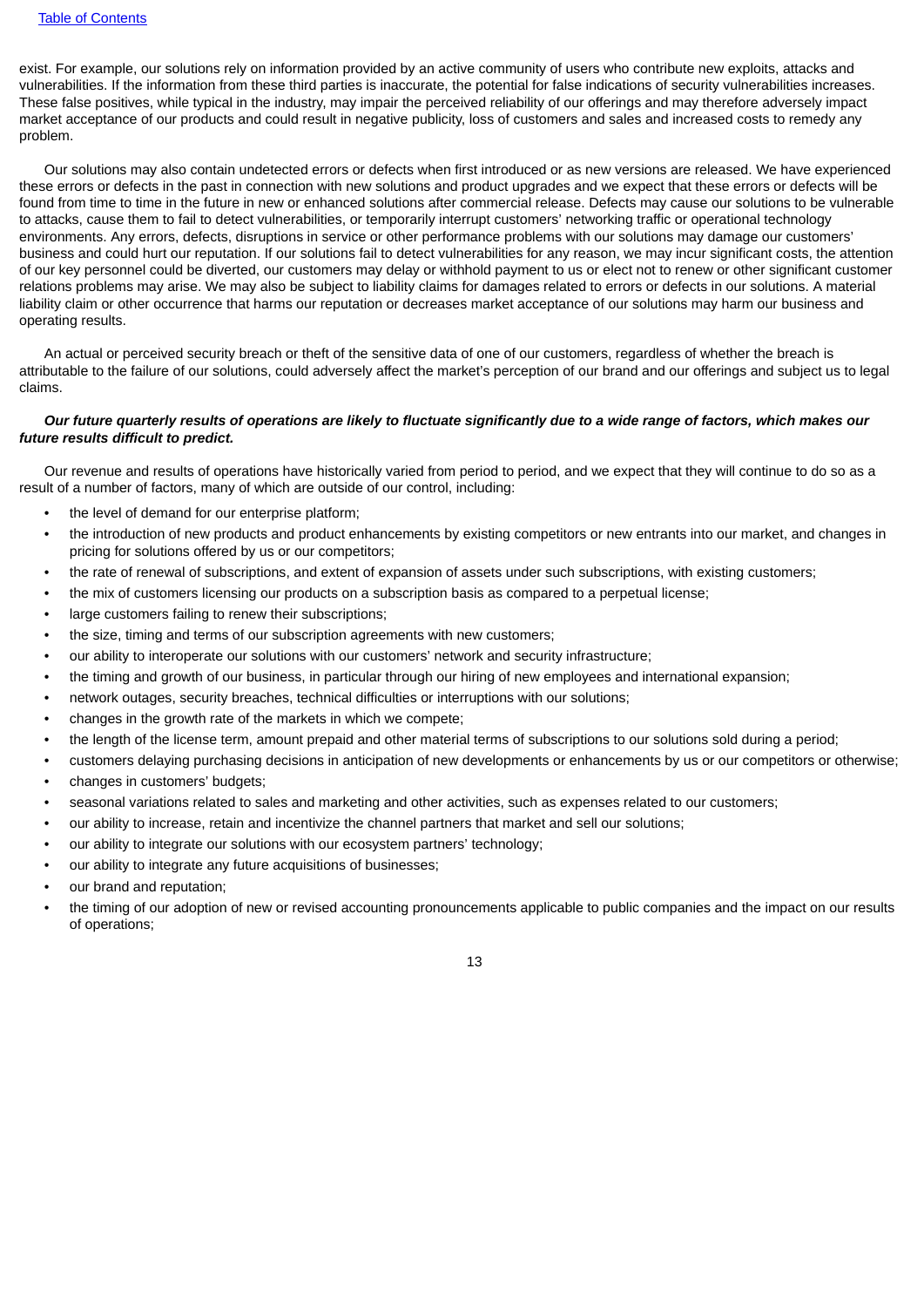exist. For example, our solutions rely on information provided by an active community of users who contribute new exploits, attacks and vulnerabilities. If the information from these third parties is inaccurate, the potential for false indications of security vulnerabilities increases. These false positives, while typical in the industry, may impair the perceived reliability of our offerings and may therefore adversely impact market acceptance of our products and could result in negative publicity, loss of customers and sales and increased costs to remedy any problem.

Our solutions may also contain undetected errors or defects when first introduced or as new versions are released. We have experienced these errors or defects in the past in connection with new solutions and product upgrades and we expect that these errors or defects will be found from time to time in the future in new or enhanced solutions after commercial release. Defects may cause our solutions to be vulnerable to attacks, cause them to fail to detect vulnerabilities, or temporarily interrupt customers' networking traffic or operational technology environments. Any errors, defects, disruptions in service or other performance problems with our solutions may damage our customers' business and could hurt our reputation. If our solutions fail to detect vulnerabilities for any reason, we may incur significant costs, the attention of our key personnel could be diverted, our customers may delay or withhold payment to us or elect not to renew or other significant customer relations problems may arise. We may also be subject to liability claims for damages related to errors or defects in our solutions. A material liability claim or other occurrence that harms our reputation or decreases market acceptance of our solutions may harm our business and operating results.

An actual or perceived security breach or theft of the sensitive data of one of our customers, regardless of whether the breach is attributable to the failure of our solutions, could adversely affect the market's perception of our brand and our offerings and subject us to legal claims.

***Our future quarterly results of operations are likely to fluctuate significantly due to a wide range of factors, which makes our future results difficult to predict.***

Our revenue and results of operations have historically varied from period to period, and we expect that they will continue to do so as a result of a number of factors, many of which are outside of our control, including:

- the level of demand for our enterprise platform;
- the introduction of new products and product enhancements by existing competitors or new entrants into our market, and changes in pricing for solutions offered by us or our competitors;
- the rate of renewal of subscriptions, and extent of expansion of assets under such subscriptions, with existing customers;
- the mix of customers licensing our products on a subscription basis as compared to a perpetual license;
- large customers failing to renew their subscriptions;
- the size, timing and terms of our subscription agreements with new customers;
- our ability to interoperate our solutions with our customers' network and security infrastructure;
- the timing and growth of our business, in particular through our hiring of new employees and international expansion;
- network outages, security breaches, technical difficulties or interruptions with our solutions;
- changes in the growth rate of the markets in which we compete;
- the length of the license term, amount prepaid and other material terms of subscriptions to our solutions sold during a period;
- customers delaying purchasing decisions in anticipation of new developments or enhancements by us or our competitors or otherwise;
- changes in customers' budgets;
- seasonal variations related to sales and marketing and other activities, such as expenses related to our customers;
- our ability to increase, retain and incentivize the channel partners that market and sell our solutions;
- our ability to integrate our solutions with our ecosystem partners' technology;
- our ability to integrate any future acquisitions of businesses;
- our brand and reputation;
- the timing of our adoption of new or revised accounting pronouncements applicable to public companies and the impact on our results of operations;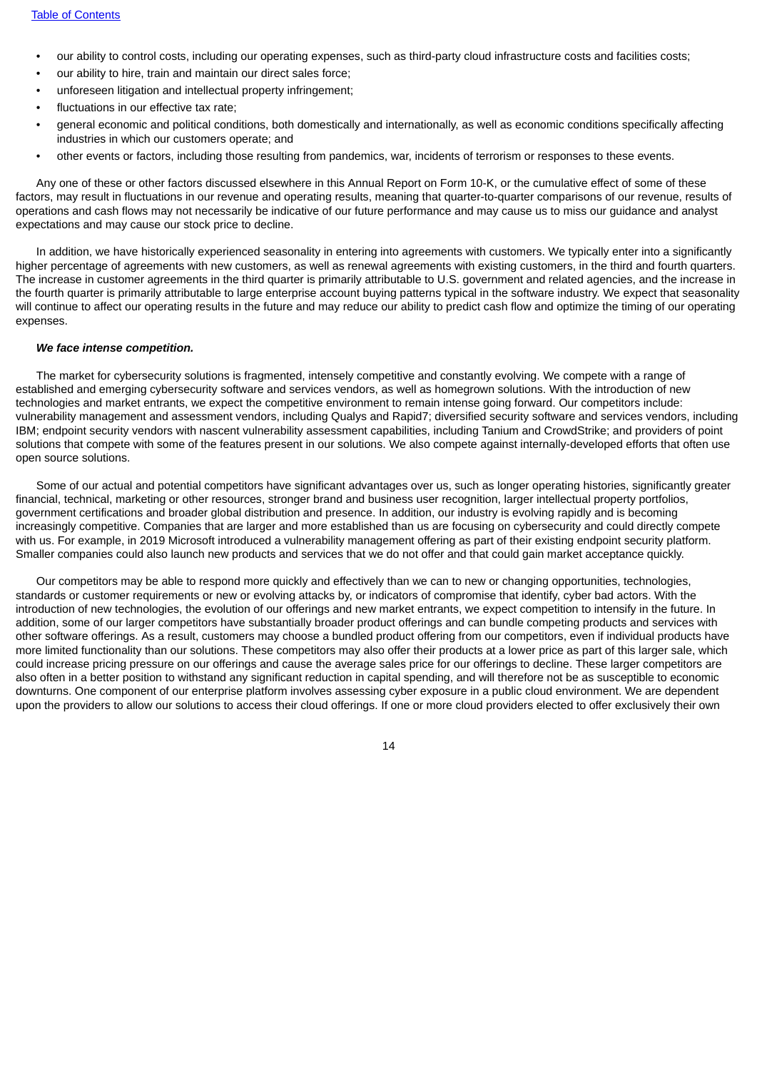- our ability to control costs, including our operating expenses, such as third-party cloud infrastructure costs and facilities costs;
- our ability to hire, train and maintain our direct sales force;
- unforeseen litigation and intellectual property infringement;
- fluctuations in our effective tax rate;
- general economic and political conditions, both domestically and internationally, as well as economic conditions specifically affecting industries in which our customers operate; and
- other events or factors, including those resulting from pandemics, war, incidents of terrorism or responses to these events.

Any one of these or other factors discussed elsewhere in this Annual Report on Form 10-K, or the cumulative effect of some of these factors, may result in fluctuations in our revenue and operating results, meaning that quarter-to-quarter comparisons of our revenue, results of operations and cash flows may not necessarily be indicative of our future performance and may cause us to miss our guidance and analyst expectations and may cause our stock price to decline.

In addition, we have historically experienced seasonality in entering into agreements with customers. We typically enter into a significantly higher percentage of agreements with new customers, as well as renewal agreements with existing customers, in the third and fourth quarters. The increase in customer agreements in the third quarter is primarily attributable to U.S. government and related agencies, and the increase in the fourth quarter is primarily attributable to large enterprise account buying patterns typical in the software industry. We expect that seasonality will continue to affect our operating results in the future and may reduce our ability to predict cash flow and optimize the timing of our operating expenses.

***We face intense competition.***

The market for cybersecurity solutions is fragmented, intensely competitive and constantly evolving. We compete with a range of established and emerging cybersecurity software and services vendors, as well as homegrown solutions. With the introduction of new technologies and market entrants, we expect the competitive environment to remain intense going forward. Our competitors include: vulnerability management and assessment vendors, including Qualys and Rapid7; diversified security software and services vendors, including IBM; endpoint security vendors with nascent vulnerability assessment capabilities, including Tanium and CrowdStrike; and providers of point solutions that compete with some of the features present in our solutions. We also compete against internally-developed efforts that often use open source solutions.

Some of our actual and potential competitors have significant advantages over us, such as longer operating histories, significantly greater financial, technical, marketing or other resources, stronger brand and business user recognition, larger intellectual property portfolios, government certifications and broader global distribution and presence. In addition, our industry is evolving rapidly and is becoming increasingly competitive. Companies that are larger and more established than us are focusing on cybersecurity and could directly compete with us. For example, in 2019 Microsoft introduced a vulnerability management offering as part of their existing endpoint security platform. Smaller companies could also launch new products and services that we do not offer and that could gain market acceptance quickly.

Our competitors may be able to respond more quickly and effectively than we can to new or changing opportunities, technologies, standards or customer requirements or new or evolving attacks by, or indicators of compromise that identify, cyber bad actors. With the introduction of new technologies, the evolution of our offerings and new market entrants, we expect competition to intensify in the future. In addition, some of our larger competitors have substantially broader product offerings and can bundle competing products and services with other software offerings. As a result, customers may choose a bundled product offering from our competitors, even if individual products have more limited functionality than our solutions. These competitors may also offer their products at a lower price as part of this larger sale, which could increase pricing pressure on our offerings and cause the average sales price for our offerings to decline. These larger competitors are also often in a better position to withstand any significant reduction in capital spending, and will therefore not be as susceptible to economic downturns. One component of our enterprise platform involves assessing cyber exposure in a public cloud environment. We are dependent upon the providers to allow our solutions to access their cloud offerings. If one or more cloud providers elected to offer exclusively their own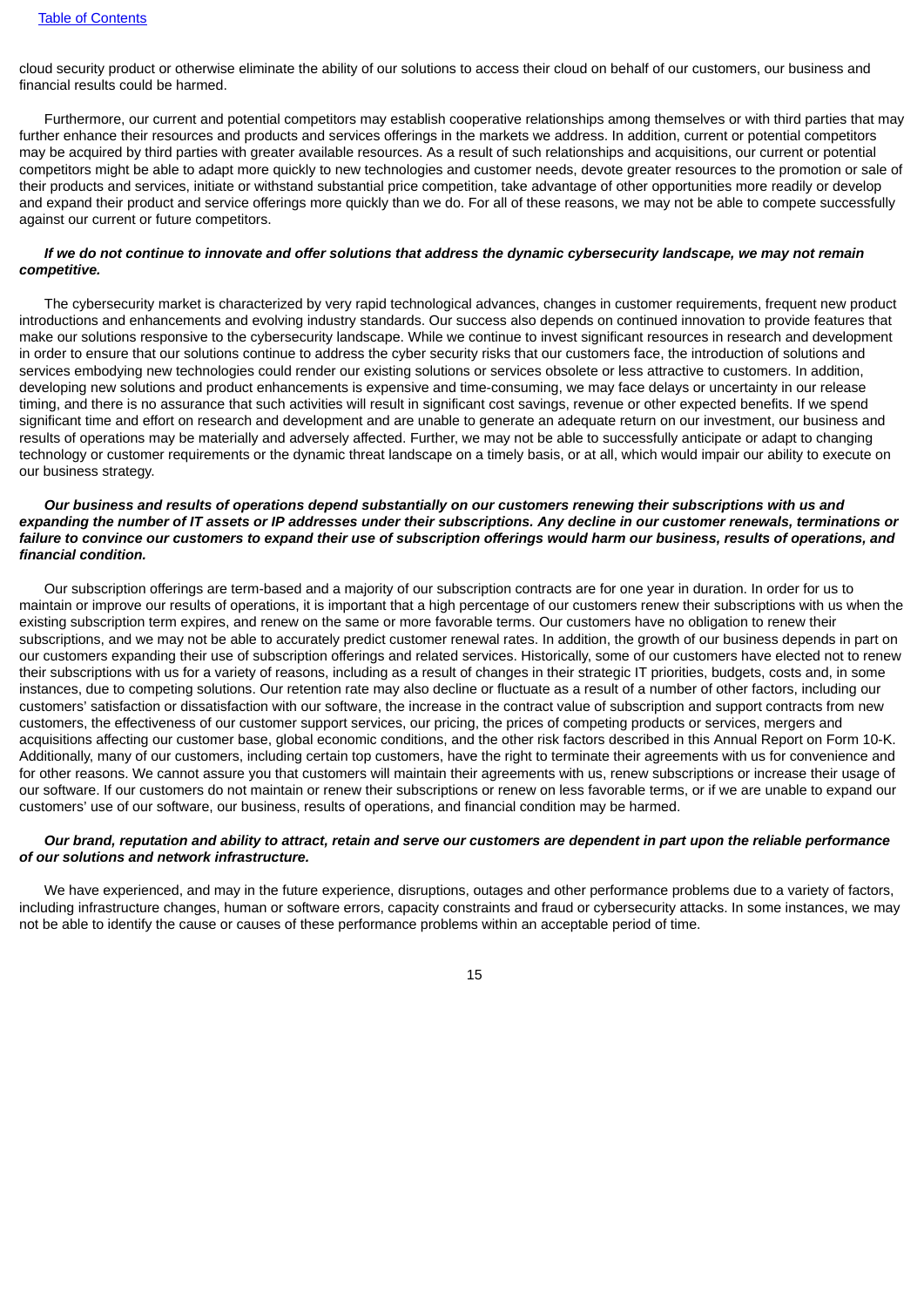cloud security product or otherwise eliminate the ability of our solutions to access their cloud on behalf of our customers, our business and financial results could be harmed.

Furthermore, our current and potential competitors may establish cooperative relationships among themselves or with third parties that may further enhance their resources and products and services offerings in the markets we address. In addition, current or potential competitors may be acquired by third parties with greater available resources. As a result of such relationships and acquisitions, our current or potential competitors might be able to adapt more quickly to new technologies and customer needs, devote greater resources to the promotion or sale of their products and services, initiate or withstand substantial price competition, take advantage of other opportunities more readily or develop and expand their product and service offerings more quickly than we do. For all of these reasons, we may not be able to compete successfully against our current or future competitors.

***If we do not continue to innovate and offer solutions that address the dynamic cybersecurity landscape, we may not remain competitive.***

The cybersecurity market is characterized by very rapid technological advances, changes in customer requirements, frequent new product introductions and enhancements and evolving industry standards. Our success also depends on continued innovation to provide features that make our solutions responsive to the cybersecurity landscape. While we continue to invest significant resources in research and development in order to ensure that our solutions continue to address the cyber security risks that our customers face, the introduction of solutions and services embodying new technologies could render our existing solutions or services obsolete or less attractive to customers. In addition, developing new solutions and product enhancements is expensive and time-consuming, we may face delays or uncertainty in our release timing, and there is no assurance that such activities will result in significant cost savings, revenue or other expected benefits. If we spend significant time and effort on research and development and are unable to generate an adequate return on our investment, our business and results of operations may be materially and adversely affected. Further, we may not be able to successfully anticipate or adapt to changing technology or customer requirements or the dynamic threat landscape on a timely basis, or at all, which would impair our ability to execute on our business strategy.

***Our business and results of operations depend substantially on our customers renewing their subscriptions with us and expanding the number of IT assets or IP addresses under their subscriptions. Any decline in our customer renewals, terminations or failure to convince our customers to expand their use of subscription offerings would harm our business, results of operations, and financial condition.***

Our subscription offerings are term-based and a majority of our subscription contracts are for one year in duration. In order for us to maintain or improve our results of operations, it is important that a high percentage of our customers renew their subscriptions with us when the existing subscription term expires, and renew on the same or more favorable terms. Our customers have no obligation to renew their subscriptions, and we may not be able to accurately predict customer renewal rates. In addition, the growth of our business depends in part on our customers expanding their use of subscription offerings and related services. Historically, some of our customers have elected not to renew their subscriptions with us for a variety of reasons, including as a result of changes in their strategic IT priorities, budgets, costs and, in some instances, due to competing solutions. Our retention rate may also decline or fluctuate as a result of a number of other factors, including our customers' satisfaction or dissatisfaction with our software, the increase in the contract value of subscription and support contracts from new customers, the effectiveness of our customer support services, our pricing, the prices of competing products or services, mergers and acquisitions affecting our customer base, global economic conditions, and the other risk factors described in this Annual Report on Form 10-K. Additionally, many of our customers, including certain top customers, have the right to terminate their agreements with us for convenience and for other reasons. We cannot assure you that customers will maintain their agreements with us, renew subscriptions or increase their usage of our software. If our customers do not maintain or renew their subscriptions or renew on less favorable terms, or if we are unable to expand our customers' use of our software, our business, results of operations, and financial condition may be harmed.

***Our brand, reputation and ability to attract, retain and serve our customers are dependent in part upon the reliable performance of our solutions and network infrastructure.***

We have experienced, and may in the future experience, disruptions, outages and other performance problems due to a variety of factors, including infrastructure changes, human or software errors, capacity constraints and fraud or cybersecurity attacks. In some instances, we may not be able to identify the cause or causes of these performance problems within an acceptable period of time.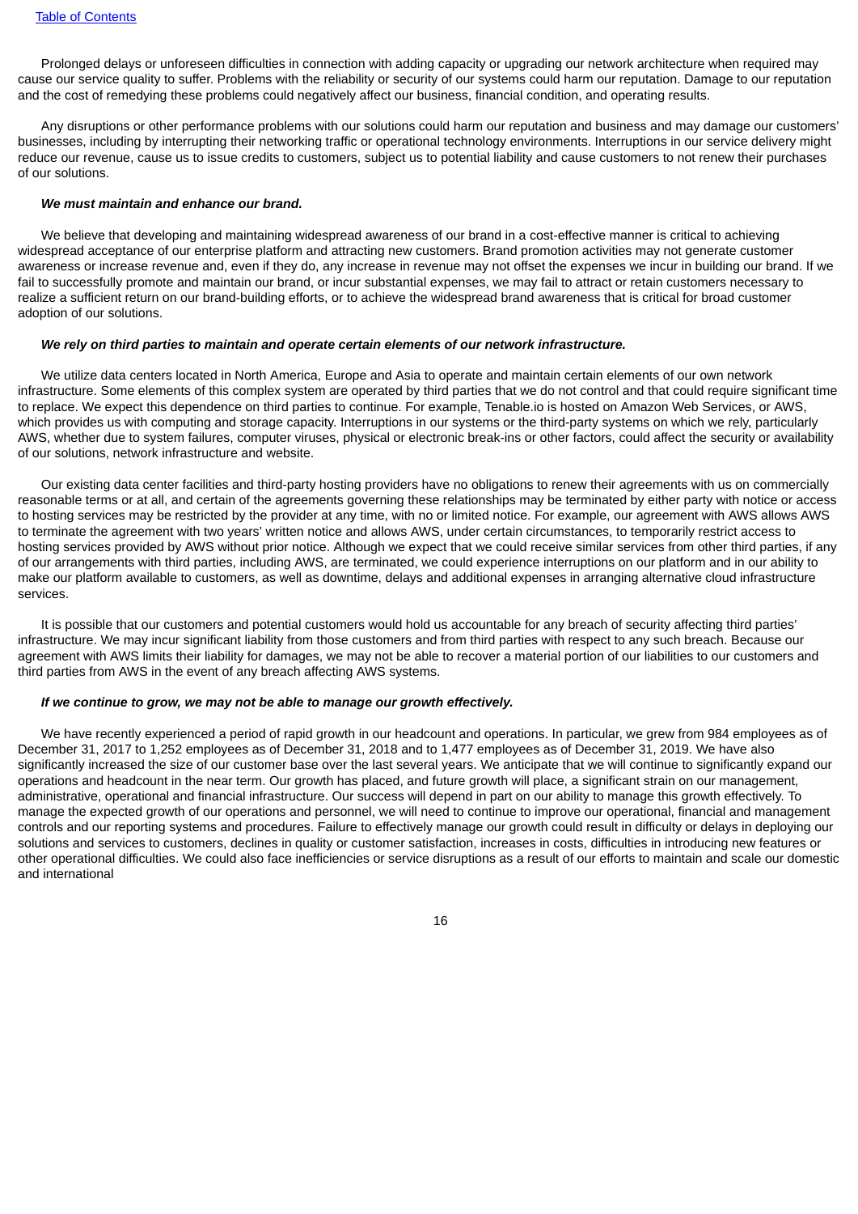Prolonged delays or unforeseen difficulties in connection with adding capacity or upgrading our network architecture when required may cause our service quality to suffer. Problems with the reliability or security of our systems could harm our reputation. Damage to our reputation and the cost of remedying these problems could negatively affect our business, financial condition, and operating results.

Any disruptions or other performance problems with our solutions could harm our reputation and business and may damage our customers' businesses, including by interrupting their networking traffic or operational technology environments. Interruptions in our service delivery might reduce our revenue, cause us to issue credits to customers, subject us to potential liability and cause customers to not renew their purchases of our solutions.

***We must maintain and enhance our brand.***

We believe that developing and maintaining widespread awareness of our brand in a cost-effective manner is critical to achieving widespread acceptance of our enterprise platform and attracting new customers. Brand promotion activities may not generate customer awareness or increase revenue and, even if they do, any increase in revenue may not offset the expenses we incur in building our brand. If we fail to successfully promote and maintain our brand, or incur substantial expenses, we may fail to attract or retain customers necessary to realize a sufficient return on our brand-building efforts, or to achieve the widespread brand awareness that is critical for broad customer adoption of our solutions.

***We rely on third parties to maintain and operate certain elements of our network infrastructure.***

We utilize data centers located in North America, Europe and Asia to operate and maintain certain elements of our own network infrastructure. Some elements of this complex system are operated by third parties that we do not control and that could require significant time to replace. We expect this dependence on third parties to continue. For example, Tenable.io is hosted on Amazon Web Services, or AWS, which provides us with computing and storage capacity. Interruptions in our systems or the third-party systems on which we rely, particularly AWS, whether due to system failures, computer viruses, physical or electronic break-ins or other factors, could affect the security or availability of our solutions, network infrastructure and website.

Our existing data center facilities and third-party hosting providers have no obligations to renew their agreements with us on commercially reasonable terms or at all, and certain of the agreements governing these relationships may be terminated by either party with notice or access to hosting services may be restricted by the provider at any time, with no or limited notice. For example, our agreement with AWS allows AWS to terminate the agreement with two years' written notice and allows AWS, under certain circumstances, to temporarily restrict access to hosting services provided by AWS without prior notice. Although we expect that we could receive similar services from other third parties, if any of our arrangements with third parties, including AWS, are terminated, we could experience interruptions on our platform and in our ability to make our platform available to customers, as well as downtime, delays and additional expenses in arranging alternative cloud infrastructure services.

It is possible that our customers and potential customers would hold us accountable for any breach of security affecting third parties' infrastructure. We may incur significant liability from those customers and from third parties with respect to any such breach. Because our agreement with AWS limits their liability for damages, we may not be able to recover a material portion of our liabilities to our customers and third parties from AWS in the event of any breach affecting AWS systems.

***If we continue to grow, we may not be able to manage our growth effectively.***

We have recently experienced a period of rapid growth in our headcount and operations. In particular, we grew from 984 employees as of December 31, 2017 to 1,252 employees as of December 31, 2018 and to 1,477 employees as of December 31, 2019. We have also significantly increased the size of our customer base over the last several years. We anticipate that we will continue to significantly expand our operations and headcount in the near term. Our growth has placed, and future growth will place, a significant strain on our management, administrative, operational and financial infrastructure. Our success will depend in part on our ability to manage this growth effectively. To manage the expected growth of our operations and personnel, we will need to continue to improve our operational, financial and management controls and our reporting systems and procedures. Failure to effectively manage our growth could result in difficulty or delays in deploying our solutions and services to customers, declines in quality or customer satisfaction, increases in costs, difficulties in introducing new features or other operational difficulties. We could also face inefficiencies or service disruptions as a result of our efforts to maintain and scale our domestic and international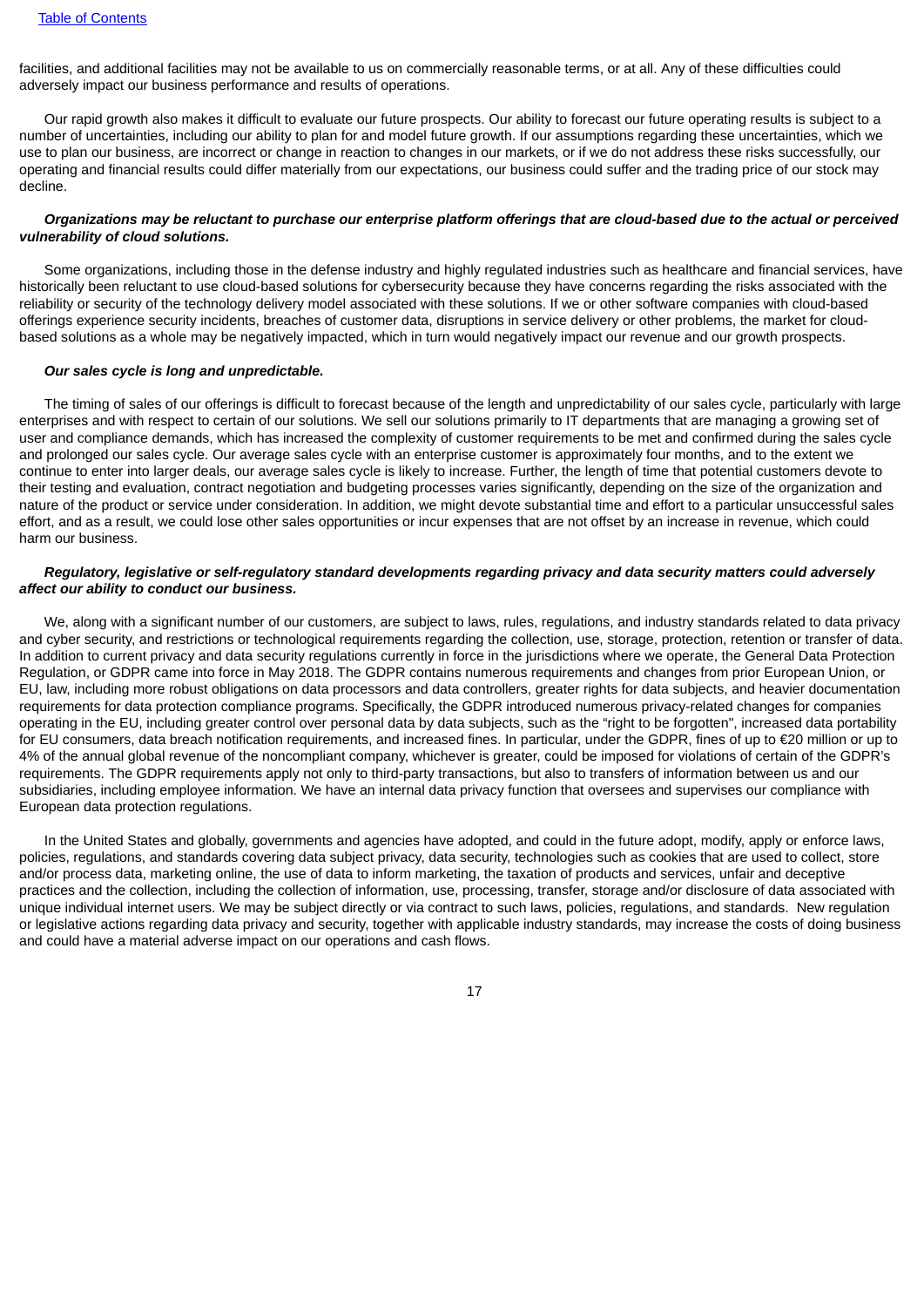facilities, and additional facilities may not be available to us on commercially reasonable terms, or at all. Any of these difficulties could adversely impact our business performance and results of operations.

Our rapid growth also makes it difficult to evaluate our future prospects. Our ability to forecast our future operating results is subject to a number of uncertainties, including our ability to plan for and model future growth. If our assumptions regarding these uncertainties, which we use to plan our business, are incorrect or change in reaction to changes in our markets, or if we do not address these risks successfully, our operating and financial results could differ materially from our expectations, our business could suffer and the trading price of our stock may decline.

***Organizations may be reluctant to purchase our enterprise platform offerings that are cloud-based due to the actual or perceived vulnerability of cloud solutions.***

Some organizations, including those in the defense industry and highly regulated industries such as healthcare and financial services, have historically been reluctant to use cloud-based solutions for cybersecurity because they have concerns regarding the risks associated with the reliability or security of the technology delivery model associated with these solutions. If we or other software companies with cloud-based offerings experience security incidents, breaches of customer data, disruptions in service delivery or other problems, the market for cloud-based solutions as a whole may be negatively impacted, which in turn would negatively impact our revenue and our growth prospects.

***Our sales cycle is long and unpredictable.***

The timing of sales of our offerings is difficult to forecast because of the length and unpredictability of our sales cycle, particularly with large enterprises and with respect to certain of our solutions. We sell our solutions primarily to IT departments that are managing a growing set of user and compliance demands, which has increased the complexity of customer requirements to be met and confirmed during the sales cycle and prolonged our sales cycle. Our average sales cycle with an enterprise customer is approximately four months, and to the extent we continue to enter into larger deals, our average sales cycle is likely to increase. Further, the length of time that potential customers devote to their testing and evaluation, contract negotiation and budgeting processes varies significantly, depending on the size of the organization and nature of the product or service under consideration. In addition, we might devote substantial time and effort to a particular unsuccessful sales effort, and as a result, we could lose other sales opportunities or incur expenses that are not offset by an increase in revenue, which could harm our business.

***Regulatory, legislative or self-regulatory standard developments regarding privacy and data security matters could adversely affect our ability to conduct our business.***

We, along with a significant number of our customers, are subject to laws, rules, regulations, and industry standards related to data privacy and cyber security, and restrictions or technological requirements regarding the collection, use, storage, protection, retention or transfer of data. In addition to current privacy and data security regulations currently in force in the jurisdictions where we operate, the General Data Protection Regulation, or GDPR came into force in May 2018. The GDPR contains numerous requirements and changes from prior European Union, or EU, law, including more robust obligations on data processors and data controllers, greater rights for data subjects, and heavier documentation requirements for data protection compliance programs. Specifically, the GDPR introduced numerous privacy-related changes for companies operating in the EU, including greater control over personal data by data subjects, such as the "right to be forgotten", increased data portability for EU consumers, data breach notification requirements, and increased fines. In particular, under the GDPR, fines of up to €20 million or up to 4% of the annual global revenue of the noncompliant company, whichever is greater, could be imposed for violations of certain of the GDPR's requirements. The GDPR requirements apply not only to third-party transactions, but also to transfers of information between us and our subsidiaries, including employee information. We have an internal data privacy function that oversees and supervises our compliance with European data protection regulations.

In the United States and globally, governments and agencies have adopted, and could in the future adopt, modify, apply or enforce laws, policies, regulations, and standards covering data subject privacy, data security, technologies such as cookies that are used to collect, store and/or process data, marketing online, the use of data to inform marketing, the taxation of products and services, unfair and deceptive practices and the collection, including the collection of information, use, processing, transfer, storage and/or disclosure of data associated with unique individual internet users. We may be subject directly or via contract to such laws, policies, regulations, and standards. New regulation or legislative actions regarding data privacy and security, together with applicable industry standards, may increase the costs of doing business and could have a material adverse impact on our operations and cash flows.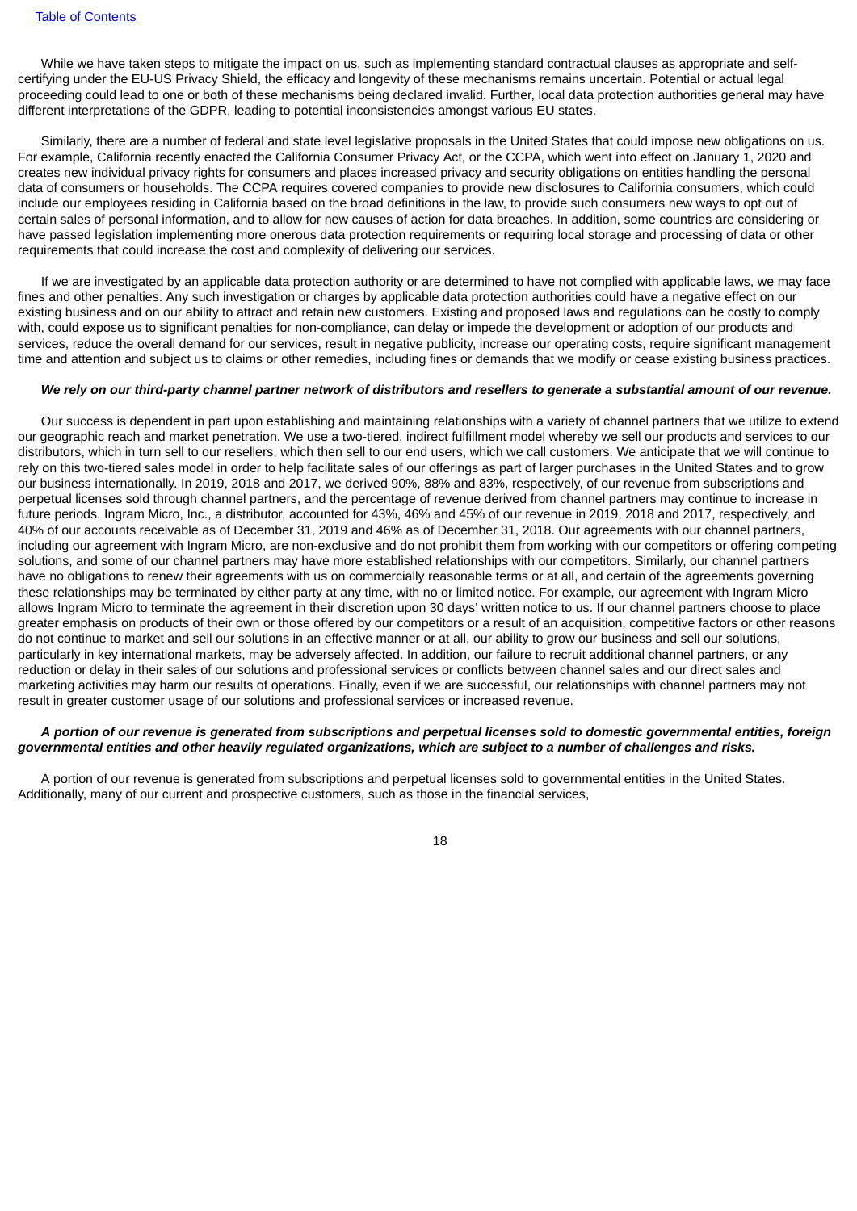While we have taken steps to mitigate the impact on us, such as implementing standard contractual clauses as appropriate and self-certifying under the EU-US Privacy Shield, the efficacy and longevity of these mechanisms remains uncertain. Potential or actual legal proceeding could lead to one or both of these mechanisms being declared invalid. Further, local data protection authorities general may have different interpretations of the GDPR, leading to potential inconsistencies amongst various EU states.

Similarly, there are a number of federal and state level legislative proposals in the United States that could impose new obligations on us. For example, California recently enacted the California Consumer Privacy Act, or the CCPA, which went into effect on January 1, 2020 and creates new individual privacy rights for consumers and places increased privacy and security obligations on entities handling the personal data of consumers or households. The CCPA requires covered companies to provide new disclosures to California consumers, which could include our employees residing in California based on the broad definitions in the law, to provide such consumers new ways to opt out of certain sales of personal information, and to allow for new causes of action for data breaches. In addition, some countries are considering or have passed legislation implementing more onerous data protection requirements or requiring local storage and processing of data or other requirements that could increase the cost and complexity of delivering our services.

If we are investigated by an applicable data protection authority or are determined to have not complied with applicable laws, we may face fines and other penalties. Any such investigation or charges by applicable data protection authorities could have a negative effect on our existing business and on our ability to attract and retain new customers. Existing and proposed laws and regulations can be costly to comply with, could expose us to significant penalties for non-compliance, can delay or impede the development or adoption of our products and services, reduce the overall demand for our services, result in negative publicity, increase our operating costs, require significant management time and attention and subject us to claims or other remedies, including fines or demands that we modify or cease existing business practices.

***We rely on our third-party channel partner network of distributors and resellers to generate a substantial amount of our revenue.***

Our success is dependent in part upon establishing and maintaining relationships with a variety of channel partners that we utilize to extend our geographic reach and market penetration. We use a two-tiered, indirect fulfillment model whereby we sell our products and services to our distributors, which in turn sell to our resellers, which then sell to our end users, which we call customers. We anticipate that we will continue to rely on this two-tiered sales model in order to help facilitate sales of our offerings as part of larger purchases in the United States and to grow our business internationally. In 2019, 2018 and 2017, we derived 90%, 88% and 83%, respectively, of our revenue from subscriptions and perpetual licenses sold through channel partners, and the percentage of revenue derived from channel partners may continue to increase in future periods. Ingram Micro, Inc., a distributor, accounted for 43%, 46% and 45% of our revenue in 2019, 2018 and 2017, respectively, and 40% of our accounts receivable as of December 31, 2019 and 46% as of December 31, 2018. Our agreements with our channel partners, including our agreement with Ingram Micro, are non-exclusive and do not prohibit them from working with our competitors or offering competing solutions, and some of our channel partners may have more established relationships with our competitors. Similarly, our channel partners have no obligations to renew their agreements with us on commercially reasonable terms or at all, and certain of the agreements governing these relationships may be terminated by either party at any time, with no or limited notice. For example, our agreement with Ingram Micro allows Ingram Micro to terminate the agreement in their discretion upon 30 days' written notice to us. If our channel partners choose to place greater emphasis on products of their own or those offered by our competitors or a result of an acquisition, competitive factors or other reasons do not continue to market and sell our solutions in an effective manner or at all, our ability to grow our business and sell our solutions, particularly in key international markets, may be adversely affected. In addition, our failure to recruit additional channel partners, or any reduction or delay in their sales of our solutions and professional services or conflicts between channel sales and our direct sales and marketing activities may harm our results of operations. Finally, even if we are successful, our relationships with channel partners may not result in greater customer usage of our solutions and professional services or increased revenue.

***A portion of our revenue is generated from subscriptions and perpetual licenses sold to domestic governmental entities, foreign governmental entities and other heavily regulated organizations, which are subject to a number of challenges and risks.***

A portion of our revenue is generated from subscriptions and perpetual licenses sold to governmental entities in the United States. Additionally, many of our current and prospective customers, such as those in the financial services,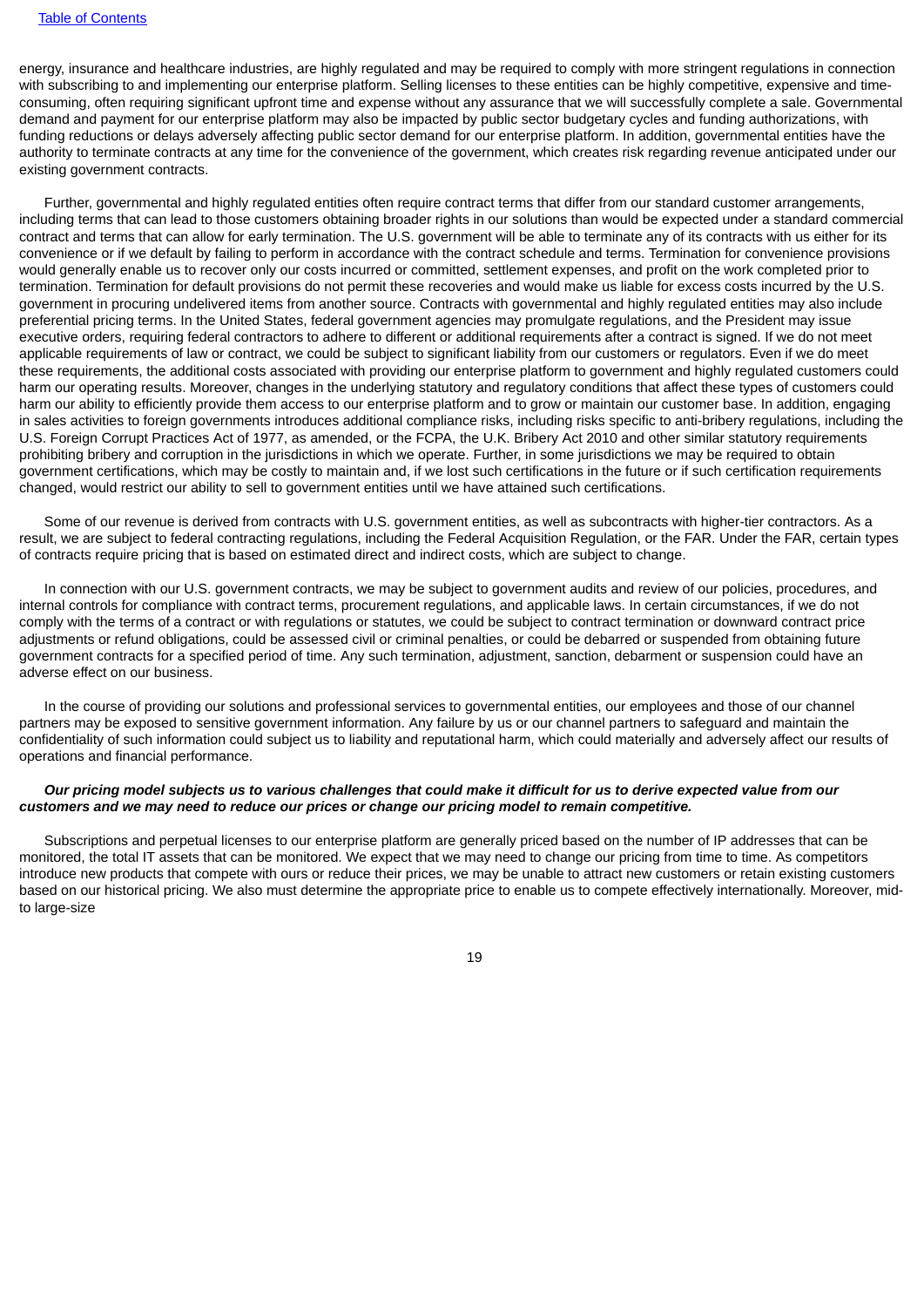energy, insurance and healthcare industries, are highly regulated and may be required to comply with more stringent regulations in connection with subscribing to and implementing our enterprise platform. Selling licenses to these entities can be highly competitive, expensive and time-consuming, often requiring significant upfront time and expense without any assurance that we will successfully complete a sale. Governmental demand and payment for our enterprise platform may also be impacted by public sector budgetary cycles and funding authorizations, with funding reductions or delays adversely affecting public sector demand for our enterprise platform. In addition, governmental entities have the authority to terminate contracts at any time for the convenience of the government, which creates risk regarding revenue anticipated under our existing government contracts.

Further, governmental and highly regulated entities often require contract terms that differ from our standard customer arrangements, including terms that can lead to those customers obtaining broader rights in our solutions than would be expected under a standard commercial contract and terms that can allow for early termination. The U.S. government will be able to terminate any of its contracts with us either for its convenience or if we default by failing to perform in accordance with the contract schedule and terms. Termination for convenience provisions would generally enable us to recover only our costs incurred or committed, settlement expenses, and profit on the work completed prior to termination. Termination for default provisions do not permit these recoveries and would make us liable for excess costs incurred by the U.S. government in procuring undelivered items from another source. Contracts with governmental and highly regulated entities may also include preferential pricing terms. In the United States, federal government agencies may promulgate regulations, and the President may issue executive orders, requiring federal contractors to adhere to different or additional requirements after a contract is signed. If we do not meet applicable requirements of law or contract, we could be subject to significant liability from our customers or regulators. Even if we do meet these requirements, the additional costs associated with providing our enterprise platform to government and highly regulated customers could harm our operating results. Moreover, changes in the underlying statutory and regulatory conditions that affect these types of customers could harm our ability to efficiently provide them access to our enterprise platform and to grow or maintain our customer base. In addition, engaging in sales activities to foreign governments introduces additional compliance risks, including risks specific to anti-bribery regulations, including the U.S. Foreign Corrupt Practices Act of 1977, as amended, or the FCPA, the U.K. Bribery Act 2010 and other similar statutory requirements prohibiting bribery and corruption in the jurisdictions in which we operate. Further, in some jurisdictions we may be required to obtain government certifications, which may be costly to maintain and, if we lost such certifications in the future or if such certification requirements changed, would restrict our ability to sell to government entities until we have attained such certifications.

Some of our revenue is derived from contracts with U.S. government entities, as well as subcontracts with higher-tier contractors. As a result, we are subject to federal contracting regulations, including the Federal Acquisition Regulation, or the FAR. Under the FAR, certain types of contracts require pricing that is based on estimated direct and indirect costs, which are subject to change.

In connection with our U.S. government contracts, we may be subject to government audits and review of our policies, procedures, and internal controls for compliance with contract terms, procurement regulations, and applicable laws. In certain circumstances, if we do not comply with the terms of a contract or with regulations or statutes, we could be subject to contract termination or downward contract price adjustments or refund obligations, could be assessed civil or criminal penalties, or could be debarred or suspended from obtaining future government contracts for a specified period of time. Any such termination, adjustment, sanction, debarment or suspension could have an adverse effect on our business.

In the course of providing our solutions and professional services to governmental entities, our employees and those of our channel partners may be exposed to sensitive government information. Any failure by us or our channel partners to safeguard and maintain the confidentiality of such information could subject us to liability and reputational harm, which could materially and adversely affect our results of operations and financial performance.

***Our pricing model subjects us to various challenges that could make it difficult for us to derive expected value from our customers and we may need to reduce our prices or change our pricing model to remain competitive.***

Subscriptions and perpetual licenses to our enterprise platform are generally priced based on the number of IP addresses that can be monitored, the total IT assets that can be monitored. We expect that we may need to change our pricing from time to time. As competitors introduce new products that compete with ours or reduce their prices, we may be unable to attract new customers or retain existing customers based on our historical pricing. We also must determine the appropriate price to enable us to compete effectively internationally. Moreover, mid-to large-size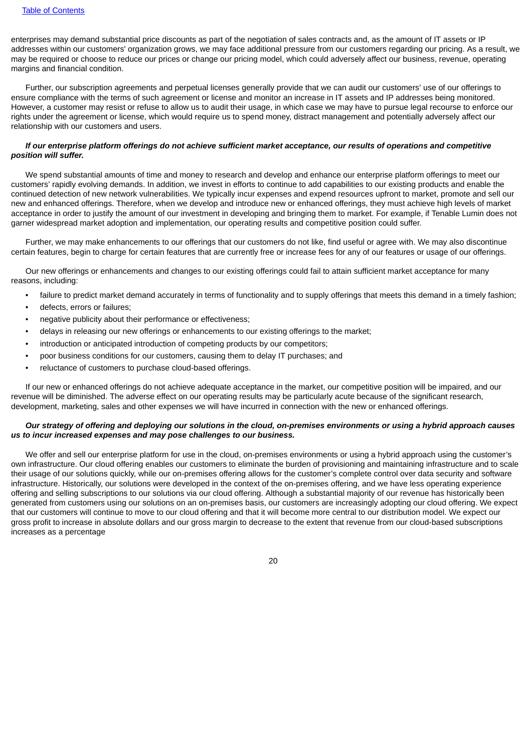enterprises may demand substantial price discounts as part of the negotiation of sales contracts and, as the amount of IT assets or IP addresses within our customers' organization grows, we may face additional pressure from our customers regarding our pricing. As a result, we may be required or choose to reduce our prices or change our pricing model, which could adversely affect our business, revenue, operating margins and financial condition.

Further, our subscription agreements and perpetual licenses generally provide that we can audit our customers' use of our offerings to ensure compliance with the terms of such agreement or license and monitor an increase in IT assets and IP addresses being monitored. However, a customer may resist or refuse to allow us to audit their usage, in which case we may have to pursue legal recourse to enforce our rights under the agreement or license, which would require us to spend money, distract management and potentially adversely affect our relationship with our customers and users.

***If our enterprise platform offerings do not achieve sufficient market acceptance, our results of operations and competitive position will suffer.***

We spend substantial amounts of time and money to research and develop and enhance our enterprise platform offerings to meet our customers' rapidly evolving demands. In addition, we invest in efforts to continue to add capabilities to our existing products and enable the continued detection of new network vulnerabilities. We typically incur expenses and expend resources upfront to market, promote and sell our new and enhanced offerings. Therefore, when we develop and introduce new or enhanced offerings, they must achieve high levels of market acceptance in order to justify the amount of our investment in developing and bringing them to market. For example, if Tenable Lumin does not garner widespread market adoption and implementation, our operating results and competitive position could suffer.

Further, we may make enhancements to our offerings that our customers do not like, find useful or agree with. We may also discontinue certain features, begin to charge for certain features that are currently free or increase fees for any of our features or usage of our offerings.

Our new offerings or enhancements and changes to our existing offerings could fail to attain sufficient market acceptance for many reasons, including:

- failure to predict market demand accurately in terms of functionality and to supply offerings that meets this demand in a timely fashion;
- defects, errors or failures;
- negative publicity about their performance or effectiveness;
- delays in releasing our new offerings or enhancements to our existing offerings to the market;
- introduction or anticipated introduction of competing products by our competitors;
- poor business conditions for our customers, causing them to delay IT purchases; and
- reluctance of customers to purchase cloud-based offerings.

If our new or enhanced offerings do not achieve adequate acceptance in the market, our competitive position will be impaired, and our revenue will be diminished. The adverse effect on our operating results may be particularly acute because of the significant research, development, marketing, sales and other expenses we will have incurred in connection with the new or enhanced offerings.

***Our strategy of offering and deploying our solutions in the cloud, on-premises environments or using a hybrid approach causes us to incur increased expenses and may pose challenges to our business.***

We offer and sell our enterprise platform for use in the cloud, on-premises environments or using a hybrid approach using the customer's own infrastructure. Our cloud offering enables our customers to eliminate the burden of provisioning and maintaining infrastructure and to scale their usage of our solutions quickly, while our on-premises offering allows for the customer's complete control over data security and software infrastructure. Historically, our solutions were developed in the context of the on-premises offering, and we have less operating experience offering and selling subscriptions to our solutions via our cloud offering. Although a substantial majority of our revenue has historically been generated from customers using our solutions on an on-premises basis, our customers are increasingly adopting our cloud offering. We expect that our customers will continue to move to our cloud offering and that it will become more central to our distribution model. We expect our gross profit to increase in absolute dollars and our gross margin to decrease to the extent that revenue from our cloud-based subscriptions increases as a percentage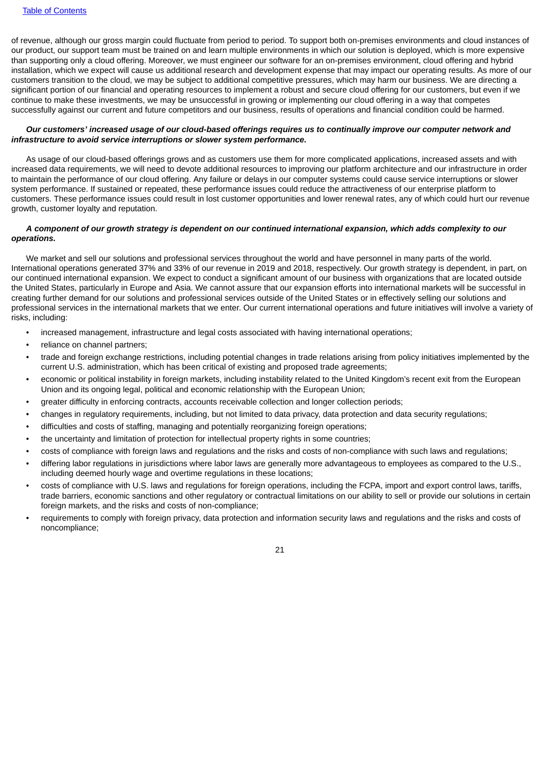of revenue, although our gross margin could fluctuate from period to period. To support both on-premises environments and cloud instances of our product, our support team must be trained on and learn multiple environments in which our solution is deployed, which is more expensive than supporting only a cloud offering. Moreover, we must engineer our software for an on-premises environment, cloud offering and hybrid installation, which we expect will cause us additional research and development expense that may impact our operating results. As more of our customers transition to the cloud, we may be subject to additional competitive pressures, which may harm our business. We are directing a significant portion of our financial and operating resources to implement a robust and secure cloud offering for our customers, but even if we continue to make these investments, we may be unsuccessful in growing or implementing our cloud offering in a way that competes successfully against our current and future competitors and our business, results of operations and financial condition could be harmed.

***Our customers' increased usage of our cloud-based offerings requires us to continually improve our computer network and infrastructure to avoid service interruptions or slower system performance.***

As usage of our cloud-based offerings grows and as customers use them for more complicated applications, increased assets and with increased data requirements, we will need to devote additional resources to improving our platform architecture and our infrastructure in order to maintain the performance of our cloud offering. Any failure or delays in our computer systems could cause service interruptions or slower system performance. If sustained or repeated, these performance issues could reduce the attractiveness of our enterprise platform to customers. These performance issues could result in lost customer opportunities and lower renewal rates, any of which could hurt our revenue growth, customer loyalty and reputation.

***A component of our growth strategy is dependent on our continued international expansion, which adds complexity to our operations.***

We market and sell our solutions and professional services throughout the world and have personnel in many parts of the world. International operations generated 37% and 33% of our revenue in 2019 and 2018, respectively. Our growth strategy is dependent, in part, on our continued international expansion. We expect to conduct a significant amount of our business with organizations that are located outside the United States, particularly in Europe and Asia. We cannot assure that our expansion efforts into international markets will be successful in creating further demand for our solutions and professional services outside of the United States or in effectively selling our solutions and professional services in the international markets that we enter. Our current international operations and future initiatives will involve a variety of risks, including:

- increased management, infrastructure and legal costs associated with having international operations;
- reliance on channel partners;
- trade and foreign exchange restrictions, including potential changes in trade relations arising from policy initiatives implemented by the current U.S. administration, which has been critical of existing and proposed trade agreements;
- economic or political instability in foreign markets, including instability related to the United Kingdom's recent exit from the European Union and its ongoing legal, political and economic relationship with the European Union;
- greater difficulty in enforcing contracts, accounts receivable collection and longer collection periods;
- changes in regulatory requirements, including, but not limited to data privacy, data protection and data security regulations;
- difficulties and costs of staffing, managing and potentially reorganizing foreign operations;
- the uncertainty and limitation of protection for intellectual property rights in some countries;
- costs of compliance with foreign laws and regulations and the risks and costs of non-compliance with such laws and regulations;
- differing labor regulations in jurisdictions where labor laws are generally more advantageous to employees as compared to the U.S., including deemed hourly wage and overtime regulations in these locations;
- costs of compliance with U.S. laws and regulations for foreign operations, including the FCPA, import and export control laws, tariffs, trade barriers, economic sanctions and other regulatory or contractual limitations on our ability to sell or provide our solutions in certain foreign markets, and the risks and costs of non-compliance;
- requirements to comply with foreign privacy, data protection and information security laws and regulations and the risks and costs of noncompliance;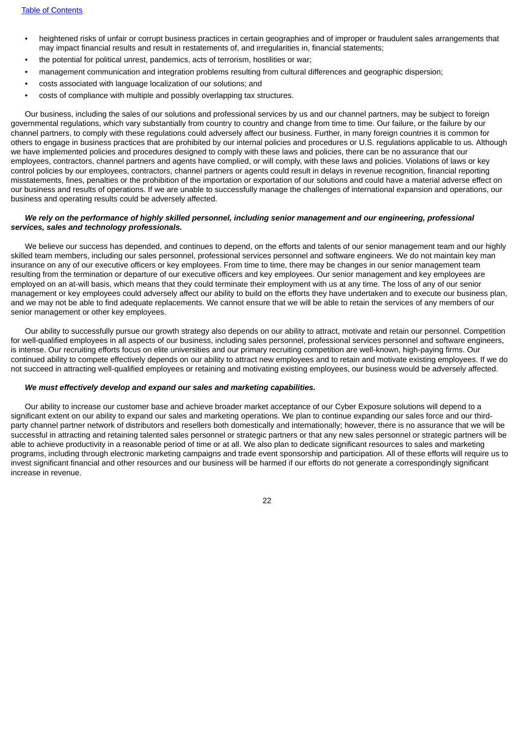- heightened risks of unfair or corrupt business practices in certain geographies and of improper or fraudulent sales arrangements that may impact financial results and result in restatements of, and irregularities in, financial statements;
- the potential for political unrest, pandemics, acts of terrorism, hostilities or war;
- management communication and integration problems resulting from cultural differences and geographic dispersion;
- costs associated with language localization of our solutions; and
- costs of compliance with multiple and possibly overlapping tax structures.

Our business, including the sales of our solutions and professional services by us and our channel partners, may be subject to foreign governmental regulations, which vary substantially from country to country and change from time to time. Our failure, or the failure by our channel partners, to comply with these regulations could adversely affect our business. Further, in many foreign countries it is common for others to engage in business practices that are prohibited by our internal policies and procedures or U.S. regulations applicable to us. Although we have implemented policies and procedures designed to comply with these laws and policies, there can be no assurance that our employees, contractors, channel partners and agents have complied, or will comply, with these laws and policies. Violations of laws or key control policies by our employees, contractors, channel partners or agents could result in delays in revenue recognition, financial reporting misstatements, fines, penalties or the prohibition of the importation or exportation of our solutions and could have a material adverse effect on our business and results of operations. If we are unable to successfully manage the challenges of international expansion and operations, our business and operating results could be adversely affected.

***We rely on the performance of highly skilled personnel, including senior management and our engineering, professional services, sales and technology professionals.***

We believe our success has depended, and continues to depend, on the efforts and talents of our senior management team and our highly skilled team members, including our sales personnel, professional services personnel and software engineers. We do not maintain key man insurance on any of our executive officers or key employees. From time to time, there may be changes in our senior management team resulting from the termination or departure of our executive officers and key employees. Our senior management and key employees are employed on an at-will basis, which means that they could terminate their employment with us at any time. The loss of any of our senior management or key employees could adversely affect our ability to build on the efforts they have undertaken and to execute our business plan, and we may not be able to find adequate replacements. We cannot ensure that we will be able to retain the services of any members of our senior management or other key employees.

Our ability to successfully pursue our growth strategy also depends on our ability to attract, motivate and retain our personnel. Competition for well-qualified employees in all aspects of our business, including sales personnel, professional services personnel and software engineers, is intense. Our recruiting efforts focus on elite universities and our primary recruiting competition are well-known, high-paying firms. Our continued ability to compete effectively depends on our ability to attract new employees and to retain and motivate existing employees. If we do not succeed in attracting well-qualified employees or retaining and motivating existing employees, our business would be adversely affected.

***We must effectively develop and expand our sales and marketing capabilities.***

Our ability to increase our customer base and achieve broader market acceptance of our Cyber Exposure solutions will depend to a significant extent on our ability to expand our sales and marketing operations. We plan to continue expanding our sales force and our third-party channel partner network of distributors and resellers both domestically and internationally; however, there is no assurance that we will be successful in attracting and retaining talented sales personnel or strategic partners or that any new sales personnel or strategic partners will be able to achieve productivity in a reasonable period of time or at all. We also plan to dedicate significant resources to sales and marketing programs, including through electronic marketing campaigns and trade event sponsorship and participation. All of these efforts will require us to invest significant financial and other resources and our business will be harmed if our efforts do not generate a correspondingly significant increase in revenue.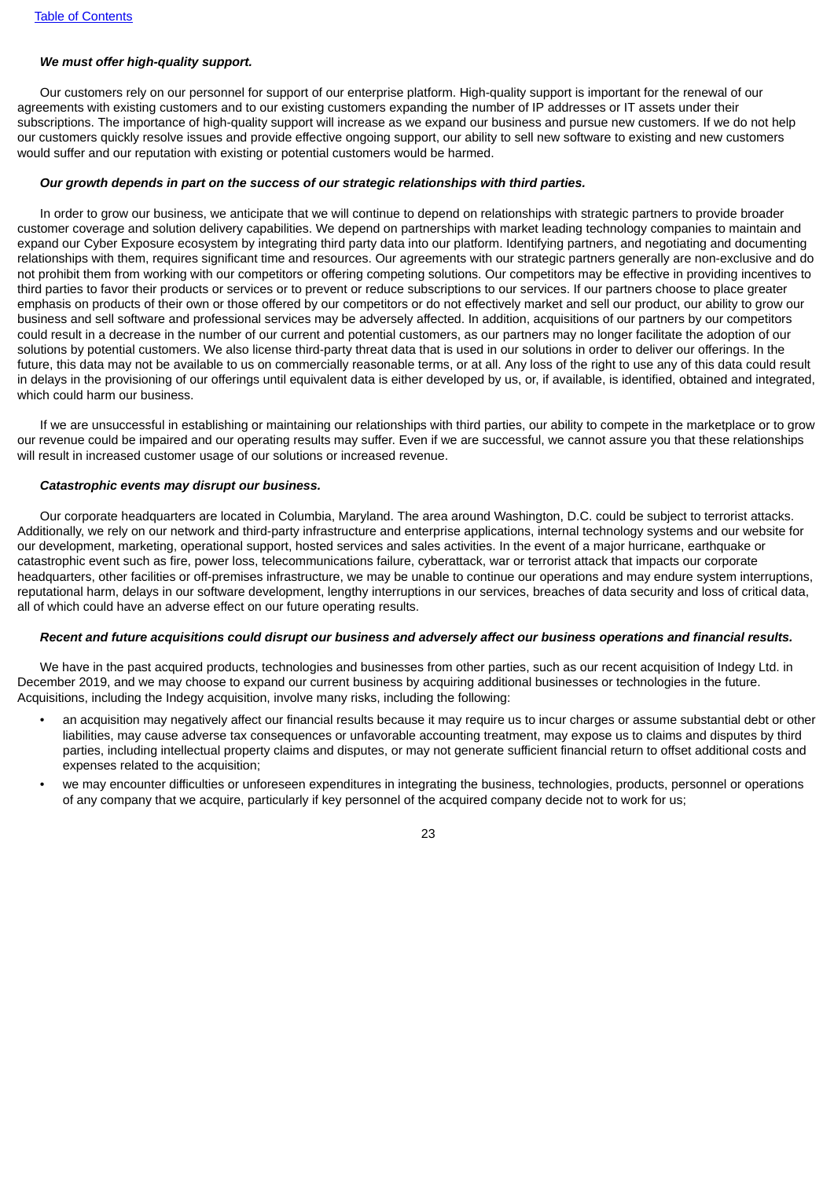***We must offer high-quality support.***

Our customers rely on our personnel for support of our enterprise platform. High-quality support is important for the renewal of our agreements with existing customers and to our existing customers expanding the number of IP addresses or IT assets under their subscriptions. The importance of high-quality support will increase as we expand our business and pursue new customers. If we do not help our customers quickly resolve issues and provide effective ongoing support, our ability to sell new software to existing and new customers would suffer and our reputation with existing or potential customers would be harmed.

***Our growth depends in part on the success of our strategic relationships with third parties.***

In order to grow our business, we anticipate that we will continue to depend on relationships with strategic partners to provide broader customer coverage and solution delivery capabilities. We depend on partnerships with market leading technology companies to maintain and expand our Cyber Exposure ecosystem by integrating third party data into our platform. Identifying partners, and negotiating and documenting relationships with them, requires significant time and resources. Our agreements with our strategic partners generally are non-exclusive and do not prohibit them from working with our competitors or offering competing solutions. Our competitors may be effective in providing incentives to third parties to favor their products or services or to prevent or reduce subscriptions to our services. If our partners choose to place greater emphasis on products of their own or those offered by our competitors or do not effectively market and sell our product, our ability to grow our business and sell software and professional services may be adversely affected. In addition, acquisitions of our partners by our competitors could result in a decrease in the number of our current and potential customers, as our partners may no longer facilitate the adoption of our solutions by potential customers. We also license third-party threat data that is used in our solutions in order to deliver our offerings. In the future, this data may not be available to us on commercially reasonable terms, or at all. Any loss of the right to use any of this data could result in delays in the provisioning of our offerings until equivalent data is either developed by us, or, if available, is identified, obtained and integrated, which could harm our business.

If we are unsuccessful in establishing or maintaining our relationships with third parties, our ability to compete in the marketplace or to grow our revenue could be impaired and our operating results may suffer. Even if we are successful, we cannot assure you that these relationships will result in increased customer usage of our solutions or increased revenue.

***Catastrophic events may disrupt our business.***

Our corporate headquarters are located in Columbia, Maryland. The area around Washington, D.C. could be subject to terrorist attacks. Additionally, we rely on our network and third-party infrastructure and enterprise applications, internal technology systems and our website for our development, marketing, operational support, hosted services and sales activities. In the event of a major hurricane, earthquake or catastrophic event such as fire, power loss, telecommunications failure, cyberattack, war or terrorist attack that impacts our corporate headquarters, other facilities or off-premises infrastructure, we may be unable to continue our operations and may endure system interruptions, reputational harm, delays in our software development, lengthy interruptions in our services, breaches of data security and loss of critical data, all of which could have an adverse effect on our future operating results.

***Recent and future acquisitions could disrupt our business and adversely affect our business operations and financial results.***

We have in the past acquired products, technologies and businesses from other parties, such as our recent acquisition of Indegy Ltd. in December 2019, and we may choose to expand our current business by acquiring additional businesses or technologies in the future. Acquisitions, including the Indegy acquisition, involve many risks, including the following:

- an acquisition may negatively affect our financial results because it may require us to incur charges or assume substantial debt or other liabilities, may cause adverse tax consequences or unfavorable accounting treatment, may expose us to claims and disputes by third parties, including intellectual property claims and disputes, or may not generate sufficient financial return to offset additional costs and expenses related to the acquisition;
- we may encounter difficulties or unforeseen expenditures in integrating the business, technologies, products, personnel or operations of any company that we acquire, particularly if key personnel of the acquired company decide not to work for us;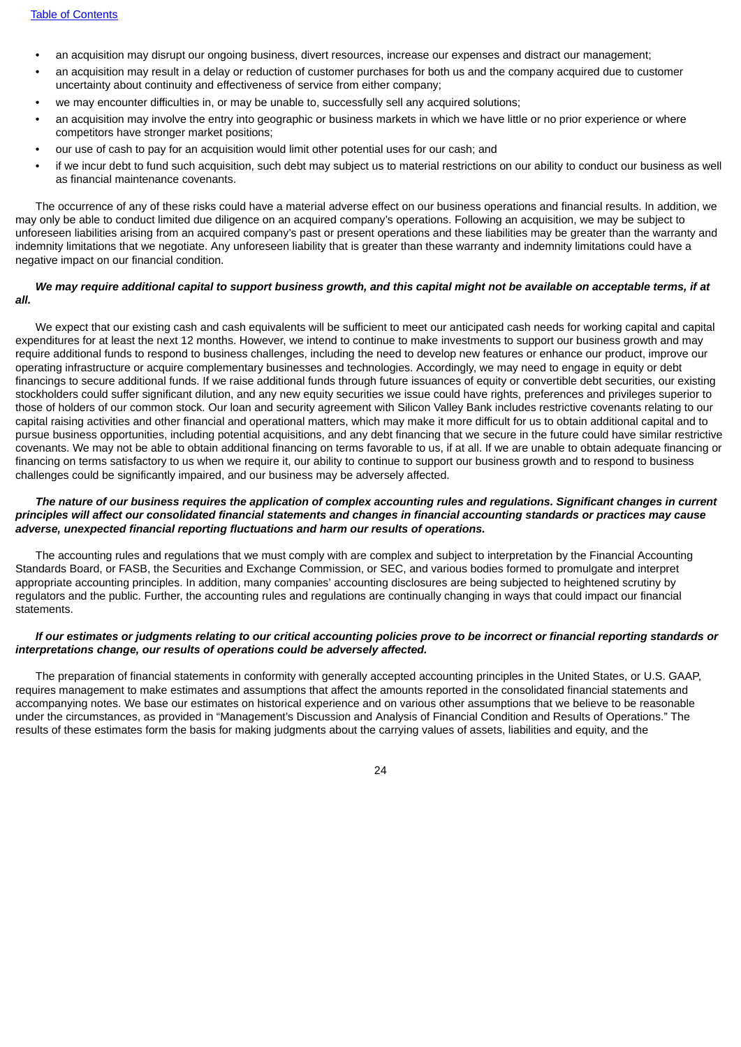- an acquisition may disrupt our ongoing business, divert resources, increase our expenses and distract our management;
- an acquisition may result in a delay or reduction of customer purchases for both us and the company acquired due to customer uncertainty about continuity and effectiveness of service from either company;
- we may encounter difficulties in, or may be unable to, successfully sell any acquired solutions;
- an acquisition may involve the entry into geographic or business markets in which we have little or no prior experience or where competitors have stronger market positions;
- our use of cash to pay for an acquisition would limit other potential uses for our cash; and
- if we incur debt to fund such acquisition, such debt may subject us to material restrictions on our ability to conduct our business as well as financial maintenance covenants.

The occurrence of any of these risks could have a material adverse effect on our business operations and financial results. In addition, we may only be able to conduct limited due diligence on an acquired company's operations. Following an acquisition, we may be subject to unforeseen liabilities arising from an acquired company's past or present operations and these liabilities may be greater than the warranty and indemnity limitations that we negotiate. Any unforeseen liability that is greater than these warranty and indemnity limitations could have a negative impact on our financial condition.

***We may require additional capital to support business growth, and this capital might not be available on acceptable terms, if at all.***

We expect that our existing cash and cash equivalents will be sufficient to meet our anticipated cash needs for working capital and capital expenditures for at least the next 12 months. However, we intend to continue to make investments to support our business growth and may require additional funds to respond to business challenges, including the need to develop new features or enhance our product, improve our operating infrastructure or acquire complementary businesses and technologies. Accordingly, we may need to engage in equity or debt financings to secure additional funds. If we raise additional funds through future issuances of equity or convertible debt securities, our existing stockholders could suffer significant dilution, and any new equity securities we issue could have rights, preferences and privileges superior to those of holders of our common stock. Our loan and security agreement with Silicon Valley Bank includes restrictive covenants relating to our capital raising activities and other financial and operational matters, which may make it more difficult for us to obtain additional capital and to pursue business opportunities, including potential acquisitions, and any debt financing that we secure in the future could have similar restrictive covenants. We may not be able to obtain additional financing on terms favorable to us, if at all. If we are unable to obtain adequate financing or financing on terms satisfactory to us when we require it, our ability to continue to support our business growth and to respond to business challenges could be significantly impaired, and our business may be adversely affected.

***The nature of our business requires the application of complex accounting rules and regulations. Significant changes in current principles will affect our consolidated financial statements and changes in financial accounting standards or practices may cause adverse, unexpected financial reporting fluctuations and harm our results of operations.***

The accounting rules and regulations that we must comply with are complex and subject to interpretation by the Financial Accounting Standards Board, or FASB, the Securities and Exchange Commission, or SEC, and various bodies formed to promulgate and interpret appropriate accounting principles. In addition, many companies' accounting disclosures are being subjected to heightened scrutiny by regulators and the public. Further, the accounting rules and regulations are continually changing in ways that could impact our financial statements.

***If our estimates or judgments relating to our critical accounting policies prove to be incorrect or financial reporting standards or interpretations change, our results of operations could be adversely affected.***

The preparation of financial statements in conformity with generally accepted accounting principles in the United States, or U.S. GAAP, requires management to make estimates and assumptions that affect the amounts reported in the consolidated financial statements and accompanying notes. We base our estimates on historical experience and on various other assumptions that we believe to be reasonable under the circumstances, as provided in "Management's Discussion and Analysis of Financial Condition and Results of Operations." The results of these estimates form the basis for making judgments about the carrying values of assets, liabilities and equity, and the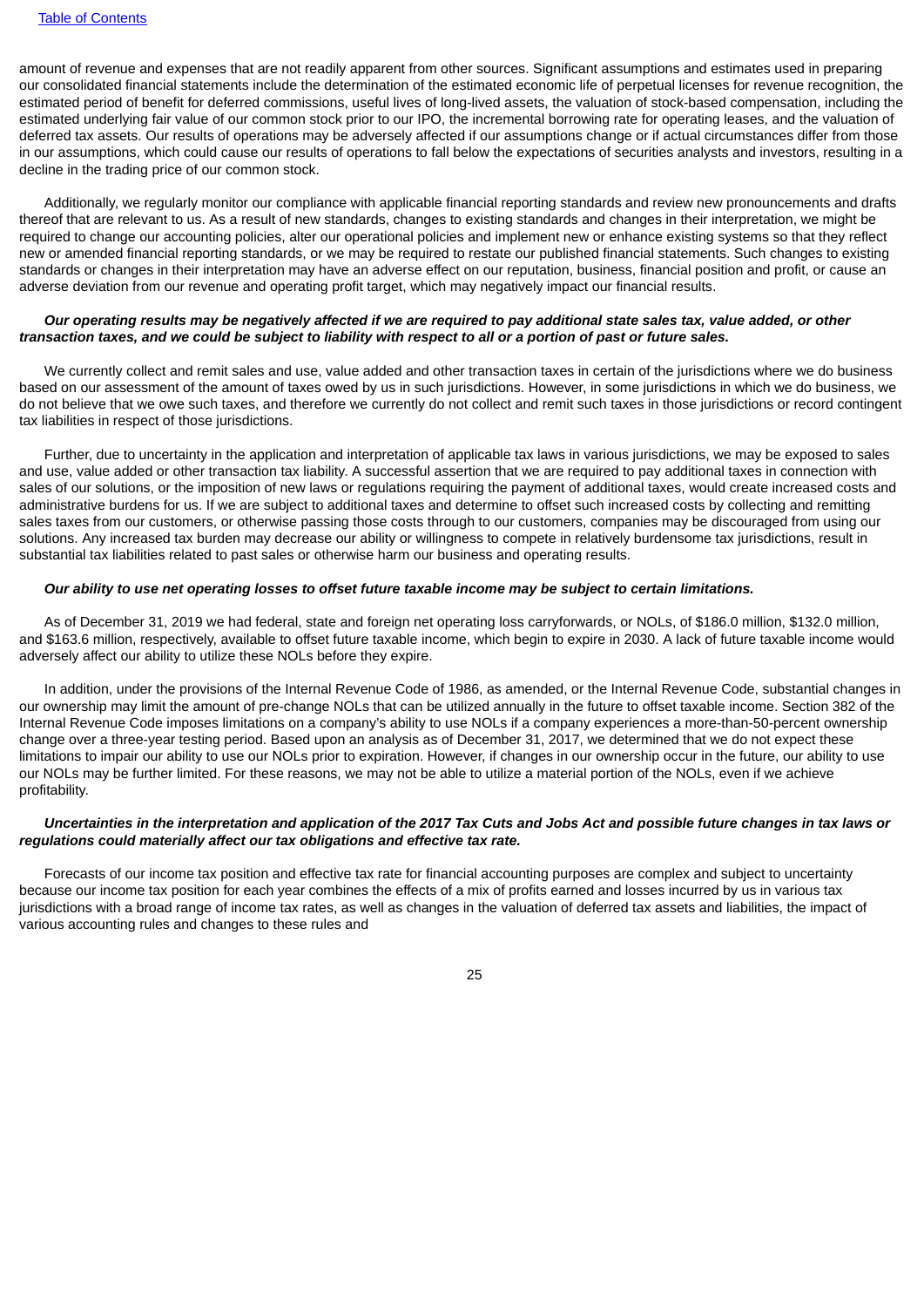amount of revenue and expenses that are not readily apparent from other sources. Significant assumptions and estimates used in preparing our consolidated financial statements include the determination of the estimated economic life of perpetual licenses for revenue recognition, the estimated period of benefit for deferred commissions, useful lives of long-lived assets, the valuation of stock-based compensation, including the estimated underlying fair value of our common stock prior to our IPO, the incremental borrowing rate for operating leases, and the valuation of deferred tax assets. Our results of operations may be adversely affected if our assumptions change or if actual circumstances differ from those in our assumptions, which could cause our results of operations to fall below the expectations of securities analysts and investors, resulting in a decline in the trading price of our common stock.

Additionally, we regularly monitor our compliance with applicable financial reporting standards and review new pronouncements and drafts thereof that are relevant to us. As a result of new standards, changes to existing standards and changes in their interpretation, we might be required to change our accounting policies, alter our operational policies and implement new or enhance existing systems so that they reflect new or amended financial reporting standards, or we may be required to restate our published financial statements. Such changes to existing standards or changes in their interpretation may have an adverse effect on our reputation, business, financial position and profit, or cause an adverse deviation from our revenue and operating profit target, which may negatively impact our financial results.

***Our operating results may be negatively affected if we are required to pay additional state sales tax, value added, or other transaction taxes, and we could be subject to liability with respect to all or a portion of past or future sales.***

We currently collect and remit sales and use, value added and other transaction taxes in certain of the jurisdictions where we do business based on our assessment of the amount of taxes owed by us in such jurisdictions. However, in some jurisdictions in which we do business, we do not believe that we owe such taxes, and therefore we currently do not collect and remit such taxes in those jurisdictions or record contingent tax liabilities in respect of those jurisdictions.

Further, due to uncertainty in the application and interpretation of applicable tax laws in various jurisdictions, we may be exposed to sales and use, value added or other transaction tax liability. A successful assertion that we are required to pay additional taxes in connection with sales of our solutions, or the imposition of new laws or regulations requiring the payment of additional taxes, would create increased costs and administrative burdens for us. If we are subject to additional taxes and determine to offset such increased costs by collecting and remitting sales taxes from our customers, or otherwise passing those costs through to our customers, companies may be discouraged from using our solutions. Any increased tax burden may decrease our ability or willingness to compete in relatively burdensome tax jurisdictions, result in substantial tax liabilities related to past sales or otherwise harm our business and operating results.

***Our ability to use net operating losses to offset future taxable income may be subject to certain limitations.***

As of December 31, 2019 we had federal, state and foreign net operating loss carryforwards, or NOLs, of $186.0 million, $132.0 million, and $163.6 million, respectively, available to offset future taxable income, which begin to expire in 2030. A lack of future taxable income would adversely affect our ability to utilize these NOLs before they expire.

In addition, under the provisions of the Internal Revenue Code of 1986, as amended, or the Internal Revenue Code, substantial changes in our ownership may limit the amount of pre-change NOLs that can be utilized annually in the future to offset taxable income. Section 382 of the Internal Revenue Code imposes limitations on a company's ability to use NOLs if a company experiences a more-than-50-percent ownership change over a three-year testing period. Based upon an analysis as of December 31, 2017, we determined that we do not expect these limitations to impair our ability to use our NOLs prior to expiration. However, if changes in our ownership occur in the future, our ability to use our NOLs may be further limited. For these reasons, we may not be able to utilize a material portion of the NOLs, even if we achieve profitability.

***Uncertainties in the interpretation and application of the 2017 Tax Cuts and Jobs Act and possible future changes in tax laws or regulations could materially affect our tax obligations and effective tax rate.***

Forecasts of our income tax position and effective tax rate for financial accounting purposes are complex and subject to uncertainty because our income tax position for each year combines the effects of a mix of profits earned and losses incurred by us in various tax jurisdictions with a broad range of income tax rates, as well as changes in the valuation of deferred tax assets and liabilities, the impact of various accounting rules and changes to these rules and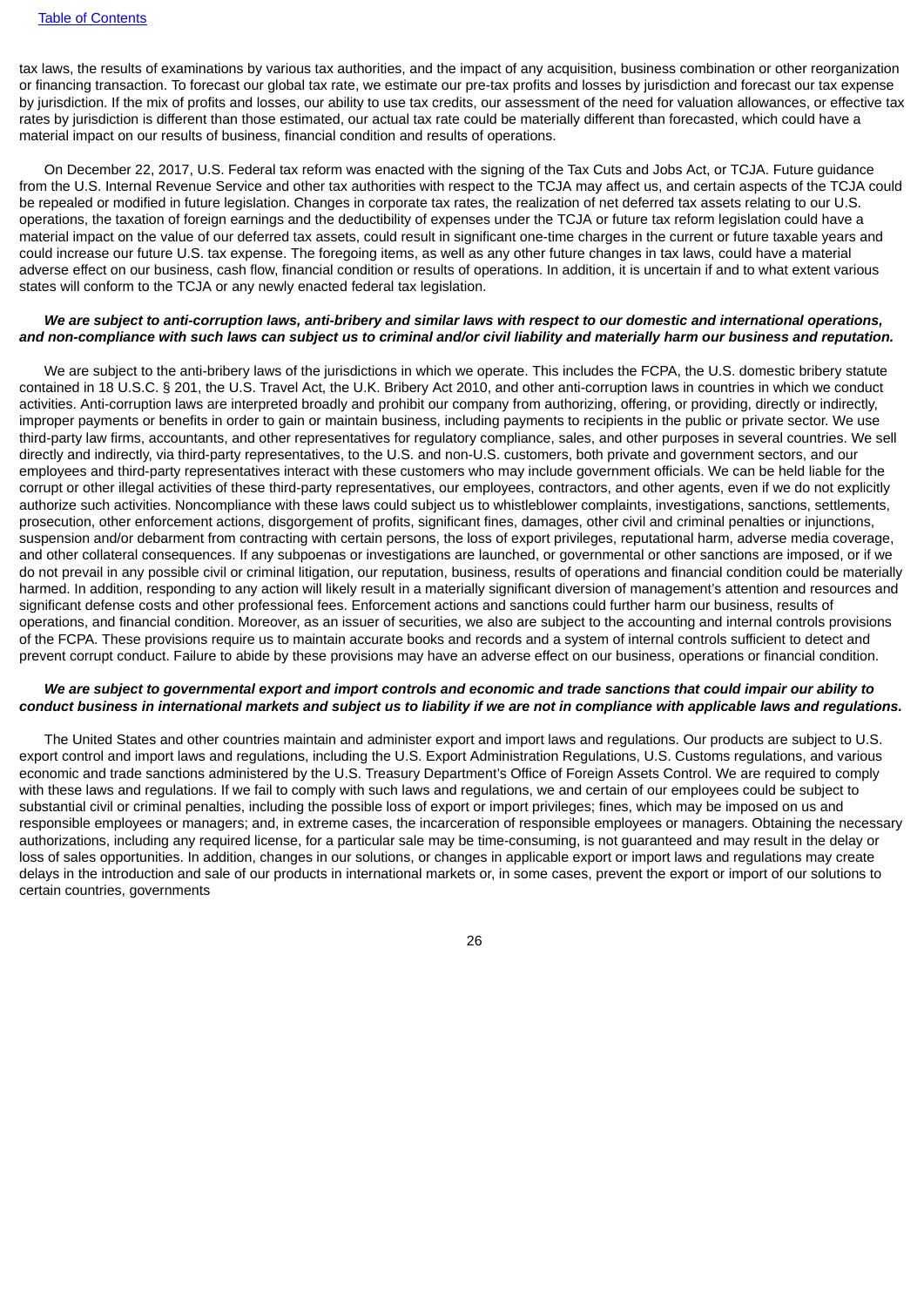tax laws, the results of examinations by various tax authorities, and the impact of any acquisition, business combination or other reorganization or financing transaction. To forecast our global tax rate, we estimate our pre-tax profits and losses by jurisdiction and forecast our tax expense by jurisdiction. If the mix of profits and losses, our ability to use tax credits, our assessment of the need for valuation allowances, or effective tax rates by jurisdiction is different than those estimated, our actual tax rate could be materially different than forecasted, which could have a material impact on our results of business, financial condition and results of operations.

On December 22, 2017, U.S. Federal tax reform was enacted with the signing of the Tax Cuts and Jobs Act, or TCJA. Future guidance from the U.S. Internal Revenue Service and other tax authorities with respect to the TCJA may affect us, and certain aspects of the TCJA could be repealed or modified in future legislation. Changes in corporate tax rates, the realization of net deferred tax assets relating to our U.S. operations, the taxation of foreign earnings and the deductibility of expenses under the TCJA or future tax reform legislation could have a material impact on the value of our deferred tax assets, could result in significant one-time charges in the current or future taxable years and could increase our future U.S. tax expense. The foregoing items, as well as any other future changes in tax laws, could have a material adverse effect on our business, cash flow, financial condition or results of operations. In addition, it is uncertain if and to what extent various states will conform to the TCJA or any newly enacted federal tax legislation.

***We are subject to anti-corruption laws, anti-bribery and similar laws with respect to our domestic and international operations, and non-compliance with such laws can subject us to criminal and/or civil liability and materially harm our business and reputation.***

We are subject to the anti-bribery laws of the jurisdictions in which we operate. This includes the FCPA, the U.S. domestic bribery statute contained in 18 U.S.C. § 201, the U.S. Travel Act, the U.K. Bribery Act 2010, and other anti-corruption laws in countries in which we conduct activities. Anti-corruption laws are interpreted broadly and prohibit our company from authorizing, offering, or providing, directly or indirectly, improper payments or benefits in order to gain or maintain business, including payments to recipients in the public or private sector. We use third-party law firms, accountants, and other representatives for regulatory compliance, sales, and other purposes in several countries. We sell directly and indirectly, via third-party representatives, to the U.S. and non-U.S. customers, both private and government sectors, and our employees and third-party representatives interact with these customers who may include government officials. We can be held liable for the corrupt or other illegal activities of these third-party representatives, our employees, contractors, and other agents, even if we do not explicitly authorize such activities. Noncompliance with these laws could subject us to whistleblower complaints, investigations, sanctions, settlements, prosecution, other enforcement actions, disgorgement of profits, significant fines, damages, other civil and criminal penalties or injunctions, suspension and/or debarment from contracting with certain persons, the loss of export privileges, reputational harm, adverse media coverage, and other collateral consequences. If any subpoenas or investigations are launched, or governmental or other sanctions are imposed, or if we do not prevail in any possible civil or criminal litigation, our reputation, business, results of operations and financial condition could be materially harmed. In addition, responding to any action will likely result in a materially significant diversion of management's attention and resources and significant defense costs and other professional fees. Enforcement actions and sanctions could further harm our business, results of operations, and financial condition. Moreover, as an issuer of securities, we also are subject to the accounting and internal controls provisions of the FCPA. These provisions require us to maintain accurate books and records and a system of internal controls sufficient to detect and prevent corrupt conduct. Failure to abide by these provisions may have an adverse effect on our business, operations or financial condition.

***We are subject to governmental export and import controls and economic and trade sanctions that could impair our ability to conduct business in international markets and subject us to liability if we are not in compliance with applicable laws and regulations.***

The United States and other countries maintain and administer export and import laws and regulations. Our products are subject to U.S. export control and import laws and regulations, including the U.S. Export Administration Regulations, U.S. Customs regulations, and various economic and trade sanctions administered by the U.S. Treasury Department's Office of Foreign Assets Control. We are required to comply with these laws and regulations. If we fail to comply with such laws and regulations, we and certain of our employees could be subject to substantial civil or criminal penalties, including the possible loss of export or import privileges; fines, which may be imposed on us and responsible employees or managers; and, in extreme cases, the incarceration of responsible employees or managers. Obtaining the necessary authorizations, including any required license, for a particular sale may be time-consuming, is not guaranteed and may result in the delay or loss of sales opportunities. In addition, changes in our solutions, or changes in applicable export or import laws and regulations may create delays in the introduction and sale of our products in international markets or, in some cases, prevent the export or import of our solutions to certain countries, governments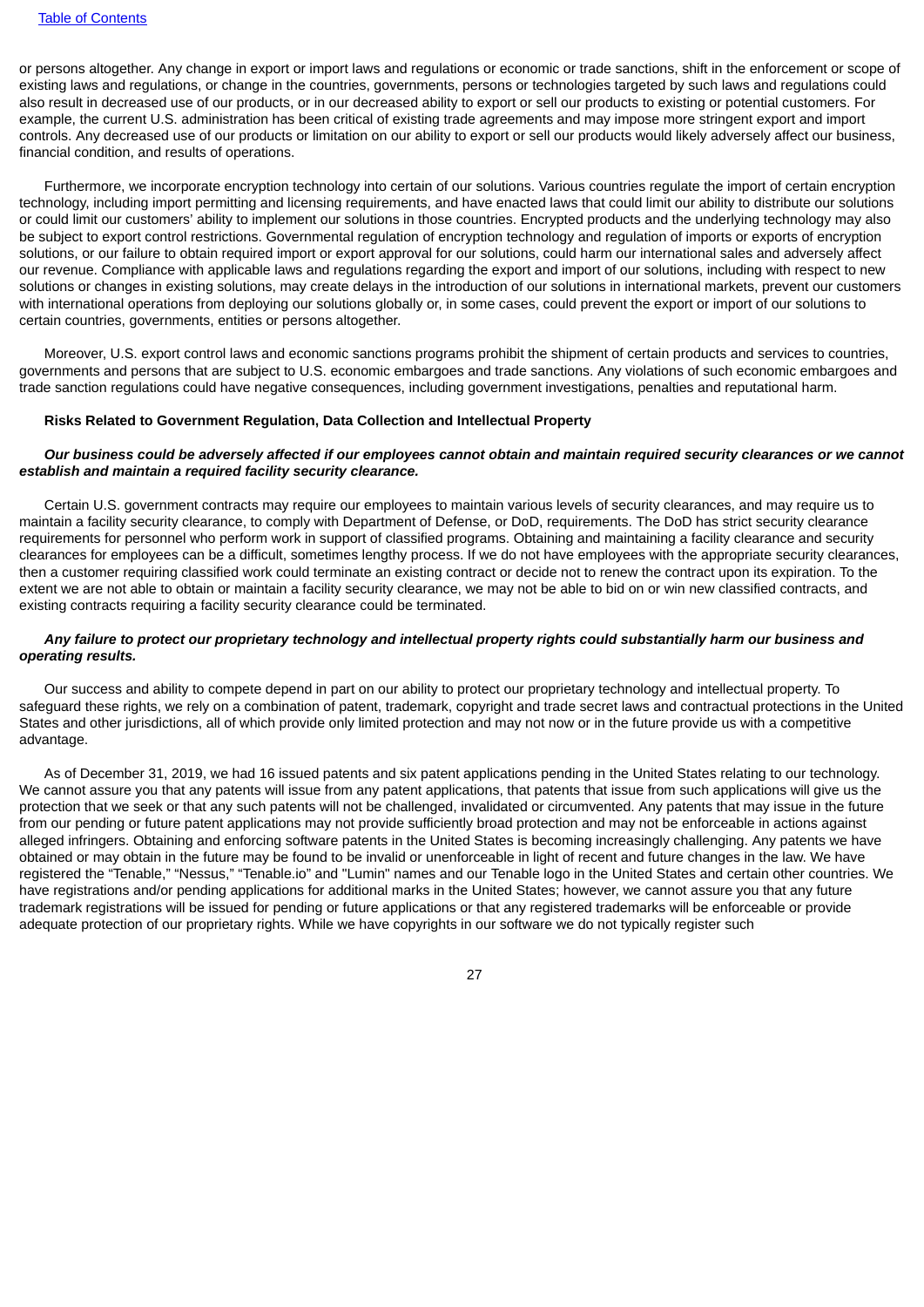or persons altogether. Any change in export or import laws and regulations or economic or trade sanctions, shift in the enforcement or scope of existing laws and regulations, or change in the countries, governments, persons or technologies targeted by such laws and regulations could also result in decreased use of our products, or in our decreased ability to export or sell our products to existing or potential customers. For example, the current U.S. administration has been critical of existing trade agreements and may impose more stringent export and import controls. Any decreased use of our products or limitation on our ability to export or sell our products would likely adversely affect our business, financial condition, and results of operations.

Furthermore, we incorporate encryption technology into certain of our solutions. Various countries regulate the import of certain encryption technology, including import permitting and licensing requirements, and have enacted laws that could limit our ability to distribute our solutions or could limit our customers' ability to implement our solutions in those countries. Encrypted products and the underlying technology may also be subject to export control restrictions. Governmental regulation of encryption technology and regulation of imports or exports of encryption solutions, or our failure to obtain required import or export approval for our solutions, could harm our international sales and adversely affect our revenue. Compliance with applicable laws and regulations regarding the export and import of our solutions, including with respect to new solutions or changes in existing solutions, may create delays in the introduction of our solutions in international markets, prevent our customers with international operations from deploying our solutions globally or, in some cases, could prevent the export or import of our solutions to certain countries, governments, entities or persons altogether.

Moreover, U.S. export control laws and economic sanctions programs prohibit the shipment of certain products and services to countries, governments and persons that are subject to U.S. economic embargoes and trade sanctions. Any violations of such economic embargoes and trade sanction regulations could have negative consequences, including government investigations, penalties and reputational harm.

**Risks Related to Government Regulation, Data Collection and Intellectual Property**

***Our business could be adversely affected if our employees cannot obtain and maintain required security clearances or we cannot establish and maintain a required facility security clearance.***

Certain U.S. government contracts may require our employees to maintain various levels of security clearances, and may require us to maintain a facility security clearance, to comply with Department of Defense, or DoD, requirements. The DoD has strict security clearance requirements for personnel who perform work in support of classified programs. Obtaining and maintaining a facility clearance and security clearances for employees can be a difficult, sometimes lengthy process. If we do not have employees with the appropriate security clearances, then a customer requiring classified work could terminate an existing contract or decide not to renew the contract upon its expiration. To the extent we are not able to obtain or maintain a facility security clearance, we may not be able to bid on or win new classified contracts, and existing contracts requiring a facility security clearance could be terminated.

***Any failure to protect our proprietary technology and intellectual property rights could substantially harm our business and operating results.***

Our success and ability to compete depend in part on our ability to protect our proprietary technology and intellectual property. To safeguard these rights, we rely on a combination of patent, trademark, copyright and trade secret laws and contractual protections in the United States and other jurisdictions, all of which provide only limited protection and may not now or in the future provide us with a competitive advantage.

As of December 31, 2019, we had 16 issued patents and six patent applications pending in the United States relating to our technology. We cannot assure you that any patents will issue from any patent applications, that patents that issue from such applications will give us the protection that we seek or that any such patents will not be challenged, invalidated or circumvented. Any patents that may issue in the future from our pending or future patent applications may not provide sufficiently broad protection and may not be enforceable in actions against alleged infringers. Obtaining and enforcing software patents in the United States is becoming increasingly challenging. Any patents we have obtained or may obtain in the future may be found to be invalid or unenforceable in light of recent and future changes in the law. We have registered the "Tenable," "Nessus," "Tenable.io" and "Lumin" names and our Tenable logo in the United States and certain other countries. We have registrations and/or pending applications for additional marks in the United States; however, we cannot assure you that any future trademark registrations will be issued for pending or future applications or that any registered trademarks will be enforceable or provide adequate protection of our proprietary rights. While we have copyrights in our software we do not typically register such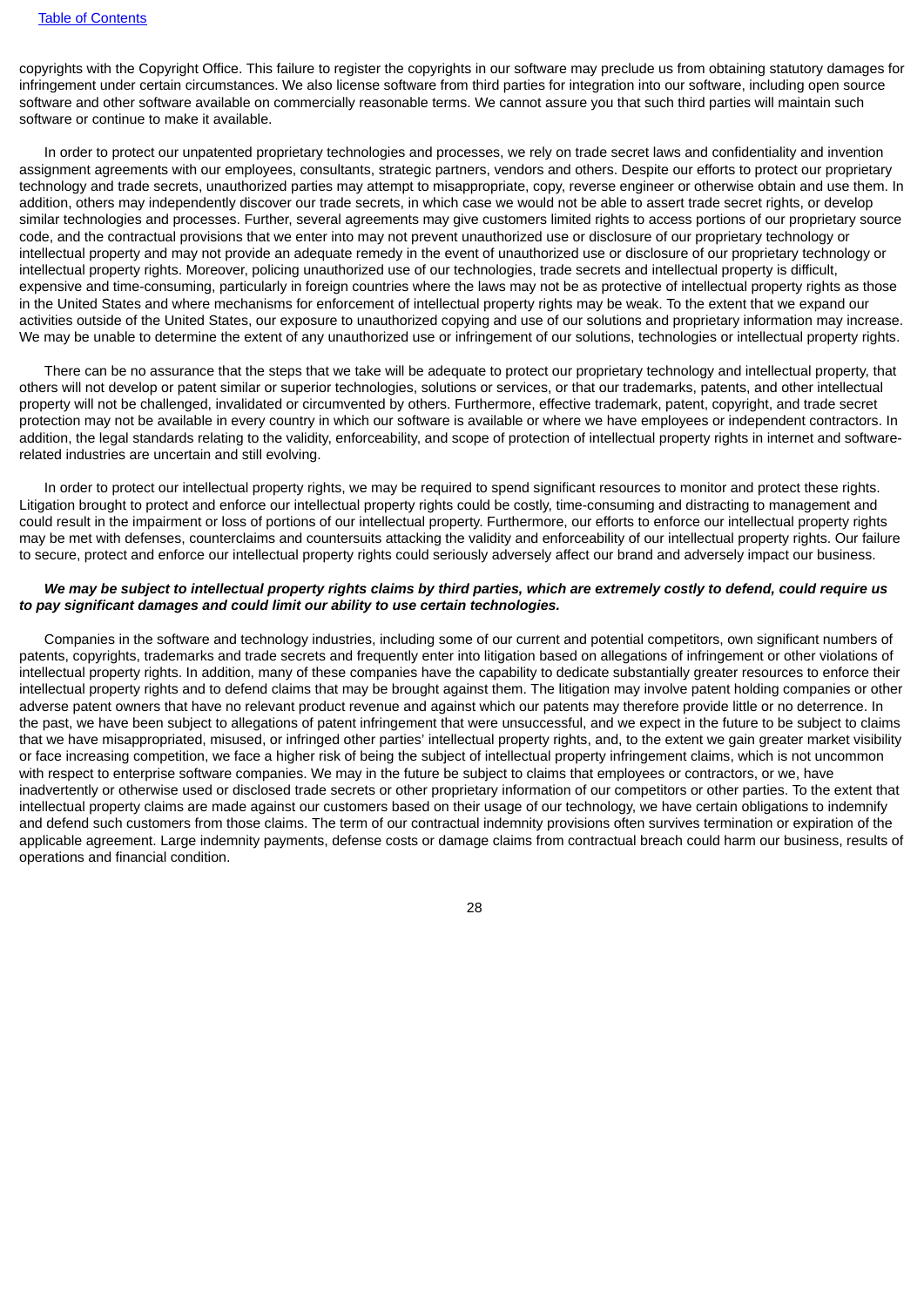copyrights with the Copyright Office. This failure to register the copyrights in our software may preclude us from obtaining statutory damages for infringement under certain circumstances. We also license software from third parties for integration into our software, including open source software and other software available on commercially reasonable terms. We cannot assure you that such third parties will maintain such software or continue to make it available.

In order to protect our unpatented proprietary technologies and processes, we rely on trade secret laws and confidentiality and invention assignment agreements with our employees, consultants, strategic partners, vendors and others. Despite our efforts to protect our proprietary technology and trade secrets, unauthorized parties may attempt to misappropriate, copy, reverse engineer or otherwise obtain and use them. In addition, others may independently discover our trade secrets, in which case we would not be able to assert trade secret rights, or develop similar technologies and processes. Further, several agreements may give customers limited rights to access portions of our proprietary source code, and the contractual provisions that we enter into may not prevent unauthorized use or disclosure of our proprietary technology or intellectual property and may not provide an adequate remedy in the event of unauthorized use or disclosure of our proprietary technology or intellectual property rights. Moreover, policing unauthorized use of our technologies, trade secrets and intellectual property is difficult, expensive and time-consuming, particularly in foreign countries where the laws may not be as protective of intellectual property rights as those in the United States and where mechanisms for enforcement of intellectual property rights may be weak. To the extent that we expand our activities outside of the United States, our exposure to unauthorized copying and use of our solutions and proprietary information may increase. We may be unable to determine the extent of any unauthorized use or infringement of our solutions, technologies or intellectual property rights.

There can be no assurance that the steps that we take will be adequate to protect our proprietary technology and intellectual property, that others will not develop or patent similar or superior technologies, solutions or services, or that our trademarks, patents, and other intellectual property will not be challenged, invalidated or circumvented by others. Furthermore, effective trademark, patent, copyright, and trade secret protection may not be available in every country in which our software is available or where we have employees or independent contractors. In addition, the legal standards relating to the validity, enforceability, and scope of protection of intellectual property rights in internet and software-related industries are uncertain and still evolving.

In order to protect our intellectual property rights, we may be required to spend significant resources to monitor and protect these rights. Litigation brought to protect and enforce our intellectual property rights could be costly, time-consuming and distracting to management and could result in the impairment or loss of portions of our intellectual property. Furthermore, our efforts to enforce our intellectual property rights may be met with defenses, counterclaims and countersuits attacking the validity and enforceability of our intellectual property rights. Our failure to secure, protect and enforce our intellectual property rights could seriously adversely affect our brand and adversely impact our business.

***We may be subject to intellectual property rights claims by third parties, which are extremely costly to defend, could require us to pay significant damages and could limit our ability to use certain technologies.***

Companies in the software and technology industries, including some of our current and potential competitors, own significant numbers of patents, copyrights, trademarks and trade secrets and frequently enter into litigation based on allegations of infringement or other violations of intellectual property rights. In addition, many of these companies have the capability to dedicate substantially greater resources to enforce their intellectual property rights and to defend claims that may be brought against them. The litigation may involve patent holding companies or other adverse patent owners that have no relevant product revenue and against which our patents may therefore provide little or no deterrence. In the past, we have been subject to allegations of patent infringement that were unsuccessful, and we expect in the future to be subject to claims that we have misappropriated, misused, or infringed other parties' intellectual property rights, and, to the extent we gain greater market visibility or face increasing competition, we face a higher risk of being the subject of intellectual property infringement claims, which is not uncommon with respect to enterprise software companies. We may in the future be subject to claims that employees or contractors, or we, have inadvertently or otherwise used or disclosed trade secrets or other proprietary information of our competitors or other parties. To the extent that intellectual property claims are made against our customers based on their usage of our technology, we have certain obligations to indemnify and defend such customers from those claims. The term of our contractual indemnity provisions often survives termination or expiration of the applicable agreement. Large indemnity payments, defense costs or damage claims from contractual breach could harm our business, results of operations and financial condition.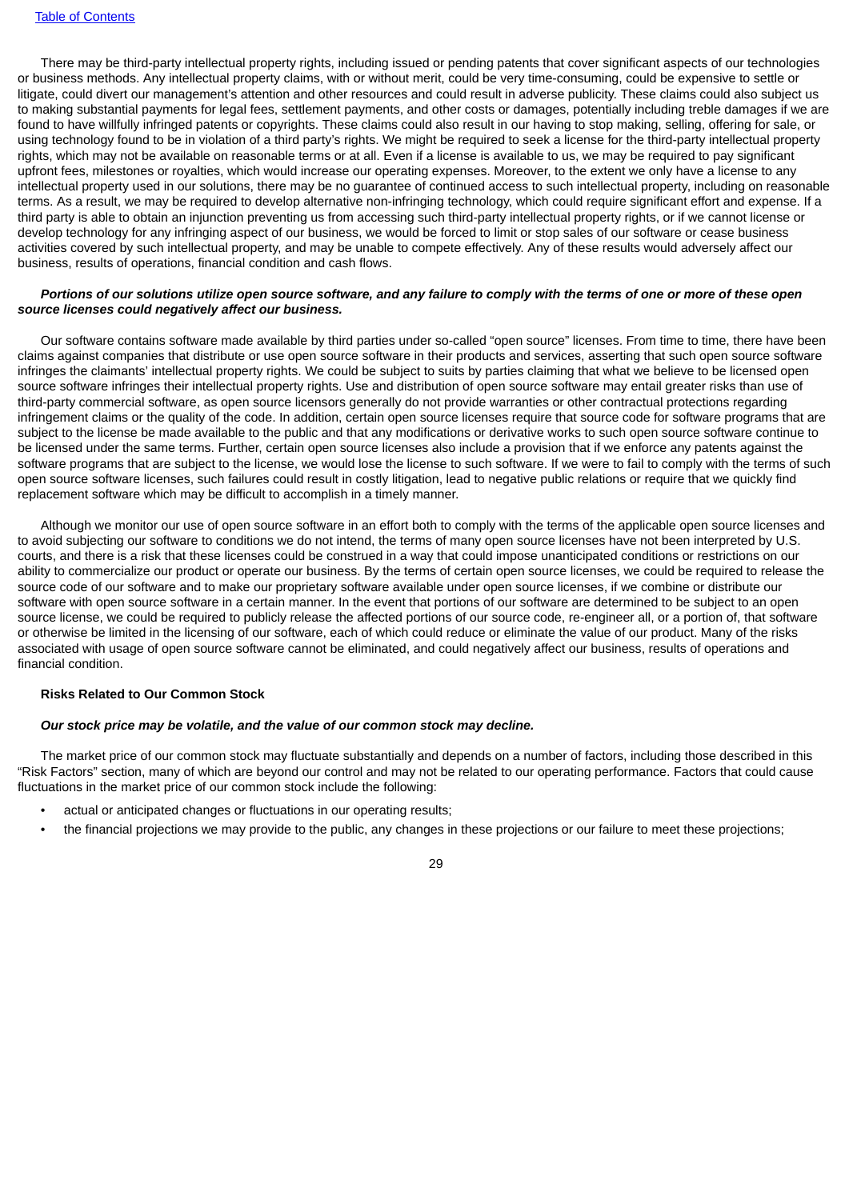There may be third-party intellectual property rights, including issued or pending patents that cover significant aspects of our technologies or business methods. Any intellectual property claims, with or without merit, could be very time-consuming, could be expensive to settle or litigate, could divert our management's attention and other resources and could result in adverse publicity. These claims could also subject us to making substantial payments for legal fees, settlement payments, and other costs or damages, potentially including treble damages if we are found to have willfully infringed patents or copyrights. These claims could also result in our having to stop making, selling, offering for sale, or using technology found to be in violation of a third party's rights. We might be required to seek a license for the third-party intellectual property rights, which may not be available on reasonable terms or at all. Even if a license is available to us, we may be required to pay significant upfront fees, milestones or royalties, which would increase our operating expenses. Moreover, to the extent we only have a license to any intellectual property used in our solutions, there may be no guarantee of continued access to such intellectual property, including on reasonable terms. As a result, we may be required to develop alternative non-infringing technology, which could require significant effort and expense. If a third party is able to obtain an injunction preventing us from accessing such third-party intellectual property rights, or if we cannot license or develop technology for any infringing aspect of our business, we would be forced to limit or stop sales of our software or cease business activities covered by such intellectual property, and may be unable to compete effectively. Any of these results would adversely affect our business, results of operations, financial condition and cash flows.

***Portions of our solutions utilize open source software, and any failure to comply with the terms of one or more of these open source licenses could negatively affect our business.***

Our software contains software made available by third parties under so-called "open source" licenses. From time to time, there have been claims against companies that distribute or use open source software in their products and services, asserting that such open source software infringes the claimants' intellectual property rights. We could be subject to suits by parties claiming that what we believe to be licensed open source software infringes their intellectual property rights. Use and distribution of open source software may entail greater risks than use of third-party commercial software, as open source licensors generally do not provide warranties or other contractual protections regarding infringement claims or the quality of the code. In addition, certain open source licenses require that source code for software programs that are subject to the license be made available to the public and that any modifications or derivative works to such open source software continue to be licensed under the same terms. Further, certain open source licenses also include a provision that if we enforce any patents against the software programs that are subject to the license, we would lose the license to such software. If we were to fail to comply with the terms of such open source software licenses, such failures could result in costly litigation, lead to negative public relations or require that we quickly find replacement software which may be difficult to accomplish in a timely manner.

Although we monitor our use of open source software in an effort both to comply with the terms of the applicable open source licenses and to avoid subjecting our software to conditions we do not intend, the terms of many open source licenses have not been interpreted by U.S. courts, and there is a risk that these licenses could be construed in a way that could impose unanticipated conditions or restrictions on our ability to commercialize our product or operate our business. By the terms of certain open source licenses, we could be required to release the source code of our software and to make our proprietary software available under open source licenses, if we combine or distribute our software with open source software in a certain manner. In the event that portions of our software are determined to be subject to an open source license, we could be required to publicly release the affected portions of our source code, re-engineer all, or a portion of, that software or otherwise be limited in the licensing of our software, each of which could reduce or eliminate the value of our product. Many of the risks associated with usage of open source software cannot be eliminated, and could negatively affect our business, results of operations and financial condition.

**Risks Related to Our Common Stock**

***Our stock price may be volatile, and the value of our common stock may decline.***

The market price of our common stock may fluctuate substantially and depends on a number of factors, including those described in this "Risk Factors" section, many of which are beyond our control and may not be related to our operating performance. Factors that could cause fluctuations in the market price of our common stock include the following:

- actual or anticipated changes or fluctuations in our operating results;
- the financial projections we may provide to the public, any changes in these projections or our failure to meet these projections;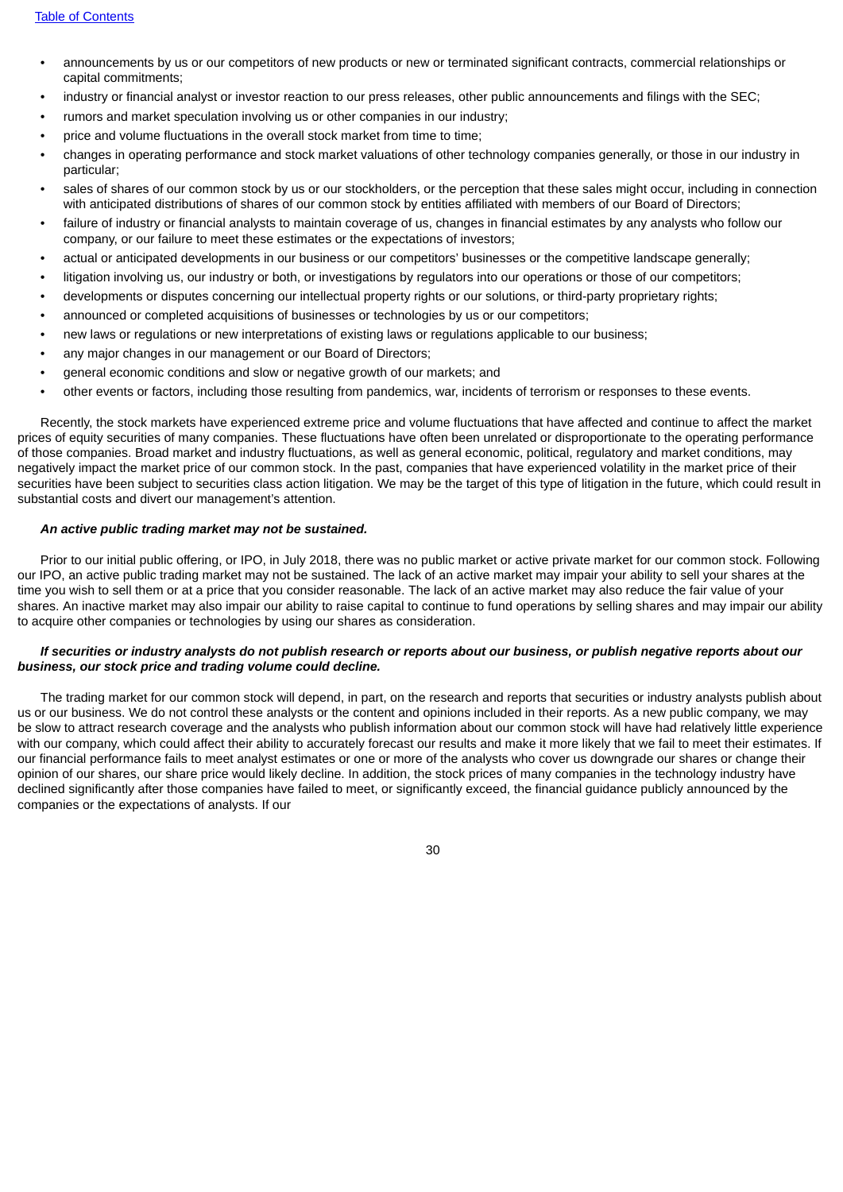- announcements by us or our competitors of new products or new or terminated significant contracts, commercial relationships or capital commitments;
- industry or financial analyst or investor reaction to our press releases, other public announcements and filings with the SEC;
- rumors and market speculation involving us or other companies in our industry;
- price and volume fluctuations in the overall stock market from time to time;
- changes in operating performance and stock market valuations of other technology companies generally, or those in our industry in particular;
- sales of shares of our common stock by us or our stockholders, or the perception that these sales might occur, including in connection with anticipated distributions of shares of our common stock by entities affiliated with members of our Board of Directors;
- failure of industry or financial analysts to maintain coverage of us, changes in financial estimates by any analysts who follow our company, or our failure to meet these estimates or the expectations of investors;
- actual or anticipated developments in our business or our competitors' businesses or the competitive landscape generally;
- litigation involving us, our industry or both, or investigations by regulators into our operations or those of our competitors;
- developments or disputes concerning our intellectual property rights or our solutions, or third-party proprietary rights;
- announced or completed acquisitions of businesses or technologies by us or our competitors;
- new laws or regulations or new interpretations of existing laws or regulations applicable to our business;
- any major changes in our management or our Board of Directors;
- general economic conditions and slow or negative growth of our markets; and
- other events or factors, including those resulting from pandemics, war, incidents of terrorism or responses to these events.

Recently, the stock markets have experienced extreme price and volume fluctuations that have affected and continue to affect the market prices of equity securities of many companies. These fluctuations have often been unrelated or disproportionate to the operating performance of those companies. Broad market and industry fluctuations, as well as general economic, political, regulatory and market conditions, may negatively impact the market price of our common stock. In the past, companies that have experienced volatility in the market price of their securities have been subject to securities class action litigation. We may be the target of this type of litigation in the future, which could result in substantial costs and divert our management's attention.

***An active public trading market may not be sustained.***

Prior to our initial public offering, or IPO, in July 2018, there was no public market or active private market for our common stock. Following our IPO, an active public trading market may not be sustained. The lack of an active market may impair your ability to sell your shares at the time you wish to sell them or at a price that you consider reasonable. The lack of an active market may also reduce the fair value of your shares. An inactive market may also impair our ability to raise capital to continue to fund operations by selling shares and may impair our ability to acquire other companies or technologies by using our shares as consideration.

***If securities or industry analysts do not publish research or reports about our business, or publish negative reports about our business, our stock price and trading volume could decline.***

The trading market for our common stock will depend, in part, on the research and reports that securities or industry analysts publish about us or our business. We do not control these analysts or the content and opinions included in their reports. As a new public company, we may be slow to attract research coverage and the analysts who publish information about our common stock will have had relatively little experience with our company, which could affect their ability to accurately forecast our results and make it more likely that we fail to meet their estimates. If our financial performance fails to meet analyst estimates or one or more of the analysts who cover us downgrade our shares or change their opinion of our shares, our share price would likely decline. In addition, the stock prices of many companies in the technology industry have declined significantly after those companies have failed to meet, or significantly exceed, the financial guidance publicly announced by the companies or the expectations of analysts. If our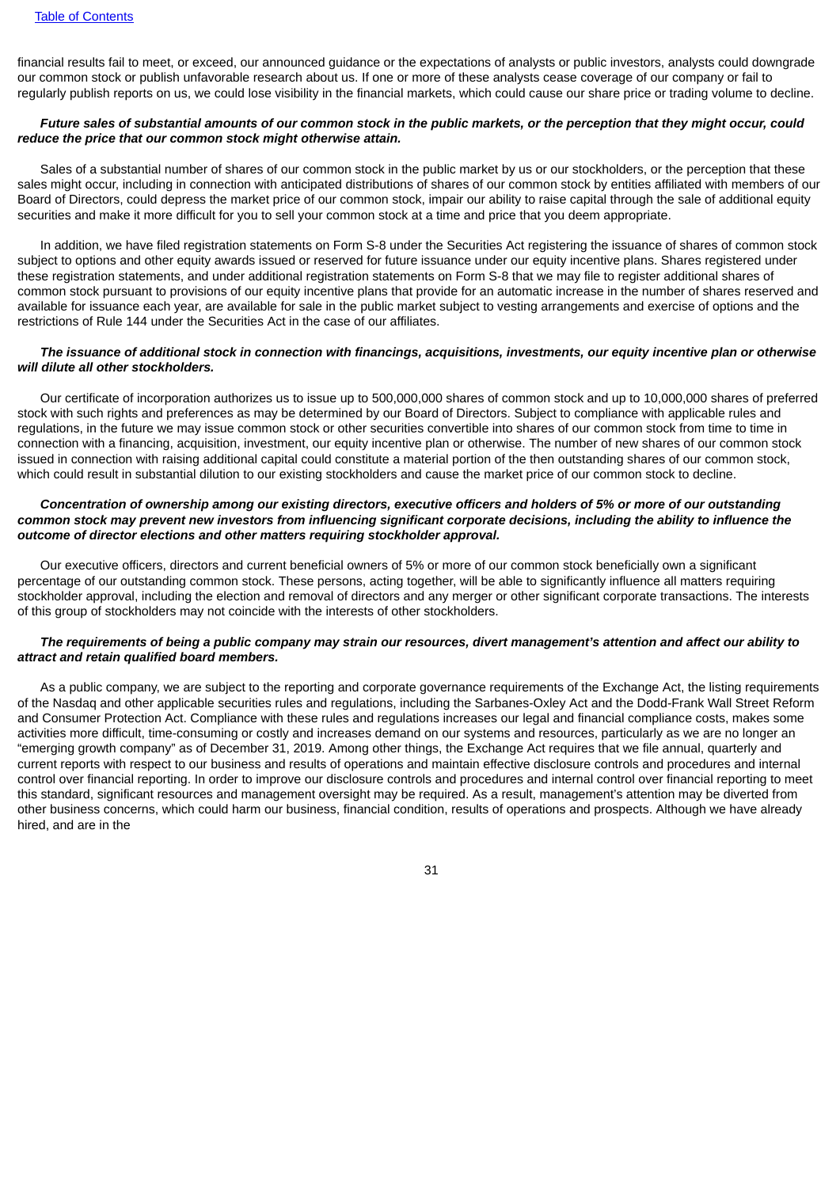financial results fail to meet, or exceed, our announced guidance or the expectations of analysts or public investors, analysts could downgrade our common stock or publish unfavorable research about us. If one or more of these analysts cease coverage of our company or fail to regularly publish reports on us, we could lose visibility in the financial markets, which could cause our share price or trading volume to decline.

***Future sales of substantial amounts of our common stock in the public markets, or the perception that they might occur, could reduce the price that our common stock might otherwise attain.***

Sales of a substantial number of shares of our common stock in the public market by us or our stockholders, or the perception that these sales might occur, including in connection with anticipated distributions of shares of our common stock by entities affiliated with members of our Board of Directors, could depress the market price of our common stock, impair our ability to raise capital through the sale of additional equity securities and make it more difficult for you to sell your common stock at a time and price that you deem appropriate.

In addition, we have filed registration statements on Form S-8 under the Securities Act registering the issuance of shares of common stock subject to options and other equity awards issued or reserved for future issuance under our equity incentive plans. Shares registered under these registration statements, and under additional registration statements on Form S-8 that we may file to register additional shares of common stock pursuant to provisions of our equity incentive plans that provide for an automatic increase in the number of shares reserved and available for issuance each year, are available for sale in the public market subject to vesting arrangements and exercise of options and the restrictions of Rule 144 under the Securities Act in the case of our affiliates.

***The issuance of additional stock in connection with financings, acquisitions, investments, our equity incentive plan or otherwise will dilute all other stockholders.***

Our certificate of incorporation authorizes us to issue up to 500,000,000 shares of common stock and up to 10,000,000 shares of preferred stock with such rights and preferences as may be determined by our Board of Directors. Subject to compliance with applicable rules and regulations, in the future we may issue common stock or other securities convertible into shares of our common stock from time to time in connection with a financing, acquisition, investment, our equity incentive plan or otherwise. The number of new shares of our common stock issued in connection with raising additional capital could constitute a material portion of the then outstanding shares of our common stock, which could result in substantial dilution to our existing stockholders and cause the market price of our common stock to decline.

***Concentration of ownership among our existing directors, executive officers and holders of 5% or more of our outstanding common stock may prevent new investors from influencing significant corporate decisions, including the ability to influence the outcome of director elections and other matters requiring stockholder approval.***

Our executive officers, directors and current beneficial owners of 5% or more of our common stock beneficially own a significant percentage of our outstanding common stock. These persons, acting together, will be able to significantly influence all matters requiring stockholder approval, including the election and removal of directors and any merger or other significant corporate transactions. The interests of this group of stockholders may not coincide with the interests of other stockholders.

***The requirements of being a public company may strain our resources, divert management's attention and affect our ability to attract and retain qualified board members.***

As a public company, we are subject to the reporting and corporate governance requirements of the Exchange Act, the listing requirements of the Nasdaq and other applicable securities rules and regulations, including the Sarbanes-Oxley Act and the Dodd-Frank Wall Street Reform and Consumer Protection Act. Compliance with these rules and regulations increases our legal and financial compliance costs, makes some activities more difficult, time-consuming or costly and increases demand on our systems and resources, particularly as we are no longer an "emerging growth company" as of December 31, 2019. Among other things, the Exchange Act requires that we file annual, quarterly and current reports with respect to our business and results of operations and maintain effective disclosure controls and procedures and internal control over financial reporting. In order to improve our disclosure controls and procedures and internal control over financial reporting to meet this standard, significant resources and management oversight may be required. As a result, management's attention may be diverted from other business concerns, which could harm our business, financial condition, results of operations and prospects. Although we have already hired, and are in the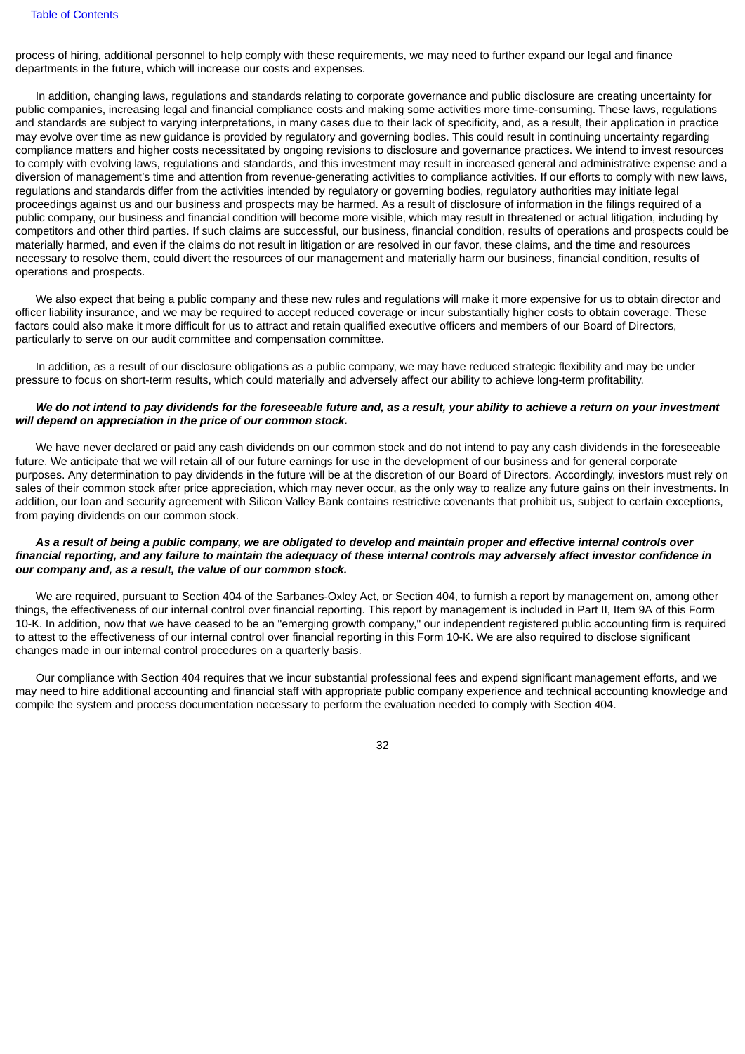process of hiring, additional personnel to help comply with these requirements, we may need to further expand our legal and finance departments in the future, which will increase our costs and expenses.

In addition, changing laws, regulations and standards relating to corporate governance and public disclosure are creating uncertainty for public companies, increasing legal and financial compliance costs and making some activities more time-consuming. These laws, regulations and standards are subject to varying interpretations, in many cases due to their lack of specificity, and, as a result, their application in practice may evolve over time as new guidance is provided by regulatory and governing bodies. This could result in continuing uncertainty regarding compliance matters and higher costs necessitated by ongoing revisions to disclosure and governance practices. We intend to invest resources to comply with evolving laws, regulations and standards, and this investment may result in increased general and administrative expense and a diversion of management's time and attention from revenue-generating activities to compliance activities. If our efforts to comply with new laws, regulations and standards differ from the activities intended by regulatory or governing bodies, regulatory authorities may initiate legal proceedings against us and our business and prospects may be harmed. As a result of disclosure of information in the filings required of a public company, our business and financial condition will become more visible, which may result in threatened or actual litigation, including by competitors and other third parties. If such claims are successful, our business, financial condition, results of operations and prospects could be materially harmed, and even if the claims do not result in litigation or are resolved in our favor, these claims, and the time and resources necessary to resolve them, could divert the resources of our management and materially harm our business, financial condition, results of operations and prospects.

We also expect that being a public company and these new rules and regulations will make it more expensive for us to obtain director and officer liability insurance, and we may be required to accept reduced coverage or incur substantially higher costs to obtain coverage. These factors could also make it more difficult for us to attract and retain qualified executive officers and members of our Board of Directors, particularly to serve on our audit committee and compensation committee.

In addition, as a result of our disclosure obligations as a public company, we may have reduced strategic flexibility and may be under pressure to focus on short-term results, which could materially and adversely affect our ability to achieve long-term profitability.

***We do not intend to pay dividends for the foreseeable future and, as a result, your ability to achieve a return on your investment will depend on appreciation in the price of our common stock.***

We have never declared or paid any cash dividends on our common stock and do not intend to pay any cash dividends in the foreseeable future. We anticipate that we will retain all of our future earnings for use in the development of our business and for general corporate purposes. Any determination to pay dividends in the future will be at the discretion of our Board of Directors. Accordingly, investors must rely on sales of their common stock after price appreciation, which may never occur, as the only way to realize any future gains on their investments. In addition, our loan and security agreement with Silicon Valley Bank contains restrictive covenants that prohibit us, subject to certain exceptions, from paying dividends on our common stock.

***As a result of being a public company, we are obligated to develop and maintain proper and effective internal controls over financial reporting, and any failure to maintain the adequacy of these internal controls may adversely affect investor confidence in our company and, as a result, the value of our common stock.***

We are required, pursuant to Section 404 of the Sarbanes-Oxley Act, or Section 404, to furnish a report by management on, among other things, the effectiveness of our internal control over financial reporting. This report by management is included in Part II, Item 9A of this Form 10-K. In addition, now that we have ceased to be an "emerging growth company," our independent registered public accounting firm is required to attest to the effectiveness of our internal control over financial reporting in this Form 10-K. We are also required to disclose significant changes made in our internal control procedures on a quarterly basis.

Our compliance with Section 404 requires that we incur substantial professional fees and expend significant management efforts, and we may need to hire additional accounting and financial staff with appropriate public company experience and technical accounting knowledge and compile the system and process documentation necessary to perform the evaluation needed to comply with Section 404.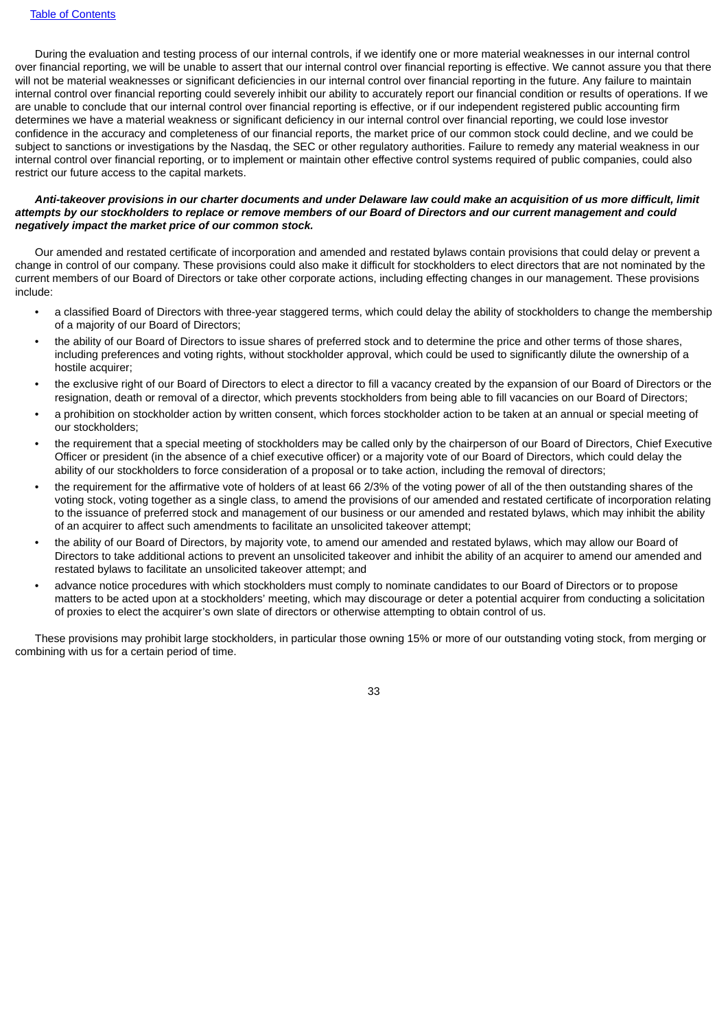During the evaluation and testing process of our internal controls, if we identify one or more material weaknesses in our internal control over financial reporting, we will be unable to assert that our internal control over financial reporting is effective. We cannot assure you that there will not be material weaknesses or significant deficiencies in our internal control over financial reporting in the future. Any failure to maintain internal control over financial reporting could severely inhibit our ability to accurately report our financial condition or results of operations. If we are unable to conclude that our internal control over financial reporting is effective, or if our independent registered public accounting firm determines we have a material weakness or significant deficiency in our internal control over financial reporting, we could lose investor confidence in the accuracy and completeness of our financial reports, the market price of our common stock could decline, and we could be subject to sanctions or investigations by the Nasdaq, the SEC or other regulatory authorities. Failure to remedy any material weakness in our internal control over financial reporting, or to implement or maintain other effective control systems required of public companies, could also restrict our future access to the capital markets.

***Anti-takeover provisions in our charter documents and under Delaware law could make an acquisition of us more difficult, limit attempts by our stockholders to replace or remove members of our Board of Directors and our current management and could negatively impact the market price of our common stock.***

Our amended and restated certificate of incorporation and amended and restated bylaws contain provisions that could delay or prevent a change in control of our company. These provisions could also make it difficult for stockholders to elect directors that are not nominated by the current members of our Board of Directors or take other corporate actions, including effecting changes in our management. These provisions include:

- a classified Board of Directors with three-year staggered terms, which could delay the ability of stockholders to change the membership of a majority of our Board of Directors;
- the ability of our Board of Directors to issue shares of preferred stock and to determine the price and other terms of those shares, including preferences and voting rights, without stockholder approval, which could be used to significantly dilute the ownership of a hostile acquirer;
- the exclusive right of our Board of Directors to elect a director to fill a vacancy created by the expansion of our Board of Directors or the resignation, death or removal of a director, which prevents stockholders from being able to fill vacancies on our Board of Directors;
- a prohibition on stockholder action by written consent, which forces stockholder action to be taken at an annual or special meeting of our stockholders;
- the requirement that a special meeting of stockholders may be called only by the chairperson of our Board of Directors, Chief Executive Officer or president (in the absence of a chief executive officer) or a majority vote of our Board of Directors, which could delay the ability of our stockholders to force consideration of a proposal or to take action, including the removal of directors;
- the requirement for the affirmative vote of holders of at least 66 2/3% of the voting power of all of the then outstanding shares of the voting stock, voting together as a single class, to amend the provisions of our amended and restated certificate of incorporation relating to the issuance of preferred stock and management of our business or our amended and restated bylaws, which may inhibit the ability of an acquirer to affect such amendments to facilitate an unsolicited takeover attempt;
- the ability of our Board of Directors, by majority vote, to amend our amended and restated bylaws, which may allow our Board of Directors to take additional actions to prevent an unsolicited takeover and inhibit the ability of an acquirer to amend our amended and restated bylaws to facilitate an unsolicited takeover attempt; and
- advance notice procedures with which stockholders must comply to nominate candidates to our Board of Directors or to propose matters to be acted upon at a stockholders' meeting, which may discourage or deter a potential acquirer from conducting a solicitation of proxies to elect the acquirer's own slate of directors or otherwise attempting to obtain control of us.

These provisions may prohibit large stockholders, in particular those owning 15% or more of our outstanding voting stock, from merging or combining with us for a certain period of time.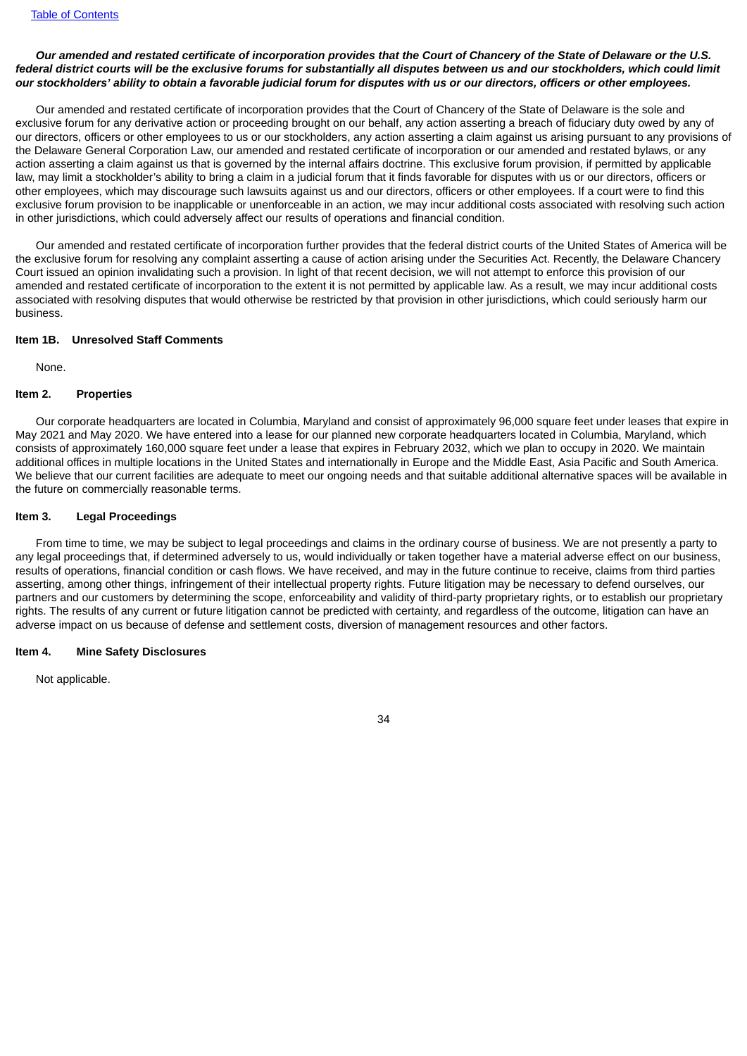***Our amended and restated certificate of incorporation provides that the Court of Chancery of the State of Delaware or the U.S. federal district courts will be the exclusive forums for substantially all disputes between us and our stockholders, which could limit our stockholders' ability to obtain a favorable judicial forum for disputes with us or our directors, officers or other employees.***

Our amended and restated certificate of incorporation provides that the Court of Chancery of the State of Delaware is the sole and exclusive forum for any derivative action or proceeding brought on our behalf, any action asserting a breach of fiduciary duty owed by any of our directors, officers or other employees to us or our stockholders, any action asserting a claim against us arising pursuant to any provisions of the Delaware General Corporation Law, our amended and restated certificate of incorporation or our amended and restated bylaws, or any action asserting a claim against us that is governed by the internal affairs doctrine. This exclusive forum provision, if permitted by applicable law, may limit a stockholder's ability to bring a claim in a judicial forum that it finds favorable for disputes with us or our directors, officers or other employees, which may discourage such lawsuits against us and our directors, officers or other employees. If a court were to find this exclusive forum provision to be inapplicable or unenforceable in an action, we may incur additional costs associated with resolving such action in other jurisdictions, which could adversely affect our results of operations and financial condition.

Our amended and restated certificate of incorporation further provides that the federal district courts of the United States of America will be the exclusive forum for resolving any complaint asserting a cause of action arising under the Securities Act. Recently, the Delaware Chancery Court issued an opinion invalidating such a provision. In light of that recent decision, we will not attempt to enforce this provision of our amended and restated certificate of incorporation to the extent it is not permitted by applicable law. As a result, we may incur additional costs associated with resolving disputes that would otherwise be restricted by that provision in other jurisdictions, which could seriously harm our business.

## Item 1B. Unresolved Staff Comments

None.

## Item 2. Properties

Our corporate headquarters are located in Columbia, Maryland and consist of approximately 96,000 square feet under leases that expire in May 2021 and May 2020. We have entered into a lease for our planned new corporate headquarters located in Columbia, Maryland, which consists of approximately 160,000 square feet under a lease that expires in February 2032, which we plan to occupy in 2020. We maintain additional offices in multiple locations in the United States and internationally in Europe and the Middle East, Asia Pacific and South America. We believe that our current facilities are adequate to meet our ongoing needs and that suitable additional alternative spaces will be available in the future on commercially reasonable terms.

## Item 3. Legal Proceedings

From time to time, we may be subject to legal proceedings and claims in the ordinary course of business. We are not presently a party to any legal proceedings that, if determined adversely to us, would individually or taken together have a material adverse effect on our business, results of operations, financial condition or cash flows. We have received, and may in the future continue to receive, claims from third parties asserting, among other things, infringement of their intellectual property rights. Future litigation may be necessary to defend ourselves, our partners and our customers by determining the scope, enforceability and validity of third-party proprietary rights, or to establish our proprietary rights. The results of any current or future litigation cannot be predicted with certainty, and regardless of the outcome, litigation can have an adverse impact on us because of defense and settlement costs, diversion of management resources and other factors.

## Item 4. Mine Safety Disclosures

Not applicable.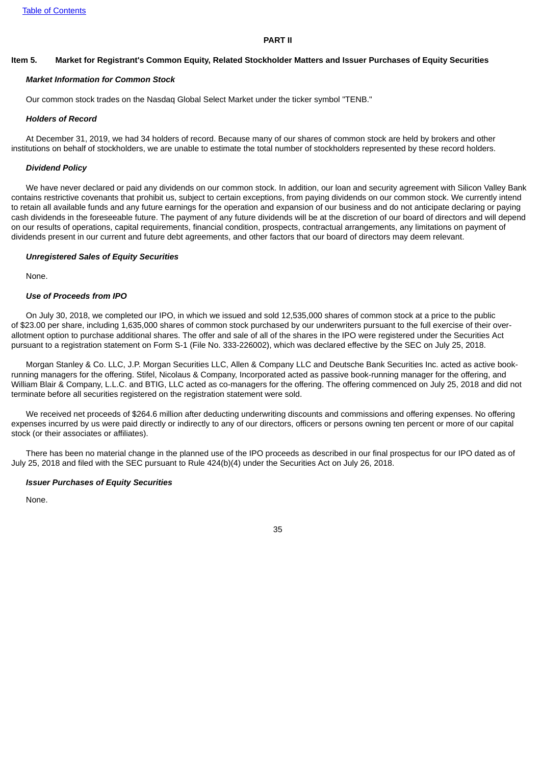## PART II

## Item 5. Market for Registrant's Common Equity, Related Stockholder Matters and Issuer Purchases of Equity Securities

***Market Information for Common Stock***

Our common stock trades on the Nasdaq Global Select Market under the ticker symbol "TENB."

***Holders of Record***

At December 31, 2019, we had 34 holders of record. Because many of our shares of common stock are held by brokers and other institutions on behalf of stockholders, we are unable to estimate the total number of stockholders represented by these record holders.

***Dividend Policy***

We have never declared or paid any dividends on our common stock. In addition, our loan and security agreement with Silicon Valley Bank contains restrictive covenants that prohibit us, subject to certain exceptions, from paying dividends on our common stock. We currently intend to retain all available funds and any future earnings for the operation and expansion of our business and do not anticipate declaring or paying cash dividends in the foreseeable future. The payment of any future dividends will be at the discretion of our board of directors and will depend on our results of operations, capital requirements, financial condition, prospects, contractual arrangements, any limitations on payment of dividends present in our current and future debt agreements, and other factors that our board of directors may deem relevant.

***Unregistered Sales of Equity Securities***

None.

***Use of Proceeds from IPO***

On July 30, 2018, we completed our IPO, in which we issued and sold 12,535,000 shares of common stock at a price to the public of $23.00 per share, including 1,635,000 shares of common stock purchased by our underwriters pursuant to the full exercise of their over-allotment option to purchase additional shares. The offer and sale of all of the shares in the IPO were registered under the Securities Act pursuant to a registration statement on Form S-1 (File No. 333-226002), which was declared effective by the SEC on July 25, 2018.

Morgan Stanley & Co. LLC, J.P. Morgan Securities LLC, Allen & Company LLC and Deutsche Bank Securities Inc. acted as active book-running managers for the offering. Stifel, Nicolaus & Company, Incorporated acted as passive book-running manager for the offering, and William Blair & Company, L.L.C. and BTIG, LLC acted as co-managers for the offering. The offering commenced on July 25, 2018 and did not terminate before all securities registered on the registration statement were sold.

We received net proceeds of $264.6 million after deducting underwriting discounts and commissions and offering expenses. No offering expenses incurred by us were paid directly or indirectly to any of our directors, officers or persons owning ten percent or more of our capital stock (or their associates or affiliates).

There has been no material change in the planned use of the IPO proceeds as described in our final prospectus for our IPO dated as of July 25, 2018 and filed with the SEC pursuant to Rule 424(b)(4) under the Securities Act on July 26, 2018.

***Issuer Purchases of Equity Securities***

None.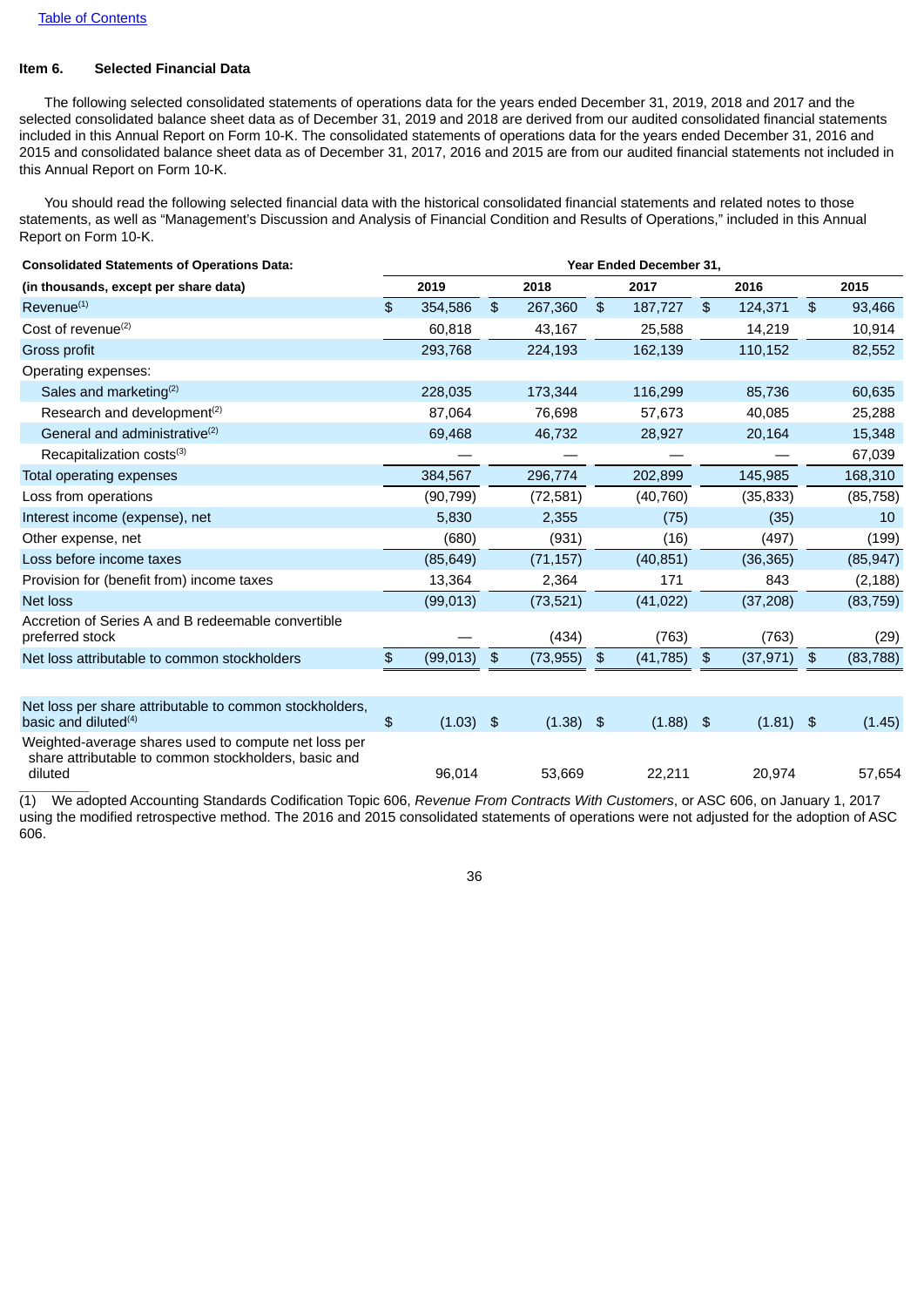Table of Contents

## Item 6. Selected Financial Data

The following selected consolidated statements of operations data for the years ended December 31, 2019, 2018 and 2017 and the selected consolidated balance sheet data as of December 31, 2019 and 2018 are derived from our audited consolidated financial statements included in this Annual Report on Form 10-K. The consolidated statements of operations data for the years ended December 31, 2016 and 2015 and consolidated balance sheet data as of December 31, 2017, 2016 and 2015 are from our audited financial statements not included in this Annual Report on Form 10-K.

You should read the following selected financial data with the historical consolidated financial statements and related notes to those statements, as well as "Management's Discussion and Analysis of Financial Condition and Results of Operations," included in this Annual Report on Form 10-K.

| **Consolidated Statements of Operations Data:** | **Year Ended December 31,** | | | | |
|---|---|---|---|---|---|
| **(in thousands, except per share data)** | **2019** | **2018** | **2017** | **2016** | **2015** |
| Revenue[1] | $ 354,586 | $ 267,360 | $ 187,727 | $ 124,371 | $ 93,466 |
| Cost of revenue[2] | 60,818 | 43,167 | 25,588 | 14,219 | 10,914 |
| Gross profit | 293,768 | 224,193 | 162,139 | 110,152 | 82,552 |
| Operating expenses: | | | | | |
| Sales and marketing[2] | 228,035 | 173,344 | 116,299 | 85,736 | 60,635 |
| Research and development[2] | 87,064 | 76,698 | 57,673 | 40,085 | 25,288 |
| General and administrative[2] | 69,468 | 46,732 | 28,927 | 20,164 | 15,348 |
| Recapitalization costs[3] | — | — | — | — | 67,039 |
| Total operating expenses | 384,567 | 296,774 | 202,899 | 145,985 | 168,310 |
| Loss from operations | (90,799) | (72,581) | (40,760) | (35,833) | (85,758) |
| Interest income (expense), net | 5,830 | 2,355 | (75) | (35) | 10 |
| Other expense, net | (680) | (931) | (16) | (497) | (199) |
| Loss before income taxes | (85,649) | (71,157) | (40,851) | (36,365) | (85,947) |
| Provision for (benefit from) income taxes | 13,364 | 2,364 | 171 | 843 | (2,188) |
| Net loss | (99,013) | (73,521) | (41,022) | (37,208) | (83,759) |
| Accretion of Series A and B redeemable convertible preferred stock | — | (434) | (763) | (763) | (29) |
| Net loss attributable to common stockholders | $ (99,013) | $ (73,955) | $ (41,785) | $ (37,971) | $ (83,788) |
| | | | | | |
| Net loss per share attributable to common stockholders, basic and diluted[4] | $ (1.03) | $ (1.38) | $ (1.88) | $ (1.81) | $ (1.45) |
| Weighted-average shares used to compute net loss per share attributable to common stockholders, basic and diluted | 96,014 | 53,669 | 22,211 | 20,974 | 57,654 |

(1) We adopted Accounting Standards Codification Topic 606, *Revenue From Contracts With Customers*, or ASC 606, on January 1, 2017 using the modified retrospective method. The 2016 and 2015 consolidated statements of operations were not adjusted for the adoption of ASC 606.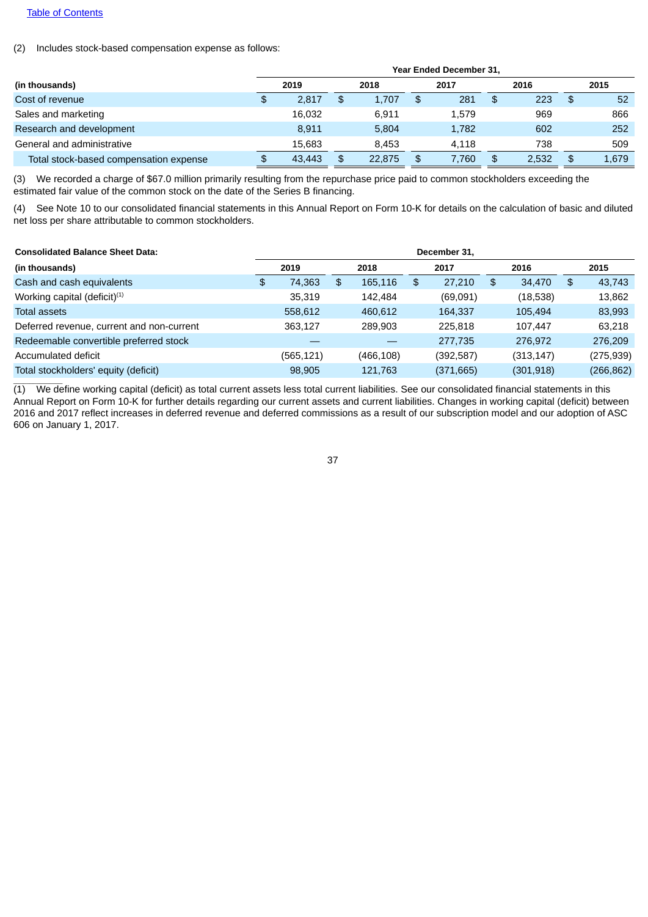(2) Includes stock-based compensation expense as follows:

| | Year Ended December 31, | | | | |
|---|---|---|---|---|---|
| (in thousands) | 2019 | 2018 | 2017 | 2016 | 2015 |
| Cost of revenue | $ 2,817 | $ 1,707 | $ 281 | $ 223 | $ 52 |
| Sales and marketing | 16,032 | 6,911 | 1,579 | 969 | 866 |
| Research and development | 8,911 | 5,804 | 1,782 | 602 | 252 |
| General and administrative | 15,683 | 8,453 | 4,118 | 738 | 509 |
| Total stock-based compensation expense | $ 43,443 | $ 22,875 | $ 7,760 | $ 2,532 | $ 1,679 |

(3) We recorded a charge of $67.0 million primarily resulting from the repurchase price paid to common stockholders exceeding the estimated fair value of the common stock on the date of the Series B financing.

(4) See Note 10 to our consolidated financial statements in this Annual Report on Form 10-K for details on the calculation of basic and diluted net loss per share attributable to common stockholders.

| **Consolidated Balance Sheet Data:** | December 31, | | | | |
|---|---|---|---|---|---|
| (in thousands) | 2019 | 2018 | 2017 | 2016 | 2015 |
| Cash and cash equivalents | $ 74,363 | $ 165,116 | $ 27,210 | $ 34,470 | $ 43,743 |
| Working capital (deficit)[1] | 35,319 | 142,484 | (69,091) | (18,538) | 13,862 |
| Total assets | 558,612 | 460,612 | 164,337 | 105,494 | 83,993 |
| Deferred revenue, current and non-current | 363,127 | 289,903 | 225,818 | 107,447 | 63,218 |
| Redeemable convertible preferred stock | — | — | 277,735 | 276,972 | 276,209 |
| Accumulated deficit | (565,121) | (466,108) | (392,587) | (313,147) | (275,939) |
| Total stockholders' equity (deficit) | 98,905 | 121,763 | (371,665) | (301,918) | (266,862) |

(1) We define working capital (deficit) as total current assets less total current liabilities. See our consolidated financial statements in this Annual Report on Form 10-K for further details regarding our current assets and current liabilities. Changes in working capital (deficit) between 2016 and 2017 reflect increases in deferred revenue and deferred commissions as a result of our subscription model and our adoption of ASC 606 on January 1, 2017.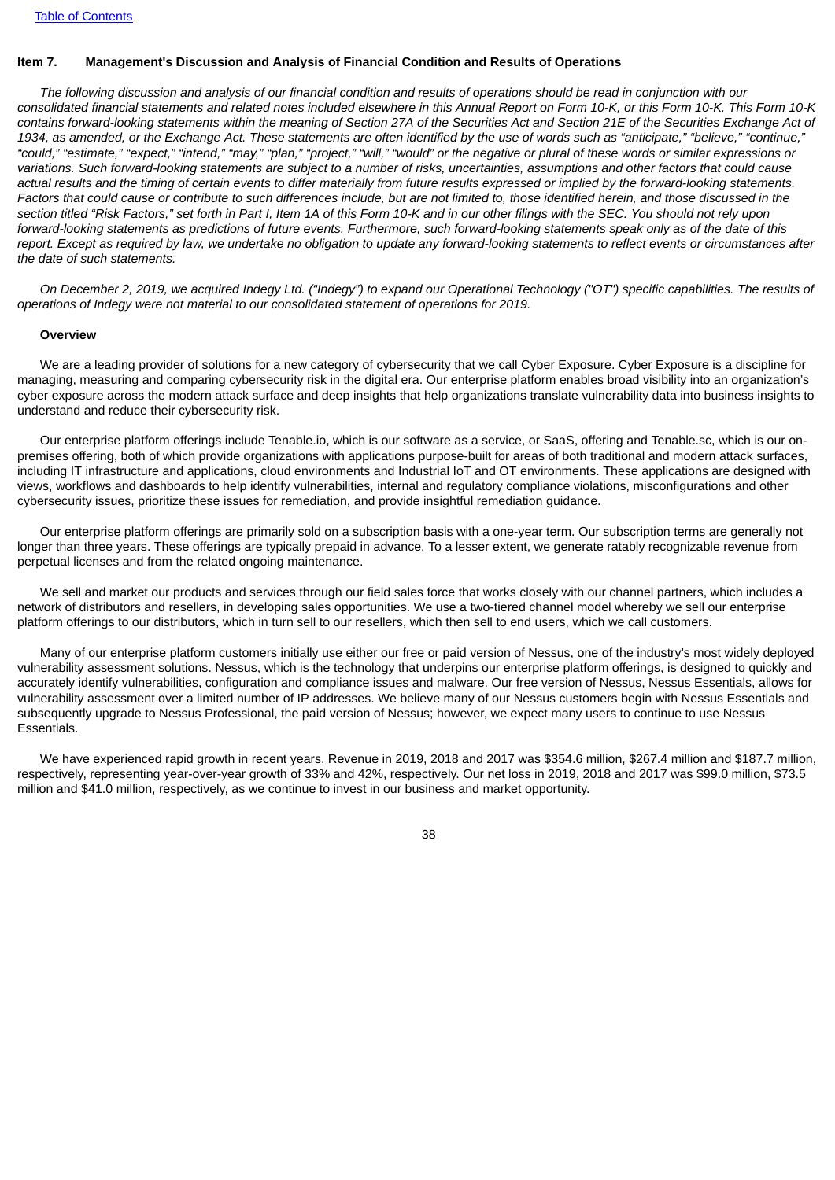## Item 7. Management's Discussion and Analysis of Financial Condition and Results of Operations

*The following discussion and analysis of our financial condition and results of operations should be read in conjunction with our consolidated financial statements and related notes included elsewhere in this Annual Report on Form 10-K, or this Form 10-K. This Form 10-K contains forward-looking statements within the meaning of Section 27A of the Securities Act and Section 21E of the Securities Exchange Act of 1934, as amended, or the Exchange Act. These statements are often identified by the use of words such as "anticipate," "believe," "continue," "could," "estimate," "expect," "intend," "may," "plan," "project," "will," "would" or the negative or plural of these words or similar expressions or variations. Such forward-looking statements are subject to a number of risks, uncertainties, assumptions and other factors that could cause actual results and the timing of certain events to differ materially from future results expressed or implied by the forward-looking statements. Factors that could cause or contribute to such differences include, but are not limited to, those identified herein, and those discussed in the section titled "Risk Factors," set forth in Part I, Item 1A of this Form 10-K and in our other filings with the SEC. You should not rely upon forward-looking statements as predictions of future events. Furthermore, such forward-looking statements speak only as of the date of this report. Except as required by law, we undertake no obligation to update any forward-looking statements to reflect events or circumstances after the date of such statements.*

*On December 2, 2019, we acquired Indegy Ltd. ("Indegy") to expand our Operational Technology ("OT") specific capabilities. The results of operations of Indegy were not material to our consolidated statement of operations for 2019.*

### Overview

We are a leading provider of solutions for a new category of cybersecurity that we call Cyber Exposure. Cyber Exposure is a discipline for managing, measuring and comparing cybersecurity risk in the digital era. Our enterprise platform enables broad visibility into an organization's cyber exposure across the modern attack surface and deep insights that help organizations translate vulnerability data into business insights to understand and reduce their cybersecurity risk.

Our enterprise platform offerings include Tenable.io, which is our software as a service, or SaaS, offering and Tenable.sc, which is our on-premises offering, both of which provide organizations with applications purpose-built for areas of both traditional and modern attack surfaces, including IT infrastructure and applications, cloud environments and Industrial IoT and OT environments. These applications are designed with views, workflows and dashboards to help identify vulnerabilities, internal and regulatory compliance violations, misconfigurations and other cybersecurity issues, prioritize these issues for remediation, and provide insightful remediation guidance.

Our enterprise platform offerings are primarily sold on a subscription basis with a one-year term. Our subscription terms are generally not longer than three years. These offerings are typically prepaid in advance. To a lesser extent, we generate ratably recognizable revenue from perpetual licenses and from the related ongoing maintenance.

We sell and market our products and services through our field sales force that works closely with our channel partners, which includes a network of distributors and resellers, in developing sales opportunities. We use a two-tiered channel model whereby we sell our enterprise platform offerings to our distributors, which in turn sell to our resellers, which then sell to end users, which we call customers.

Many of our enterprise platform customers initially use either our free or paid version of Nessus, one of the industry's most widely deployed vulnerability assessment solutions. Nessus, which is the technology that underpins our enterprise platform offerings, is designed to quickly and accurately identify vulnerabilities, configuration and compliance issues and malware. Our free version of Nessus, Nessus Essentials, allows for vulnerability assessment over a limited number of IP addresses. We believe many of our Nessus customers begin with Nessus Essentials and subsequently upgrade to Nessus Professional, the paid version of Nessus; however, we expect many users to continue to use Nessus Essentials.

We have experienced rapid growth in recent years. Revenue in 2019, 2018 and 2017 was $354.6 million, $267.4 million and $187.7 million, respectively, representing year-over-year growth of 33% and 42%, respectively. Our net loss in 2019, 2018 and 2017 was $99.0 million, $73.5 million and $41.0 million, respectively, as we continue to invest in our business and market opportunity.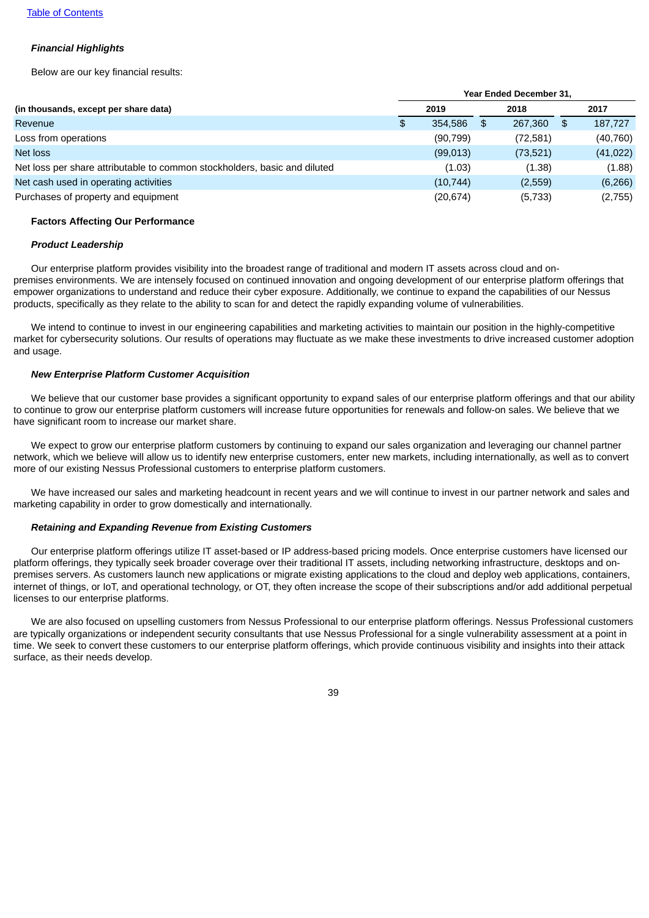*Financial Highlights*

Below are our key financial results:

| | Year Ended December 31, | | |
|---|---|---|---|
| **(in thousands, except per share data)** | **2019** | **2018** | **2017** |
| Revenue | $ 354,586 | $ 267,360 | $ 187,727 |
| Loss from operations | (90,799) | (72,581) | (40,760) |
| Net loss | (99,013) | (73,521) | (41,022) |
| Net loss per share attributable to common stockholders, basic and diluted | (1.03) | (1.38) | (1.88) |
| Net cash used in operating activities | (10,744) | (2,559) | (6,266) |
| Purchases of property and equipment | (20,674) | (5,733) | (2,755) |

**Factors Affecting Our Performance**

***Product Leadership***

Our enterprise platform provides visibility into the broadest range of traditional and modern IT assets across cloud and on-premises environments. We are intensely focused on continued innovation and ongoing development of our enterprise platform offerings that empower organizations to understand and reduce their cyber exposure. Additionally, we continue to expand the capabilities of our Nessus products, specifically as they relate to the ability to scan for and detect the rapidly expanding volume of vulnerabilities.

We intend to continue to invest in our engineering capabilities and marketing activities to maintain our position in the highly-competitive market for cybersecurity solutions. Our results of operations may fluctuate as we make these investments to drive increased customer adoption and usage.

***New Enterprise Platform Customer Acquisition***

We believe that our customer base provides a significant opportunity to expand sales of our enterprise platform offerings and that our ability to continue to grow our enterprise platform customers will increase future opportunities for renewals and follow-on sales. We believe that we have significant room to increase our market share.

We expect to grow our enterprise platform customers by continuing to expand our sales organization and leveraging our channel partner network, which we believe will allow us to identify new enterprise customers, enter new markets, including internationally, as well as to convert more of our existing Nessus Professional customers to enterprise platform customers.

We have increased our sales and marketing headcount in recent years and we will continue to invest in our partner network and sales and marketing capability in order to grow domestically and internationally.

***Retaining and Expanding Revenue from Existing Customers***

Our enterprise platform offerings utilize IT asset-based or IP address-based pricing models. Once enterprise customers have licensed our platform offerings, they typically seek broader coverage over their traditional IT assets, including networking infrastructure, desktops and on-premises servers. As customers launch new applications or migrate existing applications to the cloud and deploy web applications, containers, internet of things, or IoT, and operational technology, or OT, they often increase the scope of their subscriptions and/or add additional perpetual licenses to our enterprise platforms.

We are also focused on upselling customers from Nessus Professional to our enterprise platform offerings. Nessus Professional customers are typically organizations or independent security consultants that use Nessus Professional for a single vulnerability assessment at a point in time. We seek to convert these customers to our enterprise platform offerings, which provide continuous visibility and insights into their attack surface, as their needs develop.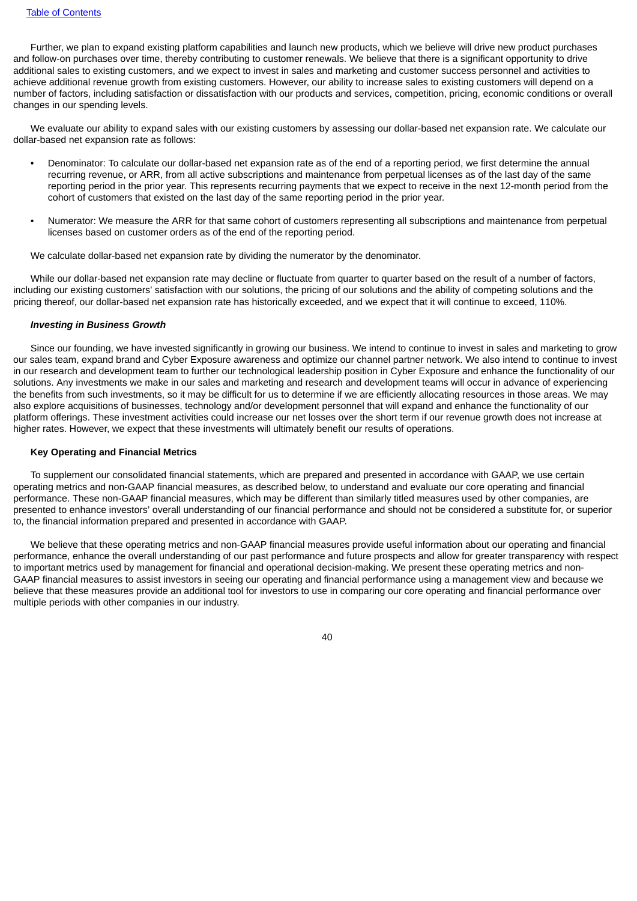Further, we plan to expand existing platform capabilities and launch new products, which we believe will drive new product purchases and follow-on purchases over time, thereby contributing to customer renewals. We believe that there is a significant opportunity to drive additional sales to existing customers, and we expect to invest in sales and marketing and customer success personnel and activities to achieve additional revenue growth from existing customers. However, our ability to increase sales to existing customers will depend on a number of factors, including satisfaction or dissatisfaction with our products and services, competition, pricing, economic conditions or overall changes in our spending levels.

We evaluate our ability to expand sales with our existing customers by assessing our dollar-based net expansion rate. We calculate our dollar-based net expansion rate as follows:

- Denominator: To calculate our dollar-based net expansion rate as of the end of a reporting period, we first determine the annual recurring revenue, or ARR, from all active subscriptions and maintenance from perpetual licenses as of the last day of the same reporting period in the prior year. This represents recurring payments that we expect to receive in the next 12-month period from the cohort of customers that existed on the last day of the same reporting period in the prior year.

- Numerator: We measure the ARR for that same cohort of customers representing all subscriptions and maintenance from perpetual licenses based on customer orders as of the end of the reporting period.

We calculate dollar-based net expansion rate by dividing the numerator by the denominator.

While our dollar-based net expansion rate may decline or fluctuate from quarter to quarter based on the result of a number of factors, including our existing customers' satisfaction with our solutions, the pricing of our solutions and the ability of competing solutions and the pricing thereof, our dollar-based net expansion rate has historically exceeded, and we expect that it will continue to exceed, 110%.

***Investing in Business Growth***

Since our founding, we have invested significantly in growing our business. We intend to continue to invest in sales and marketing to grow our sales team, expand brand and Cyber Exposure awareness and optimize our channel partner network. We also intend to continue to invest in our research and development team to further our technological leadership position in Cyber Exposure and enhance the functionality of our solutions. Any investments we make in our sales and marketing and research and development teams will occur in advance of experiencing the benefits from such investments, so it may be difficult for us to determine if we are efficiently allocating resources in those areas. We may also explore acquisitions of businesses, technology and/or development personnel that will expand and enhance the functionality of our platform offerings. These investment activities could increase our net losses over the short term if our revenue growth does not increase at higher rates. However, we expect that these investments will ultimately benefit our results of operations.

**Key Operating and Financial Metrics**

To supplement our consolidated financial statements, which are prepared and presented in accordance with GAAP, we use certain operating metrics and non-GAAP financial measures, as described below, to understand and evaluate our core operating and financial performance. These non-GAAP financial measures, which may be different than similarly titled measures used by other companies, are presented to enhance investors' overall understanding of our financial performance and should not be considered a substitute for, or superior to, the financial information prepared and presented in accordance with GAAP.

We believe that these operating metrics and non-GAAP financial measures provide useful information about our operating and financial performance, enhance the overall understanding of our past performance and future prospects and allow for greater transparency with respect to important metrics used by management for financial and operational decision-making. We present these operating metrics and non-GAAP financial measures to assist investors in seeing our operating and financial performance using a management view and because we believe that these measures provide an additional tool for investors to use in comparing our core operating and financial performance over multiple periods with other companies in our industry.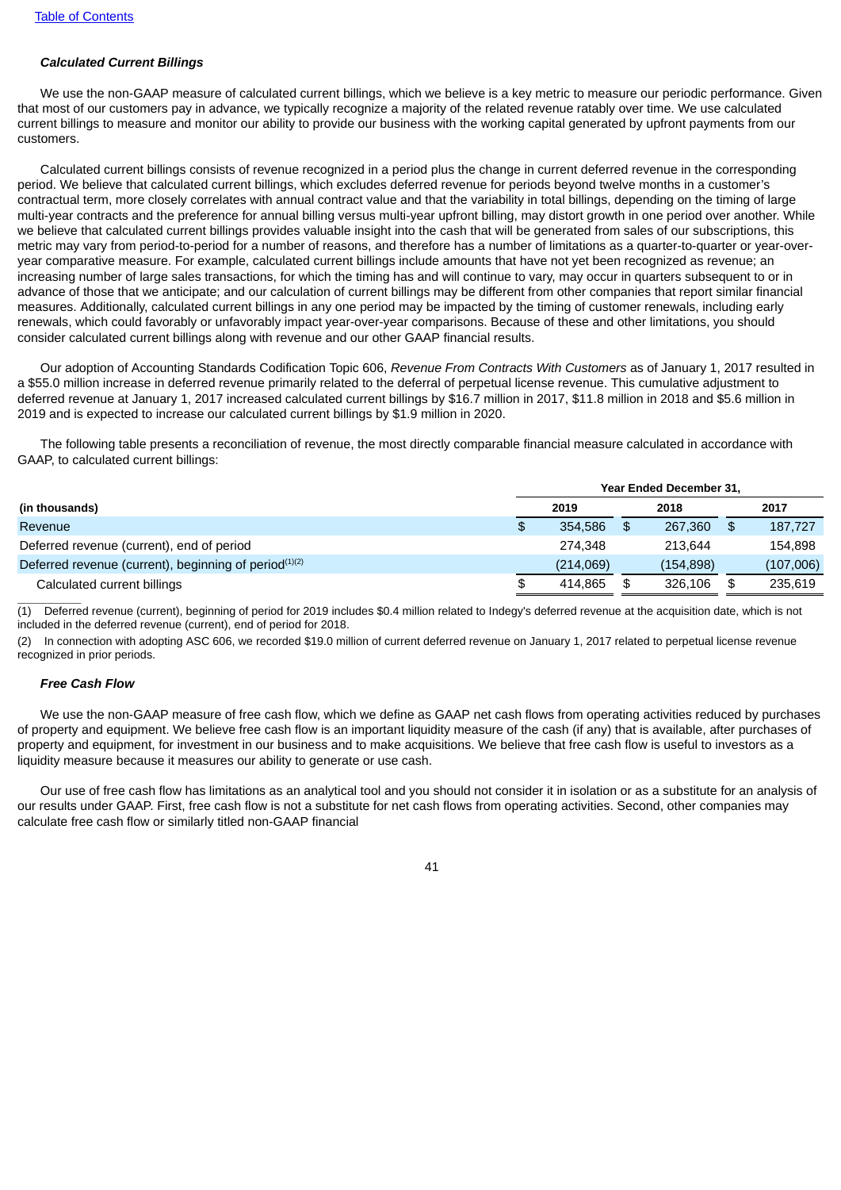### *Calculated Current Billings*

We use the non-GAAP measure of calculated current billings, which we believe is a key metric to measure our periodic performance. Given that most of our customers pay in advance, we typically recognize a majority of the related revenue ratably over time. We use calculated current billings to measure and monitor our ability to provide our business with the working capital generated by upfront payments from our customers.

Calculated current billings consists of revenue recognized in a period plus the change in current deferred revenue in the corresponding period. We believe that calculated current billings, which excludes deferred revenue for periods beyond twelve months in a customer's contractual term, more closely correlates with annual contract value and that the variability in total billings, depending on the timing of large multi-year contracts and the preference for annual billing versus multi-year upfront billing, may distort growth in one period over another. While we believe that calculated current billings provides valuable insight into the cash that will be generated from sales of our subscriptions, this metric may vary from period-to-period for a number of reasons, and therefore has a number of limitations as a quarter-to-quarter or year-over-year comparative measure. For example, calculated current billings include amounts that have not yet been recognized as revenue; an increasing number of large sales transactions, for which the timing has and will continue to vary, may occur in quarters subsequent to or in advance of those that we anticipate; and our calculation of current billings may be different from other companies that report similar financial measures. Additionally, calculated current billings in any one period may be impacted by the timing of customer renewals, including early renewals, which could favorably or unfavorably impact year-over-year comparisons. Because of these and other limitations, you should consider calculated current billings along with revenue and our other GAAP financial results.

Our adoption of Accounting Standards Codification Topic 606, *Revenue From Contracts With Customers* as of January 1, 2017 resulted in a $55.0 million increase in deferred revenue primarily related to the deferral of perpetual license revenue. This cumulative adjustment to deferred revenue at January 1, 2017 increased calculated current billings by $16.7 million in 2017, $11.8 million in 2018 and $5.6 million in 2019 and is expected to increase our calculated current billings by $1.9 million in 2020.

The following table presents a reconciliation of revenue, the most directly comparable financial measure calculated in accordance with GAAP, to calculated current billings:

| | Year Ended December 31, | | |
|---|---|---|---|
| **(in thousands)** | **2019** | **2018** | **2017** |
| Revenue | $ 354,586 | $ 267,360 | $ 187,727 |
| Deferred revenue (current), end of period | 274,348 | 213,644 | 154,898 |
| Deferred revenue (current), beginning of period[(1)(2)] | (214,069) | (154,898) | (107,006) |
| Calculated current billings | $ 414,865 | $ 326,106 | $ 235,619 |

(1) Deferred revenue (current), beginning of period for 2019 includes $0.4 million related to Indegy's deferred revenue at the acquisition date, which is not included in the deferred revenue (current), end of period for 2018.

(2) In connection with adopting ASC 606, we recorded $19.0 million of current deferred revenue on January 1, 2017 related to perpetual license revenue recognized in prior periods.

### *Free Cash Flow*

We use the non-GAAP measure of free cash flow, which we define as GAAP net cash flows from operating activities reduced by purchases of property and equipment. We believe free cash flow is an important liquidity measure of the cash (if any) that is available, after purchases of property and equipment, for investment in our business and to make acquisitions. We believe that free cash flow is useful to investors as a liquidity measure because it measures our ability to generate or use cash.

Our use of free cash flow has limitations as an analytical tool and you should not consider it in isolation or as a substitute for an analysis of our results under GAAP. First, free cash flow is not a substitute for net cash flows from operating activities. Second, other companies may calculate free cash flow or similarly titled non-GAAP financial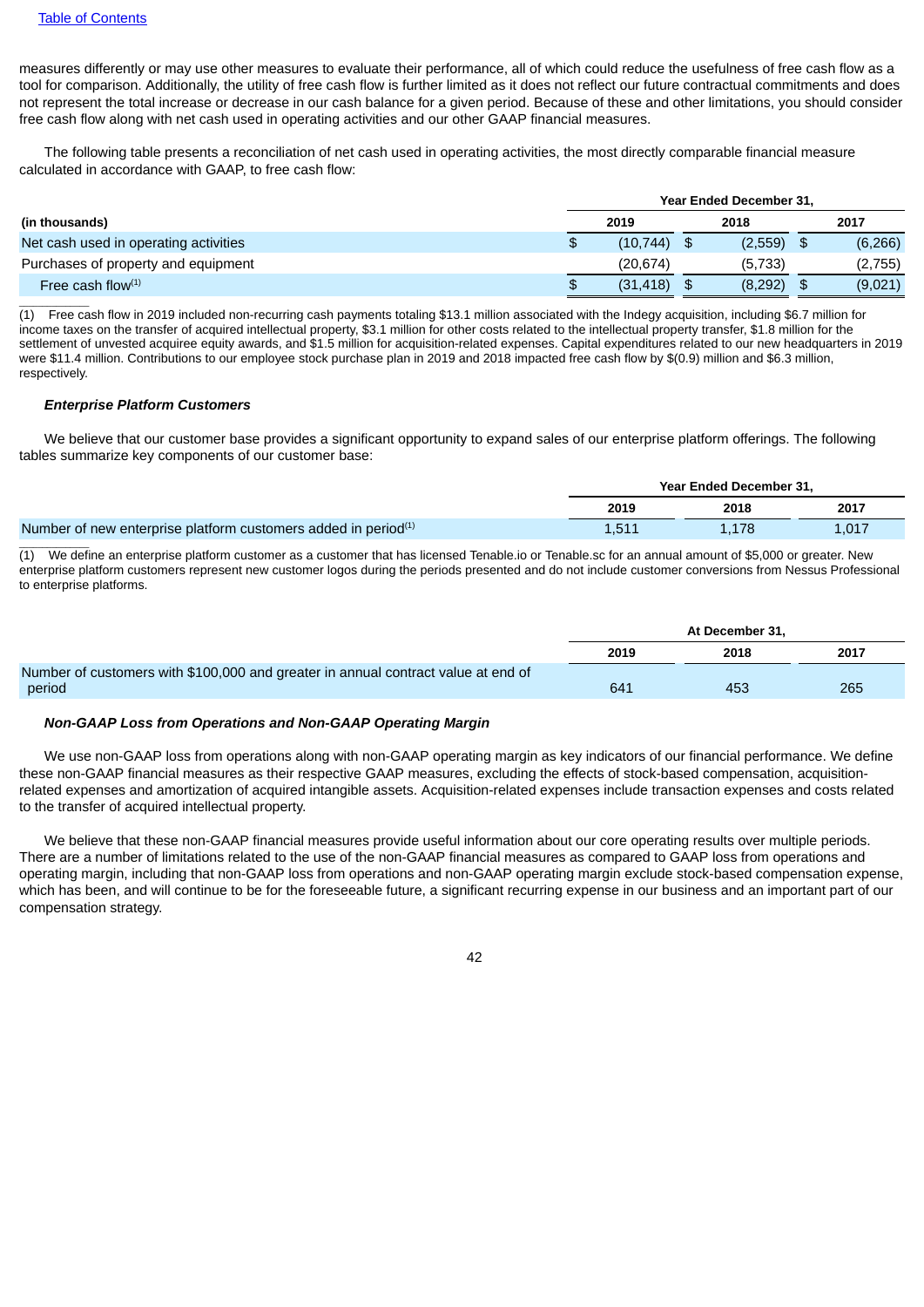measures differently or may use other measures to evaluate their performance, all of which could reduce the usefulness of free cash flow as a tool for comparison. Additionally, the utility of free cash flow is further limited as it does not reflect our future contractual commitments and does not represent the total increase or decrease in our cash balance for a given period. Because of these and other limitations, you should consider free cash flow along with net cash used in operating activities and our other GAAP financial measures.

The following table presents a reconciliation of net cash used in operating activities, the most directly comparable financial measure calculated in accordance with GAAP, to free cash flow:

| (in thousands) | Year Ended December 31, 2019 | 2018 | 2017 |
|---|---|---|---|
| Net cash used in operating activities | $ (10,744) | $ (2,559) | $ (6,266) |
| Purchases of property and equipment | (20,674) | (5,733) | (2,755) |
| Free cash flow[(1)] | $ (31,418) | $ (8,292) | $ (9,021) |

(1) Free cash flow in 2019 included non-recurring cash payments totaling $13.1 million associated with the Indegy acquisition, including $6.7 million for income taxes on the transfer of acquired intellectual property, $3.1 million for other costs related to the intellectual property transfer, $1.8 million for the settlement of unvested acquiree equity awards, and $1.5 million for acquisition-related expenses. Capital expenditures related to our new headquarters in 2019 were $11.4 million. Contributions to our employee stock purchase plan in 2019 and 2018 impacted free cash flow by $(0.9) million and $6.3 million, respectively.

***Enterprise Platform Customers***

We believe that our customer base provides a significant opportunity to expand sales of our enterprise platform offerings. The following tables summarize key components of our customer base:

| | Year Ended December 31, 2019 | 2018 | 2017 |
|---|---|---|---|
| Number of new enterprise platform customers added in period[(1)] | 1,511 | 1,178 | 1,017 |

(1) We define an enterprise platform customer as a customer that has licensed Tenable.io or Tenable.sc for an annual amount of $5,000 or greater. New enterprise platform customers represent new customer logos during the periods presented and do not include customer conversions from Nessus Professional to enterprise platforms.

| | At December 31, 2019 | 2018 | 2017 |
|---|---|---|---|
| Number of customers with $100,000 and greater in annual contract value at end of period | 641 | 453 | 265 |

***Non-GAAP Loss from Operations and Non-GAAP Operating Margin***

We use non-GAAP loss from operations along with non-GAAP operating margin as key indicators of our financial performance. We define these non-GAAP financial measures as their respective GAAP measures, excluding the effects of stock-based compensation, acquisition-related expenses and amortization of acquired intangible assets. Acquisition-related expenses include transaction expenses and costs related to the transfer of acquired intellectual property.

We believe that these non-GAAP financial measures provide useful information about our core operating results over multiple periods. There are a number of limitations related to the use of the non-GAAP financial measures as compared to GAAP loss from operations and operating margin, including that non-GAAP loss from operations and non-GAAP operating margin exclude stock-based compensation expense, which has been, and will continue to be for the foreseeable future, a significant recurring expense in our business and an important part of our compensation strategy.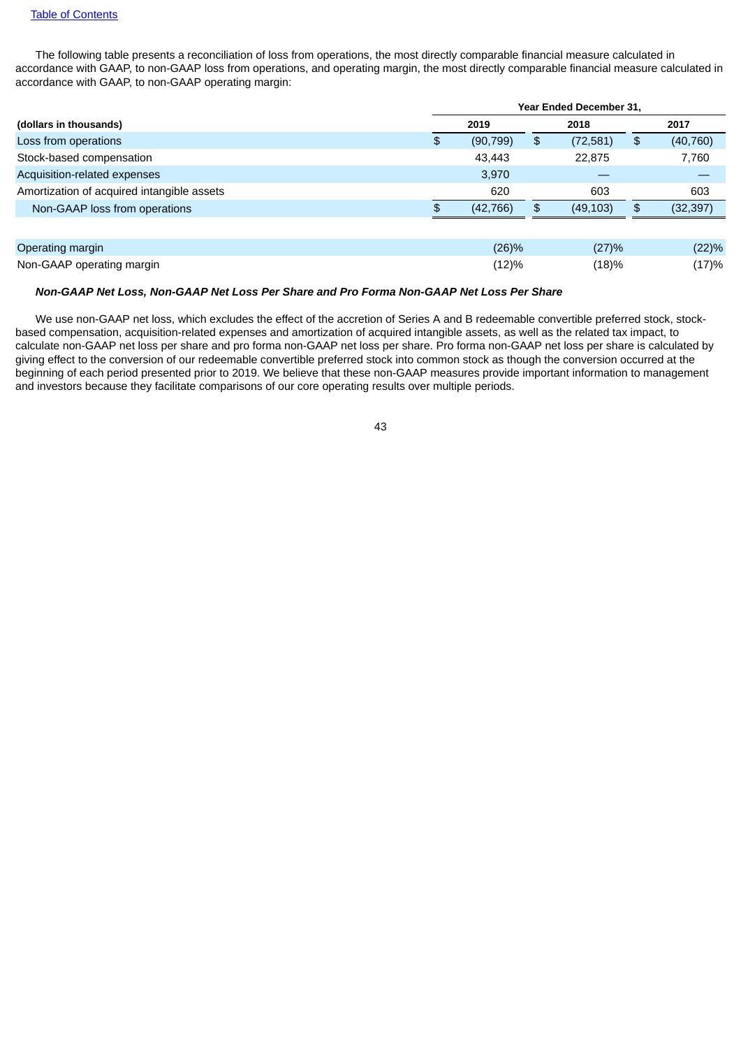The following table presents a reconciliation of loss from operations, the most directly comparable financial measure calculated in accordance with GAAP, to non-GAAP loss from operations, and operating margin, the most directly comparable financial measure calculated in accordance with GAAP, to non-GAAP operating margin:

| | Year Ended December 31, | | |
|---|---|---|---|
| **(dollars in thousands)** | **2019** | **2018** | **2017** |
| Loss from operations | $ (90,799) | $ (72,581) | $ (40,760) |
| Stock-based compensation | 43,443 | 22,875 | 7,760 |
| Acquisition-related expenses | 3,970 | — | — |
| Amortization of acquired intangible assets | 620 | 603 | 603 |
| Non-GAAP loss from operations | $ (42,766) | $ (49,103) | $ (32,397) |
| | | | |
| Operating margin | (26)% | (27)% | (22)% |
| Non-GAAP operating margin | (12)% | (18)% | (17)% |

***Non-GAAP Net Loss, Non-GAAP Net Loss Per Share and Pro Forma Non-GAAP Net Loss Per Share***

We use non-GAAP net loss, which excludes the effect of the accretion of Series A and B redeemable convertible preferred stock, stock-based compensation, acquisition-related expenses and amortization of acquired intangible assets, as well as the related tax impact, to calculate non-GAAP net loss per share and pro forma non-GAAP net loss per share. Pro forma non-GAAP net loss per share is calculated by giving effect to the conversion of our redeemable convertible preferred stock into common stock as though the conversion occurred at the beginning of each period presented prior to 2019. We believe that these non-GAAP measures provide important information to management and investors because they facilitate comparisons of our core operating results over multiple periods.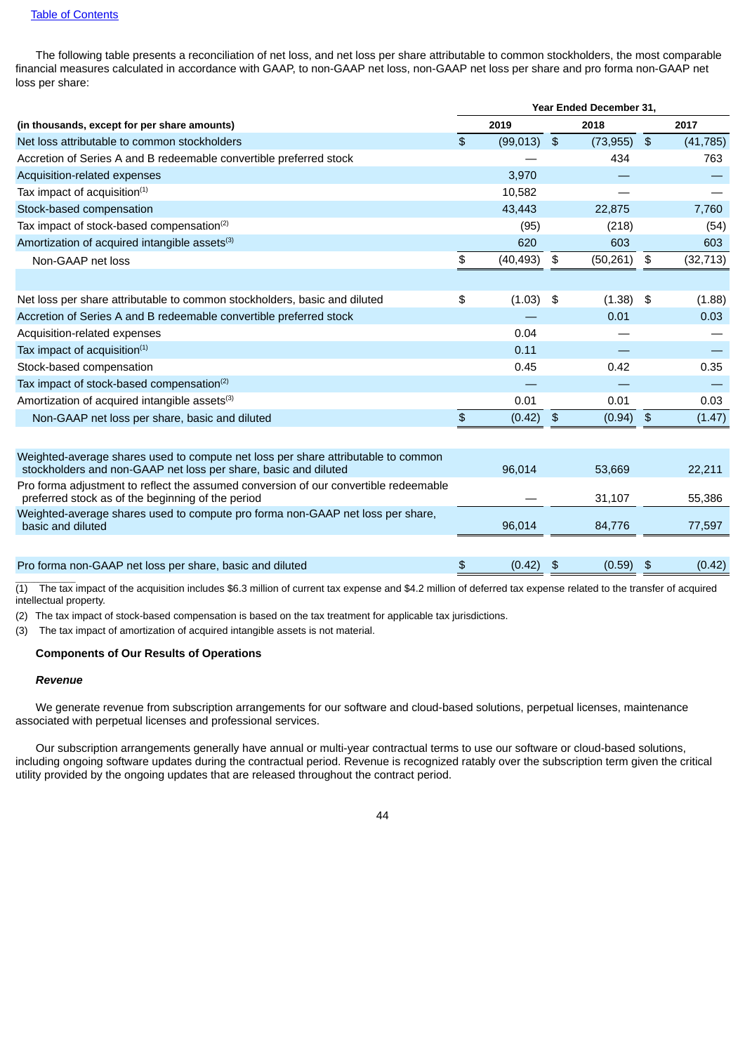[Table of Contents](#)

The following table presents a reconciliation of net loss, and net loss per share attributable to common stockholders, the most comparable financial measures calculated in accordance with GAAP, to non-GAAP net loss, non-GAAP net loss per share and pro forma non-GAAP net loss per share:

| (in thousands, except for per share amounts) | Year Ended December 31, 2019 | 2018 | 2017 |
|---|---|---|---|
| Net loss attributable to common stockholders | $ (99,013) | $ (73,955) | $ (41,785) |
| Accretion of Series A and B redeemable convertible preferred stock | — | 434 | 763 |
| Acquisition-related expenses | 3,970 | — | — |
| Tax impact of acquisition[(1)] | 10,582 | — | — |
| Stock-based compensation | 43,443 | 22,875 | 7,760 |
| Tax impact of stock-based compensation[(2)] | (95) | (218) | (54) |
| Amortization of acquired intangible assets[(3)] | 620 | 603 | 603 |
| Non-GAAP net loss | $ (40,493) | $ (50,261) | $ (32,713) |
| | | | |
| Net loss per share attributable to common stockholders, basic and diluted | $ (1.03) | $ (1.38) | $ (1.88) |
| Accretion of Series A and B redeemable convertible preferred stock | — | 0.01 | 0.03 |
| Acquisition-related expenses | 0.04 | — | — |
| Tax impact of acquisition[(1)] | 0.11 | — | — |
| Stock-based compensation | 0.45 | 0.42 | 0.35 |
| Tax impact of stock-based compensation[(2)] | — | — | — |
| Amortization of acquired intangible assets[(3)] | 0.01 | 0.01 | 0.03 |
| Non-GAAP net loss per share, basic and diluted | $ (0.42) | $ (0.94) | $ (1.47) |
| | | | |
| Weighted-average shares used to compute net loss per share attributable to common stockholders and non-GAAP net loss per share, basic and diluted | 96,014 | 53,669 | 22,211 |
| Pro forma adjustment to reflect the assumed conversion of our convertible redeemable preferred stock as of the beginning of the period | — | 31,107 | 55,386 |
| Weighted-average shares used to compute pro forma non-GAAP net loss per share, basic and diluted | 96,014 | 84,776 | 77,597 |
| | | | |
| Pro forma non-GAAP net loss per share, basic and diluted | $ (0.42) | $ (0.59) | $ (0.42) |

(1) The tax impact of the acquisition includes $6.3 million of current tax expense and $4.2 million of deferred tax expense related to the transfer of acquired intellectual property.

(2) The tax impact of stock-based compensation is based on the tax treatment for applicable tax jurisdictions.

(3) The tax impact of amortization of acquired intangible assets is not material.

**Components of Our Results of Operations**

***Revenue***

We generate revenue from subscription arrangements for our software and cloud-based solutions, perpetual licenses, maintenance associated with perpetual licenses and professional services.

Our subscription arrangements generally have annual or multi-year contractual terms to use our software or cloud-based solutions, including ongoing software updates during the contractual period. Revenue is recognized ratably over the subscription term given the critical utility provided by the ongoing updates that are released throughout the contract period.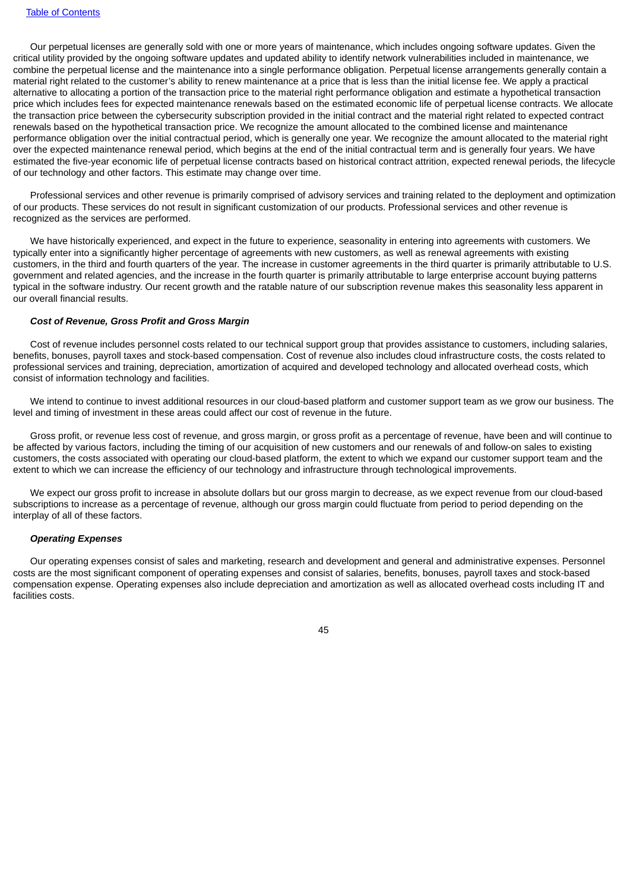Our perpetual licenses are generally sold with one or more years of maintenance, which includes ongoing software updates. Given the critical utility provided by the ongoing software updates and updated ability to identify network vulnerabilities included in maintenance, we combine the perpetual license and the maintenance into a single performance obligation. Perpetual license arrangements generally contain a material right related to the customer's ability to renew maintenance at a price that is less than the initial license fee. We apply a practical alternative to allocating a portion of the transaction price to the material right performance obligation and estimate a hypothetical transaction price which includes fees for expected maintenance renewals based on the estimated economic life of perpetual license contracts. We allocate the transaction price between the cybersecurity subscription provided in the initial contract and the material right related to expected contract renewals based on the hypothetical transaction price. We recognize the amount allocated to the combined license and maintenance performance obligation over the initial contractual period, which is generally one year. We recognize the amount allocated to the material right over the expected maintenance renewal period, which begins at the end of the initial contractual term and is generally four years. We have estimated the five-year economic life of perpetual license contracts based on historical contract attrition, expected renewal periods, the lifecycle of our technology and other factors. This estimate may change over time.

Professional services and other revenue is primarily comprised of advisory services and training related to the deployment and optimization of our products. These services do not result in significant customization of our products. Professional services and other revenue is recognized as the services are performed.

We have historically experienced, and expect in the future to experience, seasonality in entering into agreements with customers. We typically enter into a significantly higher percentage of agreements with new customers, as well as renewal agreements with existing customers, in the third and fourth quarters of the year. The increase in customer agreements in the third quarter is primarily attributable to U.S. government and related agencies, and the increase in the fourth quarter is primarily attributable to large enterprise account buying patterns typical in the software industry. Our recent growth and the ratable nature of our subscription revenue makes this seasonality less apparent in our overall financial results.

***Cost of Revenue, Gross Profit and Gross Margin***

Cost of revenue includes personnel costs related to our technical support group that provides assistance to customers, including salaries, benefits, bonuses, payroll taxes and stock-based compensation. Cost of revenue also includes cloud infrastructure costs, the costs related to professional services and training, depreciation, amortization of acquired and developed technology and allocated overhead costs, which consist of information technology and facilities.

We intend to continue to invest additional resources in our cloud-based platform and customer support team as we grow our business. The level and timing of investment in these areas could affect our cost of revenue in the future.

Gross profit, or revenue less cost of revenue, and gross margin, or gross profit as a percentage of revenue, have been and will continue to be affected by various factors, including the timing of our acquisition of new customers and our renewals of and follow-on sales to existing customers, the costs associated with operating our cloud-based platform, the extent to which we expand our customer support team and the extent to which we can increase the efficiency of our technology and infrastructure through technological improvements.

We expect our gross profit to increase in absolute dollars but our gross margin to decrease, as we expect revenue from our cloud-based subscriptions to increase as a percentage of revenue, although our gross margin could fluctuate from period to period depending on the interplay of all of these factors.

***Operating Expenses***

Our operating expenses consist of sales and marketing, research and development and general and administrative expenses. Personnel costs are the most significant component of operating expenses and consist of salaries, benefits, bonuses, payroll taxes and stock-based compensation expense. Operating expenses also include depreciation and amortization as well as allocated overhead costs including IT and facilities costs.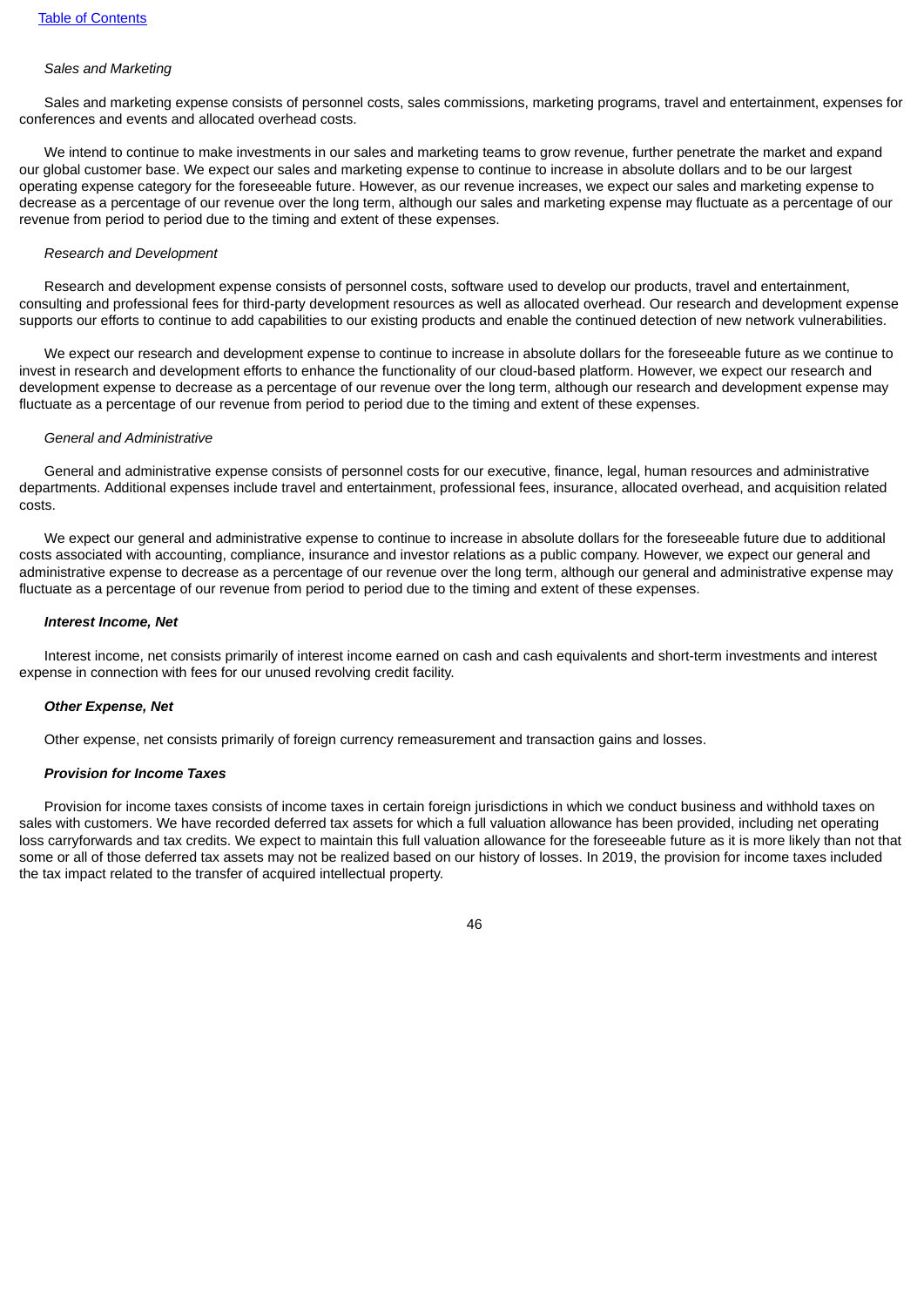*Sales and Marketing*

Sales and marketing expense consists of personnel costs, sales commissions, marketing programs, travel and entertainment, expenses for conferences and events and allocated overhead costs.

We intend to continue to make investments in our sales and marketing teams to grow revenue, further penetrate the market and expand our global customer base. We expect our sales and marketing expense to continue to increase in absolute dollars and to be our largest operating expense category for the foreseeable future. However, as our revenue increases, we expect our sales and marketing expense to decrease as a percentage of our revenue over the long term, although our sales and marketing expense may fluctuate as a percentage of our revenue from period to period due to the timing and extent of these expenses.

*Research and Development*

Research and development expense consists of personnel costs, software used to develop our products, travel and entertainment, consulting and professional fees for third-party development resources as well as allocated overhead. Our research and development expense supports our efforts to continue to add capabilities to our existing products and enable the continued detection of new network vulnerabilities.

We expect our research and development expense to continue to increase in absolute dollars for the foreseeable future as we continue to invest in research and development efforts to enhance the functionality of our cloud-based platform. However, we expect our research and development expense to decrease as a percentage of our revenue over the long term, although our research and development expense may fluctuate as a percentage of our revenue from period to period due to the timing and extent of these expenses.

*General and Administrative*

General and administrative expense consists of personnel costs for our executive, finance, legal, human resources and administrative departments. Additional expenses include travel and entertainment, professional fees, insurance, allocated overhead, and acquisition related costs.

We expect our general and administrative expense to continue to increase in absolute dollars for the foreseeable future due to additional costs associated with accounting, compliance, insurance and investor relations as a public company. However, we expect our general and administrative expense to decrease as a percentage of our revenue over the long term, although our general and administrative expense may fluctuate as a percentage of our revenue from period to period due to the timing and extent of these expenses.

***Interest Income, Net***

Interest income, net consists primarily of interest income earned on cash and cash equivalents and short-term investments and interest expense in connection with fees for our unused revolving credit facility.

***Other Expense, Net***

Other expense, net consists primarily of foreign currency remeasurement and transaction gains and losses.

***Provision for Income Taxes***

Provision for income taxes consists of income taxes in certain foreign jurisdictions in which we conduct business and withhold taxes on sales with customers. We have recorded deferred tax assets for which a full valuation allowance has been provided, including net operating loss carryforwards and tax credits. We expect to maintain this full valuation allowance for the foreseeable future as it is more likely than not that some or all of those deferred tax assets may not be realized based on our history of losses. In 2019, the provision for income taxes included the tax impact related to the transfer of acquired intellectual property.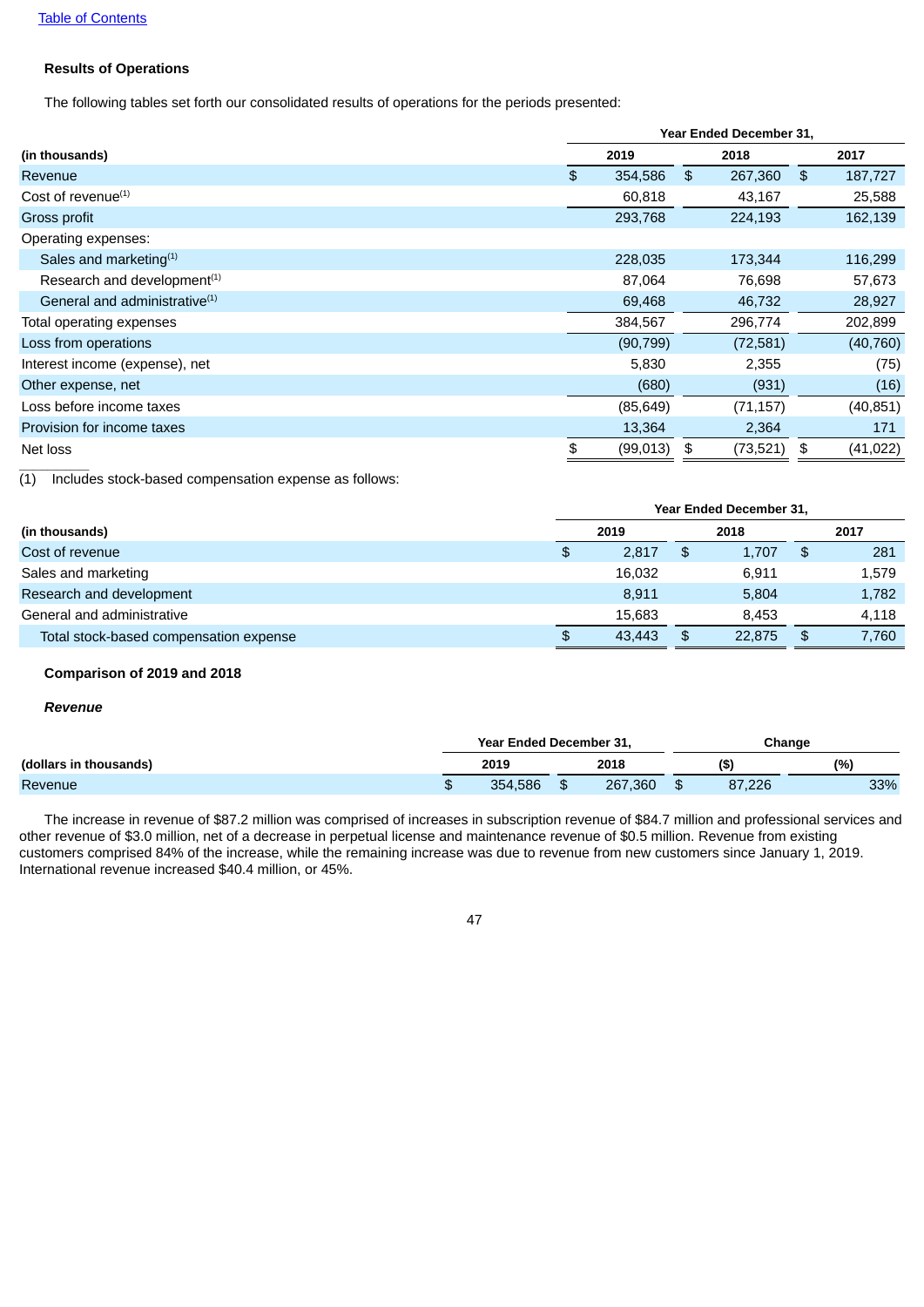[Table of Contents](#)

### Results of Operations

The following tables set forth our consolidated results of operations for the periods presented:

| (in thousands) | Year Ended December 31, 2019 | 2018 | 2017 |
|---|---|---|---|
| Revenue | $ 354,586 | $ 267,360 | $ 187,727 |
| Cost of revenue[(1)] | 60,818 | 43,167 | 25,588 |
| Gross profit | 293,768 | 224,193 | 162,139 |
| Operating expenses: | | | |
| Sales and marketing[(1)] | 228,035 | 173,344 | 116,299 |
| Research and development[(1)] | 87,064 | 76,698 | 57,673 |
| General and administrative[(1)] | 69,468 | 46,732 | 28,927 |
| Total operating expenses | 384,567 | 296,774 | 202,899 |
| Loss from operations | (90,799) | (72,581) | (40,760) |
| Interest income (expense), net | 5,830 | 2,355 | (75) |
| Other expense, net | (680) | (931) | (16) |
| Loss before income taxes | (85,649) | (71,157) | (40,851) |
| Provision for income taxes | 13,364 | 2,364 | 171 |
| Net loss | $ (99,013) | $ (73,521) | $ (41,022) |

(1) Includes stock-based compensation expense as follows:

| (in thousands) | Year Ended December 31, 2019 | 2018 | 2017 |
|---|---|---|---|
| Cost of revenue | $ 2,817 | $ 1,707 | $ 281 |
| Sales and marketing | 16,032 | 6,911 | 1,579 |
| Research and development | 8,911 | 5,804 | 1,782 |
| General and administrative | 15,683 | 8,453 | 4,118 |
| Total stock-based compensation expense | $ 43,443 | $ 22,875 | $ 7,760 |

### Comparison of 2019 and 2018

#### *Revenue*

| | Year Ended December 31, | | Change | |
|---|---|---|---|---|
| (dollars in thousands) | 2019 | 2018 | ($) | (%) |
| Revenue | $ 354,586 | $ 267,360 | $ 87,226 | 33% |

The increase in revenue of $87.2 million was comprised of increases in subscription revenue of $84.7 million and professional services and other revenue of $3.0 million, net of a decrease in perpetual license and maintenance revenue of $0.5 million. Revenue from existing customers comprised 84% of the increase, while the remaining increase was due to revenue from new customers since January 1, 2019. International revenue increased $40.4 million, or 45%.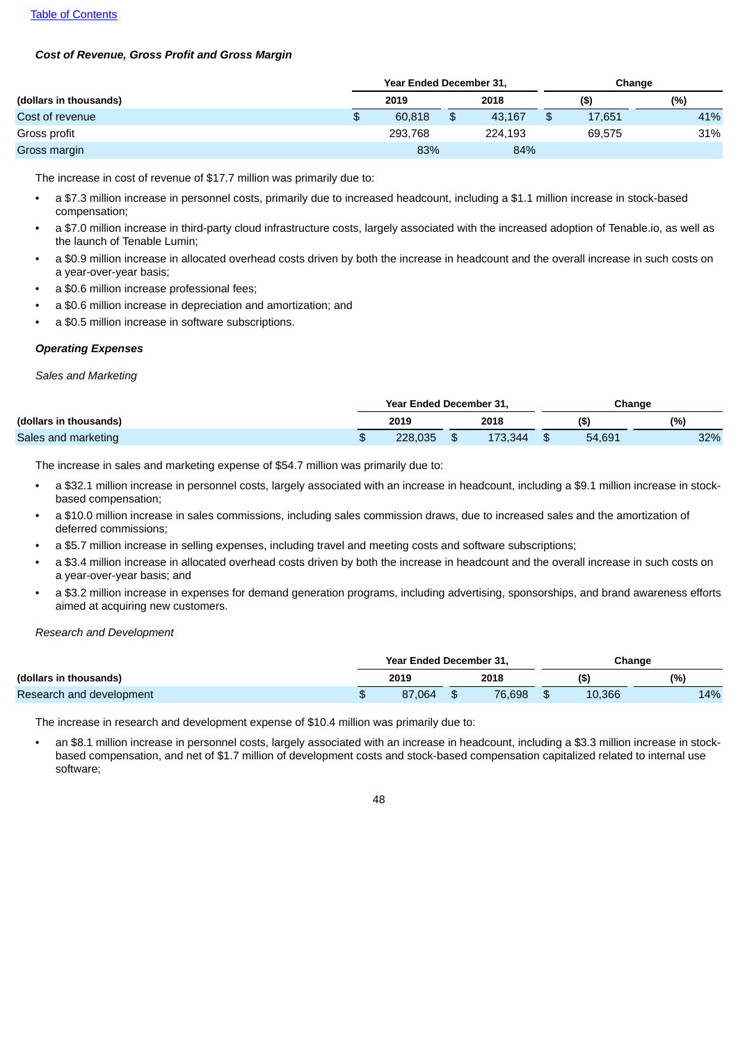*Cost of Revenue, Gross Profit and Gross Margin*

| (dollars in thousands) | Year Ended December 31, | | Change | |
|---|---|---|---|---|
| | 2019 | 2018 | ($) | (%) |
| Cost of revenue | $ 60,818 | $ 43,167 | $ 17,651 | 41% |
| Gross profit | 293,768 | 224,193 | 69,575 | 31% |
| Gross margin | 83% | 84% | | |

The increase in cost of revenue of $17.7 million was primarily due to:

- a $7.3 million increase in personnel costs, primarily due to increased headcount, including a $1.1 million increase in stock-based compensation;
- a $7.0 million increase in third-party cloud infrastructure costs, largely associated with the increased adoption of Tenable.io, as well as the launch of Tenable Lumin;
- a $0.9 million increase in allocated overhead costs driven by both the increase in headcount and the overall increase in such costs on a year-over-year basis;
- a $0.6 million increase professional fees;
- a $0.6 million increase in depreciation and amortization; and
- a $0.5 million increase in software subscriptions.

***Operating Expenses***

*Sales and Marketing*

| (dollars in thousands) | Year Ended December 31, | | Change | |
|---|---|---|---|---|
| | 2019 | 2018 | ($) | (%) |
| Sales and marketing | $ 228,035 | $ 173,344 | $ 54,691 | 32% |

The increase in sales and marketing expense of $54.7 million was primarily due to:

- a $32.1 million increase in personnel costs, largely associated with an increase in headcount, including a $9.1 million increase in stock-based compensation;
- a $10.0 million increase in sales commissions, including sales commission draws, due to increased sales and the amortization of deferred commissions;
- a $5.7 million increase in selling expenses, including travel and meeting costs and software subscriptions;
- a $3.4 million increase in allocated overhead costs driven by both the increase in headcount and the overall increase in such costs on a year-over-year basis; and
- a $3.2 million increase in expenses for demand generation programs, including advertising, sponsorships, and brand awareness efforts aimed at acquiring new customers.

*Research and Development*

| (dollars in thousands) | Year Ended December 31, | | Change | |
|---|---|---|---|---|
| | 2019 | 2018 | ($) | (%) |
| Research and development | $ 87,064 | $ 76,698 | $ 10,366 | 14% |

The increase in research and development expense of $10.4 million was primarily due to:

- an $8.1 million increase in personnel costs, largely associated with an increase in headcount, including a $3.3 million increase in stock-based compensation, and net of $1.7 million of development costs and stock-based compensation capitalized related to internal use software;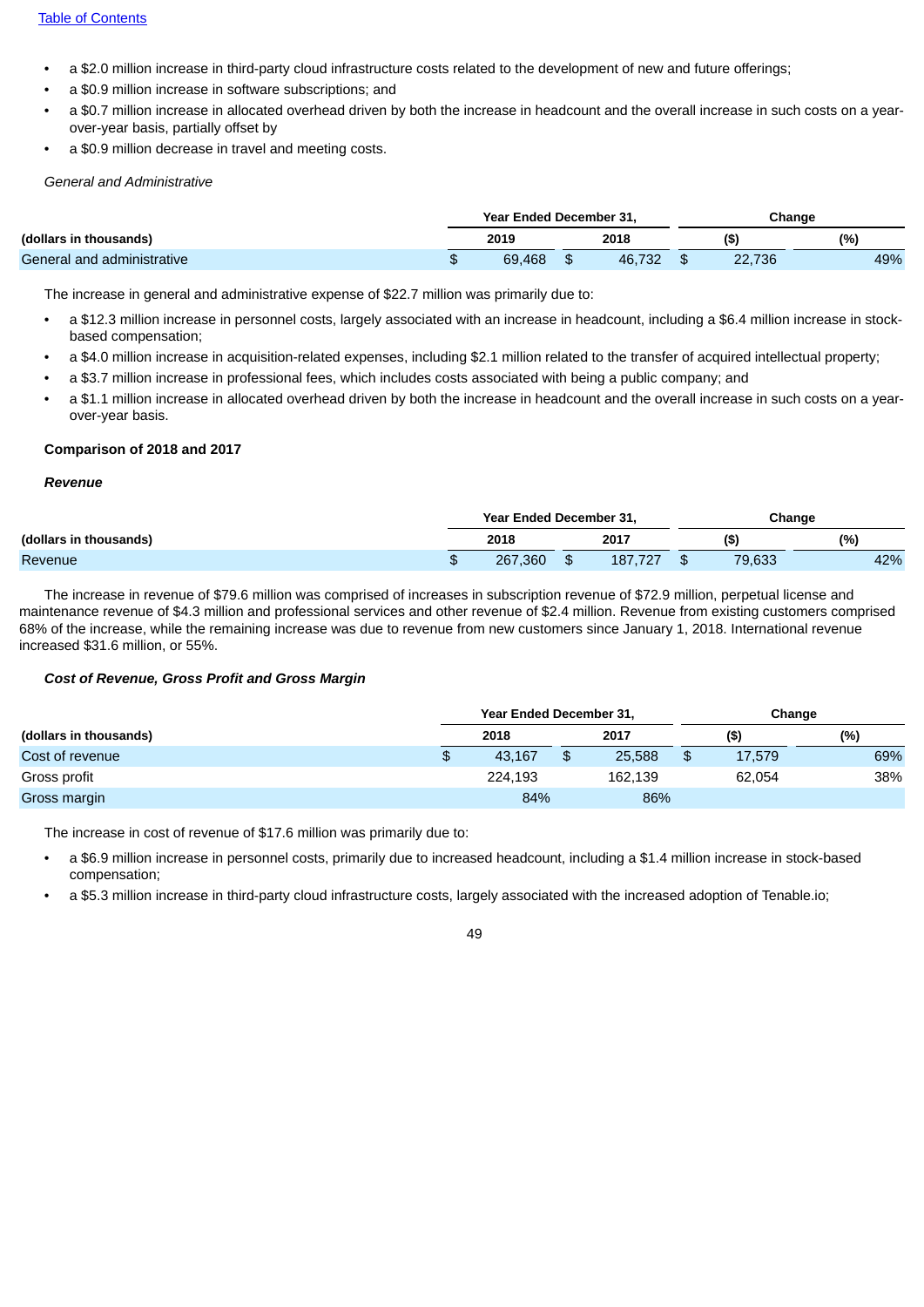- a $2.0 million increase in third-party cloud infrastructure costs related to the development of new and future offerings;
- a $0.9 million increase in software subscriptions; and
- a $0.7 million increase in allocated overhead driven by both the increase in headcount and the overall increase in such costs on a year-over-year basis, partially offset by
- a $0.9 million decrease in travel and meeting costs.

*General and Administrative*

| | Year Ended December 31, | | Change | |
|---|---|---|---|---|
| (dollars in thousands) | 2019 | 2018 | ($) | (%) |
| General and administrative | $ 69,468 | $ 46,732 | $ 22,736 | 49% |

The increase in general and administrative expense of $22.7 million was primarily due to:

- a $12.3 million increase in personnel costs, largely associated with an increase in headcount, including a $6.4 million increase in stock-based compensation;
- a $4.0 million increase in acquisition-related expenses, including $2.1 million related to the transfer of acquired intellectual property;
- a $3.7 million increase in professional fees, which includes costs associated with being a public company; and
- a $1.1 million increase in allocated overhead driven by both the increase in headcount and the overall increase in such costs on a year-over-year basis.

**Comparison of 2018 and 2017**

***Revenue***

| | Year Ended December 31, | | Change | |
|---|---|---|---|---|
| (dollars in thousands) | 2018 | 2017 | ($) | (%) |
| Revenue | $ 267,360 | $ 187,727 | $ 79,633 | 42% |

The increase in revenue of $79.6 million was comprised of increases in subscription revenue of $72.9 million, perpetual license and maintenance revenue of $4.3 million and professional services and other revenue of $2.4 million. Revenue from existing customers comprised 68% of the increase, while the remaining increase was due to revenue from new customers since January 1, 2018. International revenue increased $31.6 million, or 55%.

***Cost of Revenue, Gross Profit and Gross Margin***

| | Year Ended December 31, | | Change | |
|---|---|---|---|---|
| (dollars in thousands) | 2018 | 2017 | ($) | (%) |
| Cost of revenue | $ 43,167 | $ 25,588 | $ 17,579 | 69% |
| Gross profit | 224,193 | 162,139 | 62,054 | 38% |
| Gross margin | 84% | 86% | | |

The increase in cost of revenue of $17.6 million was primarily due to:

- a $6.9 million increase in personnel costs, primarily due to increased headcount, including a $1.4 million increase in stock-based compensation;
- a $5.3 million increase in third-party cloud infrastructure costs, largely associated with the increased adoption of Tenable.io;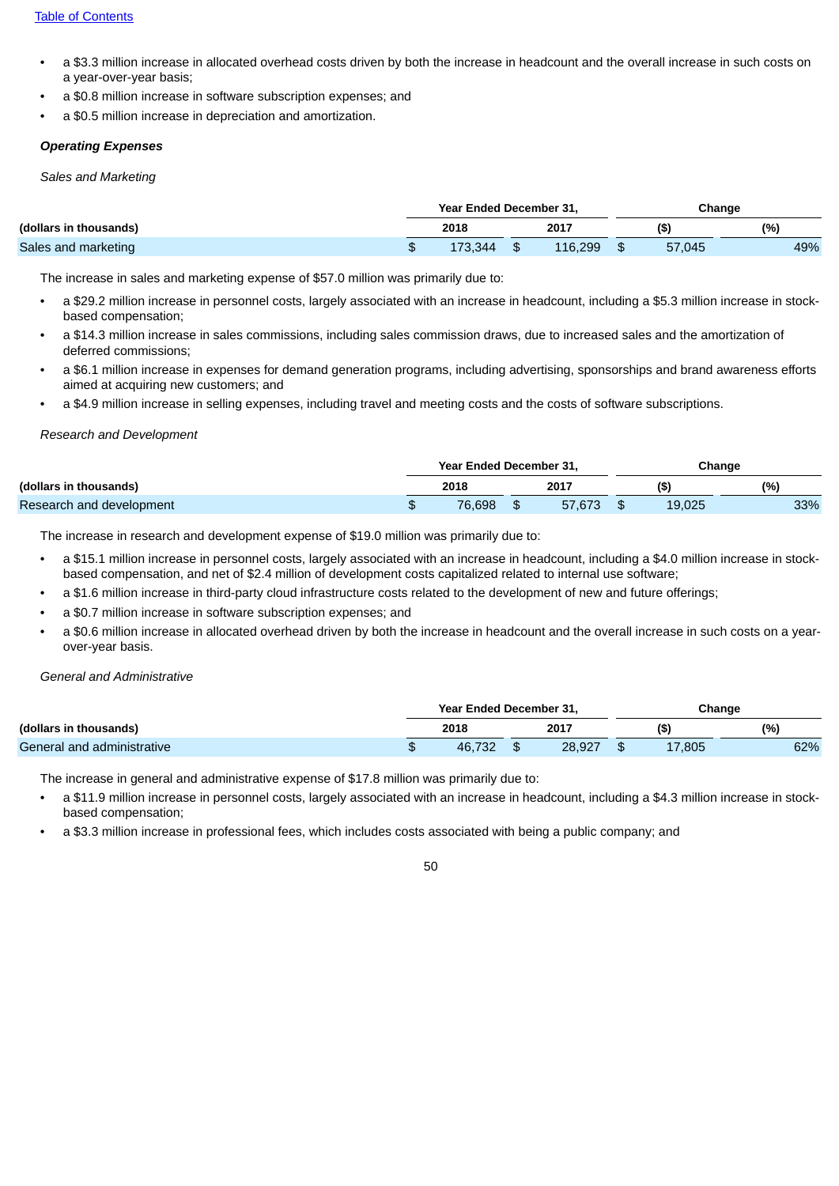- a $3.3 million increase in allocated overhead costs driven by both the increase in headcount and the overall increase in such costs on a year-over-year basis;
- a $0.8 million increase in software subscription expenses; and
- a $0.5 million increase in depreciation and amortization.

### *Operating Expenses*

*Sales and Marketing*

| | Year Ended December 31, | | Change | |
|---|---|---|---|---|
| (dollars in thousands) | 2018 | 2017 | ($) | (%) |
| Sales and marketing | $ 173,344 | $ 116,299 | $ 57,045 | 49% |

The increase in sales and marketing expense of $57.0 million was primarily due to:

- a $29.2 million increase in personnel costs, largely associated with an increase in headcount, including a $5.3 million increase in stock-based compensation;
- a $14.3 million increase in sales commissions, including sales commission draws, due to increased sales and the amortization of deferred commissions;
- a $6.1 million increase in expenses for demand generation programs, including advertising, sponsorships and brand awareness efforts aimed at acquiring new customers; and
- a $4.9 million increase in selling expenses, including travel and meeting costs and the costs of software subscriptions.

*Research and Development*

| | Year Ended December 31, | | Change | |
|---|---|---|---|---|
| (dollars in thousands) | 2018 | 2017 | ($) | (%) |
| Research and development | $ 76,698 | $ 57,673 | $ 19,025 | 33% |

The increase in research and development expense of $19.0 million was primarily due to:

- a $15.1 million increase in personnel costs, largely associated with an increase in headcount, including a $4.0 million increase in stock-based compensation, and net of $2.4 million of development costs capitalized related to internal use software;
- a $1.6 million increase in third-party cloud infrastructure costs related to the development of new and future offerings;
- a $0.7 million increase in software subscription expenses; and
- a $0.6 million increase in allocated overhead driven by both the increase in headcount and the overall increase in such costs on a year-over-year basis.

*General and Administrative*

| | Year Ended December 31, | | Change | |
|---|---|---|---|---|
| (dollars in thousands) | 2018 | 2017 | ($) | (%) |
| General and administrative | $ 46,732 | $ 28,927 | $ 17,805 | 62% |

The increase in general and administrative expense of $17.8 million was primarily due to:

- a $11.9 million increase in personnel costs, largely associated with an increase in headcount, including a $4.3 million increase in stock-based compensation;
- a $3.3 million increase in professional fees, which includes costs associated with being a public company; and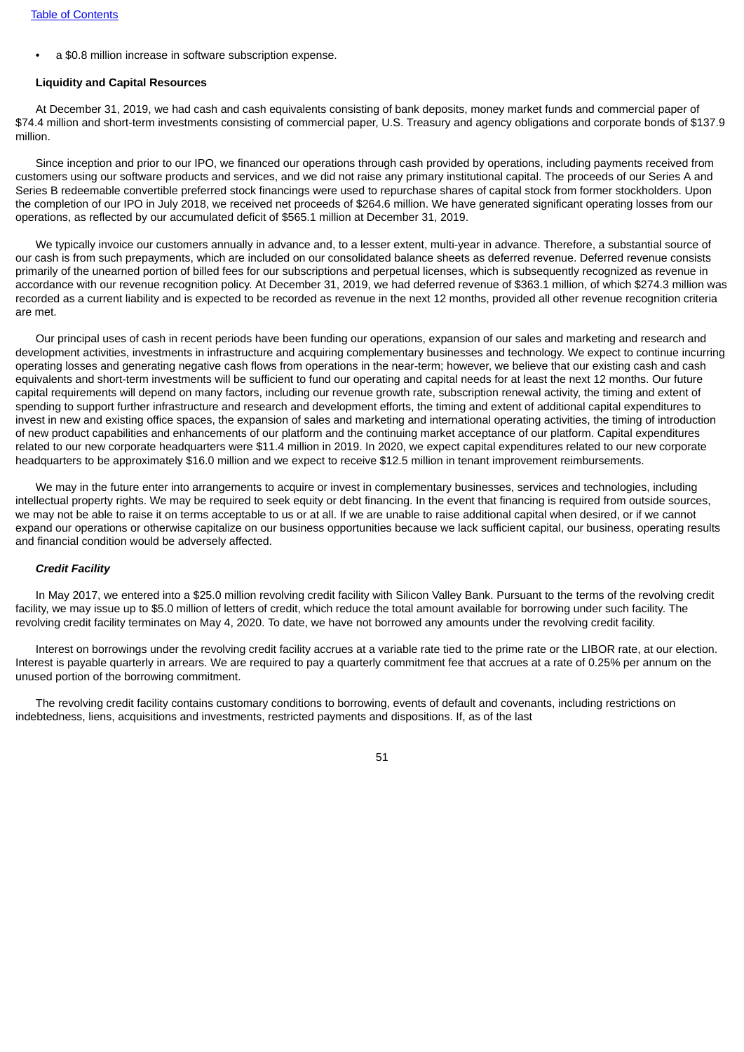- a $0.8 million increase in software subscription expense.

**Liquidity and Capital Resources**

At December 31, 2019, we had cash and cash equivalents consisting of bank deposits, money market funds and commercial paper of $74.4 million and short-term investments consisting of commercial paper, U.S. Treasury and agency obligations and corporate bonds of $137.9 million.

Since inception and prior to our IPO, we financed our operations through cash provided by operations, including payments received from customers using our software products and services, and we did not raise any primary institutional capital. The proceeds of our Series A and Series B redeemable convertible preferred stock financings were used to repurchase shares of capital stock from former stockholders. Upon the completion of our IPO in July 2018, we received net proceeds of $264.6 million. We have generated significant operating losses from our operations, as reflected by our accumulated deficit of $565.1 million at December 31, 2019.

We typically invoice our customers annually in advance and, to a lesser extent, multi-year in advance. Therefore, a substantial source of our cash is from such prepayments, which are included on our consolidated balance sheets as deferred revenue. Deferred revenue consists primarily of the unearned portion of billed fees for our subscriptions and perpetual licenses, which is subsequently recognized as revenue in accordance with our revenue recognition policy. At December 31, 2019, we had deferred revenue of $363.1 million, of which $274.3 million was recorded as a current liability and is expected to be recorded as revenue in the next 12 months, provided all other revenue recognition criteria are met.

Our principal uses of cash in recent periods have been funding our operations, expansion of our sales and marketing and research and development activities, investments in infrastructure and acquiring complementary businesses and technology. We expect to continue incurring operating losses and generating negative cash flows from operations in the near-term; however, we believe that our existing cash and cash equivalents and short-term investments will be sufficient to fund our operating and capital needs for at least the next 12 months. Our future capital requirements will depend on many factors, including our revenue growth rate, subscription renewal activity, the timing and extent of spending to support further infrastructure and research and development efforts, the timing and extent of additional capital expenditures to invest in new and existing office spaces, the expansion of sales and marketing and international operating activities, the timing of introduction of new product capabilities and enhancements of our platform and the continuing market acceptance of our platform. Capital expenditures related to our new corporate headquarters were $11.4 million in 2019. In 2020, we expect capital expenditures related to our new corporate headquarters to be approximately $16.0 million and we expect to receive $12.5 million in tenant improvement reimbursements.

We may in the future enter into arrangements to acquire or invest in complementary businesses, services and technologies, including intellectual property rights. We may be required to seek equity or debt financing. In the event that financing is required from outside sources, we may not be able to raise it on terms acceptable to us or at all. If we are unable to raise additional capital when desired, or if we cannot expand our operations or otherwise capitalize on our business opportunities because we lack sufficient capital, our business, operating results and financial condition would be adversely affected.

***Credit Facility***

In May 2017, we entered into a $25.0 million revolving credit facility with Silicon Valley Bank. Pursuant to the terms of the revolving credit facility, we may issue up to $5.0 million of letters of credit, which reduce the total amount available for borrowing under such facility. The revolving credit facility terminates on May 4, 2020. To date, we have not borrowed any amounts under the revolving credit facility.

Interest on borrowings under the revolving credit facility accrues at a variable rate tied to the prime rate or the LIBOR rate, at our election. Interest is payable quarterly in arrears. We are required to pay a quarterly commitment fee that accrues at a rate of 0.25% per annum on the unused portion of the borrowing commitment.

The revolving credit facility contains customary conditions to borrowing, events of default and covenants, including restrictions on indebtedness, liens, acquisitions and investments, restricted payments and dispositions. If, as of the last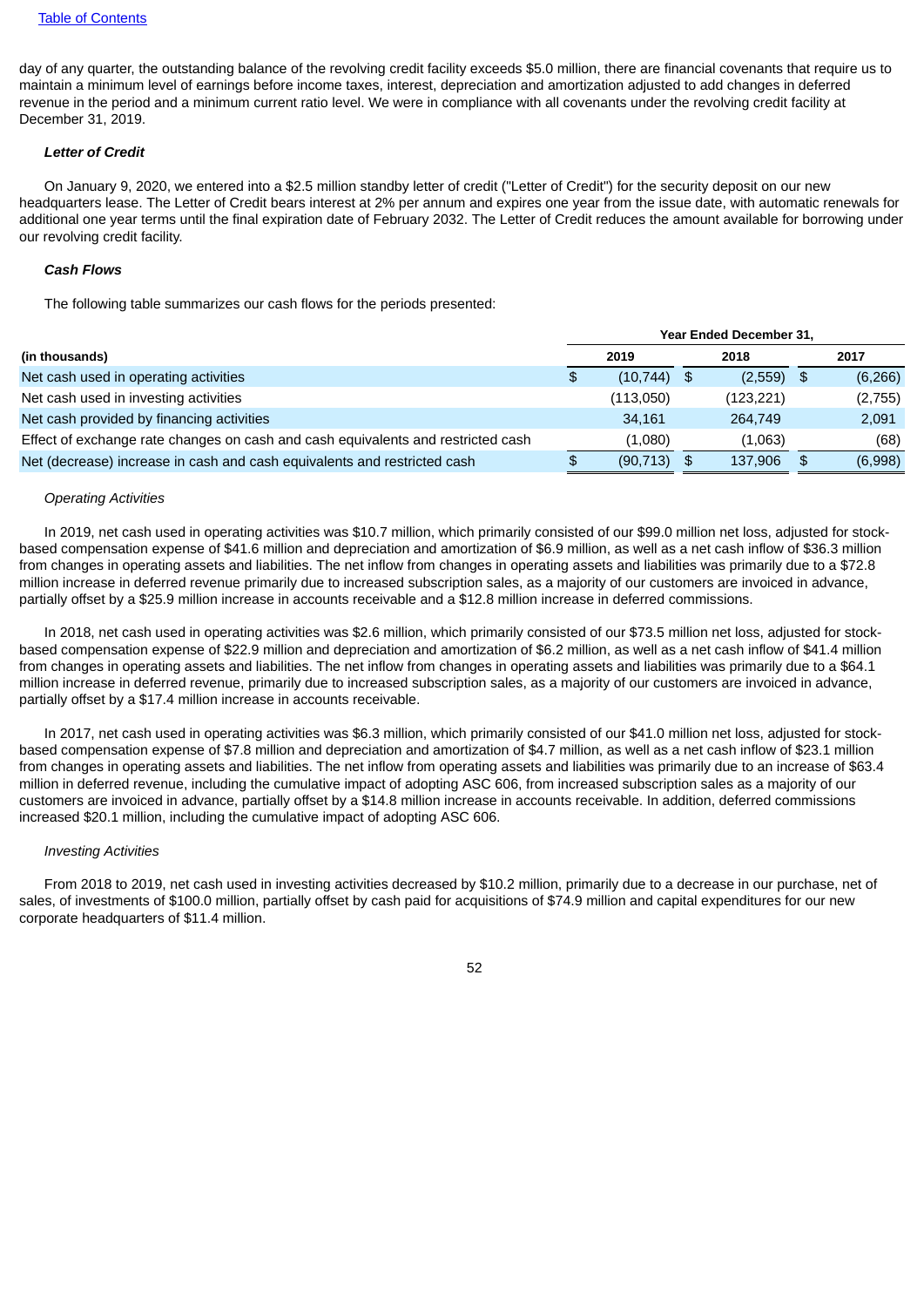day of any quarter, the outstanding balance of the revolving credit facility exceeds $5.0 million, there are financial covenants that require us to maintain a minimum level of earnings before income taxes, interest, depreciation and amortization adjusted to add changes in deferred revenue in the period and a minimum current ratio level. We were in compliance with all covenants under the revolving credit facility at December 31, 2019.

***Letter of Credit***

On January 9, 2020, we entered into a $2.5 million standby letter of credit ("Letter of Credit") for the security deposit on our new headquarters lease. The Letter of Credit bears interest at 2% per annum and expires one year from the issue date, with automatic renewals for additional one year terms until the final expiration date of February 2032. The Letter of Credit reduces the amount available for borrowing under our revolving credit facility.

***Cash Flows***

The following table summarizes our cash flows for the periods presented:

| | Year Ended December 31, | | |
|---|---|---|---|
| **(in thousands)** | **2019** | **2018** | **2017** |
| Net cash used in operating activities | $ (10,744) | $ (2,559) | $ (6,266) |
| Net cash used in investing activities | (113,050) | (123,221) | (2,755) |
| Net cash provided by financing activities | 34,161 | 264,749 | 2,091 |
| Effect of exchange rate changes on cash and cash equivalents and restricted cash | (1,080) | (1,063) | (68) |
| Net (decrease) increase in cash and cash equivalents and restricted cash | $ (90,713) | $ 137,906 | $ (6,998) |

*Operating Activities*

In 2019, net cash used in operating activities was $10.7 million, which primarily consisted of our $99.0 million net loss, adjusted for stock-based compensation expense of $41.6 million and depreciation and amortization of $6.9 million, as well as a net cash inflow of $36.3 million from changes in operating assets and liabilities. The net inflow from changes in operating assets and liabilities was primarily due to a $72.8 million increase in deferred revenue primarily due to increased subscription sales, as a majority of our customers are invoiced in advance, partially offset by a $25.9 million increase in accounts receivable and a $12.8 million increase in deferred commissions.

In 2018, net cash used in operating activities was $2.6 million, which primarily consisted of our $73.5 million net loss, adjusted for stock-based compensation expense of $22.9 million and depreciation and amortization of $6.2 million, as well as a net cash inflow of $41.4 million from changes in operating assets and liabilities. The net inflow from changes in operating assets and liabilities was primarily due to a $64.1 million increase in deferred revenue, primarily due to increased subscription sales, as a majority of our customers are invoiced in advance, partially offset by a $17.4 million increase in accounts receivable.

In 2017, net cash used in operating activities was $6.3 million, which primarily consisted of our $41.0 million net loss, adjusted for stock-based compensation expense of $7.8 million and depreciation and amortization of $4.7 million, as well as a net cash inflow of $23.1 million from changes in operating assets and liabilities. The net inflow from operating assets and liabilities was primarily due to an increase of $63.4 million in deferred revenue, including the cumulative impact of adopting ASC 606, from increased subscription sales as a majority of our customers are invoiced in advance, partially offset by a $14.8 million increase in accounts receivable. In addition, deferred commissions increased $20.1 million, including the cumulative impact of adopting ASC 606.

*Investing Activities*

From 2018 to 2019, net cash used in investing activities decreased by $10.2 million, primarily due to a decrease in our purchase, net of sales, of investments of $100.0 million, partially offset by cash paid for acquisitions of $74.9 million and capital expenditures for our new corporate headquarters of $11.4 million.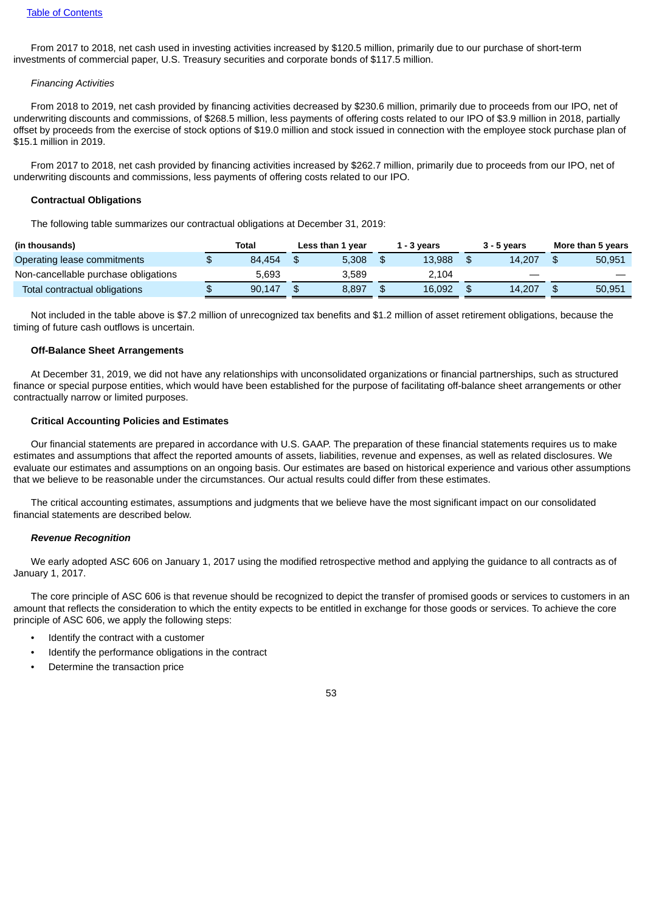From 2017 to 2018, net cash used in investing activities increased by $120.5 million, primarily due to our purchase of short-term investments of commercial paper, U.S. Treasury securities and corporate bonds of $117.5 million.

*Financing Activities*

From 2018 to 2019, net cash provided by financing activities decreased by $230.6 million, primarily due to proceeds from our IPO, net of underwriting discounts and commissions, of $268.5 million, less payments of offering costs related to our IPO of $3.9 million in 2018, partially offset by proceeds from the exercise of stock options of $19.0 million and stock issued in connection with the employee stock purchase plan of $15.1 million in 2019.

From 2017 to 2018, net cash provided by financing activities increased by $262.7 million, primarily due to proceeds from our IPO, net of underwriting discounts and commissions, less payments of offering costs related to our IPO.

**Contractual Obligations**

The following table summarizes our contractual obligations at December 31, 2019:

| (in thousands) | Total | Less than 1 year | 1 - 3 years | 3 - 5 years | More than 5 years |
|---|---|---|---|---|---|
| Operating lease commitments | $ 84,454 | $ 5,308 | $ 13,988 | $ 14,207 | $ 50,951 |
| Non-cancellable purchase obligations | 5,693 | 3,589 | 2,104 | — | — |
| Total contractual obligations | $ 90,147 | $ 8,897 | $ 16,092 | $ 14,207 | $ 50,951 |

Not included in the table above is $7.2 million of unrecognized tax benefits and $1.2 million of asset retirement obligations, because the timing of future cash outflows is uncertain.

**Off-Balance Sheet Arrangements**

At December 31, 2019, we did not have any relationships with unconsolidated organizations or financial partnerships, such as structured finance or special purpose entities, which would have been established for the purpose of facilitating off-balance sheet arrangements or other contractually narrow or limited purposes.

**Critical Accounting Policies and Estimates**

Our financial statements are prepared in accordance with U.S. GAAP. The preparation of these financial statements requires us to make estimates and assumptions that affect the reported amounts of assets, liabilities, revenue and expenses, as well as related disclosures. We evaluate our estimates and assumptions on an ongoing basis. Our estimates are based on historical experience and various other assumptions that we believe to be reasonable under the circumstances. Our actual results could differ from these estimates.

The critical accounting estimates, assumptions and judgments that we believe have the most significant impact on our consolidated financial statements are described below.

***Revenue Recognition***

We early adopted ASC 606 on January 1, 2017 using the modified retrospective method and applying the guidance to all contracts as of January 1, 2017.

The core principle of ASC 606 is that revenue should be recognized to depict the transfer of promised goods or services to customers in an amount that reflects the consideration to which the entity expects to be entitled in exchange for those goods or services. To achieve the core principle of ASC 606, we apply the following steps:

- Identify the contract with a customer
- Identify the performance obligations in the contract
- Determine the transaction price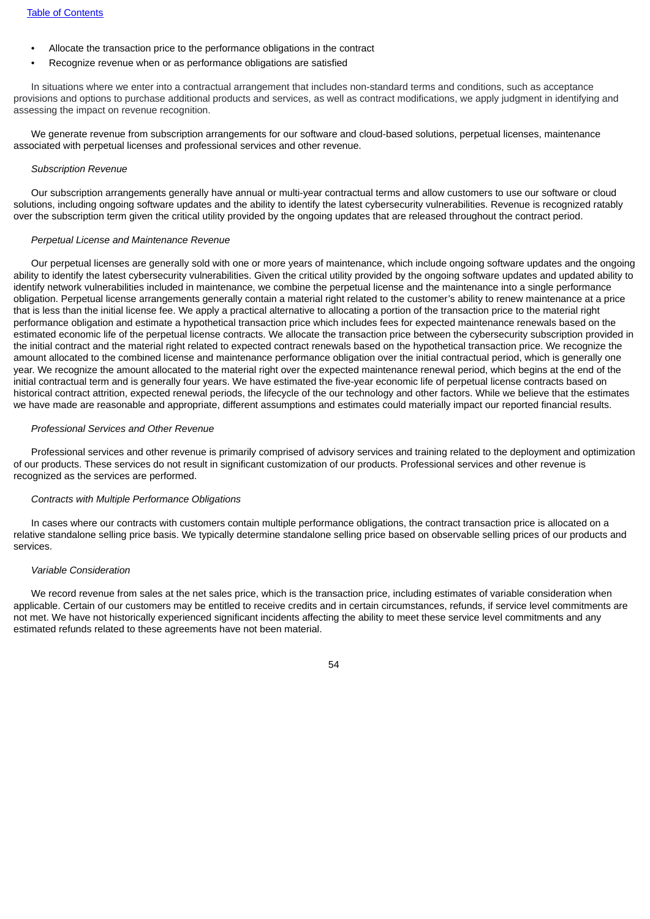- Allocate the transaction price to the performance obligations in the contract
- Recognize revenue when or as performance obligations are satisfied

In situations where we enter into a contractual arrangement that includes non-standard terms and conditions, such as acceptance provisions and options to purchase additional products and services, as well as contract modifications, we apply judgment in identifying and assessing the impact on revenue recognition.

We generate revenue from subscription arrangements for our software and cloud-based solutions, perpetual licenses, maintenance associated with perpetual licenses and professional services and other revenue.

*Subscription Revenue*

Our subscription arrangements generally have annual or multi-year contractual terms and allow customers to use our software or cloud solutions, including ongoing software updates and the ability to identify the latest cybersecurity vulnerabilities. Revenue is recognized ratably over the subscription term given the critical utility provided by the ongoing updates that are released throughout the contract period.

*Perpetual License and Maintenance Revenue*

Our perpetual licenses are generally sold with one or more years of maintenance, which include ongoing software updates and the ongoing ability to identify the latest cybersecurity vulnerabilities. Given the critical utility provided by the ongoing software updates and updated ability to identify network vulnerabilities included in maintenance, we combine the perpetual license and the maintenance into a single performance obligation. Perpetual license arrangements generally contain a material right related to the customer's ability to renew maintenance at a price that is less than the initial license fee. We apply a practical alternative to allocating a portion of the transaction price to the material right performance obligation and estimate a hypothetical transaction price which includes fees for expected maintenance renewals based on the estimated economic life of the perpetual license contracts. We allocate the transaction price between the cybersecurity subscription provided in the initial contract and the material right related to expected contract renewals based on the hypothetical transaction price. We recognize the amount allocated to the combined license and maintenance performance obligation over the initial contractual period, which is generally one year. We recognize the amount allocated to the material right over the expected maintenance renewal period, which begins at the end of the initial contractual term and is generally four years. We have estimated the five-year economic life of perpetual license contracts based on historical contract attrition, expected renewal periods, the lifecycle of the our technology and other factors. While we believe that the estimates we have made are reasonable and appropriate, different assumptions and estimates could materially impact our reported financial results.

*Professional Services and Other Revenue*

Professional services and other revenue is primarily comprised of advisory services and training related to the deployment and optimization of our products. These services do not result in significant customization of our products. Professional services and other revenue is recognized as the services are performed.

*Contracts with Multiple Performance Obligations*

In cases where our contracts with customers contain multiple performance obligations, the contract transaction price is allocated on a relative standalone selling price basis. We typically determine standalone selling price based on observable selling prices of our products and services.

*Variable Consideration*

We record revenue from sales at the net sales price, which is the transaction price, including estimates of variable consideration when applicable. Certain of our customers may be entitled to receive credits and in certain circumstances, refunds, if service level commitments are not met. We have not historically experienced significant incidents affecting the ability to meet these service level commitments and any estimated refunds related to these agreements have not been material.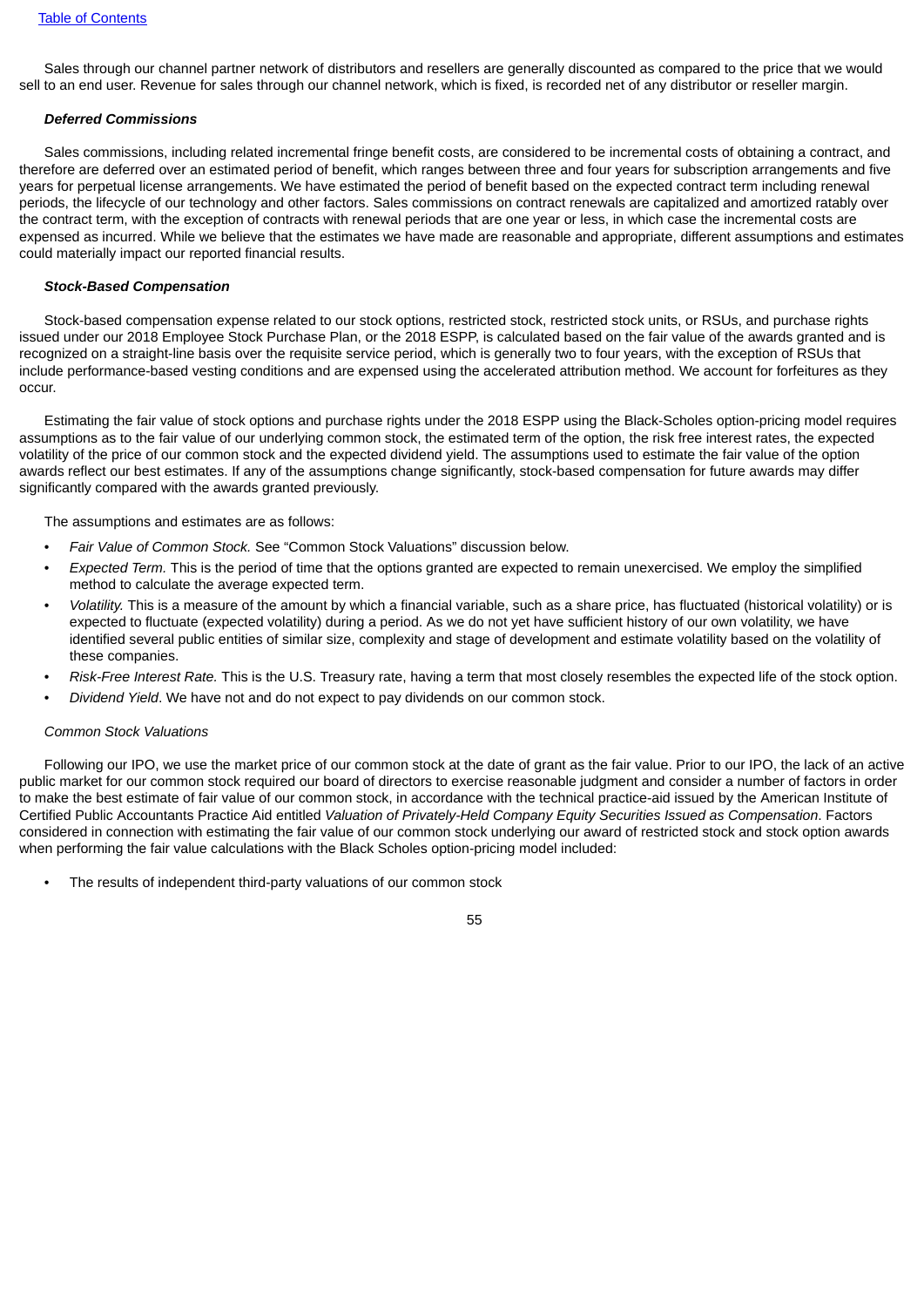Sales through our channel partner network of distributors and resellers are generally discounted as compared to the price that we would sell to an end user. Revenue for sales through our channel network, which is fixed, is recorded net of any distributor or reseller margin.

***Deferred Commissions***

Sales commissions, including related incremental fringe benefit costs, are considered to be incremental costs of obtaining a contract, and therefore are deferred over an estimated period of benefit, which ranges between three and four years for subscription arrangements and five years for perpetual license arrangements. We have estimated the period of benefit based on the expected contract term including renewal periods, the lifecycle of our technology and other factors. Sales commissions on contract renewals are capitalized and amortized ratably over the contract term, with the exception of contracts with renewal periods that are one year or less, in which case the incremental costs are expensed as incurred. While we believe that the estimates we have made are reasonable and appropriate, different assumptions and estimates could materially impact our reported financial results.

***Stock-Based Compensation***

Stock-based compensation expense related to our stock options, restricted stock, restricted stock units, or RSUs, and purchase rights issued under our 2018 Employee Stock Purchase Plan, or the 2018 ESPP, is calculated based on the fair value of the awards granted and is recognized on a straight-line basis over the requisite service period, which is generally two to four years, with the exception of RSUs that include performance-based vesting conditions and are expensed using the accelerated attribution method. We account for forfeitures as they occur.

Estimating the fair value of stock options and purchase rights under the 2018 ESPP using the Black-Scholes option-pricing model requires assumptions as to the fair value of our underlying common stock, the estimated term of the option, the risk free interest rates, the expected volatility of the price of our common stock and the expected dividend yield. The assumptions used to estimate the fair value of the option awards reflect our best estimates. If any of the assumptions change significantly, stock-based compensation for future awards may differ significantly compared with the awards granted previously.

The assumptions and estimates are as follows:

- *Fair Value of Common Stock.* See "Common Stock Valuations" discussion below.
- *Expected Term.* This is the period of time that the options granted are expected to remain unexercised. We employ the simplified method to calculate the average expected term.
- *Volatility.* This is a measure of the amount by which a financial variable, such as a share price, has fluctuated (historical volatility) or is expected to fluctuate (expected volatility) during a period. As we do not yet have sufficient history of our own volatility, we have identified several public entities of similar size, complexity and stage of development and estimate volatility based on the volatility of these companies.
- *Risk-Free Interest Rate.* This is the U.S. Treasury rate, having a term that most closely resembles the expected life of the stock option.
- *Dividend Yield*. We have not and do not expect to pay dividends on our common stock.

*Common Stock Valuations*

Following our IPO, we use the market price of our common stock at the date of grant as the fair value. Prior to our IPO, the lack of an active public market for our common stock required our board of directors to exercise reasonable judgment and consider a number of factors in order to make the best estimate of fair value of our common stock, in accordance with the technical practice-aid issued by the American Institute of Certified Public Accountants Practice Aid entitled *Valuation of Privately-Held Company Equity Securities Issued as Compensation.* Factors considered in connection with estimating the fair value of our common stock underlying our award of restricted stock and stock option awards when performing the fair value calculations with the Black Scholes option-pricing model included:

- The results of independent third-party valuations of our common stock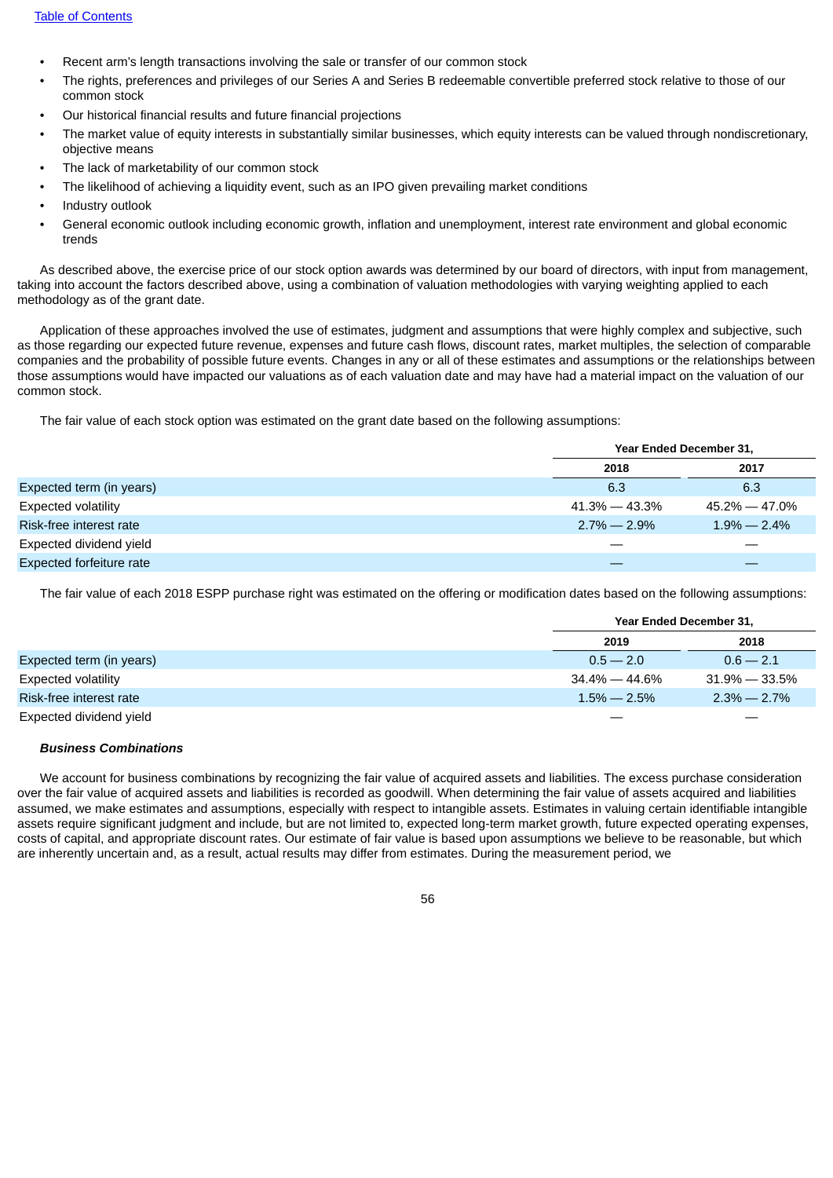- Recent arm's length transactions involving the sale or transfer of our common stock
- The rights, preferences and privileges of our Series A and Series B redeemable convertible preferred stock relative to those of our common stock
- Our historical financial results and future financial projections
- The market value of equity interests in substantially similar businesses, which equity interests can be valued through nondiscretionary, objective means
- The lack of marketability of our common stock
- The likelihood of achieving a liquidity event, such as an IPO given prevailing market conditions
- Industry outlook
- General economic outlook including economic growth, inflation and unemployment, interest rate environment and global economic trends

As described above, the exercise price of our stock option awards was determined by our board of directors, with input from management, taking into account the factors described above, using a combination of valuation methodologies with varying weighting applied to each methodology as of the grant date.

Application of these approaches involved the use of estimates, judgment and assumptions that were highly complex and subjective, such as those regarding our expected future revenue, expenses and future cash flows, discount rates, market multiples, the selection of comparable companies and the probability of possible future events. Changes in any or all of these estimates and assumptions or the relationships between those assumptions would have impacted our valuations as of each valuation date and may have had a material impact on the valuation of our common stock.

The fair value of each stock option was estimated on the grant date based on the following assumptions:

| | Year Ended December 31, | |
|---|---|---|
| | 2018 | 2017 |
| Expected term (in years) | 6.3 | 6.3 |
| Expected volatility | 41.3% — 43.3% | 45.2% — 47.0% |
| Risk-free interest rate | 2.7% — 2.9% | 1.9% — 2.4% |
| Expected dividend yield | — | — |
| Expected forfeiture rate | — | — |

The fair value of each 2018 ESPP purchase right was estimated on the offering or modification dates based on the following assumptions:

| | Year Ended December 31, | |
|---|---|---|
| | 2019 | 2018 |
| Expected term (in years) | 0.5 — 2.0 | 0.6 — 2.1 |
| Expected volatility | 34.4% — 44.6% | 31.9% — 33.5% |
| Risk-free interest rate | 1.5% — 2.5% | 2.3% — 2.7% |
| Expected dividend yield | — | — |

***Business Combinations***

We account for business combinations by recognizing the fair value of acquired assets and liabilities. The excess purchase consideration over the fair value of acquired assets and liabilities is recorded as goodwill. When determining the fair value of assets acquired and liabilities assumed, we make estimates and assumptions, especially with respect to intangible assets. Estimates in valuing certain identifiable intangible assets require significant judgment and include, but are not limited to, expected long-term market growth, future expected operating expenses, costs of capital, and appropriate discount rates. Our estimate of fair value is based upon assumptions we believe to be reasonable, but which are inherently uncertain and, as a result, actual results may differ from estimates. During the measurement period, we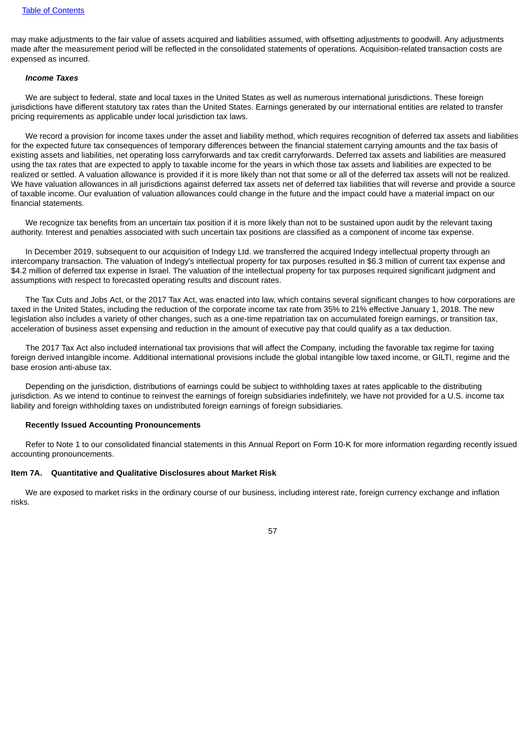may make adjustments to the fair value of assets acquired and liabilities assumed, with offsetting adjustments to goodwill. Any adjustments made after the measurement period will be reflected in the consolidated statements of operations. Acquisition-related transaction costs are expensed as incurred.

***Income Taxes***

We are subject to federal, state and local taxes in the United States as well as numerous international jurisdictions. These foreign jurisdictions have different statutory tax rates than the United States. Earnings generated by our international entities are related to transfer pricing requirements as applicable under local jurisdiction tax laws.

We record a provision for income taxes under the asset and liability method, which requires recognition of deferred tax assets and liabilities for the expected future tax consequences of temporary differences between the financial statement carrying amounts and the tax basis of existing assets and liabilities, net operating loss carryforwards and tax credit carryforwards. Deferred tax assets and liabilities are measured using the tax rates that are expected to apply to taxable income for the years in which those tax assets and liabilities are expected to be realized or settled. A valuation allowance is provided if it is more likely than not that some or all of the deferred tax assets will not be realized. We have valuation allowances in all jurisdictions against deferred tax assets net of deferred tax liabilities that will reverse and provide a source of taxable income. Our evaluation of valuation allowances could change in the future and the impact could have a material impact on our financial statements.

We recognize tax benefits from an uncertain tax position if it is more likely than not to be sustained upon audit by the relevant taxing authority. Interest and penalties associated with such uncertain tax positions are classified as a component of income tax expense.

In December 2019, subsequent to our acquisition of Indegy Ltd. we transferred the acquired Indegy intellectual property through an intercompany transaction. The valuation of Indegy's intellectual property for tax purposes resulted in $6.3 million of current tax expense and $4.2 million of deferred tax expense in Israel. The valuation of the intellectual property for tax purposes required significant judgment and assumptions with respect to forecasted operating results and discount rates.

The Tax Cuts and Jobs Act, or the 2017 Tax Act, was enacted into law, which contains several significant changes to how corporations are taxed in the United States, including the reduction of the corporate income tax rate from 35% to 21% effective January 1, 2018. The new legislation also includes a variety of other changes, such as a one-time repatriation tax on accumulated foreign earnings, or transition tax, acceleration of business asset expensing and reduction in the amount of executive pay that could qualify as a tax deduction.

The 2017 Tax Act also included international tax provisions that will affect the Company, including the favorable tax regime for taxing foreign derived intangible income. Additional international provisions include the global intangible low taxed income, or GILTI, regime and the base erosion anti-abuse tax.

Depending on the jurisdiction, distributions of earnings could be subject to withholding taxes at rates applicable to the distributing jurisdiction. As we intend to continue to reinvest the earnings of foreign subsidiaries indefinitely, we have not provided for a U.S. income tax liability and foreign withholding taxes on undistributed foreign earnings of foreign subsidiaries.

**Recently Issued Accounting Pronouncements**

Refer to Note 1 to our consolidated financial statements in this Annual Report on Form 10-K for more information regarding recently issued accounting pronouncements.

## Item 7A. Quantitative and Qualitative Disclosures about Market Risk

We are exposed to market risks in the ordinary course of our business, including interest rate, foreign currency exchange and inflation risks.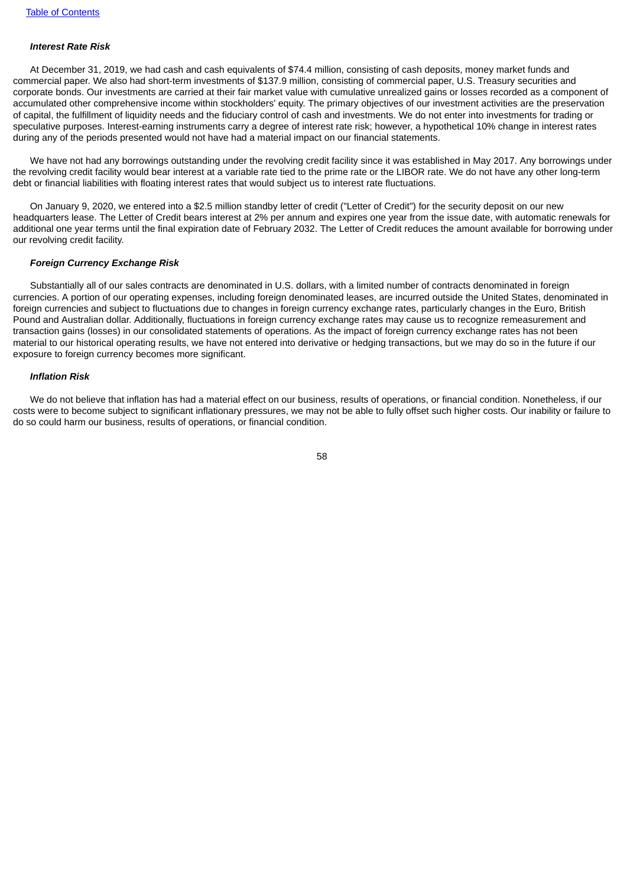***Interest Rate Risk***

At December 31, 2019, we had cash and cash equivalents of $74.4 million, consisting of cash deposits, money market funds and commercial paper. We also had short-term investments of $137.9 million, consisting of commercial paper, U.S. Treasury securities and corporate bonds. Our investments are carried at their fair market value with cumulative unrealized gains or losses recorded as a component of accumulated other comprehensive income within stockholders' equity. The primary objectives of our investment activities are the preservation of capital, the fulfillment of liquidity needs and the fiduciary control of cash and investments. We do not enter into investments for trading or speculative purposes. Interest-earning instruments carry a degree of interest rate risk; however, a hypothetical 10% change in interest rates during any of the periods presented would not have had a material impact on our financial statements.

We have not had any borrowings outstanding under the revolving credit facility since it was established in May 2017. Any borrowings under the revolving credit facility would bear interest at a variable rate tied to the prime rate or the LIBOR rate. We do not have any other long-term debt or financial liabilities with floating interest rates that would subject us to interest rate fluctuations.

On January 9, 2020, we entered into a $2.5 million standby letter of credit ("Letter of Credit") for the security deposit on our new headquarters lease. The Letter of Credit bears interest at 2% per annum and expires one year from the issue date, with automatic renewals for additional one year terms until the final expiration date of February 2032. The Letter of Credit reduces the amount available for borrowing under our revolving credit facility.

***Foreign Currency Exchange Risk***

Substantially all of our sales contracts are denominated in U.S. dollars, with a limited number of contracts denominated in foreign currencies. A portion of our operating expenses, including foreign denominated leases, are incurred outside the United States, denominated in foreign currencies and subject to fluctuations due to changes in foreign currency exchange rates, particularly changes in the Euro, British Pound and Australian dollar. Additionally, fluctuations in foreign currency exchange rates may cause us to recognize remeasurement and transaction gains (losses) in our consolidated statements of operations. As the impact of foreign currency exchange rates has not been material to our historical operating results, we have not entered into derivative or hedging transactions, but we may do so in the future if our exposure to foreign currency becomes more significant.

***Inflation Risk***

We do not believe that inflation has had a material effect on our business, results of operations, or financial condition. Nonetheless, if our costs were to become subject to significant inflationary pressures, we may not be able to fully offset such higher costs. Our inability or failure to do so could harm our business, results of operations, or financial condition.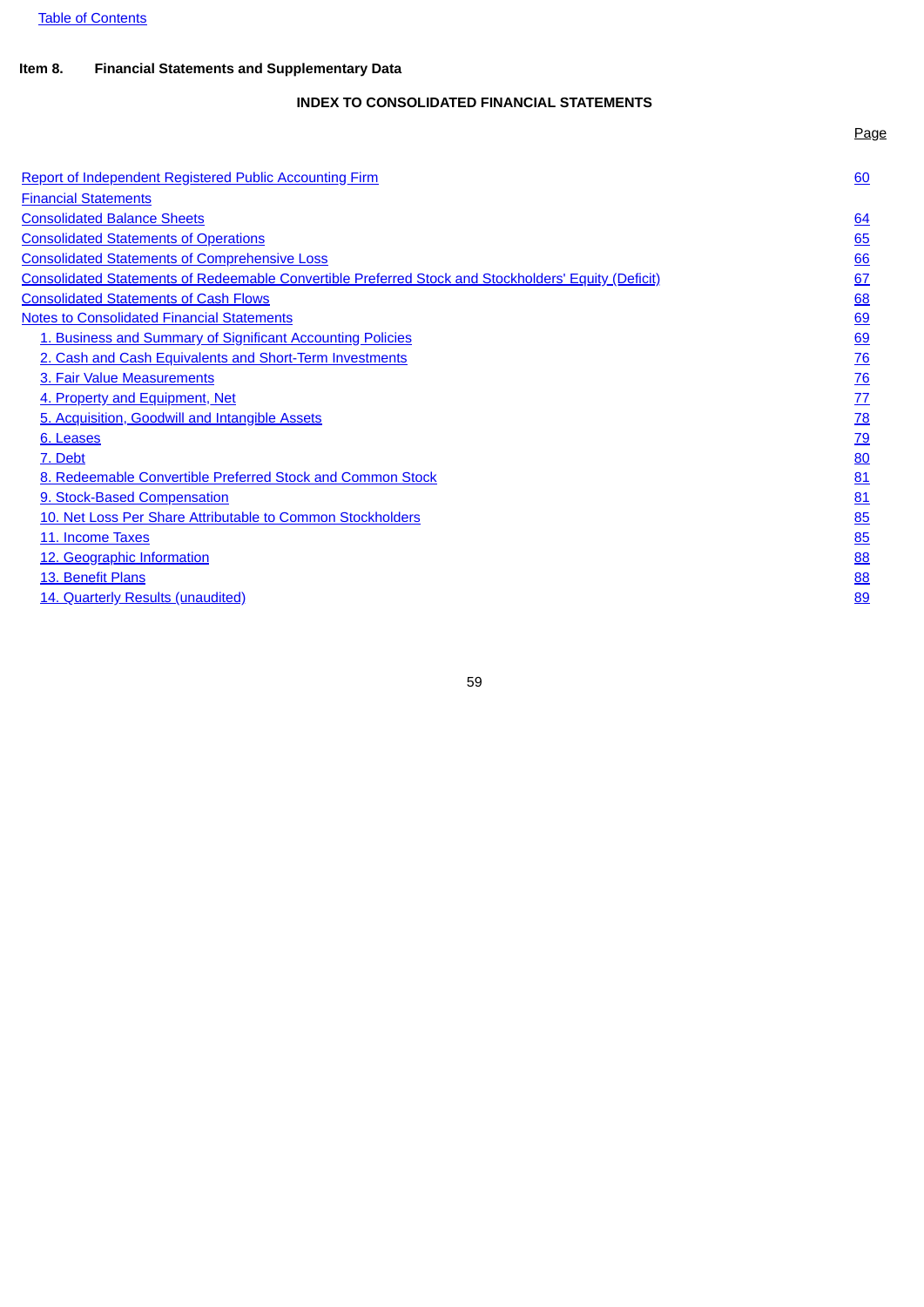Table of Contents

**Item 8. Financial Statements and Supplementary Data**

**INDEX TO CONSOLIDATED FINANCIAL STATEMENTS**

| | Page |
|---|---|
| Report of Independent Registered Public Accounting Firm | 60 |
| Financial Statements | |
| Consolidated Balance Sheets | 64 |
| Consolidated Statements of Operations | 65 |
| Consolidated Statements of Comprehensive Loss | 66 |
| Consolidated Statements of Redeemable Convertible Preferred Stock and Stockholders' Equity (Deficit) | 67 |
| Consolidated Statements of Cash Flows | 68 |
| Notes to Consolidated Financial Statements | 69 |
| 1. Business and Summary of Significant Accounting Policies | 69 |
| 2. Cash and Cash Equivalents and Short-Term Investments | 76 |
| 3. Fair Value Measurements | 76 |
| 4. Property and Equipment, Net | 77 |
| 5. Acquisition, Goodwill and Intangible Assets | 78 |
| 6. Leases | 79 |
| 7. Debt | 80 |
| 8. Redeemable Convertible Preferred Stock and Common Stock | 81 |
| 9. Stock-Based Compensation | 81 |
| 10. Net Loss Per Share Attributable to Common Stockholders | 85 |
| 11. Income Taxes | 85 |
| 12. Geographic Information | 88 |
| 13. Benefit Plans | 88 |
| 14. Quarterly Results (unaudited) | 89 |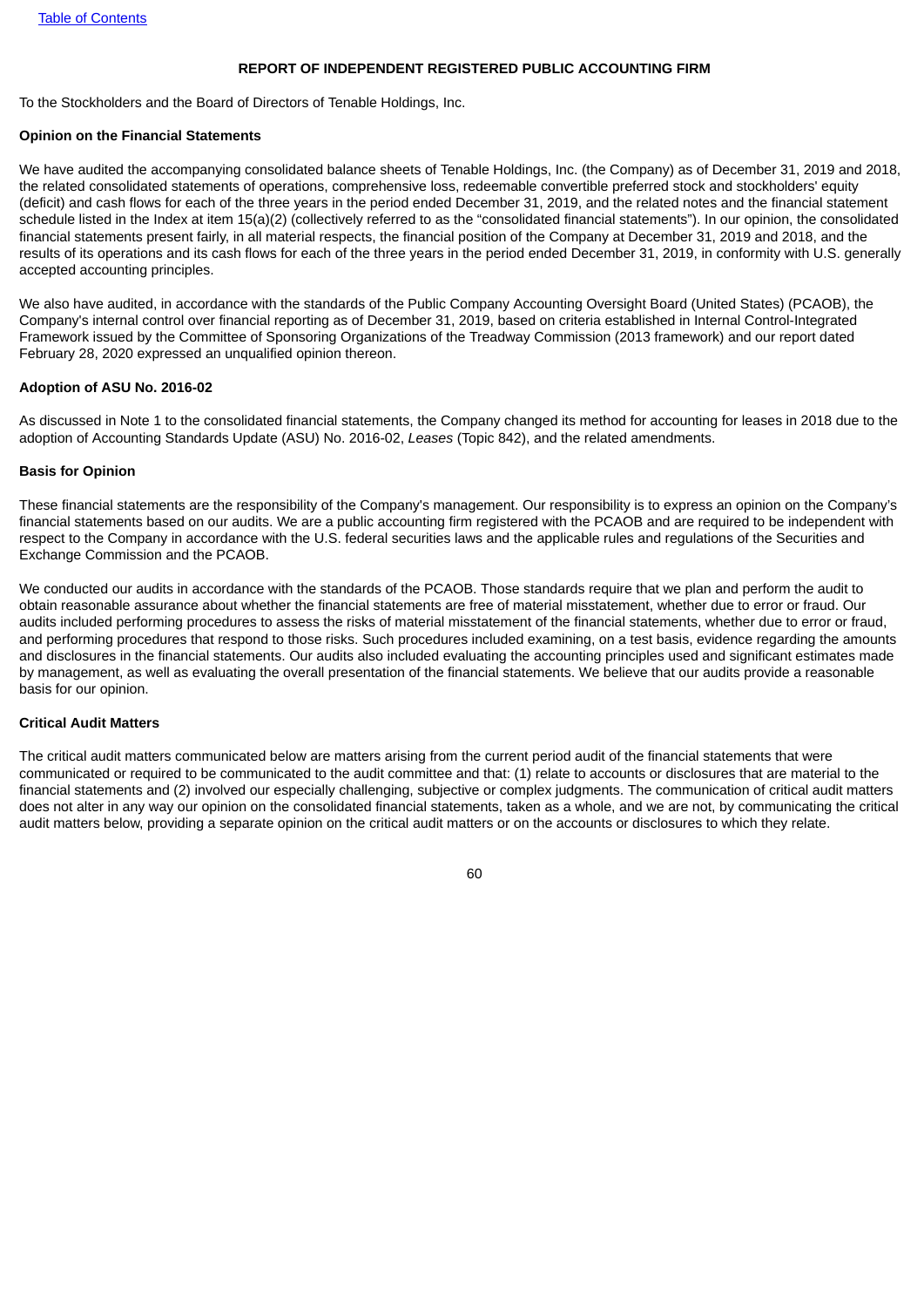## REPORT OF INDEPENDENT REGISTERED PUBLIC ACCOUNTING FIRM

To the Stockholders and the Board of Directors of Tenable Holdings, Inc.

**Opinion on the Financial Statements**

We have audited the accompanying consolidated balance sheets of Tenable Holdings, Inc. (the Company) as of December 31, 2019 and 2018, the related consolidated statements of operations, comprehensive loss, redeemable convertible preferred stock and stockholders' equity (deficit) and cash flows for each of the three years in the period ended December 31, 2019, and the related notes and the financial statement schedule listed in the Index at item 15(a)(2) (collectively referred to as the "consolidated financial statements"). In our opinion, the consolidated financial statements present fairly, in all material respects, the financial position of the Company at December 31, 2019 and 2018, and the results of its operations and its cash flows for each of the three years in the period ended December 31, 2019, in conformity with U.S. generally accepted accounting principles.

We also have audited, in accordance with the standards of the Public Company Accounting Oversight Board (United States) (PCAOB), the Company's internal control over financial reporting as of December 31, 2019, based on criteria established in Internal Control-Integrated Framework issued by the Committee of Sponsoring Organizations of the Treadway Commission (2013 framework) and our report dated February 28, 2020 expressed an unqualified opinion thereon.

**Adoption of ASU No. 2016-02**

As discussed in Note 1 to the consolidated financial statements, the Company changed its method for accounting for leases in 2018 due to the adoption of Accounting Standards Update (ASU) No. 2016-02, *Leases* (Topic 842), and the related amendments.

**Basis for Opinion**

These financial statements are the responsibility of the Company's management. Our responsibility is to express an opinion on the Company's financial statements based on our audits. We are a public accounting firm registered with the PCAOB and are required to be independent with respect to the Company in accordance with the U.S. federal securities laws and the applicable rules and regulations of the Securities and Exchange Commission and the PCAOB.

We conducted our audits in accordance with the standards of the PCAOB. Those standards require that we plan and perform the audit to obtain reasonable assurance about whether the financial statements are free of material misstatement, whether due to error or fraud. Our audits included performing procedures to assess the risks of material misstatement of the financial statements, whether due to error or fraud, and performing procedures that respond to those risks. Such procedures included examining, on a test basis, evidence regarding the amounts and disclosures in the financial statements. Our audits also included evaluating the accounting principles used and significant estimates made by management, as well as evaluating the overall presentation of the financial statements. We believe that our audits provide a reasonable basis for our opinion.

**Critical Audit Matters**

The critical audit matters communicated below are matters arising from the current period audit of the financial statements that were communicated or required to be communicated to the audit committee and that: (1) relate to accounts or disclosures that are material to the financial statements and (2) involved our especially challenging, subjective or complex judgments. The communication of critical audit matters does not alter in any way our opinion on the consolidated financial statements, taken as a whole, and we are not, by communicating the critical audit matters below, providing a separate opinion on the critical audit matters or on the accounts or disclosures to which they relate.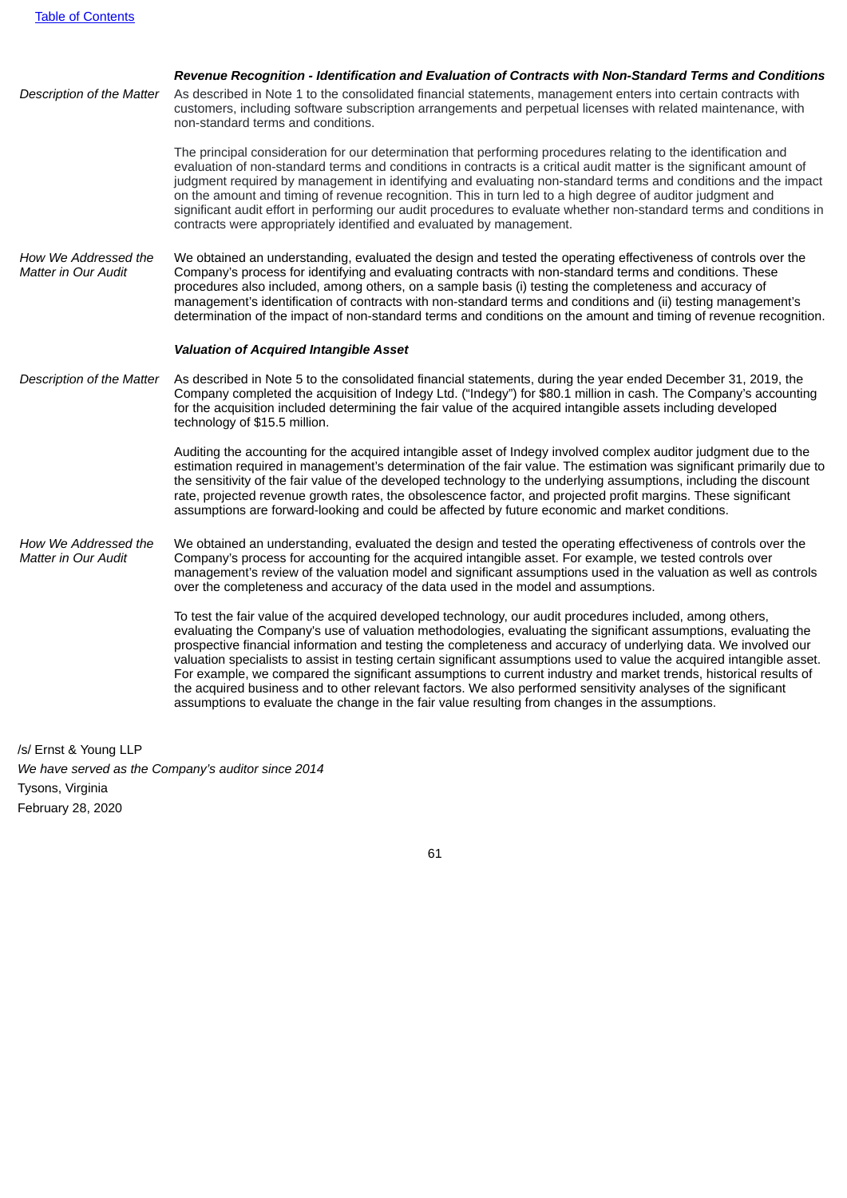***Revenue Recognition - Identification and Evaluation of Contracts with Non-Standard Terms and Conditions***

| | |
|---|---|
| *Description of the Matter* | As described in Note 1 to the consolidated financial statements, management enters into certain contracts with customers, including software subscription arrangements and perpetual licenses with related maintenance, with non-standard terms and conditions.<br><br>The principal consideration for our determination that performing procedures relating to the identification and evaluation of non-standard terms and conditions in contracts is a critical audit matter is the significant amount of judgment required by management in identifying and evaluating non-standard terms and conditions and the impact on the amount and timing of revenue recognition. This in turn led to a high degree of auditor judgment and significant audit effort in performing our audit procedures to evaluate whether non-standard terms and conditions in contracts were appropriately identified and evaluated by management. |
| *How We Addressed the Matter in Our Audit* | We obtained an understanding, evaluated the design and tested the operating effectiveness of controls over the Company's process for identifying and evaluating contracts with non-standard terms and conditions. These procedures also included, among others, on a sample basis (i) testing the completeness and accuracy of management's identification of contracts with non-standard terms and conditions and (ii) testing management's determination of the impact of non-standard terms and conditions on the amount and timing of revenue recognition. |

***Valuation of Acquired Intangible Asset***

| | |
|---|---|
| *Description of the Matter* | As described in Note 5 to the consolidated financial statements, during the year ended December 31, 2019, the Company completed the acquisition of Indegy Ltd. ("Indegy") for $80.1 million in cash. The Company's accounting for the acquisition included determining the fair value of the acquired intangible assets including developed technology of $15.5 million.<br><br>Auditing the accounting for the acquired intangible asset of Indegy involved complex auditor judgment due to the estimation required in management's determination of the fair value. The estimation was significant primarily due to the sensitivity of the fair value of the developed technology to the underlying assumptions, including the discount rate, projected revenue growth rates, the obsolescence factor, and projected profit margins. These significant assumptions are forward-looking and could be affected by future economic and market conditions. |
| *How We Addressed the Matter in Our Audit* | We obtained an understanding, evaluated the design and tested the operating effectiveness of controls over the Company's process for accounting for the acquired intangible asset. For example, we tested controls over management's review of the valuation model and significant assumptions used in the valuation as well as controls over the completeness and accuracy of the data used in the model and assumptions.<br><br>To test the fair value of the acquired developed technology, our audit procedures included, among others, evaluating the Company's use of valuation methodologies, evaluating the significant assumptions, evaluating the prospective financial information and testing the completeness and accuracy of underlying data. We involved our valuation specialists to assist in testing certain significant assumptions used to value the acquired intangible asset. For example, we compared the significant assumptions to current industry and market trends, historical results of the acquired business and to other relevant factors. We also performed sensitivity analyses of the significant assumptions to evaluate the change in the fair value resulting from changes in the assumptions. |

/s/ Ernst & Young LLP

*We have served as the Company's auditor since 2014*

Tysons, Virginia

February 28, 2020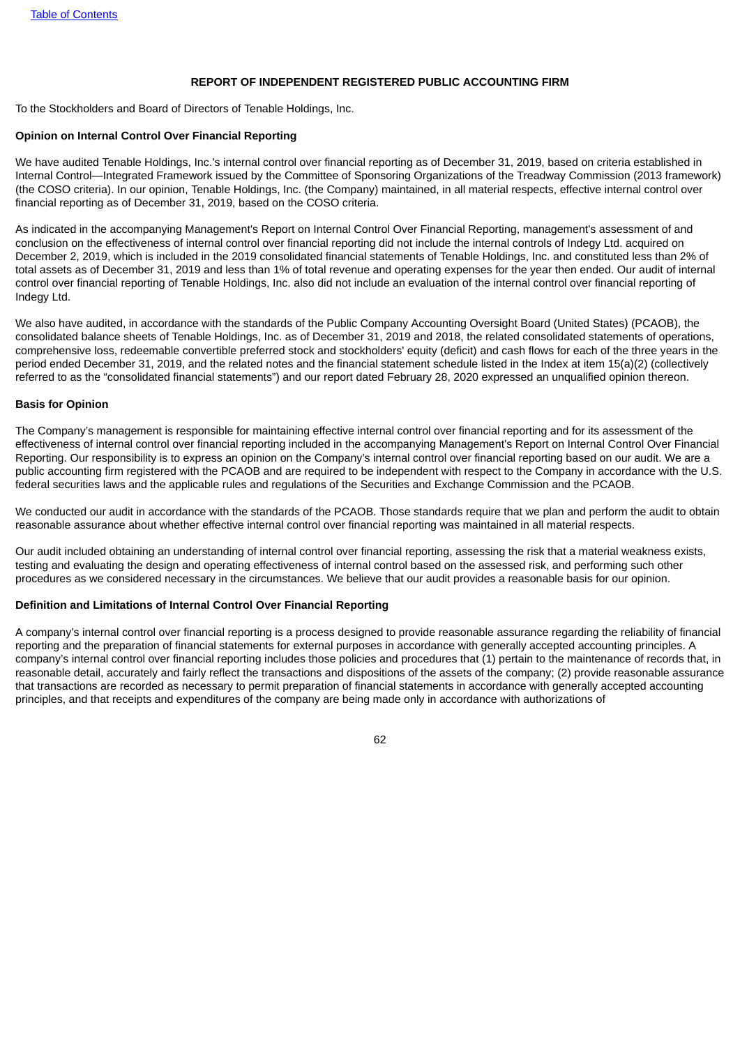## REPORT OF INDEPENDENT REGISTERED PUBLIC ACCOUNTING FIRM

To the Stockholders and Board of Directors of Tenable Holdings, Inc.

**Opinion on Internal Control Over Financial Reporting**

We have audited Tenable Holdings, Inc.'s internal control over financial reporting as of December 31, 2019, based on criteria established in Internal Control—Integrated Framework issued by the Committee of Sponsoring Organizations of the Treadway Commission (2013 framework) (the COSO criteria). In our opinion, Tenable Holdings, Inc. (the Company) maintained, in all material respects, effective internal control over financial reporting as of December 31, 2019, based on the COSO criteria.

As indicated in the accompanying Management's Report on Internal Control Over Financial Reporting, management's assessment of and conclusion on the effectiveness of internal control over financial reporting did not include the internal controls of Indegy Ltd. acquired on December 2, 2019, which is included in the 2019 consolidated financial statements of Tenable Holdings, Inc. and constituted less than 2% of total assets as of December 31, 2019 and less than 1% of total revenue and operating expenses for the year then ended. Our audit of internal control over financial reporting of Tenable Holdings, Inc. also did not include an evaluation of the internal control over financial reporting of Indegy Ltd.

We also have audited, in accordance with the standards of the Public Company Accounting Oversight Board (United States) (PCAOB), the consolidated balance sheets of Tenable Holdings, Inc. as of December 31, 2019 and 2018, the related consolidated statements of operations, comprehensive loss, redeemable convertible preferred stock and stockholders' equity (deficit) and cash flows for each of the three years in the period ended December 31, 2019, and the related notes and the financial statement schedule listed in the Index at item 15(a)(2) (collectively referred to as the "consolidated financial statements") and our report dated February 28, 2020 expressed an unqualified opinion thereon.

**Basis for Opinion**

The Company's management is responsible for maintaining effective internal control over financial reporting and for its assessment of the effectiveness of internal control over financial reporting included in the accompanying Management's Report on Internal Control Over Financial Reporting. Our responsibility is to express an opinion on the Company's internal control over financial reporting based on our audit. We are a public accounting firm registered with the PCAOB and are required to be independent with respect to the Company in accordance with the U.S. federal securities laws and the applicable rules and regulations of the Securities and Exchange Commission and the PCAOB.

We conducted our audit in accordance with the standards of the PCAOB. Those standards require that we plan and perform the audit to obtain reasonable assurance about whether effective internal control over financial reporting was maintained in all material respects.

Our audit included obtaining an understanding of internal control over financial reporting, assessing the risk that a material weakness exists, testing and evaluating the design and operating effectiveness of internal control based on the assessed risk, and performing such other procedures as we considered necessary in the circumstances. We believe that our audit provides a reasonable basis for our opinion.

**Definition and Limitations of Internal Control Over Financial Reporting**

A company's internal control over financial reporting is a process designed to provide reasonable assurance regarding the reliability of financial reporting and the preparation of financial statements for external purposes in accordance with generally accepted accounting principles. A company's internal control over financial reporting includes those policies and procedures that (1) pertain to the maintenance of records that, in reasonable detail, accurately and fairly reflect the transactions and dispositions of the assets of the company; (2) provide reasonable assurance that transactions are recorded as necessary to permit preparation of financial statements in accordance with generally accepted accounting principles, and that receipts and expenditures of the company are being made only in accordance with authorizations of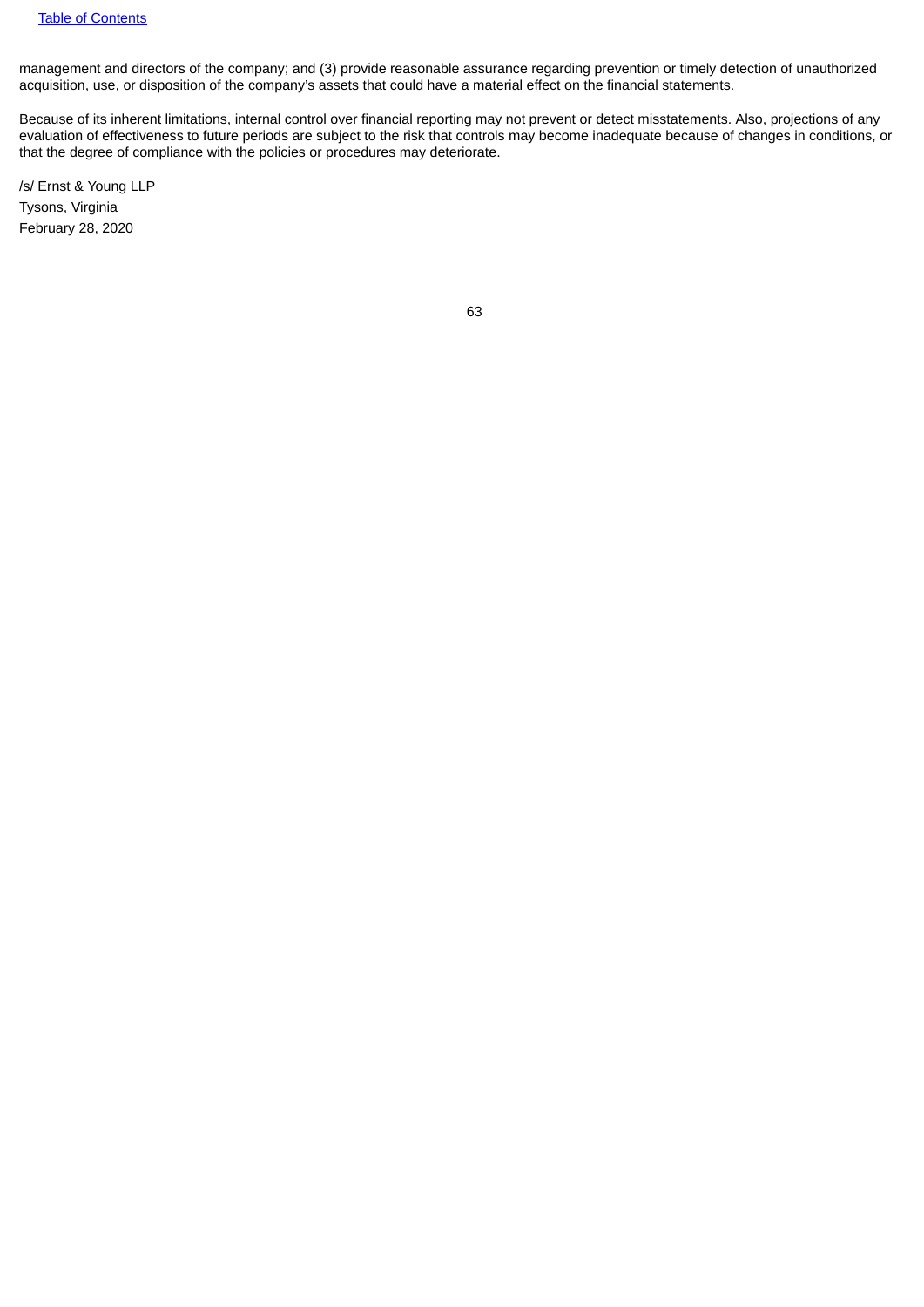management and directors of the company; and (3) provide reasonable assurance regarding prevention or timely detection of unauthorized acquisition, use, or disposition of the company's assets that could have a material effect on the financial statements.

Because of its inherent limitations, internal control over financial reporting may not prevent or detect misstatements. Also, projections of any evaluation of effectiveness to future periods are subject to the risk that controls may become inadequate because of changes in conditions, or that the degree of compliance with the policies or procedures may deteriorate.

/s/ Ernst & Young LLP

Tysons, Virginia

February 28, 2020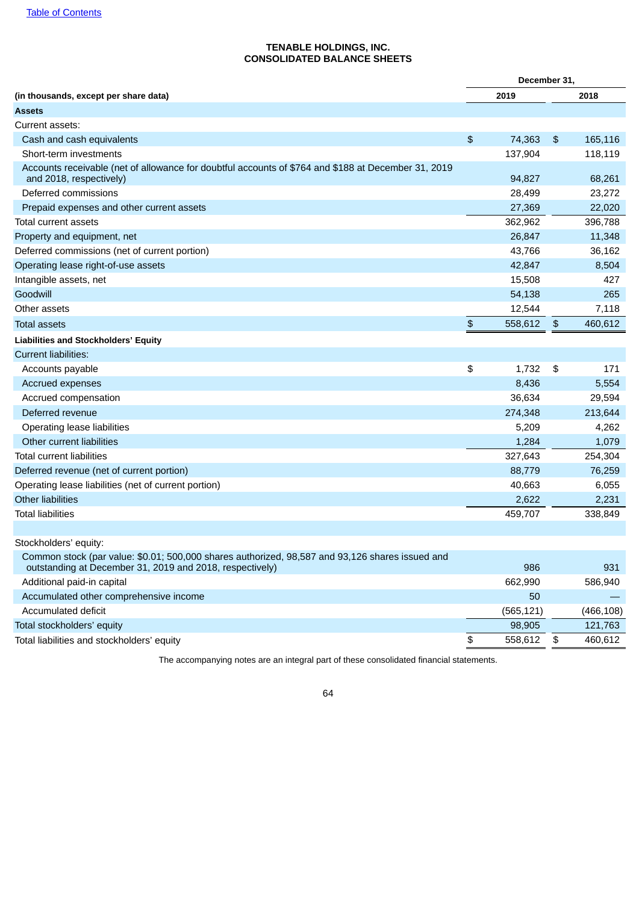# TENABLE HOLDINGS, INC.
## CONSOLIDATED BALANCE SHEETS

| (in thousands, except per share data) | December 31, 2019 | December 31, 2018 |
|---|---|---|
| **Assets** | | |
| Current assets: | | |
| Cash and cash equivalents | $ 74,363 | $ 165,116 |
| Short-term investments | 137,904 | 118,119 |
| Accounts receivable (net of allowance for doubtful accounts of $764 and $188 at December 31, 2019 and 2018, respectively) | 94,827 | 68,261 |
| Deferred commissions | 28,499 | 23,272 |
| Prepaid expenses and other current assets | 27,369 | 22,020 |
| Total current assets | 362,962 | 396,788 |
| Property and equipment, net | 26,847 | 11,348 |
| Deferred commissions (net of current portion) | 43,766 | 36,162 |
| Operating lease right-of-use assets | 42,847 | 8,504 |
| Intangible assets, net | 15,508 | 427 |
| Goodwill | 54,138 | 265 |
| Other assets | 12,544 | 7,118 |
| Total assets | $ 558,612 | $ 460,612 |
| **Liabilities and Stockholders' Equity** | | |
| Current liabilities: | | |
| Accounts payable | $ 1,732 | $ 171 |
| Accrued expenses | 8,436 | 5,554 |
| Accrued compensation | 36,634 | 29,594 |
| Deferred revenue | 274,348 | 213,644 |
| Operating lease liabilities | 5,209 | 4,262 |
| Other current liabilities | 1,284 | 1,079 |
| Total current liabilities | 327,643 | 254,304 |
| Deferred revenue (net of current portion) | 88,779 | 76,259 |
| Operating lease liabilities (net of current portion) | 40,663 | 6,055 |
| Other liabilities | 2,622 | 2,231 |
| Total liabilities | 459,707 | 338,849 |
| | | |
| Stockholders' equity: | | |
| Common stock (par value: $0.01; 500,000 shares authorized, 98,587 and 93,126 shares issued and outstanding at December 31, 2019 and 2018, respectively) | 986 | 931 |
| Additional paid-in capital | 662,990 | 586,940 |
| Accumulated other comprehensive income | 50 | — |
| Accumulated deficit | (565,121) | (466,108) |
| Total stockholders' equity | 98,905 | 121,763 |
| Total liabilities and stockholders' equity | $ 558,612 | $ 460,612 |

The accompanying notes are an integral part of these consolidated financial statements.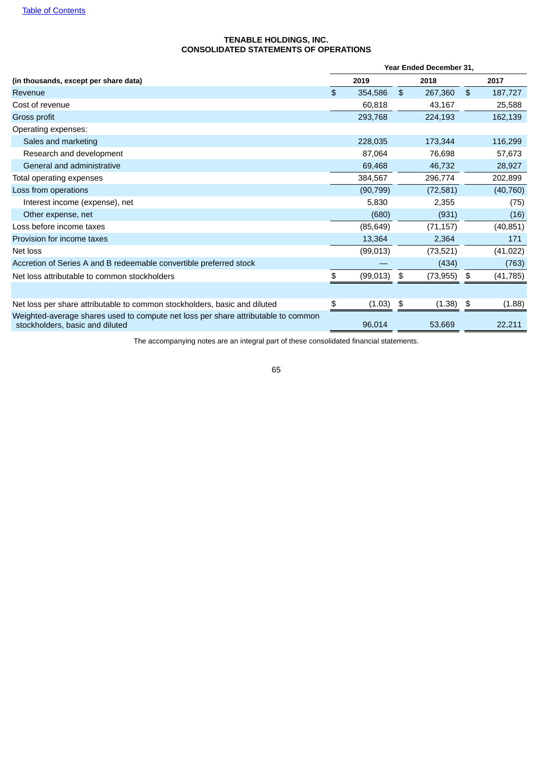[Table of Contents](#)

**TENABLE HOLDINGS, INC.**
**CONSOLIDATED STATEMENTS OF OPERATIONS**

| (in thousands, except per share data) | Year Ended December 31, 2019 | 2018 | 2017 |
|---|---|---|---|
| Revenue | $ 354,586 | $ 267,360 | $ 187,727 |
| Cost of revenue | 60,818 | 43,167 | 25,588 |
| Gross profit | 293,768 | 224,193 | 162,139 |
| Operating expenses: | | | |
| Sales and marketing | 228,035 | 173,344 | 116,299 |
| Research and development | 87,064 | 76,698 | 57,673 |
| General and administrative | 69,468 | 46,732 | 28,927 |
| Total operating expenses | 384,567 | 296,774 | 202,899 |
| Loss from operations | (90,799) | (72,581) | (40,760) |
| Interest income (expense), net | 5,830 | 2,355 | (75) |
| Other expense, net | (680) | (931) | (16) |
| Loss before income taxes | (85,649) | (71,157) | (40,851) |
| Provision for income taxes | 13,364 | 2,364 | 171 |
| Net loss | (99,013) | (73,521) | (41,022) |
| Accretion of Series A and B redeemable convertible preferred stock | — | (434) | (763) |
| Net loss attributable to common stockholders | $ (99,013) | $ (73,955) | $ (41,785) |
| | | | |
| Net loss per share attributable to common stockholders, basic and diluted | $ (1.03) | $ (1.38) | $ (1.88) |
| Weighted-average shares used to compute net loss per share attributable to common stockholders, basic and diluted | 96,014 | 53,669 | 22,211 |

The accompanying notes are an integral part of these consolidated financial statements.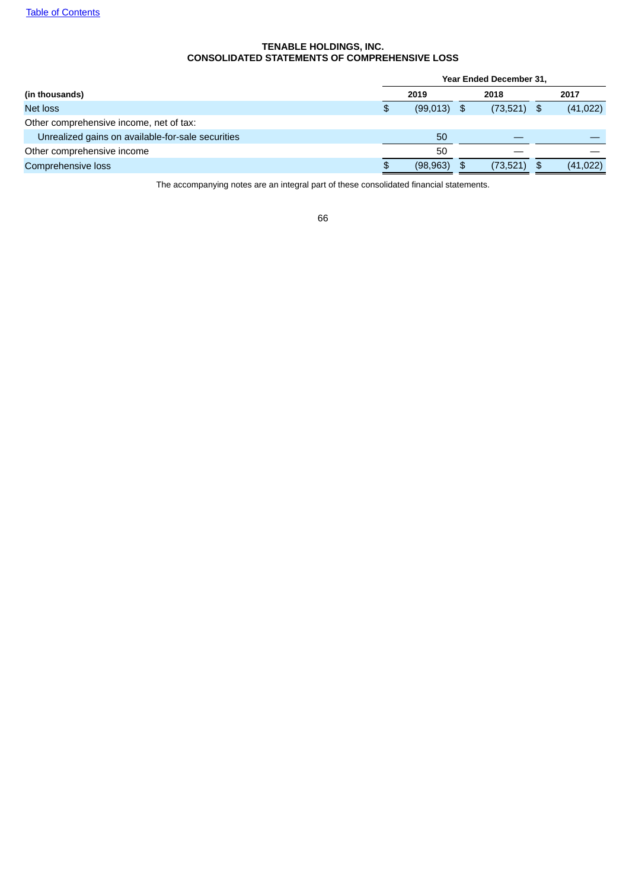[Table of Contents](#)

**TENABLE HOLDINGS, INC.**
**CONSOLIDATED STATEMENTS OF COMPREHENSIVE LOSS**

| | Year Ended December 31, | | |
|---|---|---|---|
| **(in thousands)** | **2019** | **2018** | **2017** |
| Net loss | $ (99,013) | $ (73,521) | $ (41,022) |
| Other comprehensive income, net of tax: | | | |
| Unrealized gains on available-for-sale securities | 50 | — | — |
| Other comprehensive income | 50 | — | — |
| Comprehensive loss | $ (98,963) | $ (73,521) | $ (41,022) |

The accompanying notes are an integral part of these consolidated financial statements.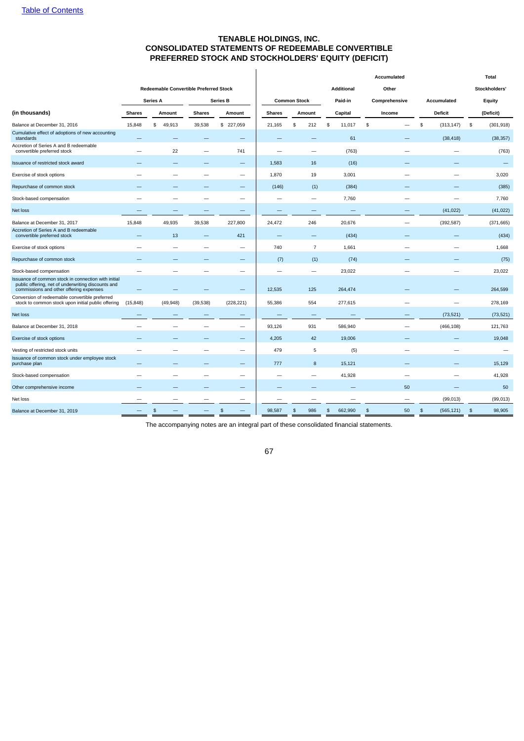# TENABLE HOLDINGS, INC.
# CONSOLIDATED STATEMENTS OF REDEEMABLE CONVERTIBLE PREFERRED STOCK AND STOCKHOLDERS' EQUITY (DEFICIT)

| | Redeemable Convertible Preferred Stock | | | | | | | | | | |
|---|---|---|---|---|---|---|---|---|---|---|---|
| | Series A | | Series B | | Common Stock | | Additional Paid-in | Accumulated Other Comprehensive | Accumulated | Total Stockholders' Equity |
| (in thousands) | Shares | Amount | Shares | Amount | Shares | Amount | Capital | Income | Deficit | (Deficit) |
| Balance at December 31, 2016 | 15,848 | $ 49,913 | 39,538 | $ 227,059 | 21,165 | $ 212 | $ 11,017 | $ — | $ (313,147) | $ (301,918) |
| Cumulative effect of adoptions of new accounting standards | — | — | — | — | — | — | 61 | — | (38,418) | (38,357) |
| Accretion of Series A and B redeemable convertible preferred stock | — | 22 | — | 741 | — | — | (763) | — | — | (763) |
| Issuance of restricted stock award | — | — | — | — | 1,583 | 16 | (16) | — | — | — |
| Exercise of stock options | — | — | — | — | 1,870 | 19 | 3,001 | — | — | 3,020 |
| Repurchase of common stock | — | — | — | — | (146) | (1) | (384) | — | — | (385) |
| Stock-based compensation | — | — | — | — | — | — | 7,760 | — | — | 7,760 |
| Net loss | — | — | — | — | — | — | — | — | (41,022) | (41,022) |
| Balance at December 31, 2017 | 15,848 | 49,935 | 39,538 | 227,800 | 24,472 | 246 | 20,676 | — | (392,587) | (371,665) |
| Accretion of Series A and B redeemable convertible preferred stock | — | 13 | — | 421 | — | — | (434) | — | — | (434) |
| Exercise of stock options | — | — | — | — | 740 | 7 | 1,661 | — | — | 1,668 |
| Repurchase of common stock | — | — | — | — | (7) | (1) | (74) | — | — | (75) |
| Stock-based compensation | — | — | — | — | — | — | 23,022 | — | — | 23,022 |
| Issuance of common stock in connection with initial public offering, net of underwriting discounts and commissions and other offering expenses | — | — | — | — | 12,535 | 125 | 264,474 | — | — | 264,599 |
| Conversion of redeemable convertible preferred stock to common stock upon initial public offering | (15,848) | (49,948) | (39,538) | (228,221) | 55,386 | 554 | 277,615 | — | — | 278,169 |
| Net loss | — | — | — | — | — | — | — | — | (73,521) | (73,521) |
| Balance at December 31, 2018 | — | — | — | — | 93,126 | 931 | 586,940 | — | (466,108) | 121,763 |
| Exercise of stock options | — | — | — | — | 4,205 | 42 | 19,006 | — | — | 19,048 |
| Vesting of restricted stock units | — | — | — | — | 479 | 5 | (5) | — | — | — |
| Issuance of common stock under employee stock purchase plan | — | — | — | — | 777 | 8 | 15,121 | — | — | 15,129 |
| Stock-based compensation | — | — | — | — | — | — | 41,928 | — | — | 41,928 |
| Other comprehensive income | — | — | — | — | — | — | — | 50 | — | 50 |
| Net loss | — | — | — | — | — | — | — | — | (99,013) | (99,013) |
| Balance at December 31, 2019 | — | $ — | — | $ — | 98,587 | $ 986 | $ 662,990 | $ 50 | $ (565,121) | $ 98,905 |

The accompanying notes are an integral part of these consolidated financial statements.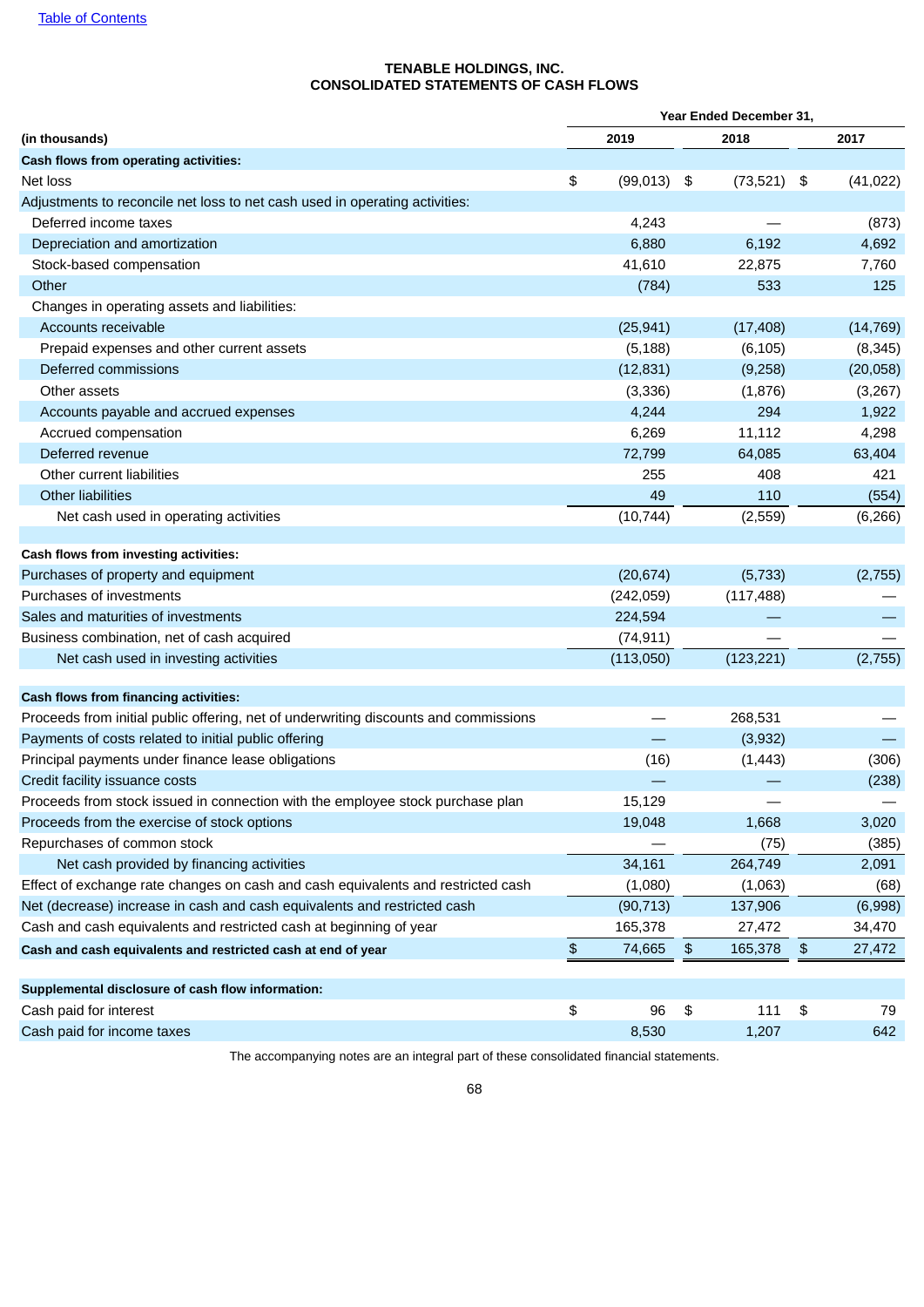# TENABLE HOLDINGS, INC.
# CONSOLIDATED STATEMENTS OF CASH FLOWS

| (in thousands) | Year Ended December 31, 2019 | 2018 | 2017 |
|---|---|---|---|
| **Cash flows from operating activities:** | | | |
| Net loss | $ (99,013) | $ (73,521) | $ (41,022) |
| Adjustments to reconcile net loss to net cash used in operating activities: | | | |
| Deferred income taxes | 4,243 | — | (873) |
| Depreciation and amortization | 6,880 | 6,192 | 4,692 |
| Stock-based compensation | 41,610 | 22,875 | 7,760 |
| Other | (784) | 533 | 125 |
| Changes in operating assets and liabilities: | | | |
| Accounts receivable | (25,941) | (17,408) | (14,769) |
| Prepaid expenses and other current assets | (5,188) | (6,105) | (8,345) |
| Deferred commissions | (12,831) | (9,258) | (20,058) |
| Other assets | (3,336) | (1,876) | (3,267) |
| Accounts payable and accrued expenses | 4,244 | 294 | 1,922 |
| Accrued compensation | 6,269 | 11,112 | 4,298 |
| Deferred revenue | 72,799 | 64,085 | 63,404 |
| Other current liabilities | 255 | 408 | 421 |
| Other liabilities | 49 | 110 | (554) |
| Net cash used in operating activities | (10,744) | (2,559) | (6,266) |
| **Cash flows from investing activities:** | | | |
| Purchases of property and equipment | (20,674) | (5,733) | (2,755) |
| Purchases of investments | (242,059) | (117,488) | — |
| Sales and maturities of investments | 224,594 | — | — |
| Business combination, net of cash acquired | (74,911) | — | — |
| Net cash used in investing activities | (113,050) | (123,221) | (2,755) |
| **Cash flows from financing activities:** | | | |
| Proceeds from initial public offering, net of underwriting discounts and commissions | — | 268,531 | — |
| Payments of costs related to initial public offering | — | (3,932) | — |
| Principal payments under finance lease obligations | (16) | (1,443) | (306) |
| Credit facility issuance costs | — | — | (238) |
| Proceeds from stock issued in connection with the employee stock purchase plan | 15,129 | — | — |
| Proceeds from the exercise of stock options | 19,048 | 1,668 | 3,020 |
| Repurchases of common stock | — | (75) | (385) |
| Net cash provided by financing activities | 34,161 | 264,749 | 2,091 |
| Effect of exchange rate changes on cash and cash equivalents and restricted cash | (1,080) | (1,063) | (68) |
| Net (decrease) increase in cash and cash equivalents and restricted cash | (90,713) | 137,906 | (6,998) |
| Cash and cash equivalents and restricted cash at beginning of year | 165,378 | 27,472 | 34,470 |
| **Cash and cash equivalents and restricted cash at end of year** | $ 74,665 | $ 165,378 | $ 27,472 |
| **Supplemental disclosure of cash flow information:** | | | |
| Cash paid for interest | $ 96 | $ 111 | $ 79 |
| Cash paid for income taxes | 8,530 | 1,207 | 642 |

The accompanying notes are an integral part of these consolidated financial statements.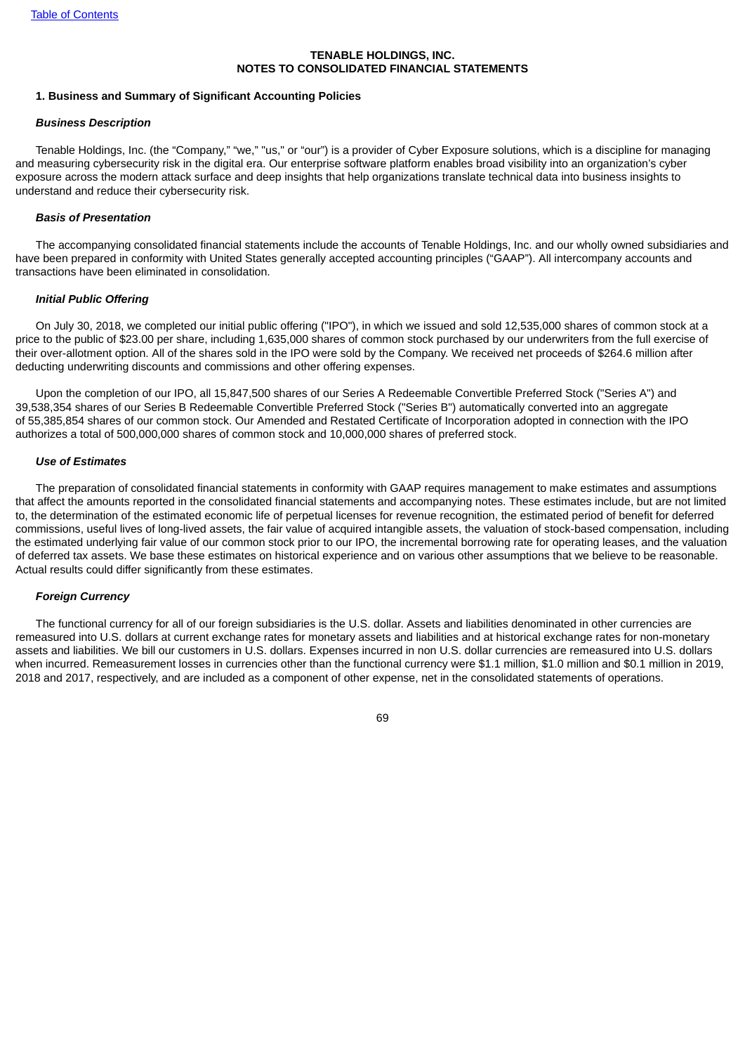**TENABLE HOLDINGS, INC.**
**NOTES TO CONSOLIDATED FINANCIAL STATEMENTS**

## 1. Business and Summary of Significant Accounting Policies

***Business Description***

Tenable Holdings, Inc. (the "Company," "we," "us," or "our") is a provider of Cyber Exposure solutions, which is a discipline for managing and measuring cybersecurity risk in the digital era. Our enterprise software platform enables broad visibility into an organization's cyber exposure across the modern attack surface and deep insights that help organizations translate technical data into business insights to understand and reduce their cybersecurity risk.

***Basis of Presentation***

The accompanying consolidated financial statements include the accounts of Tenable Holdings, Inc. and our wholly owned subsidiaries and have been prepared in conformity with United States generally accepted accounting principles ("GAAP"). All intercompany accounts and transactions have been eliminated in consolidation.

***Initial Public Offering***

On July 30, 2018, we completed our initial public offering ("IPO"), in which we issued and sold 12,535,000 shares of common stock at a price to the public of $23.00 per share, including 1,635,000 shares of common stock purchased by our underwriters from the full exercise of their over-allotment option. All of the shares sold in the IPO were sold by the Company. We received net proceeds of $264.6 million after deducting underwriting discounts and commissions and other offering expenses.

Upon the completion of our IPO, all 15,847,500 shares of our Series A Redeemable Convertible Preferred Stock ("Series A") and 39,538,354 shares of our Series B Redeemable Convertible Preferred Stock ("Series B") automatically converted into an aggregate of 55,385,854 shares of our common stock. Our Amended and Restated Certificate of Incorporation adopted in connection with the IPO authorizes a total of 500,000,000 shares of common stock and 10,000,000 shares of preferred stock.

***Use of Estimates***

The preparation of consolidated financial statements in conformity with GAAP requires management to make estimates and assumptions that affect the amounts reported in the consolidated financial statements and accompanying notes. These estimates include, but are not limited to, the determination of the estimated economic life of perpetual licenses for revenue recognition, the estimated period of benefit for deferred commissions, useful lives of long-lived assets, the fair value of acquired intangible assets, the valuation of stock-based compensation, including the estimated underlying fair value of our common stock prior to our IPO, the incremental borrowing rate for operating leases, and the valuation of deferred tax assets. We base these estimates on historical experience and on various other assumptions that we believe to be reasonable. Actual results could differ significantly from these estimates.

***Foreign Currency***

The functional currency for all of our foreign subsidiaries is the U.S. dollar. Assets and liabilities denominated in other currencies are remeasured into U.S. dollars at current exchange rates for monetary assets and liabilities and at historical exchange rates for non-monetary assets and liabilities. We bill our customers in U.S. dollars. Expenses incurred in non U.S. dollar currencies are remeasured into U.S. dollars when incurred. Remeasurement losses in currencies other than the functional currency were $1.1 million, $1.0 million and $0.1 million in 2019, 2018 and 2017, respectively, and are included as a component of other expense, net in the consolidated statements of operations.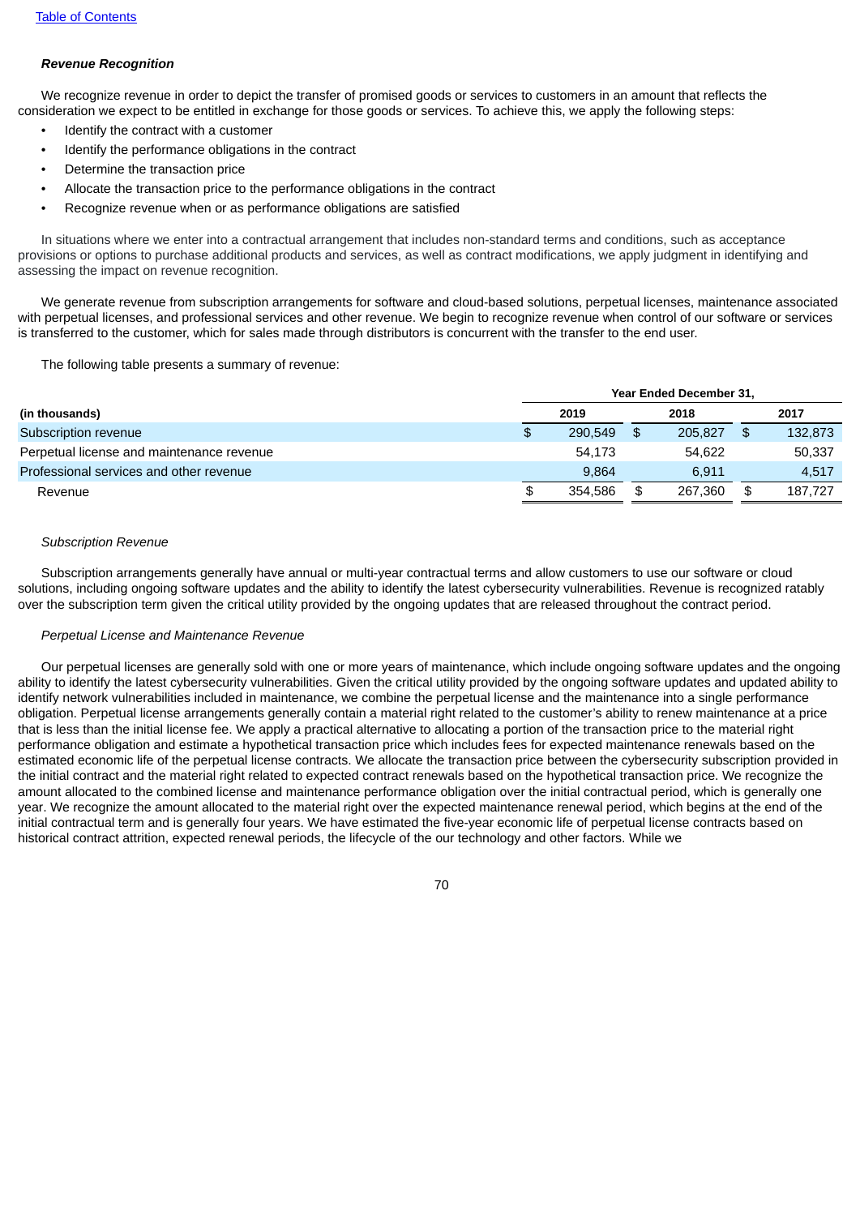***Revenue Recognition***

We recognize revenue in order to depict the transfer of promised goods or services to customers in an amount that reflects the consideration we expect to be entitled in exchange for those goods or services. To achieve this, we apply the following steps:

- Identify the contract with a customer
- Identify the performance obligations in the contract
- Determine the transaction price
- Allocate the transaction price to the performance obligations in the contract
- Recognize revenue when or as performance obligations are satisfied

In situations where we enter into a contractual arrangement that includes non-standard terms and conditions, such as acceptance provisions or options to purchase additional products and services, as well as contract modifications, we apply judgment in identifying and assessing the impact on revenue recognition.

We generate revenue from subscription arrangements for software and cloud-based solutions, perpetual licenses, maintenance associated with perpetual licenses, and professional services and other revenue. We begin to recognize revenue when control of our software or services is transferred to the customer, which for sales made through distributors is concurrent with the transfer to the end user.

The following table presents a summary of revenue:

| | Year Ended December 31, | | |
|---|---|---|---|
| **(in thousands)** | **2019** | **2018** | **2017** |
| Subscription revenue | $ 290,549 | $ 205,827 | $ 132,873 |
| Perpetual license and maintenance revenue | 54,173 | 54,622 | 50,337 |
| Professional services and other revenue | 9,864 | 6,911 | 4,517 |
| Revenue | $ 354,586 | $ 267,360 | $ 187,727 |

*Subscription Revenue*

Subscription arrangements generally have annual or multi-year contractual terms and allow customers to use our software or cloud solutions, including ongoing software updates and the ability to identify the latest cybersecurity vulnerabilities. Revenue is recognized ratably over the subscription term given the critical utility provided by the ongoing updates that are released throughout the contract period.

*Perpetual License and Maintenance Revenue*

Our perpetual licenses are generally sold with one or more years of maintenance, which include ongoing software updates and the ongoing ability to identify the latest cybersecurity vulnerabilities. Given the critical utility provided by the ongoing software updates and updated ability to identify network vulnerabilities included in maintenance, we combine the perpetual license and the maintenance into a single performance obligation. Perpetual license arrangements generally contain a material right related to the customer's ability to renew maintenance at a price that is less than the initial license fee. We apply a practical alternative to allocating a portion of the transaction price to the material right performance obligation and estimate a hypothetical transaction price which includes fees for expected maintenance renewals based on the estimated economic life of the perpetual license contracts. We allocate the transaction price between the cybersecurity subscription provided in the initial contract and the material right related to expected contract renewals based on the hypothetical transaction price. We recognize the amount allocated to the combined license and maintenance performance obligation over the initial contractual period, which is generally one year. We recognize the amount allocated to the material right over the expected maintenance renewal period, which begins at the end of the initial contractual term and is generally four years. We have estimated the five-year economic life of perpetual license contracts based on historical contract attrition, expected renewal periods, the lifecycle of the our technology and other factors. While we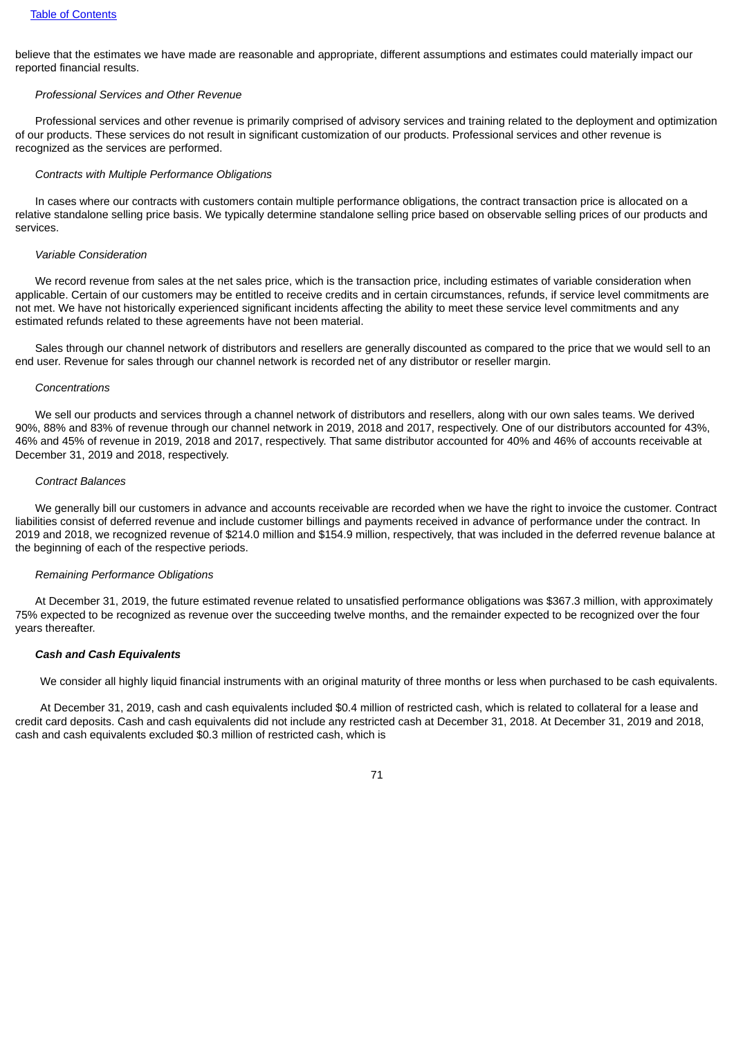believe that the estimates we have made are reasonable and appropriate, different assumptions and estimates could materially impact our reported financial results.

*Professional Services and Other Revenue*

Professional services and other revenue is primarily comprised of advisory services and training related to the deployment and optimization of our products. These services do not result in significant customization of our products. Professional services and other revenue is recognized as the services are performed.

*Contracts with Multiple Performance Obligations*

In cases where our contracts with customers contain multiple performance obligations, the contract transaction price is allocated on a relative standalone selling price basis. We typically determine standalone selling price based on observable selling prices of our products and services.

*Variable Consideration*

We record revenue from sales at the net sales price, which is the transaction price, including estimates of variable consideration when applicable. Certain of our customers may be entitled to receive credits and in certain circumstances, refunds, if service level commitments are not met. We have not historically experienced significant incidents affecting the ability to meet these service level commitments and any estimated refunds related to these agreements have not been material.

Sales through our channel network of distributors and resellers are generally discounted as compared to the price that we would sell to an end user. Revenue for sales through our channel network is recorded net of any distributor or reseller margin.

*Concentrations*

We sell our products and services through a channel network of distributors and resellers, along with our own sales teams. We derived 90%, 88% and 83% of revenue through our channel network in 2019, 2018 and 2017, respectively. One of our distributors accounted for 43%, 46% and 45% of revenue in 2019, 2018 and 2017, respectively. That same distributor accounted for 40% and 46% of accounts receivable at December 31, 2019 and 2018, respectively.

*Contract Balances*

We generally bill our customers in advance and accounts receivable are recorded when we have the right to invoice the customer. Contract liabilities consist of deferred revenue and include customer billings and payments received in advance of performance under the contract. In 2019 and 2018, we recognized revenue of $214.0 million and $154.9 million, respectively, that was included in the deferred revenue balance at the beginning of each of the respective periods.

*Remaining Performance Obligations*

At December 31, 2019, the future estimated revenue related to unsatisfied performance obligations was $367.3 million, with approximately 75% expected to be recognized as revenue over the succeeding twelve months, and the remainder expected to be recognized over the four years thereafter.

***Cash and Cash Equivalents***

We consider all highly liquid financial instruments with an original maturity of three months or less when purchased to be cash equivalents.

At December 31, 2019, cash and cash equivalents included $0.4 million of restricted cash, which is related to collateral for a lease and credit card deposits. Cash and cash equivalents did not include any restricted cash at December 31, 2018. At December 31, 2019 and 2018, cash and cash equivalents excluded $0.3 million of restricted cash, which is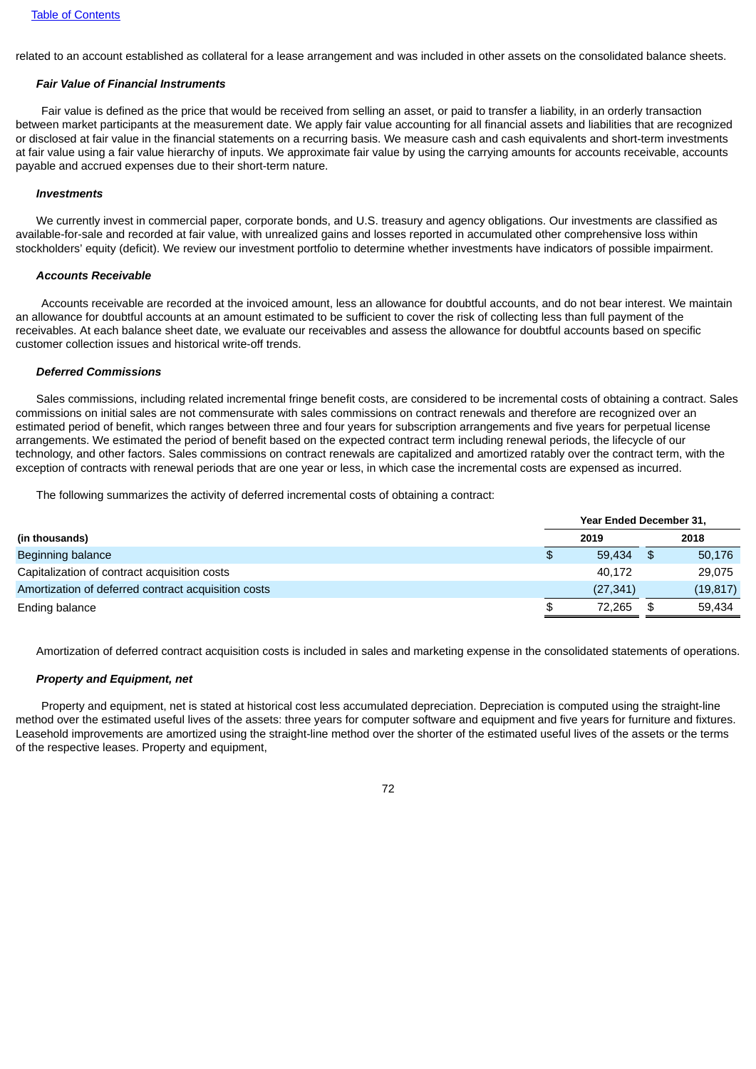related to an account established as collateral for a lease arrangement and was included in other assets on the consolidated balance sheets.

***Fair Value of Financial Instruments***

Fair value is defined as the price that would be received from selling an asset, or paid to transfer a liability, in an orderly transaction between market participants at the measurement date. We apply fair value accounting for all financial assets and liabilities that are recognized or disclosed at fair value in the financial statements on a recurring basis. We measure cash and cash equivalents and short-term investments at fair value using a fair value hierarchy of inputs. We approximate fair value by using the carrying amounts for accounts receivable, accounts payable and accrued expenses due to their short-term nature.

***Investments***

We currently invest in commercial paper, corporate bonds, and U.S. treasury and agency obligations. Our investments are classified as available-for-sale and recorded at fair value, with unrealized gains and losses reported in accumulated other comprehensive loss within stockholders' equity (deficit). We review our investment portfolio to determine whether investments have indicators of possible impairment.

***Accounts Receivable***

Accounts receivable are recorded at the invoiced amount, less an allowance for doubtful accounts, and do not bear interest. We maintain an allowance for doubtful accounts at an amount estimated to be sufficient to cover the risk of collecting less than full payment of the receivables. At each balance sheet date, we evaluate our receivables and assess the allowance for doubtful accounts based on specific customer collection issues and historical write-off trends.

***Deferred Commissions***

Sales commissions, including related incremental fringe benefit costs, are considered to be incremental costs of obtaining a contract. Sales commissions on initial sales are not commensurate with sales commissions on contract renewals and therefore are recognized over an estimated period of benefit, which ranges between three and four years for subscription arrangements and five years for perpetual license arrangements. We estimated the period of benefit based on the expected contract term including renewal periods, the lifecycle of our technology, and other factors. Sales commissions on contract renewals are capitalized and amortized ratably over the contract term, with the exception of contracts with renewal periods that are one year or less, in which case the incremental costs are expensed as incurred.

The following summarizes the activity of deferred incremental costs of obtaining a contract:

| | Year Ended December 31, | |
|---|---|---|
| **(in thousands)** | **2019** | **2018** |
| Beginning balance | $ 59,434 | $ 50,176 |
| Capitalization of contract acquisition costs | 40,172 | 29,075 |
| Amortization of deferred contract acquisition costs | (27,341) | (19,817) |
| Ending balance | $ 72,265 | $ 59,434 |

Amortization of deferred contract acquisition costs is included in sales and marketing expense in the consolidated statements of operations.

***Property and Equipment, net***

Property and equipment, net is stated at historical cost less accumulated depreciation. Depreciation is computed using the straight-line method over the estimated useful lives of the assets: three years for computer software and equipment and five years for furniture and fixtures. Leasehold improvements are amortized using the straight-line method over the shorter of the estimated useful lives of the assets or the terms of the respective leases. Property and equipment,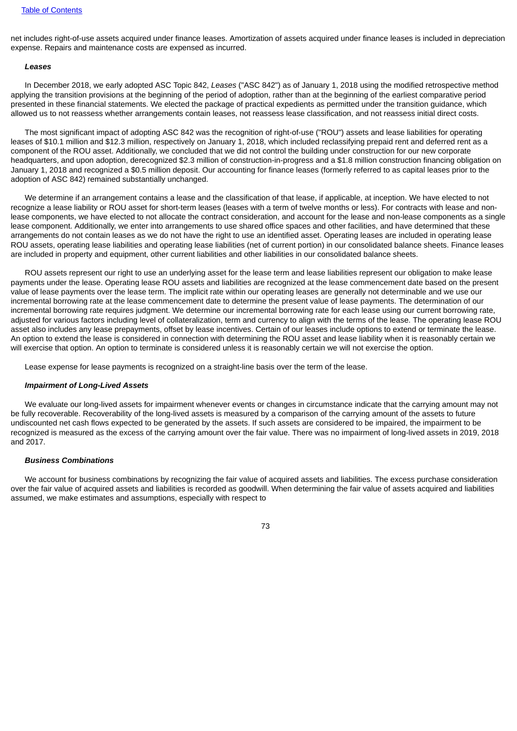net includes right-of-use assets acquired under finance leases. Amortization of assets acquired under finance leases is included in depreciation expense. Repairs and maintenance costs are expensed as incurred.

***Leases***

In December 2018, we early adopted ASC Topic 842, *Leases* ("ASC 842") as of January 1, 2018 using the modified retrospective method applying the transition provisions at the beginning of the period of adoption, rather than at the beginning of the earliest comparative period presented in these financial statements. We elected the package of practical expedients as permitted under the transition guidance, which allowed us to not reassess whether arrangements contain leases, not reassess lease classification, and not reassess initial direct costs.

The most significant impact of adopting ASC 842 was the recognition of right-of-use ("ROU") assets and lease liabilities for operating leases of $10.1 million and $12.3 million, respectively on January 1, 2018, which included reclassifying prepaid rent and deferred rent as a component of the ROU asset. Additionally, we concluded that we did not control the building under construction for our new corporate headquarters, and upon adoption, derecognized $2.3 million of construction-in-progress and a $1.8 million construction financing obligation on January 1, 2018 and recognized a $0.5 million deposit. Our accounting for finance leases (formerly referred to as capital leases prior to the adoption of ASC 842) remained substantially unchanged.

We determine if an arrangement contains a lease and the classification of that lease, if applicable, at inception. We have elected to not recognize a lease liability or ROU asset for short-term leases (leases with a term of twelve months or less). For contracts with lease and non-lease components, we have elected to not allocate the contract consideration, and account for the lease and non-lease components as a single lease component. Additionally, we enter into arrangements to use shared office spaces and other facilities, and have determined that these arrangements do not contain leases as we do not have the right to use an identified asset. Operating leases are included in operating lease ROU assets, operating lease liabilities and operating lease liabilities (net of current portion) in our consolidated balance sheets. Finance leases are included in property and equipment, other current liabilities and other liabilities in our consolidated balance sheets.

ROU assets represent our right to use an underlying asset for the lease term and lease liabilities represent our obligation to make lease payments under the lease. Operating lease ROU assets and liabilities are recognized at the lease commencement date based on the present value of lease payments over the lease term. The implicit rate within our operating leases are generally not determinable and we use our incremental borrowing rate at the lease commencement date to determine the present value of lease payments. The determination of our incremental borrowing rate requires judgment. We determine our incremental borrowing rate for each lease using our current borrowing rate, adjusted for various factors including level of collateralization, term and currency to align with the terms of the lease. The operating lease ROU asset also includes any lease prepayments, offset by lease incentives. Certain of our leases include options to extend or terminate the lease. An option to extend the lease is considered in connection with determining the ROU asset and lease liability when it is reasonably certain we will exercise that option. An option to terminate is considered unless it is reasonably certain we will not exercise the option.

Lease expense for lease payments is recognized on a straight-line basis over the term of the lease.

***Impairment of Long-Lived Assets***

We evaluate our long-lived assets for impairment whenever events or changes in circumstance indicate that the carrying amount may not be fully recoverable. Recoverability of the long-lived assets is measured by a comparison of the carrying amount of the assets to future undiscounted net cash flows expected to be generated by the assets. If such assets are considered to be impaired, the impairment to be recognized is measured as the excess of the carrying amount over the fair value. There was no impairment of long-lived assets in 2019, 2018 and 2017.

***Business Combinations***

We account for business combinations by recognizing the fair value of acquired assets and liabilities. The excess purchase consideration over the fair value of acquired assets and liabilities is recorded as goodwill. When determining the fair value of assets acquired and liabilities assumed, we make estimates and assumptions, especially with respect to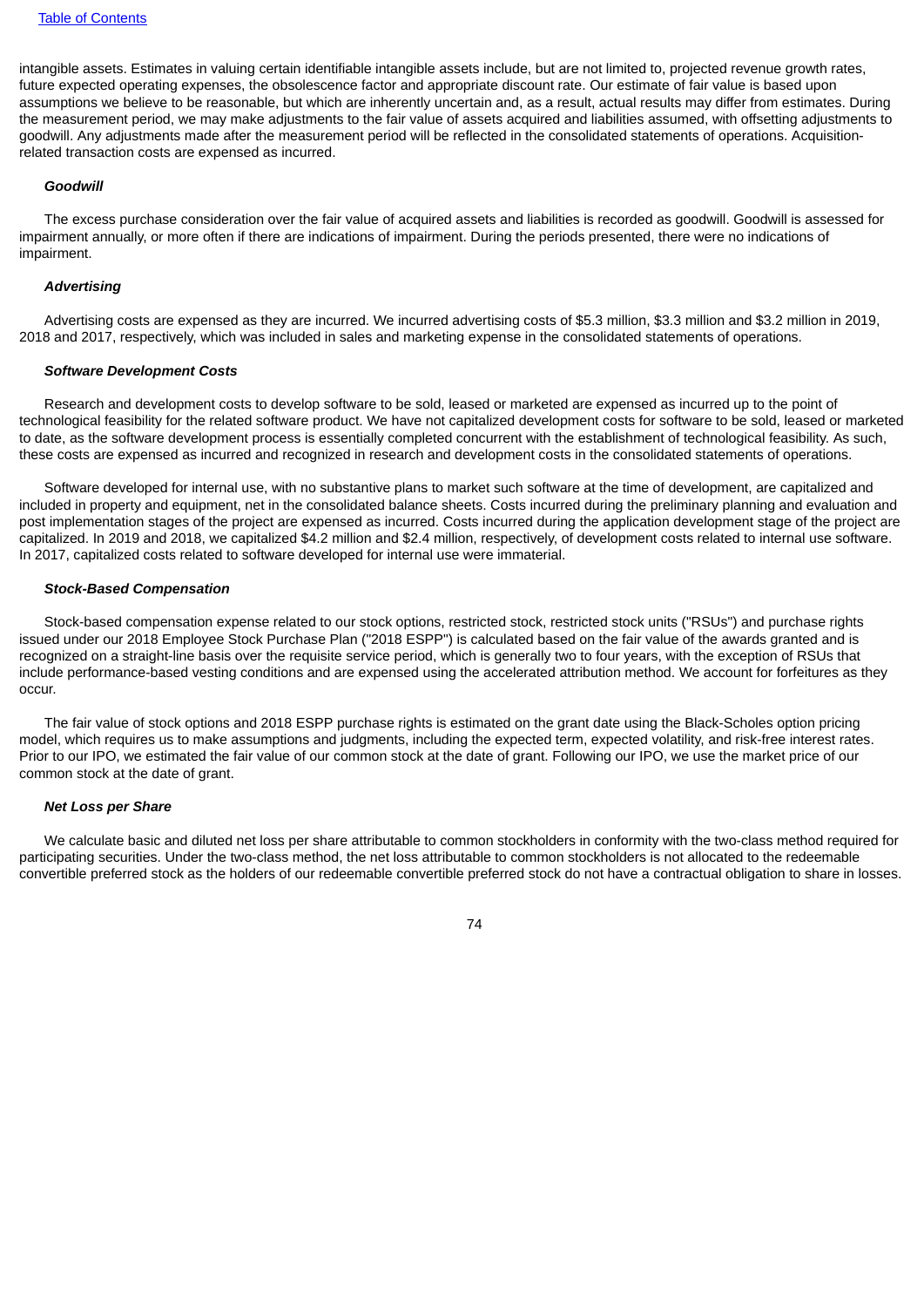intangible assets. Estimates in valuing certain identifiable intangible assets include, but are not limited to, projected revenue growth rates, future expected operating expenses, the obsolescence factor and appropriate discount rate. Our estimate of fair value is based upon assumptions we believe to be reasonable, but which are inherently uncertain and, as a result, actual results may differ from estimates. During the measurement period, we may make adjustments to the fair value of assets acquired and liabilities assumed, with offsetting adjustments to goodwill. Any adjustments made after the measurement period will be reflected in the consolidated statements of operations. Acquisition-related transaction costs are expensed as incurred.

***Goodwill***

The excess purchase consideration over the fair value of acquired assets and liabilities is recorded as goodwill. Goodwill is assessed for impairment annually, or more often if there are indications of impairment. During the periods presented, there were no indications of impairment.

***Advertising***

Advertising costs are expensed as they are incurred. We incurred advertising costs of $5.3 million, $3.3 million and $3.2 million in 2019, 2018 and 2017, respectively, which was included in sales and marketing expense in the consolidated statements of operations.

***Software Development Costs***

Research and development costs to develop software to be sold, leased or marketed are expensed as incurred up to the point of technological feasibility for the related software product. We have not capitalized development costs for software to be sold, leased or marketed to date, as the software development process is essentially completed concurrent with the establishment of technological feasibility. As such, these costs are expensed as incurred and recognized in research and development costs in the consolidated statements of operations.

Software developed for internal use, with no substantive plans to market such software at the time of development, are capitalized and included in property and equipment, net in the consolidated balance sheets. Costs incurred during the preliminary planning and evaluation and post implementation stages of the project are expensed as incurred. Costs incurred during the application development stage of the project are capitalized. In 2019 and 2018, we capitalized $4.2 million and $2.4 million, respectively, of development costs related to internal use software. In 2017, capitalized costs related to software developed for internal use were immaterial.

***Stock-Based Compensation***

Stock-based compensation expense related to our stock options, restricted stock, restricted stock units ("RSUs") and purchase rights issued under our 2018 Employee Stock Purchase Plan ("2018 ESPP") is calculated based on the fair value of the awards granted and is recognized on a straight-line basis over the requisite service period, which is generally two to four years, with the exception of RSUs that include performance-based vesting conditions and are expensed using the accelerated attribution method. We account for forfeitures as they occur.

The fair value of stock options and 2018 ESPP purchase rights is estimated on the grant date using the Black-Scholes option pricing model, which requires us to make assumptions and judgments, including the expected term, expected volatility, and risk-free interest rates. Prior to our IPO, we estimated the fair value of our common stock at the date of grant. Following our IPO, we use the market price of our common stock at the date of grant.

***Net Loss per Share***

We calculate basic and diluted net loss per share attributable to common stockholders in conformity with the two-class method required for participating securities. Under the two-class method, the net loss attributable to common stockholders is not allocated to the redeemable convertible preferred stock as the holders of our redeemable convertible preferred stock do not have a contractual obligation to share in losses.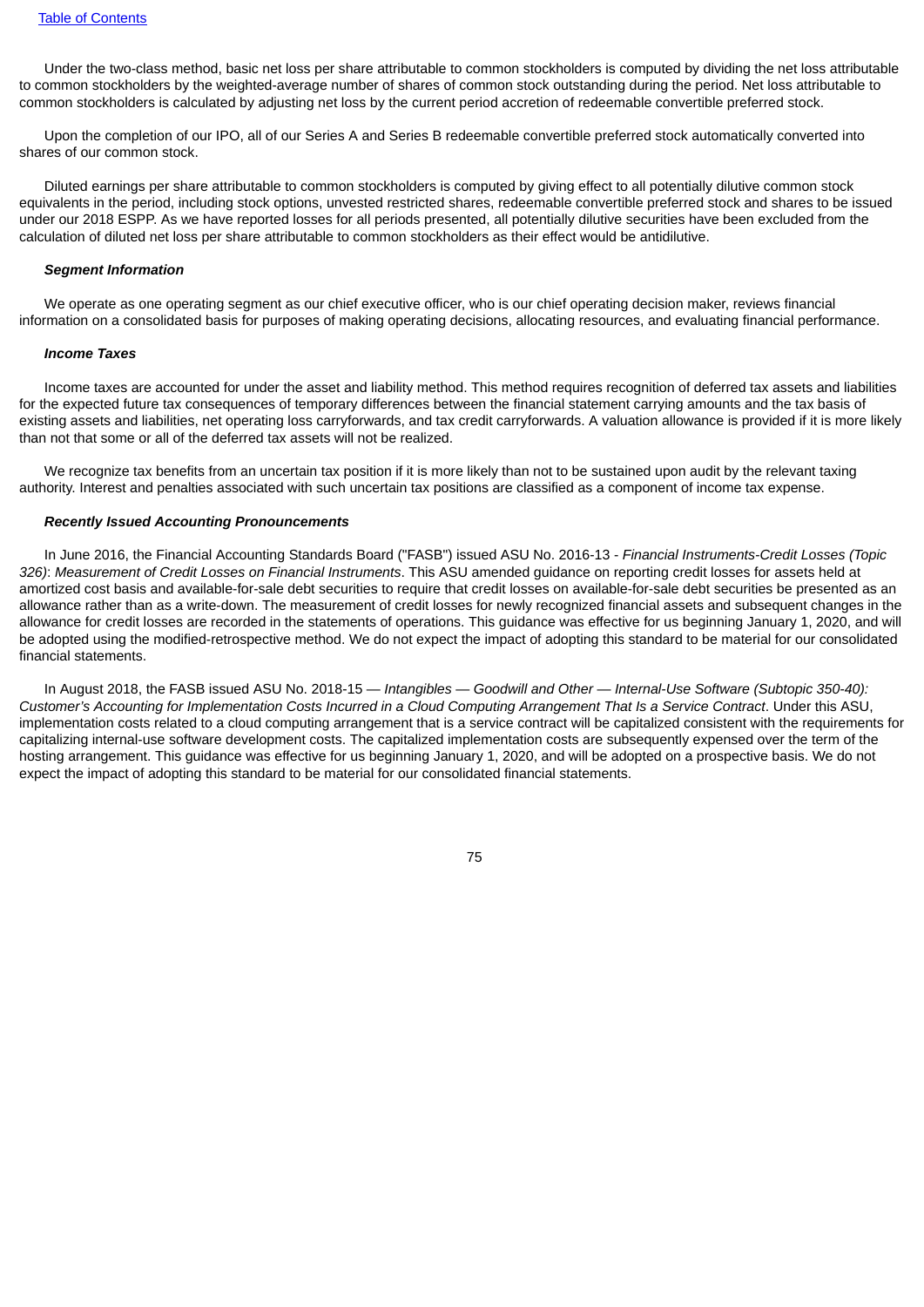Under the two-class method, basic net loss per share attributable to common stockholders is computed by dividing the net loss attributable to common stockholders by the weighted-average number of shares of common stock outstanding during the period. Net loss attributable to common stockholders is calculated by adjusting net loss by the current period accretion of redeemable convertible preferred stock.

Upon the completion of our IPO, all of our Series A and Series B redeemable convertible preferred stock automatically converted into shares of our common stock.

Diluted earnings per share attributable to common stockholders is computed by giving effect to all potentially dilutive common stock equivalents in the period, including stock options, unvested restricted shares, redeemable convertible preferred stock and shares to be issued under our 2018 ESPP. As we have reported losses for all periods presented, all potentially dilutive securities have been excluded from the calculation of diluted net loss per share attributable to common stockholders as their effect would be antidilutive.

***Segment Information***

We operate as one operating segment as our chief executive officer, who is our chief operating decision maker, reviews financial information on a consolidated basis for purposes of making operating decisions, allocating resources, and evaluating financial performance.

***Income Taxes***

Income taxes are accounted for under the asset and liability method. This method requires recognition of deferred tax assets and liabilities for the expected future tax consequences of temporary differences between the financial statement carrying amounts and the tax basis of existing assets and liabilities, net operating loss carryforwards, and tax credit carryforwards. A valuation allowance is provided if it is more likely than not that some or all of the deferred tax assets will not be realized.

We recognize tax benefits from an uncertain tax position if it is more likely than not to be sustained upon audit by the relevant taxing authority. Interest and penalties associated with such uncertain tax positions are classified as a component of income tax expense.

***Recently Issued Accounting Pronouncements***

In June 2016, the Financial Accounting Standards Board ("FASB") issued ASU No. 2016-13 - *Financial Instruments-Credit Losses (Topic 326)*: *Measurement of Credit Losses on Financial Instruments*. This ASU amended guidance on reporting credit losses for assets held at amortized cost basis and available-for-sale debt securities to require that credit losses on available-for-sale debt securities be presented as an allowance rather than as a write-down. The measurement of credit losses for newly recognized financial assets and subsequent changes in the allowance for credit losses are recorded in the statements of operations. This guidance was effective for us beginning January 1, 2020, and will be adopted using the modified-retrospective method. We do not expect the impact of adopting this standard to be material for our consolidated financial statements.

In August 2018, the FASB issued ASU No. 2018-15 — *Intangibles — Goodwill and Other — Internal-Use Software (Subtopic 350-40): Customer's Accounting for Implementation Costs Incurred in a Cloud Computing Arrangement That Is a Service Contract*. Under this ASU, implementation costs related to a cloud computing arrangement that is a service contract will be capitalized consistent with the requirements for capitalizing internal-use software development costs. The capitalized implementation costs are subsequently expensed over the term of the hosting arrangement. This guidance was effective for us beginning January 1, 2020, and will be adopted on a prospective basis. We do not expect the impact of adopting this standard to be material for our consolidated financial statements.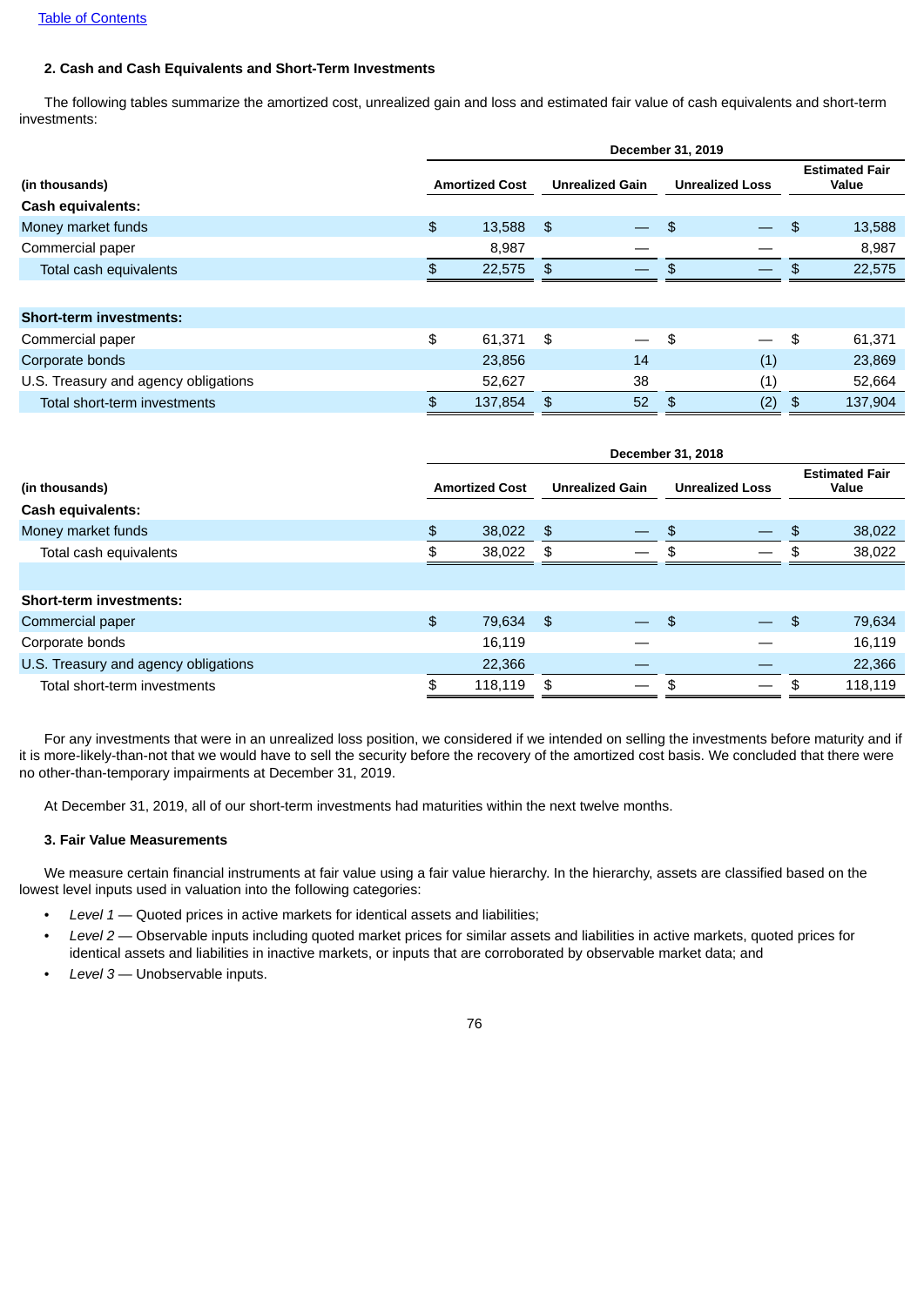[Table of Contents]

### 2. Cash and Cash Equivalents and Short-Term Investments

The following tables summarize the amortized cost, unrealized gain and loss and estimated fair value of cash equivalents and short-term investments:

| | December 31, 2019 | | | |
|---|---|---|---|---|
| (in thousands) | Amortized Cost | Unrealized Gain | Unrealized Loss | Estimated Fair Value |
| **Cash equivalents:** | | | | |
| Money market funds | $ 13,588 | $ — | $ — | $ 13,588 |
| Commercial paper | 8,987 | — | — | 8,987 |
| Total cash equivalents | $ 22,575 | $ — | $ — | $ 22,575 |
| | | | | |
| **Short-term investments:** | | | | |
| Commercial paper | $ 61,371 | $ — | $ — | $ 61,371 |
| Corporate bonds | 23,856 | 14 | (1) | 23,869 |
| U.S. Treasury and agency obligations | 52,627 | 38 | (1) | 52,664 |
| Total short-term investments | $ 137,854 | $ 52 | $ (2) | $ 137,904 |

| | December 31, 2018 | | | |
|---|---|---|---|---|
| (in thousands) | Amortized Cost | Unrealized Gain | Unrealized Loss | Estimated Fair Value |
| **Cash equivalents:** | | | | |
| Money market funds | $ 38,022 | $ — | $ — | $ 38,022 |
| Total cash equivalents | $ 38,022 | $ — | $ — | $ 38,022 |
| | | | | |
| **Short-term investments:** | | | | |
| Commercial paper | $ 79,634 | $ — | $ — | $ 79,634 |
| Corporate bonds | 16,119 | — | — | 16,119 |
| U.S. Treasury and agency obligations | 22,366 | — | — | 22,366 |
| Total short-term investments | $ 118,119 | $ — | $ — | $ 118,119 |

For any investments that were in an unrealized loss position, we considered if we intended on selling the investments before maturity and if it is more-likely-than-not that we would have to sell the security before the recovery of the amortized cost basis. We concluded that there were no other-than-temporary impairments at December 31, 2019.

At December 31, 2019, all of our short-term investments had maturities within the next twelve months.

### 3. Fair Value Measurements

We measure certain financial instruments at fair value using a fair value hierarchy. In the hierarchy, assets are classified based on the lowest level inputs used in valuation into the following categories:

- *Level 1* — Quoted prices in active markets for identical assets and liabilities;
- *Level 2* — Observable inputs including quoted market prices for similar assets and liabilities in active markets, quoted prices for identical assets and liabilities in inactive markets, or inputs that are corroborated by observable market data; and
- *Level 3* — Unobservable inputs.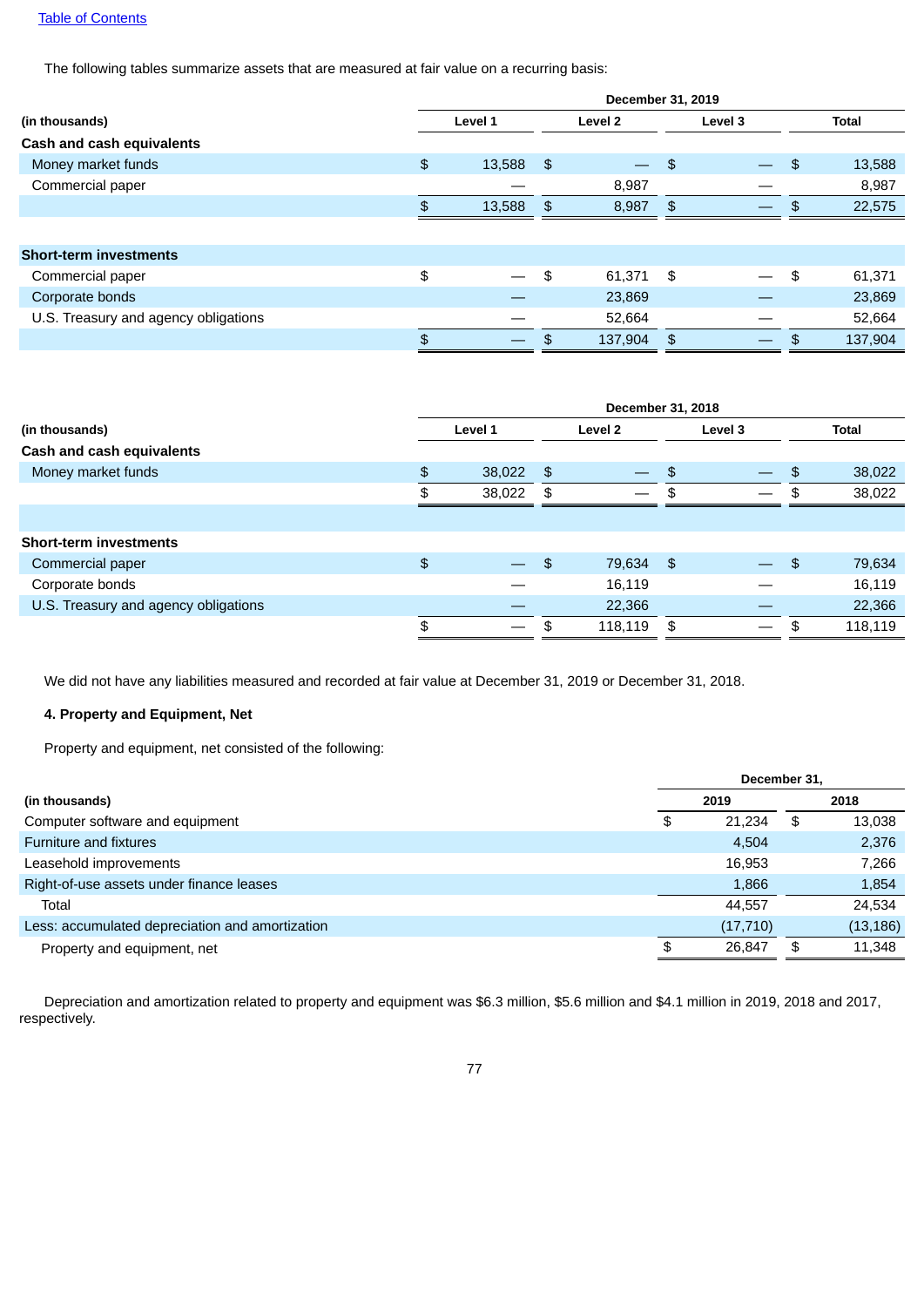[Table of Contents](#)

The following tables summarize assets that are measured at fair value on a recurring basis:

| | December 31, 2019 | | | |
|---|---|---|---|---|
| **(in thousands)** | **Level 1** | **Level 2** | **Level 3** | **Total** |
| **Cash and cash equivalents** | | | | |
| Money market funds | $ 13,588 | $ — | $ — | $ 13,588 |
| Commercial paper | — | 8,987 | — | 8,987 |
| | $ 13,588 | $ 8,987 | $ — | $ 22,575 |
| | | | | |
| **Short-term investments** | | | | |
| Commercial paper | $ — | $ 61,371 | $ — | $ 61,371 |
| Corporate bonds | — | 23,869 | — | 23,869 |
| U.S. Treasury and agency obligations | — | 52,664 | — | 52,664 |
| | $ — | $ 137,904 | $ — | $ 137,904 |

| | December 31, 2018 | | | |
|---|---|---|---|---|
| **(in thousands)** | **Level 1** | **Level 2** | **Level 3** | **Total** |
| **Cash and cash equivalents** | | | | |
| Money market funds | $ 38,022 | $ — | $ — | $ 38,022 |
| | $ 38,022 | $ — | $ — | $ 38,022 |
| | | | | |
| **Short-term investments** | | | | |
| Commercial paper | $ — | $ 79,634 | $ — | $ 79,634 |
| Corporate bonds | — | 16,119 | — | 16,119 |
| U.S. Treasury and agency obligations | — | 22,366 | — | 22,366 |
| | $ — | $ 118,119 | $ — | $ 118,119 |

We did not have any liabilities measured and recorded at fair value at December 31, 2019 or December 31, 2018.

**4. Property and Equipment, Net**

Property and equipment, net consisted of the following:

| | December 31, | |
|---|---|---|
| **(in thousands)** | **2019** | **2018** |
| Computer software and equipment | $ 21,234 | $ 13,038 |
| Furniture and fixtures | 4,504 | 2,376 |
| Leasehold improvements | 16,953 | 7,266 |
| Right-of-use assets under finance leases | 1,866 | 1,854 |
| Total | 44,557 | 24,534 |
| Less: accumulated depreciation and amortization | (17,710) | (13,186) |
| Property and equipment, net | $ 26,847 | $ 11,348 |

Depreciation and amortization related to property and equipment was $6.3 million, $5.6 million and $4.1 million in 2019, 2018 and 2017, respectively.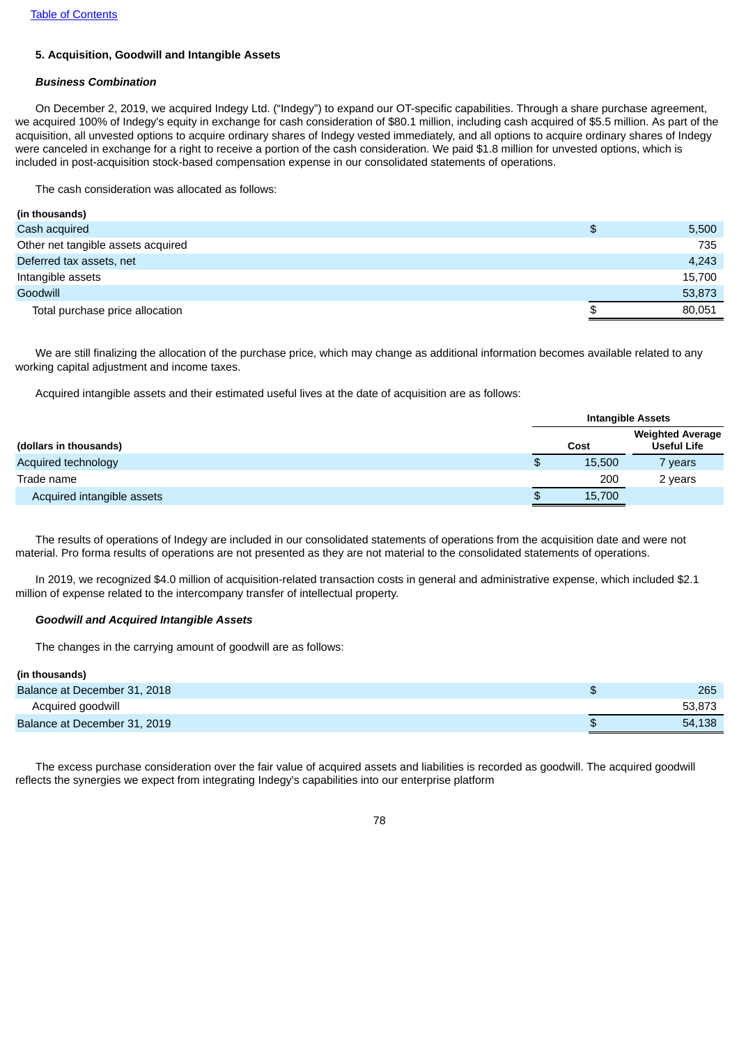### 5. Acquisition, Goodwill and Intangible Assets

***Business Combination***

On December 2, 2019, we acquired Indegy Ltd. ("Indegy") to expand our OT-specific capabilities. Through a share purchase agreement, we acquired 100% of Indegy's equity in exchange for cash consideration of $80.1 million, including cash acquired of $5.5 million. As part of the acquisition, all unvested options to acquire ordinary shares of Indegy vested immediately, and all options to acquire ordinary shares of Indegy were canceled in exchange for a right to receive a portion of the cash consideration. We paid $1.8 million for unvested options, which is included in post-acquisition stock-based compensation expense in our consolidated statements of operations.

The cash consideration was allocated as follows:

| (in thousands) | | |
|---|---|---|
| Cash acquired | $ | 5,500 |
| Other net tangible assets acquired | | 735 |
| Deferred tax assets, net | | 4,243 |
| Intangible assets | | 15,700 |
| Goodwill | | 53,873 |
| Total purchase price allocation | $ | 80,051 |

We are still finalizing the allocation of the purchase price, which may change as additional information becomes available related to any working capital adjustment and income taxes.

Acquired intangible assets and their estimated useful lives at the date of acquisition are as follows:

| | Intangible Assets | | |
|---|---|---|---|
| (dollars in thousands) | | Cost | Weighted Average Useful Life |
| Acquired technology | $ | 15,500 | 7 years |
| Trade name | | 200 | 2 years |
| Acquired intangible assets | $ | 15,700 | |

The results of operations of Indegy are included in our consolidated statements of operations from the acquisition date and were not material. Pro forma results of operations are not presented as they are not material to the consolidated statements of operations.

In 2019, we recognized $4.0 million of acquisition-related transaction costs in general and administrative expense, which included $2.1 million of expense related to the intercompany transfer of intellectual property.

***Goodwill and Acquired Intangible Assets***

The changes in the carrying amount of goodwill are as follows:

| (in thousands) | | |
|---|---|---|
| Balance at December 31, 2018 | $ | 265 |
| Acquired goodwill | | 53,873 |
| Balance at December 31, 2019 | $ | 54,138 |

The excess purchase consideration over the fair value of acquired assets and liabilities is recorded as goodwill. The acquired goodwill reflects the synergies we expect from integrating Indegy's capabilities into our enterprise platform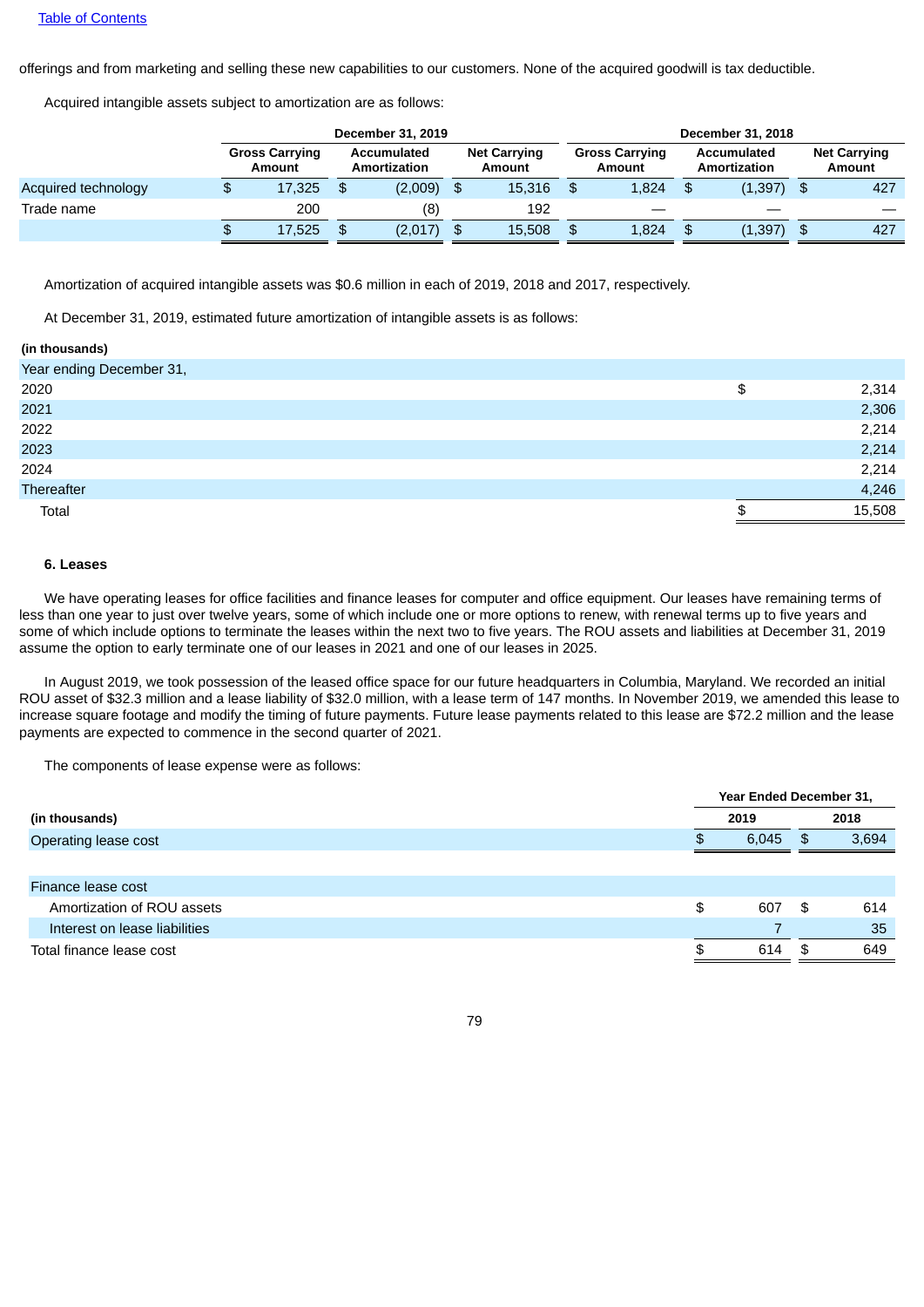offerings and from marketing and selling these new capabilities to our customers. None of the acquired goodwill is tax deductible.

Acquired intangible assets subject to amortization are as follows:

| | December 31, 2019 | | | December 31, 2018 | | |
|---|---|---|---|---|---|---|
| | Gross Carrying Amount | Accumulated Amortization | Net Carrying Amount | Gross Carrying Amount | Accumulated Amortization | Net Carrying Amount |
| Acquired technology | $ 17,325 | $ (2,009) | $ 15,316 | $ 1,824 | $ (1,397) | $ 427 |
| Trade name | 200 | (8) | 192 | — | — | — |
| | $ 17,525 | $ (2,017) | $ 15,508 | $ 1,824 | $ (1,397) | $ 427 |

Amortization of acquired intangible assets was $0.6 million in each of 2019, 2018 and 2017, respectively.

At December 31, 2019, estimated future amortization of intangible assets is as follows:

| (in thousands) | |
|---|---|
| Year ending December 31, | |
| 2020 | $ 2,314 |
| 2021 | 2,306 |
| 2022 | 2,214 |
| 2023 | 2,214 |
| 2024 | 2,214 |
| Thereafter | 4,246 |
| Total | $ 15,508 |

## 6. Leases

We have operating leases for office facilities and finance leases for computer and office equipment. Our leases have remaining terms of less than one year to just over twelve years, some of which include one or more options to renew, with renewal terms up to five years and some of which include options to terminate the leases within the next two to five years. The ROU assets and liabilities at December 31, 2019 assume the option to early terminate one of our leases in 2021 and one of our leases in 2025.

In August 2019, we took possession of the leased office space for our future headquarters in Columbia, Maryland. We recorded an initial ROU asset of $32.3 million and a lease liability of $32.0 million, with a lease term of 147 months. In November 2019, we amended this lease to increase square footage and modify the timing of future payments. Future lease payments related to this lease are $72.2 million and the lease payments are expected to commence in the second quarter of 2021.

The components of lease expense were as follows:

| | Year Ended December 31, | |
|---|---|---|
| (in thousands) | 2019 | 2018 |
| Operating lease cost | $ 6,045 | $ 3,694 |
| | | |
| Finance lease cost | | |
| Amortization of ROU assets | $ 607 | $ 614 |
| Interest on lease liabilities | 7 | 35 |
| Total finance lease cost | $ 614 | $ 649 |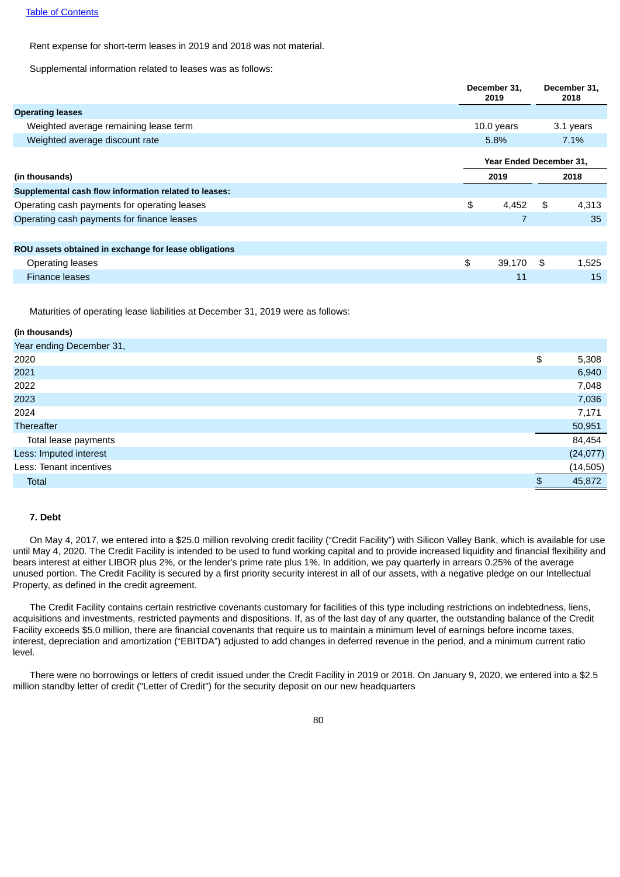[Table of Contents](#)

Rent expense for short-term leases in 2019 and 2018 was not material.

Supplemental information related to leases was as follows:

| | December 31, 2019 | December 31, 2018 |
|---|---|---|
| **Operating leases** | | |
| Weighted average remaining lease term | 10.0 years | 3.1 years |
| Weighted average discount rate | 5.8% | 7.1% |

| | Year Ended December 31, | |
|---|---|---|
| **(in thousands)** | **2019** | **2018** |
| **Supplemental cash flow information related to leases:** | | |
| Operating cash payments for operating leases | $ 4,452 | $ 4,313 |
| Operating cash payments for finance leases | 7 | 35 |
| | | |
| **ROU assets obtained in exchange for lease obligations** | | |
| Operating leases | $ 39,170 | $ 1,525 |
| Finance leases | 11 | 15 |

Maturities of operating lease liabilities at December 31, 2019 were as follows:

| **(in thousands)** | |
|---|---|
| Year ending December 31, | |
| 2020 | $ 5,308 |
| 2021 | 6,940 |
| 2022 | 7,048 |
| 2023 | 7,036 |
| 2024 | 7,171 |
| Thereafter | 50,951 |
| Total lease payments | 84,454 |
| Less: Imputed interest | (24,077) |
| Less: Tenant incentives | (14,505) |
| Total | $ 45,872 |

**7. Debt**

On May 4, 2017, we entered into a $25.0 million revolving credit facility ("Credit Facility") with Silicon Valley Bank, which is available for use until May 4, 2020. The Credit Facility is intended to be used to fund working capital and to provide increased liquidity and financial flexibility and bears interest at either LIBOR plus 2%, or the lender's prime rate plus 1%. In addition, we pay quarterly in arrears 0.25% of the average unused portion. The Credit Facility is secured by a first priority security interest in all of our assets, with a negative pledge on our Intellectual Property, as defined in the credit agreement.

The Credit Facility contains certain restrictive covenants customary for facilities of this type including restrictions on indebtedness, liens, acquisitions and investments, restricted payments and dispositions. If, as of the last day of any quarter, the outstanding balance of the Credit Facility exceeds $5.0 million, there are financial covenants that require us to maintain a minimum level of earnings before income taxes, interest, depreciation and amortization ("EBITDA") adjusted to add changes in deferred revenue in the period, and a minimum current ratio level.

There were no borrowings or letters of credit issued under the Credit Facility in 2019 or 2018. On January 9, 2020, we entered into a $2.5 million standby letter of credit ("Letter of Credit") for the security deposit on our new headquarters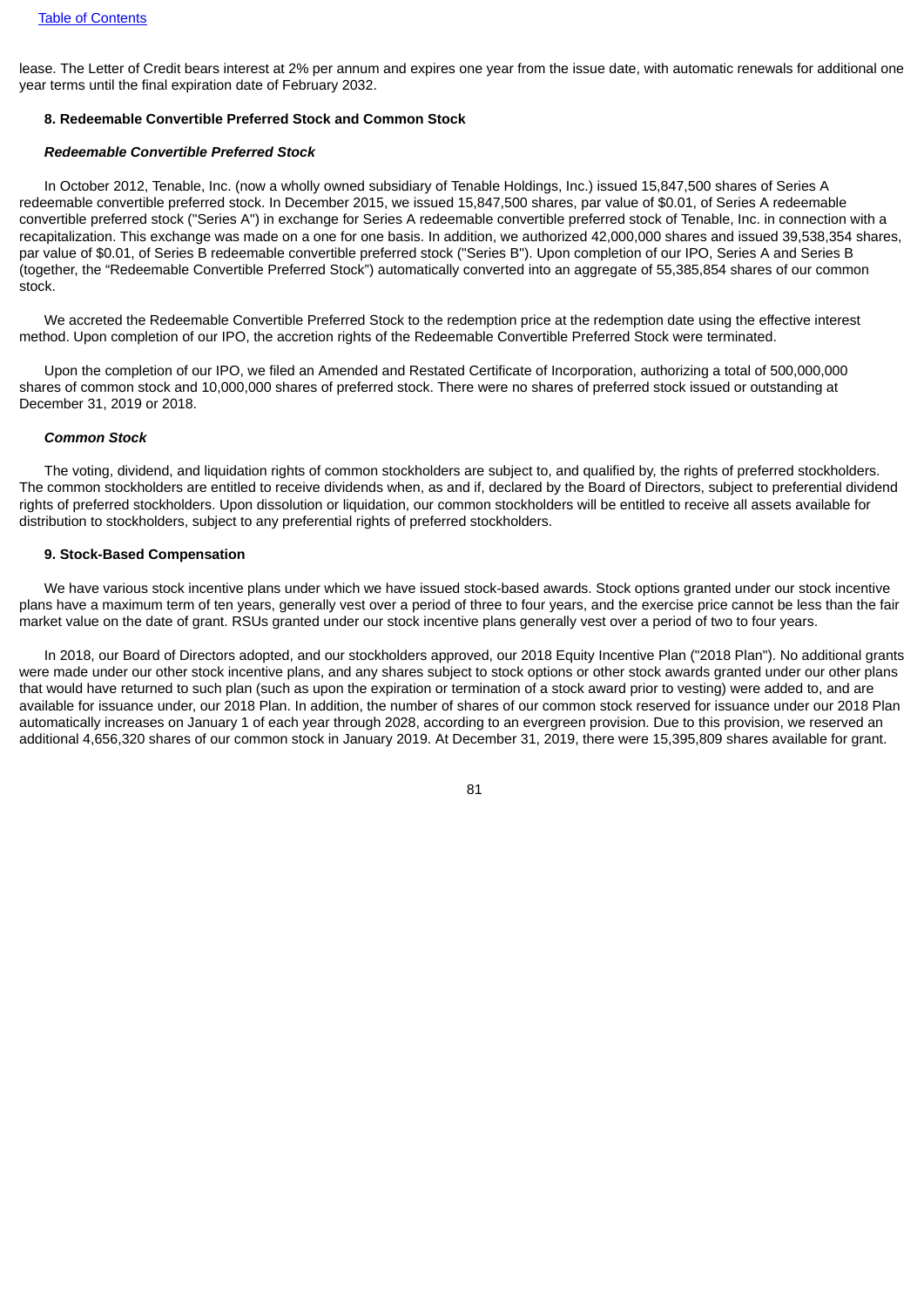lease. The Letter of Credit bears interest at 2% per annum and expires one year from the issue date, with automatic renewals for additional one year terms until the final expiration date of February 2032.

#### 8. Redeemable Convertible Preferred Stock and Common Stock

***Redeemable Convertible Preferred Stock***

In October 2012, Tenable, Inc. (now a wholly owned subsidiary of Tenable Holdings, Inc.) issued 15,847,500 shares of Series A redeemable convertible preferred stock. In December 2015, we issued 15,847,500 shares, par value of $0.01, of Series A redeemable convertible preferred stock ("Series A") in exchange for Series A redeemable convertible preferred stock of Tenable, Inc. in connection with a recapitalization. This exchange was made on a one for one basis. In addition, we authorized 42,000,000 shares and issued 39,538,354 shares, par value of $0.01, of Series B redeemable convertible preferred stock ("Series B"). Upon completion of our IPO, Series A and Series B (together, the "Redeemable Convertible Preferred Stock") automatically converted into an aggregate of 55,385,854 shares of our common stock.

We accreted the Redeemable Convertible Preferred Stock to the redemption price at the redemption date using the effective interest method. Upon completion of our IPO, the accretion rights of the Redeemable Convertible Preferred Stock were terminated.

Upon the completion of our IPO, we filed an Amended and Restated Certificate of Incorporation, authorizing a total of 500,000,000 shares of common stock and 10,000,000 shares of preferred stock. There were no shares of preferred stock issued or outstanding at December 31, 2019 or 2018.

***Common Stock***

The voting, dividend, and liquidation rights of common stockholders are subject to, and qualified by, the rights of preferred stockholders. The common stockholders are entitled to receive dividends when, as and if, declared by the Board of Directors, subject to preferential dividend rights of preferred stockholders. Upon dissolution or liquidation, our common stockholders will be entitled to receive all assets available for distribution to stockholders, subject to any preferential rights of preferred stockholders.

#### 9. Stock-Based Compensation

We have various stock incentive plans under which we have issued stock-based awards. Stock options granted under our stock incentive plans have a maximum term of ten years, generally vest over a period of three to four years, and the exercise price cannot be less than the fair market value on the date of grant. RSUs granted under our stock incentive plans generally vest over a period of two to four years.

In 2018, our Board of Directors adopted, and our stockholders approved, our 2018 Equity Incentive Plan ("2018 Plan"). No additional grants were made under our other stock incentive plans, and any shares subject to stock options or other stock awards granted under our other plans that would have returned to such plan (such as upon the expiration or termination of a stock award prior to vesting) were added to, and are available for issuance under, our 2018 Plan. In addition, the number of shares of our common stock reserved for issuance under our 2018 Plan automatically increases on January 1 of each year through 2028, according to an evergreen provision. Due to this provision, we reserved an additional 4,656,320 shares of our common stock in January 2019. At December 31, 2019, there were 15,395,809 shares available for grant.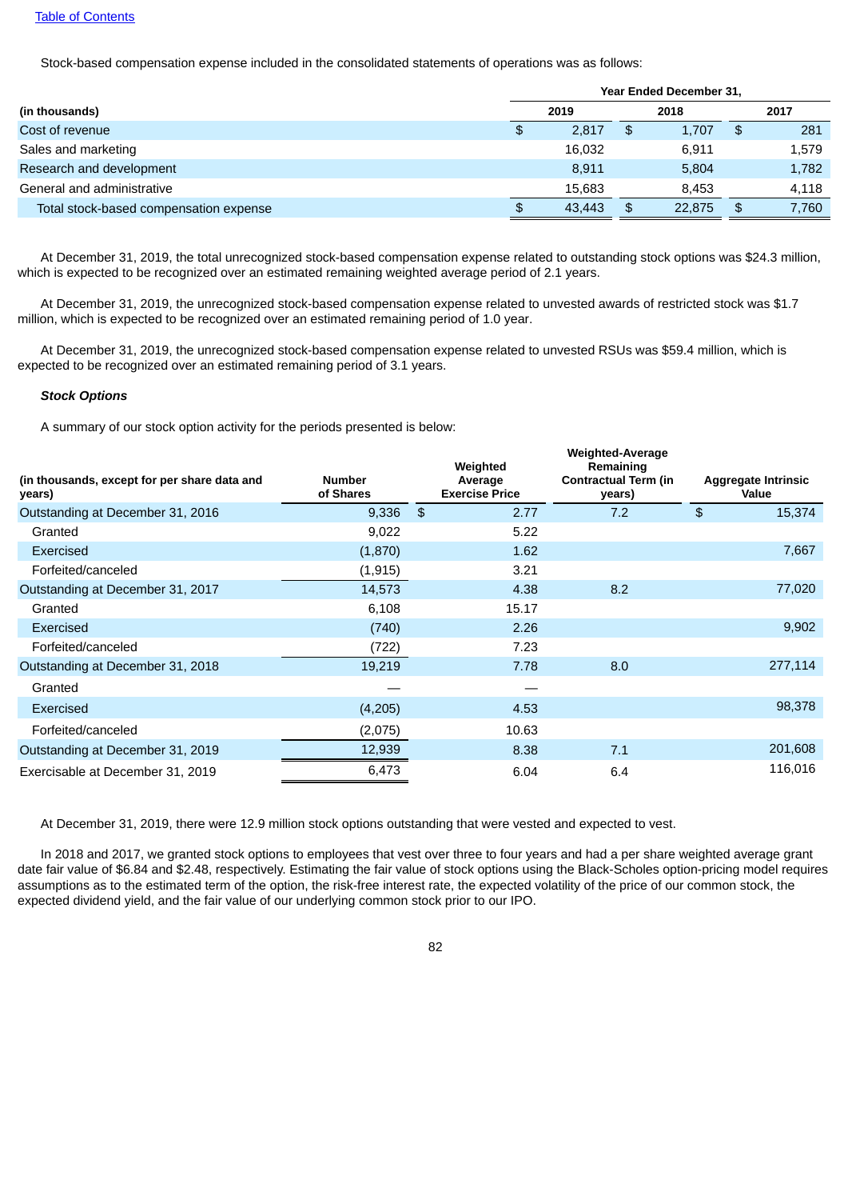[Table of Contents]

Stock-based compensation expense included in the consolidated statements of operations was as follows:

| (in thousands) | Year Ended December 31, 2019 | 2018 | 2017 |
|---|---|---|---|
| Cost of revenue | $ 2,817 | $ 1,707 | $ 281 |
| Sales and marketing | 16,032 | 6,911 | 1,579 |
| Research and development | 8,911 | 5,804 | 1,782 |
| General and administrative | 15,683 | 8,453 | 4,118 |
| Total stock-based compensation expense | $ 43,443 | $ 22,875 | $ 7,760 |

At December 31, 2019, the total unrecognized stock-based compensation expense related to outstanding stock options was $24.3 million, which is expected to be recognized over an estimated remaining weighted average period of 2.1 years.

At December 31, 2019, the unrecognized stock-based compensation expense related to unvested awards of restricted stock was $1.7 million, which is expected to be recognized over an estimated remaining period of 1.0 year.

At December 31, 2019, the unrecognized stock-based compensation expense related to unvested RSUs was $59.4 million, which is expected to be recognized over an estimated remaining period of 3.1 years.

***Stock Options***

A summary of our stock option activity for the periods presented is below:

| (in thousands, except for per share data and years) | Number of Shares | Weighted Average Exercise Price | Weighted-Average Remaining Contractual Term (in years) | Aggregate Intrinsic Value |
|---|---|---|---|---|
| Outstanding at December 31, 2016 | 9,336 | $ 2.77 | 7.2 | $ 15,374 |
| Granted | 9,022 | 5.22 | | |
| Exercised | (1,870) | 1.62 | | 7,667 |
| Forfeited/canceled | (1,915) | 3.21 | | |
| Outstanding at December 31, 2017 | 14,573 | 4.38 | 8.2 | 77,020 |
| Granted | 6,108 | 15.17 | | |
| Exercised | (740) | 2.26 | | 9,902 |
| Forfeited/canceled | (722) | 7.23 | | |
| Outstanding at December 31, 2018 | 19,219 | 7.78 | 8.0 | 277,114 |
| Granted | — | — | | |
| Exercised | (4,205) | 4.53 | | 98,378 |
| Forfeited/canceled | (2,075) | 10.63 | | |
| Outstanding at December 31, 2019 | 12,939 | 8.38 | 7.1 | 201,608 |
| Exercisable at December 31, 2019 | 6,473 | 6.04 | 6.4 | 116,016 |

At December 31, 2019, there were 12.9 million stock options outstanding that were vested and expected to vest.

In 2018 and 2017, we granted stock options to employees that vest over three to four years and had a per share weighted average grant date fair value of $6.84 and $2.48, respectively. Estimating the fair value of stock options using the Black-Scholes option-pricing model requires assumptions as to the estimated term of the option, the risk-free interest rate, the expected volatility of the price of our common stock, the expected dividend yield, and the fair value of our underlying common stock prior to our IPO.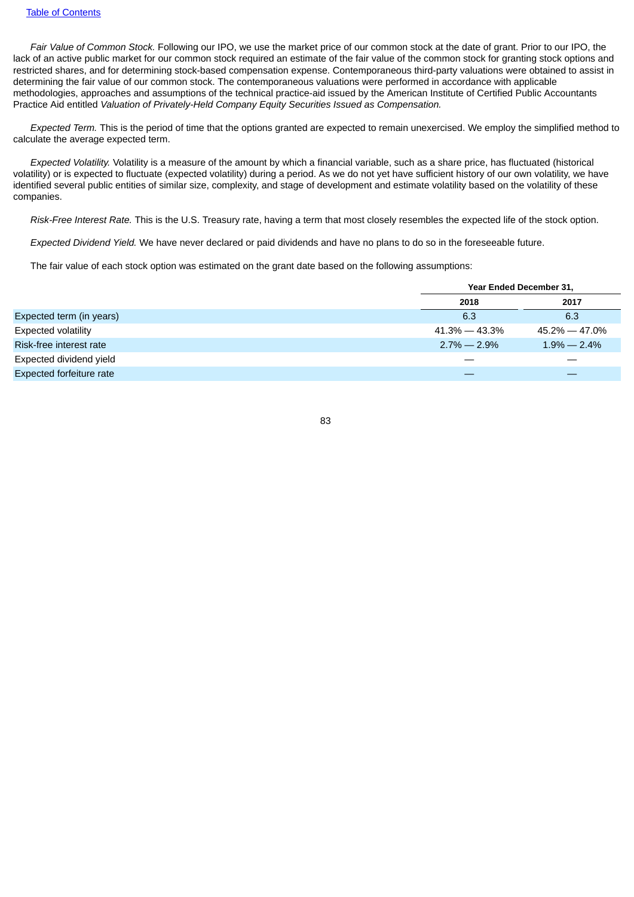*Fair Value of Common Stock.* Following our IPO, we use the market price of our common stock at the date of grant. Prior to our IPO, the lack of an active public market for our common stock required an estimate of the fair value of the common stock for granting stock options and restricted shares, and for determining stock-based compensation expense. Contemporaneous third-party valuations were obtained to assist in determining the fair value of our common stock. The contemporaneous valuations were performed in accordance with applicable methodologies, approaches and assumptions of the technical practice-aid issued by the American Institute of Certified Public Accountants Practice Aid entitled *Valuation of Privately-Held Company Equity Securities Issued as Compensation.*

*Expected Term.* This is the period of time that the options granted are expected to remain unexercised. We employ the simplified method to calculate the average expected term.

*Expected Volatility.* Volatility is a measure of the amount by which a financial variable, such as a share price, has fluctuated (historical volatility) or is expected to fluctuate (expected volatility) during a period. As we do not yet have sufficient history of our own volatility, we have identified several public entities of similar size, complexity, and stage of development and estimate volatility based on the volatility of these companies.

*Risk-Free Interest Rate.* This is the U.S. Treasury rate, having a term that most closely resembles the expected life of the stock option.

*Expected Dividend Yield.* We have never declared or paid dividends and have no plans to do so in the foreseeable future.

The fair value of each stock option was estimated on the grant date based on the following assumptions:

| | Year Ended December 31, | |
|---|---|---|
| | **2018** | **2017** |
| Expected term (in years) | 6.3 | 6.3 |
| Expected volatility | 41.3% — 43.3% | 45.2% — 47.0% |
| Risk-free interest rate | 2.7% — 2.9% | 1.9% — 2.4% |
| Expected dividend yield | — | — |
| Expected forfeiture rate | — | — |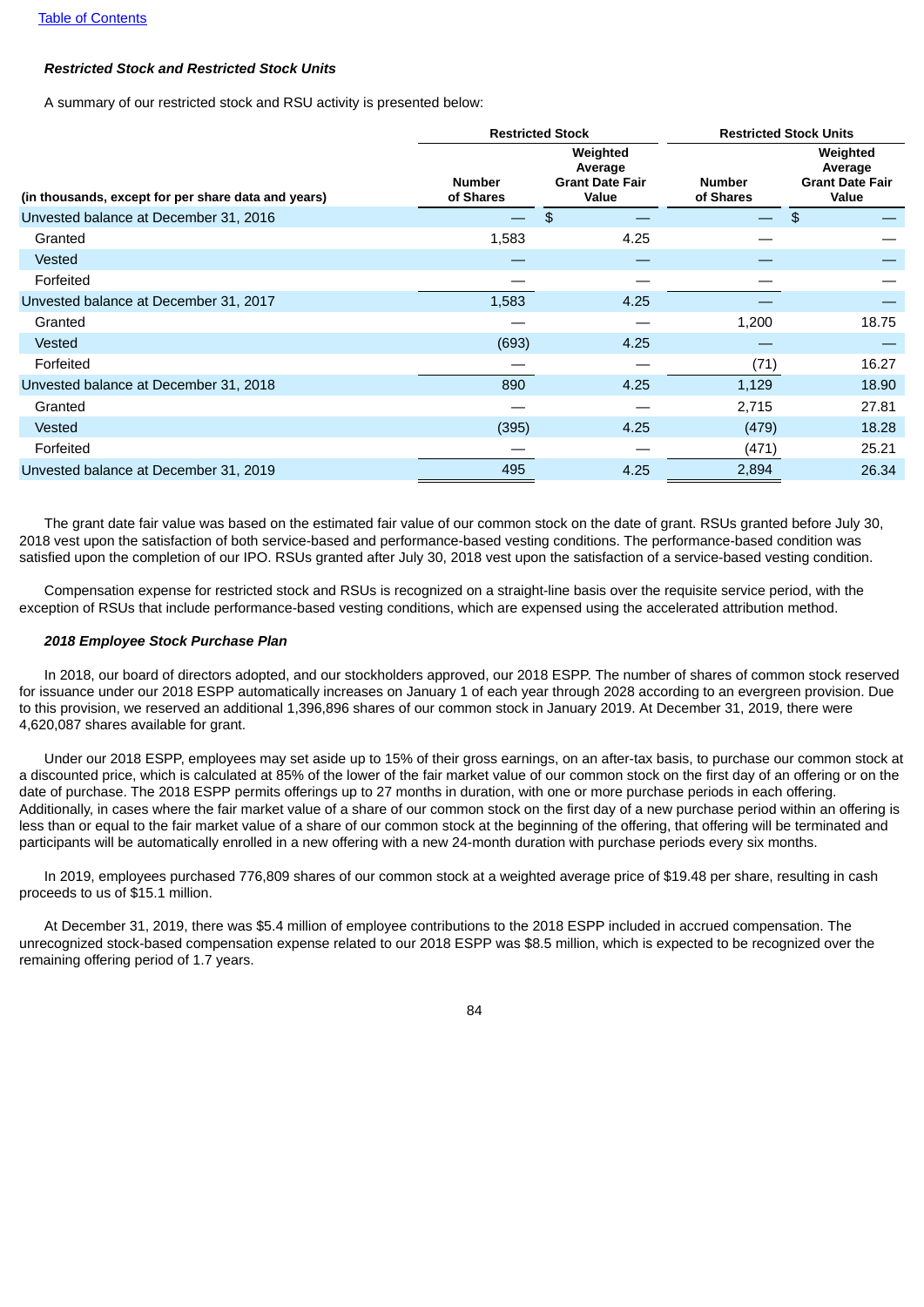***Restricted Stock and Restricted Stock Units***

A summary of our restricted stock and RSU activity is presented below:

| (in thousands, except for per share data and years) | Restricted Stock | | Restricted Stock Units | |
|---|---|---|---|---|
| | Number of Shares | Weighted Average Grant Date Fair Value | Number of Shares | Weighted Average Grant Date Fair Value |
| Unvested balance at December 31, 2016 | — | $ — | — | $ — |
| Granted | 1,583 | 4.25 | — | — |
| Vested | — | — | — | — |
| Forfeited | — | — | — | — |
| Unvested balance at December 31, 2017 | 1,583 | 4.25 | — | — |
| Granted | — | — | 1,200 | 18.75 |
| Vested | (693) | 4.25 | — | — |
| Forfeited | — | — | (71) | 16.27 |
| Unvested balance at December 31, 2018 | 890 | 4.25 | 1,129 | 18.90 |
| Granted | — | — | 2,715 | 27.81 |
| Vested | (395) | 4.25 | (479) | 18.28 |
| Forfeited | — | — | (471) | 25.21 |
| Unvested balance at December 31, 2019 | 495 | 4.25 | 2,894 | 26.34 |

The grant date fair value was based on the estimated fair value of our common stock on the date of grant. RSUs granted before July 30, 2018 vest upon the satisfaction of both service-based and performance-based vesting conditions. The performance-based condition was satisfied upon the completion of our IPO. RSUs granted after July 30, 2018 vest upon the satisfaction of a service-based vesting condition.

Compensation expense for restricted stock and RSUs is recognized on a straight-line basis over the requisite service period, with the exception of RSUs that include performance-based vesting conditions, which are expensed using the accelerated attribution method.

***2018 Employee Stock Purchase Plan***

In 2018, our board of directors adopted, and our stockholders approved, our 2018 ESPP. The number of shares of common stock reserved for issuance under our 2018 ESPP automatically increases on January 1 of each year through 2028 according to an evergreen provision. Due to this provision, we reserved an additional 1,396,896 shares of our common stock in January 2019. At December 31, 2019, there were 4,620,087 shares available for grant.

Under our 2018 ESPP, employees may set aside up to 15% of their gross earnings, on an after-tax basis, to purchase our common stock at a discounted price, which is calculated at 85% of the lower of the fair market value of our common stock on the first day of an offering or on the date of purchase. The 2018 ESPP permits offerings up to 27 months in duration, with one or more purchase periods in each offering. Additionally, in cases where the fair market value of a share of our common stock on the first day of a new purchase period within an offering is less than or equal to the fair market value of a share of our common stock at the beginning of the offering, that offering will be terminated and participants will be automatically enrolled in a new offering with a new 24-month duration with purchase periods every six months.

In 2019, employees purchased 776,809 shares of our common stock at a weighted average price of $19.48 per share, resulting in cash proceeds to us of $15.1 million.

At December 31, 2019, there was $5.4 million of employee contributions to the 2018 ESPP included in accrued compensation. The unrecognized stock-based compensation expense related to our 2018 ESPP was $8.5 million, which is expected to be recognized over the remaining offering period of 1.7 years.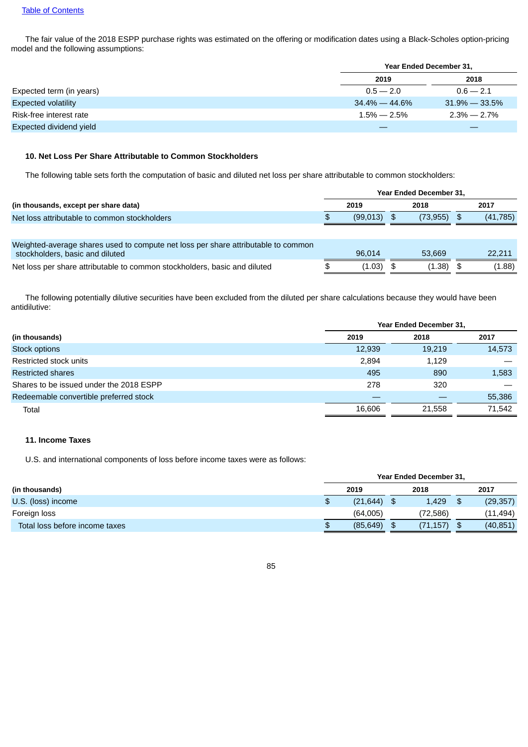The fair value of the 2018 ESPP purchase rights was estimated on the offering or modification dates using a Black-Scholes option-pricing model and the following assumptions:

| | Year Ended December 31, | |
|---|---|---|
| | 2019 | 2018 |
| Expected term (in years) | 0.5 — 2.0 | 0.6 — 2.1 |
| Expected volatility | 34.4% — 44.6% | 31.9% — 33.5% |
| Risk-free interest rate | 1.5% — 2.5% | 2.3% — 2.7% |
| Expected dividend yield | — | — |

### 10. Net Loss Per Share Attributable to Common Stockholders

The following table sets forth the computation of basic and diluted net loss per share attributable to common stockholders:

| | Year Ended December 31, | | |
|---|---|---|---|
| **(in thousands, except per share data)** | 2019 | 2018 | 2017 |
| Net loss attributable to common stockholders | $ (99,013) | $ (73,955) | $ (41,785) |
| Weighted-average shares used to compute net loss per share attributable to common stockholders, basic and diluted | 96,014 | 53,669 | 22,211 |
| Net loss per share attributable to common stockholders, basic and diluted | $ (1.03) | $ (1.38) | $ (1.88) |

The following potentially dilutive securities have been excluded from the diluted per share calculations because they would have been antidilutive:

| | Year Ended December 31, | | |
|---|---|---|---|
| **(in thousands)** | 2019 | 2018 | 2017 |
| Stock options | 12,939 | 19,219 | 14,573 |
| Restricted stock units | 2,894 | 1,129 | — |
| Restricted shares | 495 | 890 | 1,583 |
| Shares to be issued under the 2018 ESPP | 278 | 320 | — |
| Redeemable convertible preferred stock | — | — | 55,386 |
| Total | 16,606 | 21,558 | 71,542 |

### 11. Income Taxes

U.S. and international components of loss before income taxes were as follows:

| | Year Ended December 31, | | |
|---|---|---|---|
| **(in thousands)** | 2019 | 2018 | 2017 |
| U.S. (loss) income | $ (21,644) | $ 1,429 | $ (29,357) |
| Foreign loss | (64,005) | (72,586) | (11,494) |
| Total loss before income taxes | $ (85,649) | $ (71,157) | $ (40,851) |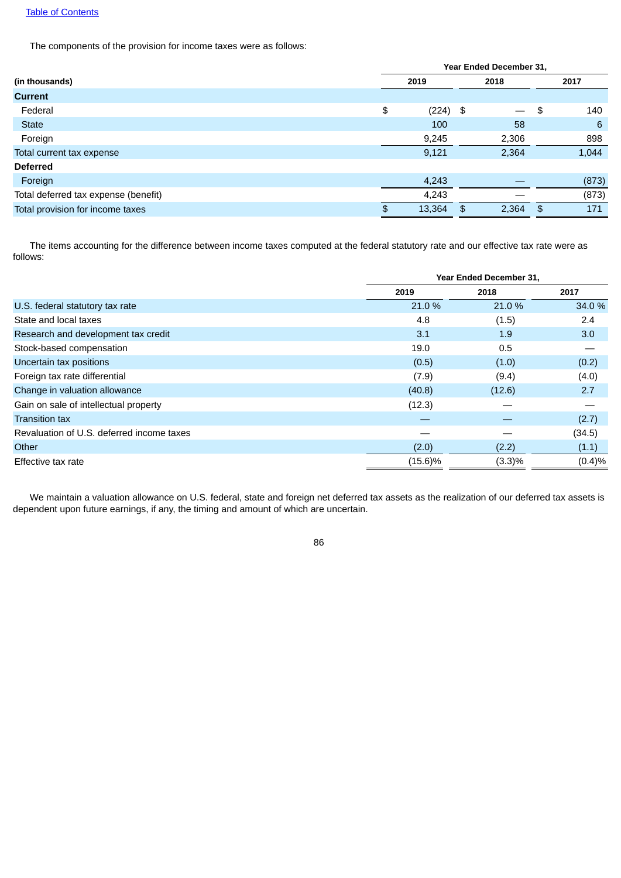[Table of Contents](#)

The components of the provision for income taxes were as follows:

| (in thousands) | Year Ended December 31, 2019 | 2018 | 2017 |
|---|---|---|---|
| **Current** | | | |
| Federal | $ (224) | $ — | $ 140 |
| State | 100 | 58 | 6 |
| Foreign | 9,245 | 2,306 | 898 |
| Total current tax expense | 9,121 | 2,364 | 1,044 |
| **Deferred** | | | |
| Foreign | 4,243 | — | (873) |
| Total deferred tax expense (benefit) | 4,243 | — | (873) |
| Total provision for income taxes | $ 13,364 | $ 2,364 | $ 171 |

The items accounting for the difference between income taxes computed at the federal statutory rate and our effective tax rate were as follows:

| | Year Ended December 31, 2019 | 2018 | 2017 |
|---|---|---|---|
| U.S. federal statutory tax rate | 21.0 % | 21.0 % | 34.0 % |
| State and local taxes | 4.8 | (1.5) | 2.4 |
| Research and development tax credit | 3.1 | 1.9 | 3.0 |
| Stock-based compensation | 19.0 | 0.5 | — |
| Uncertain tax positions | (0.5) | (1.0) | (0.2) |
| Foreign tax rate differential | (7.9) | (9.4) | (4.0) |
| Change in valuation allowance | (40.8) | (12.6) | 2.7 |
| Gain on sale of intellectual property | (12.3) | — | — |
| Transition tax | — | — | (2.7) |
| Revaluation of U.S. deferred income taxes | — | — | (34.5) |
| Other | (2.0) | (2.2) | (1.1) |
| Effective tax rate | (15.6)% | (3.3)% | (0.4)% |

We maintain a valuation allowance on U.S. federal, state and foreign net deferred tax assets as the realization of our deferred tax assets is dependent upon future earnings, if any, the timing and amount of which are uncertain.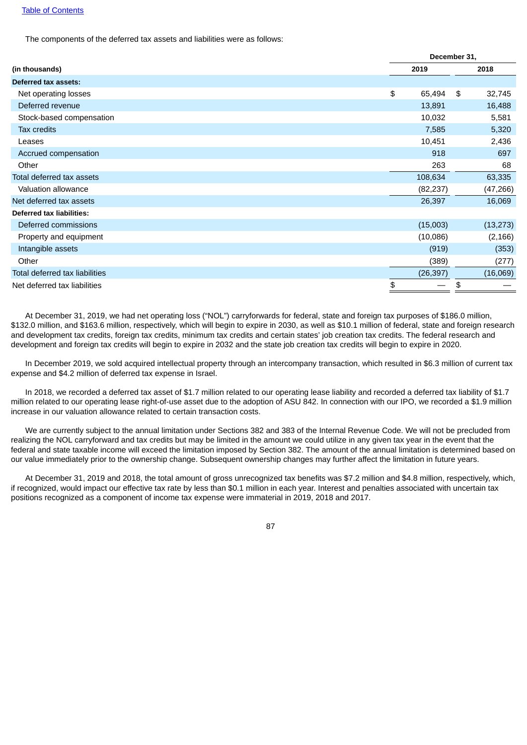The components of the deferred tax assets and liabilities were as follows:

| (in thousands) | December 31, 2019 | December 31, 2018 |
|---|---|---|
| **Deferred tax assets:** | | |
| Net operating losses | $ 65,494 | $ 32,745 |
| Deferred revenue | 13,891 | 16,488 |
| Stock-based compensation | 10,032 | 5,581 |
| Tax credits | 7,585 | 5,320 |
| Leases | 10,451 | 2,436 |
| Accrued compensation | 918 | 697 |
| Other | 263 | 68 |
| Total deferred tax assets | 108,634 | 63,335 |
| Valuation allowance | (82,237) | (47,266) |
| Net deferred tax assets | 26,397 | 16,069 |
| **Deferred tax liabilities:** | | |
| Deferred commissions | (15,003) | (13,273) |
| Property and equipment | (10,086) | (2,166) |
| Intangible assets | (919) | (353) |
| Other | (389) | (277) |
| Total deferred tax liabilities | (26,397) | (16,069) |
| Net deferred tax liabilities | $ — | $ — |

At December 31, 2019, we had net operating loss ("NOL") carryforwards for federal, state and foreign tax purposes of $186.0 million, $132.0 million, and $163.6 million, respectively, which will begin to expire in 2030, as well as $10.1 million of federal, state and foreign research and development tax credits, foreign tax credits, minimum tax credits and certain states' job creation tax credits. The federal research and development and foreign tax credits will begin to expire in 2032 and the state job creation tax credits will begin to expire in 2020.

In December 2019, we sold acquired intellectual property through an intercompany transaction, which resulted in $6.3 million of current tax expense and $4.2 million of deferred tax expense in Israel.

In 2018, we recorded a deferred tax asset of $1.7 million related to our operating lease liability and recorded a deferred tax liability of $1.7 million related to our operating lease right-of-use asset due to the adoption of ASU 842. In connection with our IPO, we recorded a $1.9 million increase in our valuation allowance related to certain transaction costs.

We are currently subject to the annual limitation under Sections 382 and 383 of the Internal Revenue Code. We will not be precluded from realizing the NOL carryforward and tax credits but may be limited in the amount we could utilize in any given tax year in the event that the federal and state taxable income will exceed the limitation imposed by Section 382. The amount of the annual limitation is determined based on our value immediately prior to the ownership change. Subsequent ownership changes may further affect the limitation in future years.

At December 31, 2019 and 2018, the total amount of gross unrecognized tax benefits was $7.2 million and $4.8 million, respectively, which, if recognized, would impact our effective tax rate by less than $0.1 million in each year. Interest and penalties associated with uncertain tax positions recognized as a component of income tax expense were immaterial in 2019, 2018 and 2017.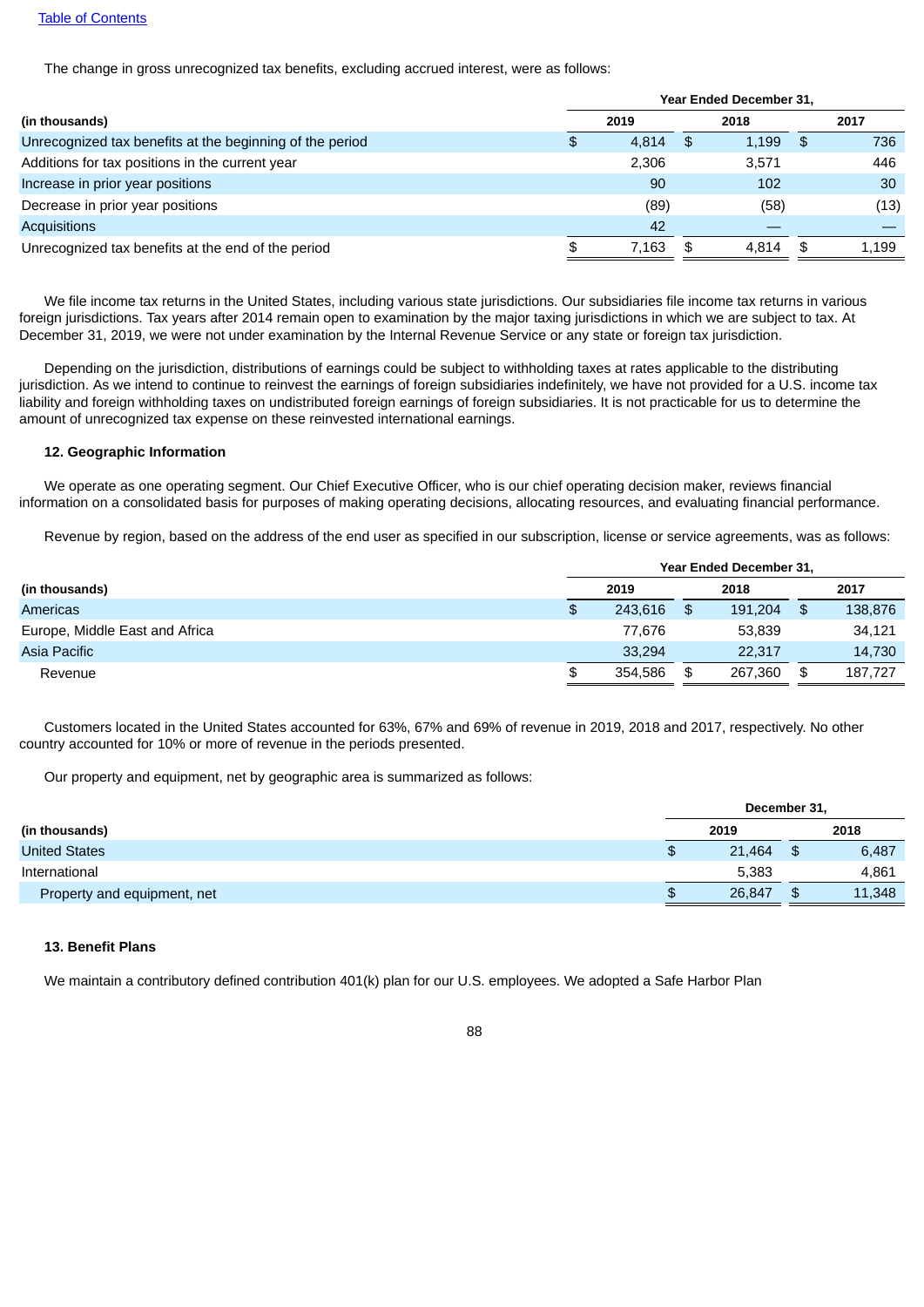[Table of Contents](#)

The change in gross unrecognized tax benefits, excluding accrued interest, were as follows:

| | Year Ended December 31, | | |
|---|---|---|---|
| (in thousands) | 2019 | 2018 | 2017 |
| Unrecognized tax benefits at the beginning of the period | $ 4,814 | $ 1,199 | $ 736 |
| Additions for tax positions in the current year | 2,306 | 3,571 | 446 |
| Increase in prior year positions | 90 | 102 | 30 |
| Decrease in prior year positions | (89) | (58) | (13) |
| Acquisitions | 42 | — | — |
| Unrecognized tax benefits at the end of the period | $ 7,163 | $ 4,814 | $ 1,199 |

We file income tax returns in the United States, including various state jurisdictions. Our subsidiaries file income tax returns in various foreign jurisdictions. Tax years after 2014 remain open to examination by the major taxing jurisdictions in which we are subject to tax. At December 31, 2019, we were not under examination by the Internal Revenue Service or any state or foreign tax jurisdiction.

Depending on the jurisdiction, distributions of earnings could be subject to withholding taxes at rates applicable to the distributing jurisdiction. As we intend to continue to reinvest the earnings of foreign subsidiaries indefinitely, we have not provided for a U.S. income tax liability and foreign withholding taxes on undistributed foreign earnings of foreign subsidiaries. It is not practicable for us to determine the amount of unrecognized tax expense on these reinvested international earnings.

**12. Geographic Information**

We operate as one operating segment. Our Chief Executive Officer, who is our chief operating decision maker, reviews financial information on a consolidated basis for purposes of making operating decisions, allocating resources, and evaluating financial performance.

Revenue by region, based on the address of the end user as specified in our subscription, license or service agreements, was as follows:

| | Year Ended December 31, | | |
|---|---|---|---|
| (in thousands) | 2019 | 2018 | 2017 |
| Americas | $ 243,616 | $ 191,204 | $ 138,876 |
| Europe, Middle East and Africa | 77,676 | 53,839 | 34,121 |
| Asia Pacific | 33,294 | 22,317 | 14,730 |
| Revenue | $ 354,586 | $ 267,360 | $ 187,727 |

Customers located in the United States accounted for 63%, 67% and 69% of revenue in 2019, 2018 and 2017, respectively. No other country accounted for 10% or more of revenue in the periods presented.

Our property and equipment, net by geographic area is summarized as follows:

| | December 31, | |
|---|---|---|
| (in thousands) | 2019 | 2018 |
| United States | $ 21,464 | $ 6,487 |
| International | 5,383 | 4,861 |
| Property and equipment, net | $ 26,847 | $ 11,348 |

**13. Benefit Plans**

We maintain a contributory defined contribution 401(k) plan for our U.S. employees. We adopted a Safe Harbor Plan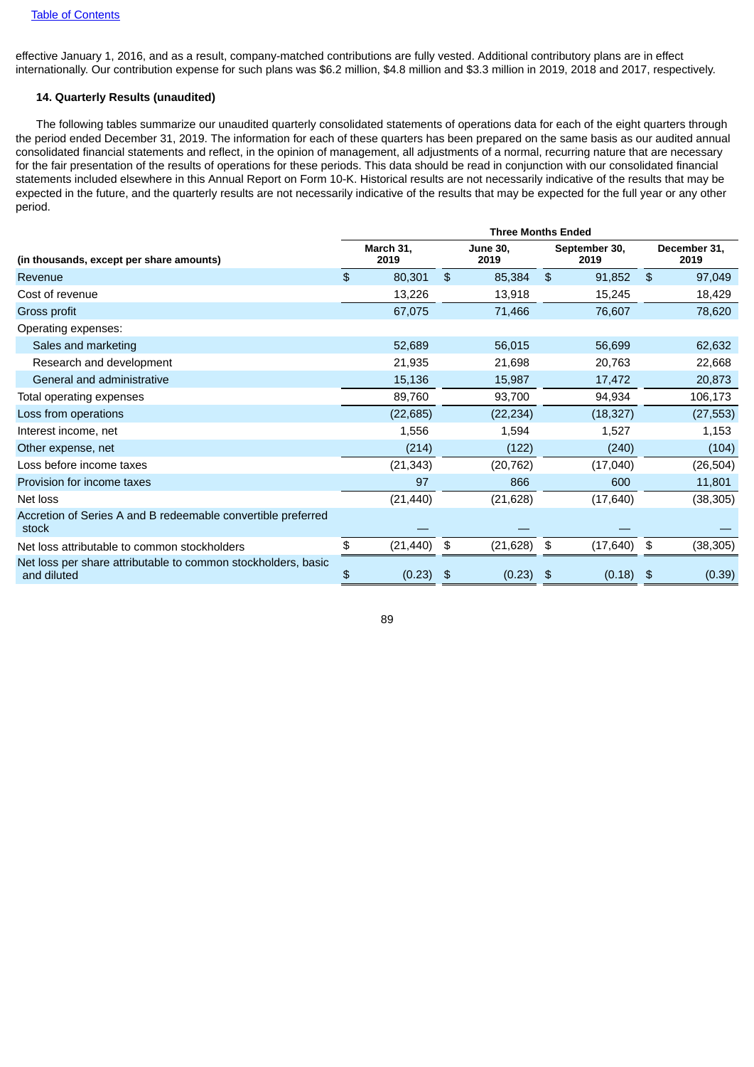effective January 1, 2016, and as a result, company-matched contributions are fully vested. Additional contributory plans are in effect internationally. Our contribution expense for such plans was $6.2 million, $4.8 million and $3.3 million in 2019, 2018 and 2017, respectively.

### 14. Quarterly Results (unaudited)

The following tables summarize our unaudited quarterly consolidated statements of operations data for each of the eight quarters through the period ended December 31, 2019. The information for each of these quarters has been prepared on the same basis as our audited annual consolidated financial statements and reflect, in the opinion of management, all adjustments of a normal, recurring nature that are necessary for the fair presentation of the results of operations for these periods. This data should be read in conjunction with our consolidated financial statements included elsewhere in this Annual Report on Form 10-K. Historical results are not necessarily indicative of the results that may be expected in the future, and the quarterly results are not necessarily indicative of the results that may be expected for the full year or any other period.

| | Three Months Ended | | | |
|---|---|---|---|---|
| (in thousands, except per share amounts) | March 31, 2019 | June 30, 2019 | September 30, 2019 | December 31, 2019 |
| Revenue | $ 80,301 | $ 85,384 | $ 91,852 | $ 97,049 |
| Cost of revenue | 13,226 | 13,918 | 15,245 | 18,429 |
| Gross profit | 67,075 | 71,466 | 76,607 | 78,620 |
| Operating expenses: | | | | |
| Sales and marketing | 52,689 | 56,015 | 56,699 | 62,632 |
| Research and development | 21,935 | 21,698 | 20,763 | 22,668 |
| General and administrative | 15,136 | 15,987 | 17,472 | 20,873 |
| Total operating expenses | 89,760 | 93,700 | 94,934 | 106,173 |
| Loss from operations | (22,685) | (22,234) | (18,327) | (27,553) |
| Interest income, net | 1,556 | 1,594 | 1,527 | 1,153 |
| Other expense, net | (214) | (122) | (240) | (104) |
| Loss before income taxes | (21,343) | (20,762) | (17,040) | (26,504) |
| Provision for income taxes | 97 | 866 | 600 | 11,801 |
| Net loss | (21,440) | (21,628) | (17,640) | (38,305) |
| Accretion of Series A and B redeemable convertible preferred stock | — | — | — | — |
| Net loss attributable to common stockholders | $ (21,440) | $ (21,628) | $ (17,640) | $ (38,305) |
| Net loss per share attributable to common stockholders, basic and diluted | $ (0.23) | $ (0.23) | $ (0.18) | $ (0.39) |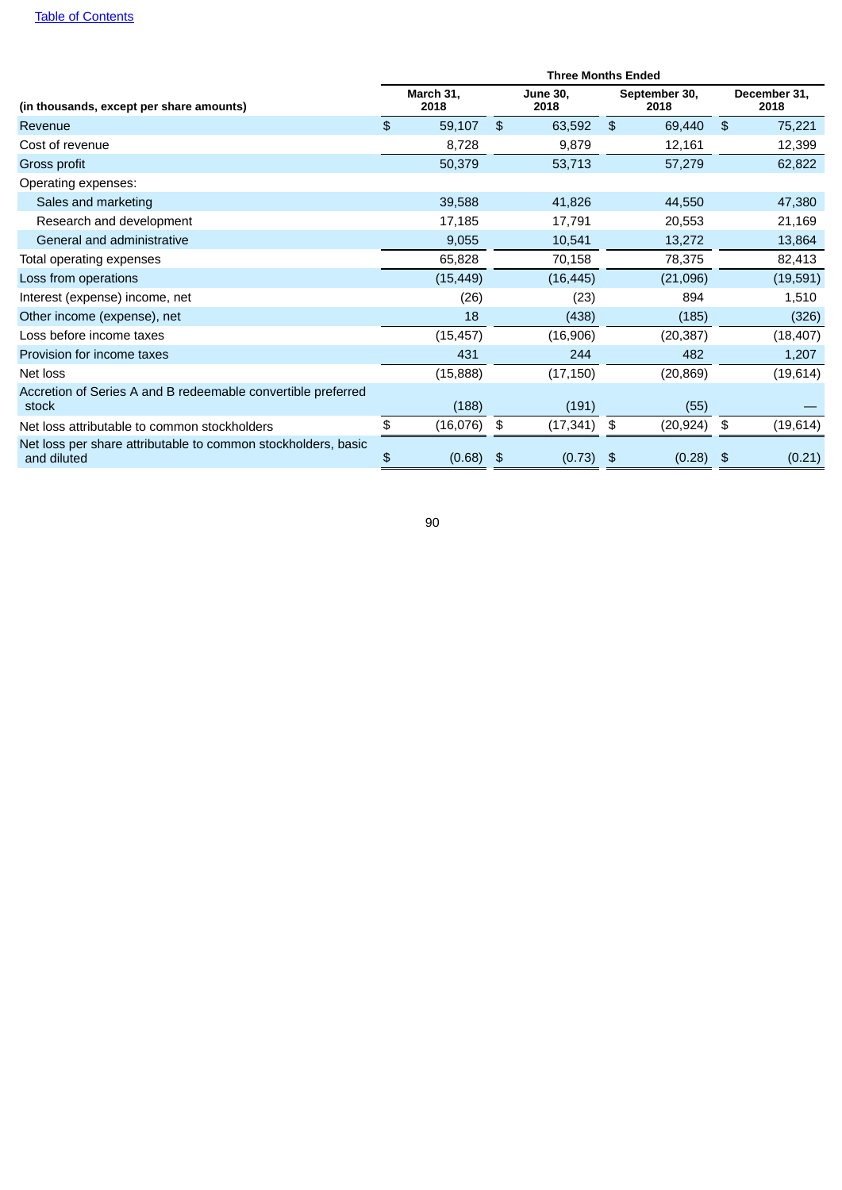| (in thousands, except per share amounts) | Three Months Ended | | | |
|---|---|---|---|---|
| | March 31, 2018 | June 30, 2018 | September 30, 2018 | December 31, 2018 |
| Revenue | $ 59,107 | $ 63,592 | $ 69,440 | $ 75,221 |
| Cost of revenue | 8,728 | 9,879 | 12,161 | 12,399 |
| Gross profit | 50,379 | 53,713 | 57,279 | 62,822 |
| Operating expenses: | | | | |
| Sales and marketing | 39,588 | 41,826 | 44,550 | 47,380 |
| Research and development | 17,185 | 17,791 | 20,553 | 21,169 |
| General and administrative | 9,055 | 10,541 | 13,272 | 13,864 |
| Total operating expenses | 65,828 | 70,158 | 78,375 | 82,413 |
| Loss from operations | (15,449) | (16,445) | (21,096) | (19,591) |
| Interest (expense) income, net | (26) | (23) | 894 | 1,510 |
| Other income (expense), net | 18 | (438) | (185) | (326) |
| Loss before income taxes | (15,457) | (16,906) | (20,387) | (18,407) |
| Provision for income taxes | 431 | 244 | 482 | 1,207 |
| Net loss | (15,888) | (17,150) | (20,869) | (19,614) |
| Accretion of Series A and B redeemable convertible preferred stock | (188) | (191) | (55) | — |
| Net loss attributable to common stockholders | $ (16,076) | $ (17,341) | $ (20,924) | $ (19,614) |
| Net loss per share attributable to common stockholders, basic and diluted | $ (0.68) | $ (0.73) | $ (0.28) | $ (0.21) |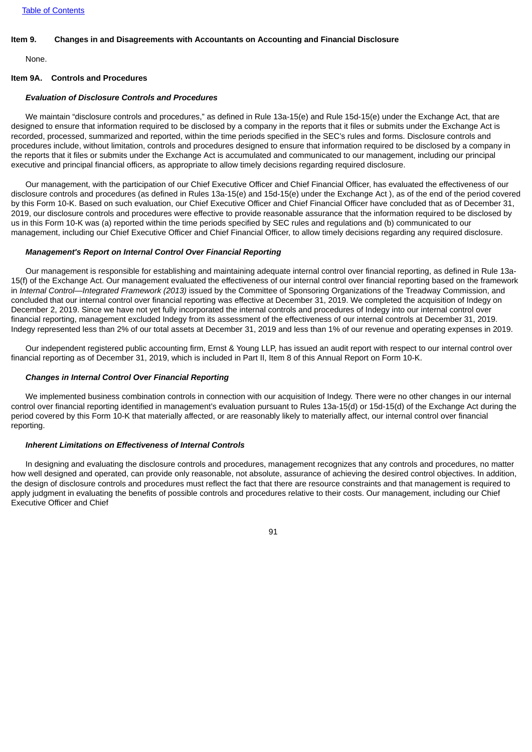## Item 9. Changes in and Disagreements with Accountants on Accounting and Financial Disclosure

None.

## Item 9A. Controls and Procedures

### *Evaluation of Disclosure Controls and Procedures*

We maintain “disclosure controls and procedures,” as defined in Rule 13a-15(e) and Rule 15d-15(e) under the Exchange Act, that are designed to ensure that information required to be disclosed by a company in the reports that it files or submits under the Exchange Act is recorded, processed, summarized and reported, within the time periods specified in the SEC’s rules and forms. Disclosure controls and procedures include, without limitation, controls and procedures designed to ensure that information required to be disclosed by a company in the reports that it files or submits under the Exchange Act is accumulated and communicated to our management, including our principal executive and principal financial officers, as appropriate to allow timely decisions regarding required disclosure.

Our management, with the participation of our Chief Executive Officer and Chief Financial Officer, has evaluated the effectiveness of our disclosure controls and procedures (as defined in Rules 13a-15(e) and 15d-15(e) under the Exchange Act ), as of the end of the period covered by this Form 10-K. Based on such evaluation, our Chief Executive Officer and Chief Financial Officer have concluded that as of December 31, 2019, our disclosure controls and procedures were effective to provide reasonable assurance that the information required to be disclosed by us in this Form 10-K was (a) reported within the time periods specified by SEC rules and regulations and (b) communicated to our management, including our Chief Executive Officer and Chief Financial Officer, to allow timely decisions regarding any required disclosure.

### *Management's Report on Internal Control Over Financial Reporting*

Our management is responsible for establishing and maintaining adequate internal control over financial reporting, as defined in Rule 13a-15(f) of the Exchange Act. Our management evaluated the effectiveness of our internal control over financial reporting based on the framework in *Internal Control—Integrated Framework (2013)* issued by the Committee of Sponsoring Organizations of the Treadway Commission, and concluded that our internal control over financial reporting was effective at December 31, 2019. We completed the acquisition of Indegy on December 2, 2019. Since we have not yet fully incorporated the internal controls and procedures of Indegy into our internal control over financial reporting, management excluded Indegy from its assessment of the effectiveness of our internal controls at December 31, 2019. Indegy represented less than 2% of our total assets at December 31, 2019 and less than 1% of our revenue and operating expenses in 2019.

Our independent registered public accounting firm, Ernst & Young LLP, has issued an audit report with respect to our internal control over financial reporting as of December 31, 2019, which is included in Part II, Item 8 of this Annual Report on Form 10-K.

### *Changes in Internal Control Over Financial Reporting*

We implemented business combination controls in connection with our acquisition of Indegy. There were no other changes in our internal control over financial reporting identified in management’s evaluation pursuant to Rules 13a-15(d) or 15d-15(d) of the Exchange Act during the period covered by this Form 10-K that materially affected, or are reasonably likely to materially affect, our internal control over financial reporting.

### *Inherent Limitations on Effectiveness of Internal Controls*

In designing and evaluating the disclosure controls and procedures, management recognizes that any controls and procedures, no matter how well designed and operated, can provide only reasonable, not absolute, assurance of achieving the desired control objectives. In addition, the design of disclosure controls and procedures must reflect the fact that there are resource constraints and that management is required to apply judgment in evaluating the benefits of possible controls and procedures relative to their costs. Our management, including our Chief Executive Officer and Chief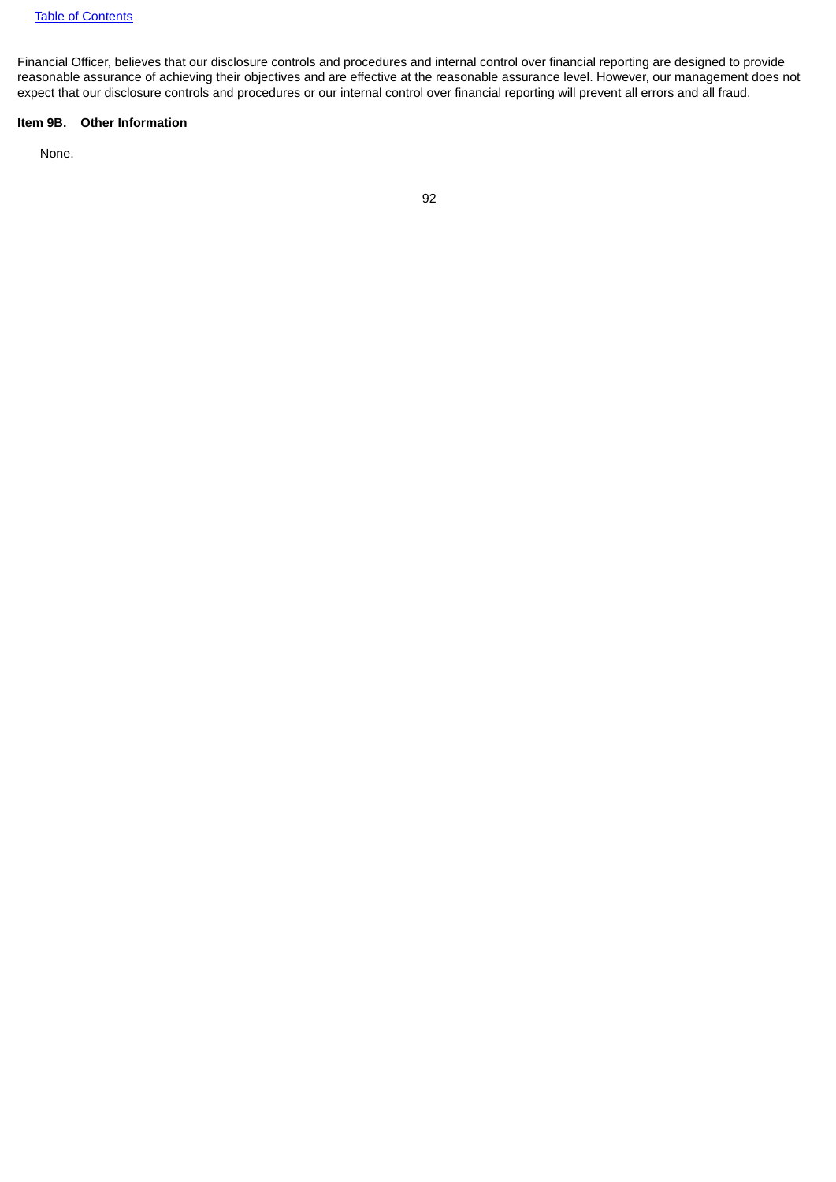Financial Officer, believes that our disclosure controls and procedures and internal control over financial reporting are designed to provide reasonable assurance of achieving their objectives and are effective at the reasonable assurance level. However, our management does not expect that our disclosure controls and procedures or our internal control over financial reporting will prevent all errors and all fraud.

**Item 9B. Other Information**

None.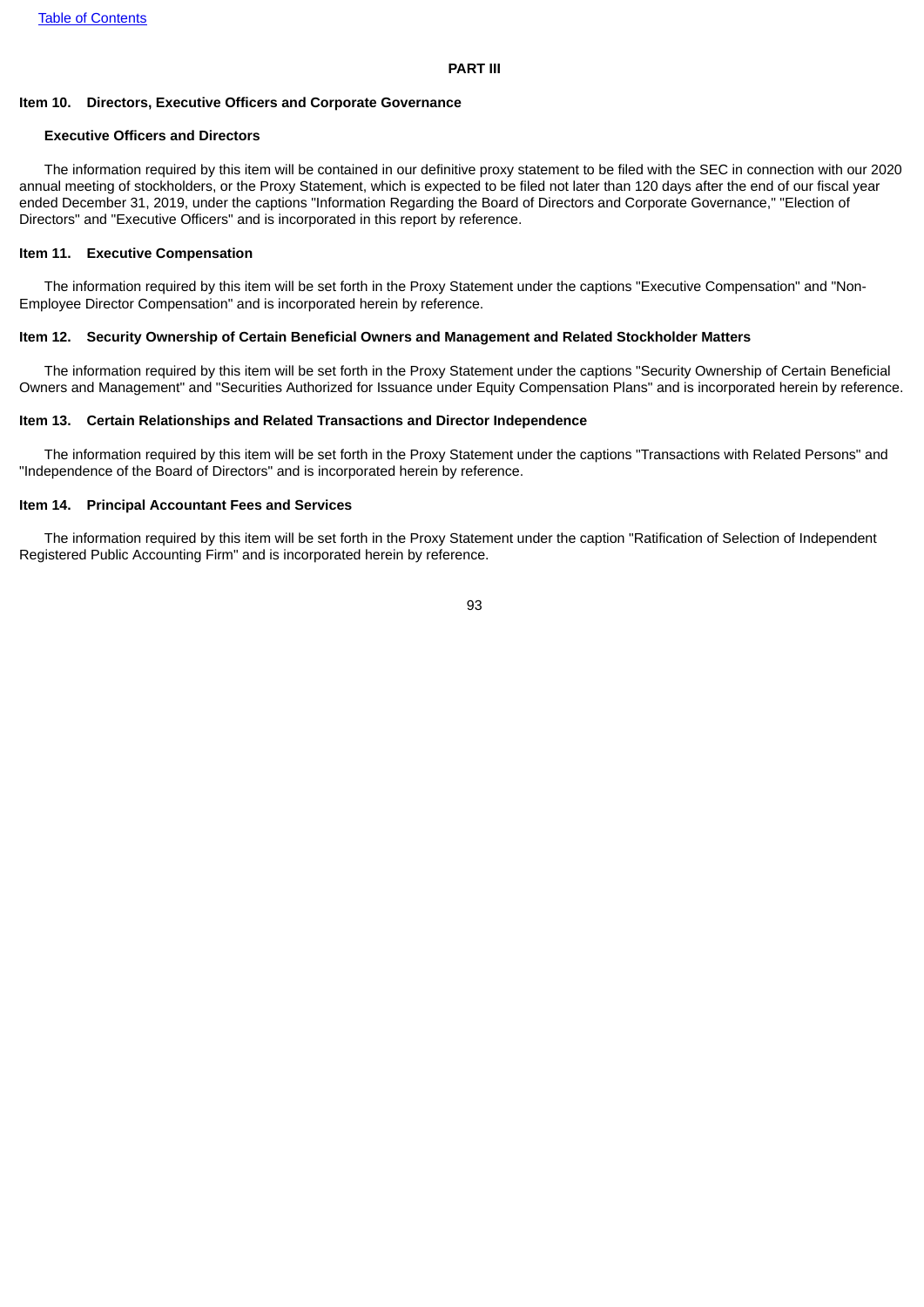# PART III

## Item 10. Directors, Executive Officers and Corporate Governance

### Executive Officers and Directors

The information required by this item will be contained in our definitive proxy statement to be filed with the SEC in connection with our 2020 annual meeting of stockholders, or the Proxy Statement, which is expected to be filed not later than 120 days after the end of our fiscal year ended December 31, 2019, under the captions "Information Regarding the Board of Directors and Corporate Governance," "Election of Directors" and "Executive Officers" and is incorporated in this report by reference.

## Item 11. Executive Compensation

The information required by this item will be set forth in the Proxy Statement under the captions "Executive Compensation" and "Non-Employee Director Compensation" and is incorporated herein by reference.

## Item 12. Security Ownership of Certain Beneficial Owners and Management and Related Stockholder Matters

The information required by this item will be set forth in the Proxy Statement under the captions "Security Ownership of Certain Beneficial Owners and Management" and "Securities Authorized for Issuance under Equity Compensation Plans" and is incorporated herein by reference.

## Item 13. Certain Relationships and Related Transactions and Director Independence

The information required by this item will be set forth in the Proxy Statement under the captions "Transactions with Related Persons" and "Independence of the Board of Directors" and is incorporated herein by reference.

## Item 14. Principal Accountant Fees and Services

The information required by this item will be set forth in the Proxy Statement under the caption "Ratification of Selection of Independent Registered Public Accounting Firm" and is incorporated herein by reference.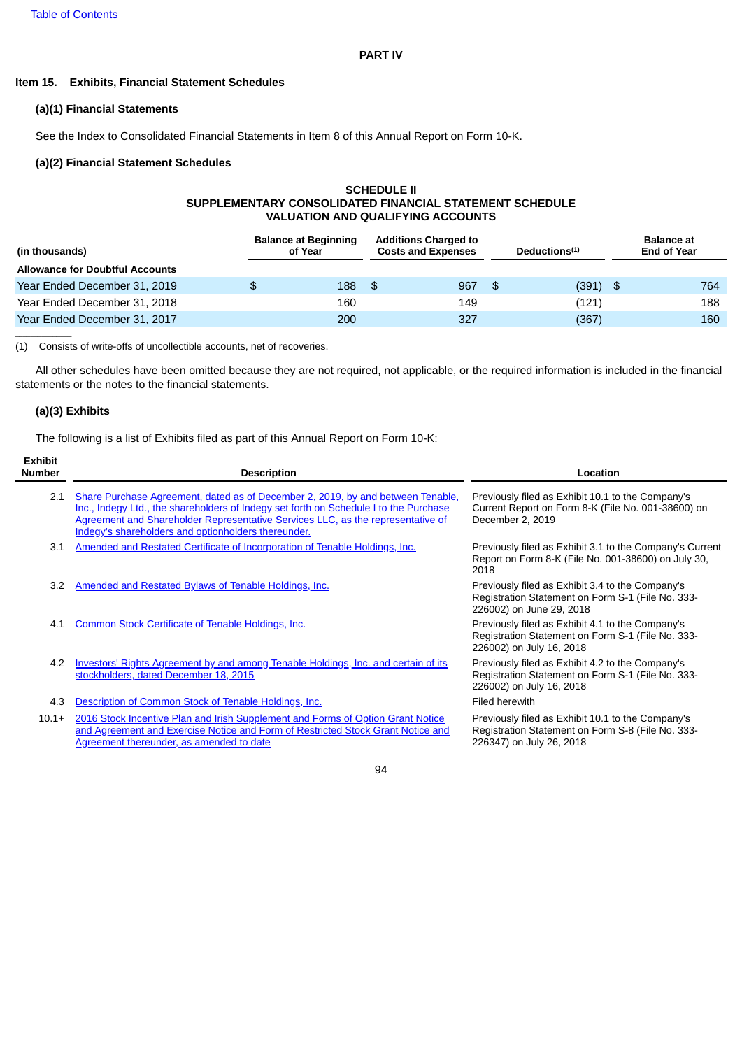Table of Contents

# PART IV

## Item 15. Exhibits, Financial Statement Schedules

### (a)(1) Financial Statements

See the Index to Consolidated Financial Statements in Item 8 of this Annual Report on Form 10-K.

### (a)(2) Financial Statement Schedules

**SCHEDULE II**
**SUPPLEMENTARY CONSOLIDATED FINANCIAL STATEMENT SCHEDULE**
**VALUATION AND QUALIFYING ACCOUNTS**

| (in thousands) | Balance at Beginning of Year | Additions Charged to Costs and Expenses | Deductions[(1)] | Balance at End of Year |
|---|---|---|---|---|
| **Allowance for Doubtful Accounts** | | | | |
| Year Ended December 31, 2019 | $ 188 | $ 967 | $ (391) | $ 764 |
| Year Ended December 31, 2018 | 160 | 149 | (121) | 188 |
| Year Ended December 31, 2017 | 200 | 327 | (367) | 160 |

(1) Consists of write-offs of uncollectible accounts, net of recoveries.

All other schedules have been omitted because they are not required, not applicable, or the required information is included in the financial statements or the notes to the financial statements.

### (a)(3) Exhibits

The following is a list of Exhibits filed as part of this Annual Report on Form 10-K:

| Exhibit Number | Description | Location |
|---|---|---|
| 2.1 | Share Purchase Agreement, dated as of December 2, 2019, by and between Tenable, Inc., Indegy Ltd., the shareholders of Indegy set forth on Schedule I to the Purchase Agreement and Shareholder Representative Services LLC, as the representative of Indegy's shareholders and optionholders thereunder. | Previously filed as Exhibit 10.1 to the Company's Current Report on Form 8-K (File No. 001-38600) on December 2, 2019 |
| 3.1 | Amended and Restated Certificate of Incorporation of Tenable Holdings, Inc. | Previously filed as Exhibit 3.1 to the Company's Current Report on Form 8-K (File No. 001-38600) on July 30, 2018 |
| 3.2 | Amended and Restated Bylaws of Tenable Holdings, Inc. | Previously filed as Exhibit 3.4 to the Company's Registration Statement on Form S-1 (File No. 333-226002) on June 29, 2018 |
| 4.1 | Common Stock Certificate of Tenable Holdings, Inc. | Previously filed as Exhibit 4.1 to the Company's Registration Statement on Form S-1 (File No. 333-226002) on July 16, 2018 |
| 4.2 | Investors' Rights Agreement by and among Tenable Holdings, Inc. and certain of its stockholders, dated December 18, 2015 | Previously filed as Exhibit 4.2 to the Company's Registration Statement on Form S-1 (File No. 333-226002) on July 16, 2018 |
| 4.3 | Description of Common Stock of Tenable Holdings, Inc. | Filed herewith |
| 10.1+ | 2016 Stock Incentive Plan and Irish Supplement and Forms of Option Grant Notice and Agreement and Exercise Notice and Form of Restricted Stock Grant Notice and Agreement thereunder, as amended to date | Previously filed as Exhibit 10.1 to the Company's Registration Statement on Form S-8 (File No. 333-226347) on July 26, 2018 |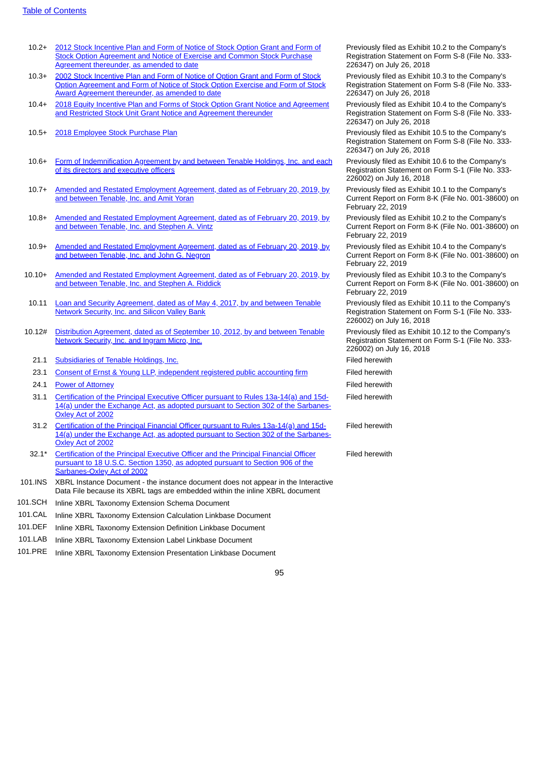| | | |
|---|---|---|
| 10.2+ | 2012 Stock Incentive Plan and Form of Notice of Stock Option Grant and Form of Stock Option Agreement and Notice of Exercise and Common Stock Purchase Agreement thereunder, as amended to date | Previously filed as Exhibit 10.2 to the Company's Registration Statement on Form S-8 (File No. 333-226347) on July 26, 2018 |
| 10.3+ | 2002 Stock Incentive Plan and Form of Notice of Option Grant and Form of Stock Option Agreement and Form of Notice of Stock Option Exercise and Form of Stock Award Agreement thereunder, as amended to date | Previously filed as Exhibit 10.3 to the Company's Registration Statement on Form S-8 (File No. 333-226347) on July 26, 2018 |
| 10.4+ | 2018 Equity Incentive Plan and Forms of Stock Option Grant Notice and Agreement and Restricted Stock Unit Grant Notice and Agreement thereunder | Previously filed as Exhibit 10.4 to the Company's Registration Statement on Form S-8 (File No. 333-226347) on July 26, 2018 |
| 10.5+ | 2018 Employee Stock Purchase Plan | Previously filed as Exhibit 10.5 to the Company's Registration Statement on Form S-8 (File No. 333-226347) on July 26, 2018 |
| 10.6+ | Form of Indemnification Agreement by and between Tenable Holdings, Inc. and each of its directors and executive officers | Previously filed as Exhibit 10.6 to the Company's Registration Statement on Form S-1 (File No. 333-226002) on July 16, 2018 |
| 10.7+ | Amended and Restated Employment Agreement, dated as of February 20, 2019, by and between Tenable, Inc. and Amit Yoran | Previously filed as Exhibit 10.1 to the Company's Current Report on Form 8-K (File No. 001-38600) on February 22, 2019 |
| 10.8+ | Amended and Restated Employment Agreement, dated as of February 20, 2019, by and between Tenable, Inc. and Stephen A. Vintz | Previously filed as Exhibit 10.2 to the Company's Current Report on Form 8-K (File No. 001-38600) on February 22, 2019 |
| 10.9+ | Amended and Restated Employment Agreement, dated as of February 20, 2019, by and between Tenable, Inc. and John G. Negron | Previously filed as Exhibit 10.4 to the Company's Current Report on Form 8-K (File No. 001-38600) on February 22, 2019 |
| 10.10+ | Amended and Restated Employment Agreement, dated as of February 20, 2019, by and between Tenable, Inc. and Stephen A. Riddick | Previously filed as Exhibit 10.3 to the Company's Current Report on Form 8-K (File No. 001-38600) on February 22, 2019 |
| 10.11 | Loan and Security Agreement, dated as of May 4, 2017, by and between Tenable Network Security, Inc. and Silicon Valley Bank | Previously filed as Exhibit 10.11 to the Company's Registration Statement on Form S-1 (File No. 333-226002) on July 16, 2018 |
| 10.12# | Distribution Agreement, dated as of September 10, 2012, by and between Tenable Network Security, Inc. and Ingram Micro, Inc. | Previously filed as Exhibit 10.12 to the Company's Registration Statement on Form S-1 (File No. 333-226002) on July 16, 2018 |
| 21.1 | Subsidiaries of Tenable Holdings, Inc. | Filed herewith |
| 23.1 | Consent of Ernst & Young LLP, independent registered public accounting firm | Filed herewith |
| 24.1 | Power of Attorney | Filed herewith |
| 31.1 | Certification of the Principal Executive Officer pursuant to Rules 13a-14(a) and 15d-14(a) under the Exchange Act, as adopted pursuant to Section 302 of the Sarbanes-Oxley Act of 2002 | Filed herewith |
| 31.2 | Certification of the Principal Financial Officer pursuant to Rules 13a-14(a) and 15d-14(a) under the Exchange Act, as adopted pursuant to Section 302 of the Sarbanes-Oxley Act of 2002 | Filed herewith |
| 32.1* | Certification of the Principal Executive Officer and the Principal Financial Officer pursuant to 18 U.S.C. Section 1350, as adopted pursuant to Section 906 of the Sarbanes-Oxley Act of 2002 | Filed herewith |
| 101.INS | XBRL Instance Document - the instance document does not appear in the Interactive Data File because its XBRL tags are embedded within the inline XBRL document | |
| 101.SCH | Inline XBRL Taxonomy Extension Schema Document | |
| 101.CAL | Inline XBRL Taxonomy Extension Calculation Linkbase Document | |
| 101.DEF | Inline XBRL Taxonomy Extension Definition Linkbase Document | |
| 101.LAB | Inline XBRL Taxonomy Extension Label Linkbase Document | |
| 101.PRE | Inline XBRL Taxonomy Extension Presentation Linkbase Document | |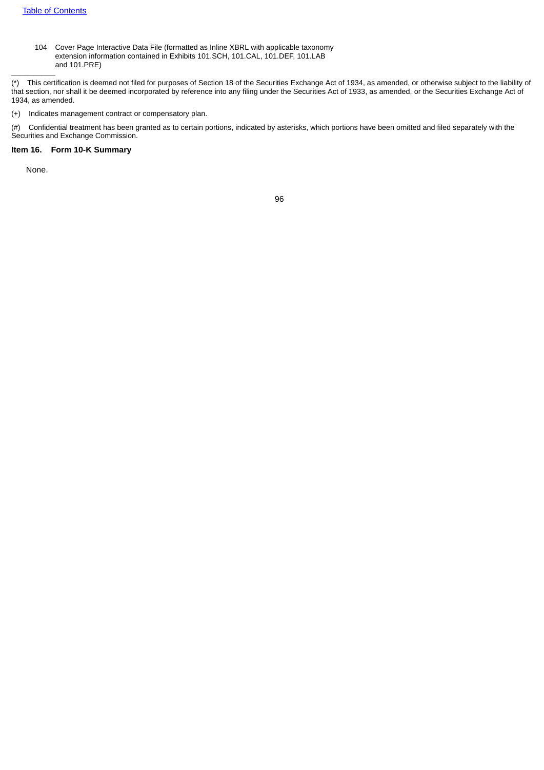104 Cover Page Interactive Data File (formatted as Inline XBRL with applicable taxonomy extension information contained in Exhibits 101.SCH, 101.CAL, 101.DEF, 101.LAB and 101.PRE)

---

(*) This certification is deemed not filed for purposes of Section 18 of the Securities Exchange Act of 1934, as amended, or otherwise subject to the liability of that section, nor shall it be deemed incorporated by reference into any filing under the Securities Act of 1933, as amended, or the Securities Exchange Act of 1934, as amended.

(+) Indicates management contract or compensatory plan.

(#) Confidential treatment has been granted as to certain portions, indicated by asterisks, which portions have been omitted and filed separately with the Securities and Exchange Commission.

**Item 16. Form 10-K Summary**

None.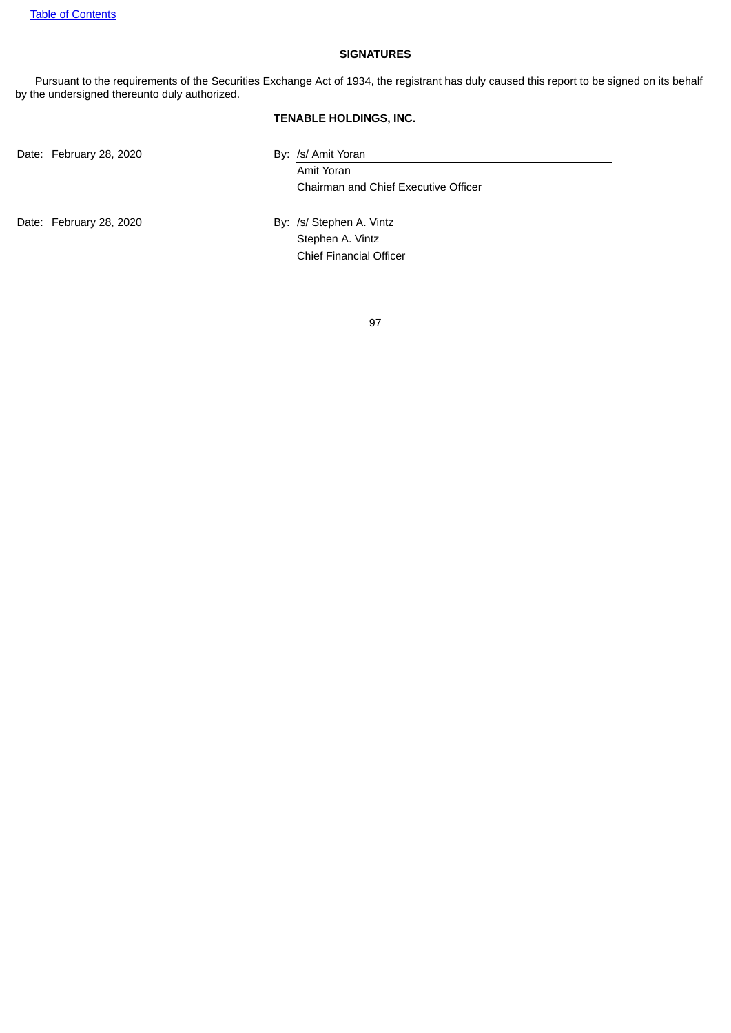## SIGNATURES

Pursuant to the requirements of the Securities Exchange Act of 1934, the registrant has duly caused this report to be signed on its behalf by the undersigned thereunto duly authorized.

**TENABLE HOLDINGS, INC.**

| | |
|---|---|
| Date: February 28, 2020 | By: /s/ Amit Yoran |
| | Amit Yoran |
| | Chairman and Chief Executive Officer |
| | |
| Date: February 28, 2020 | By: /s/ Stephen A. Vintz |
| | Stephen A. Vintz |
| | Chief Financial Officer |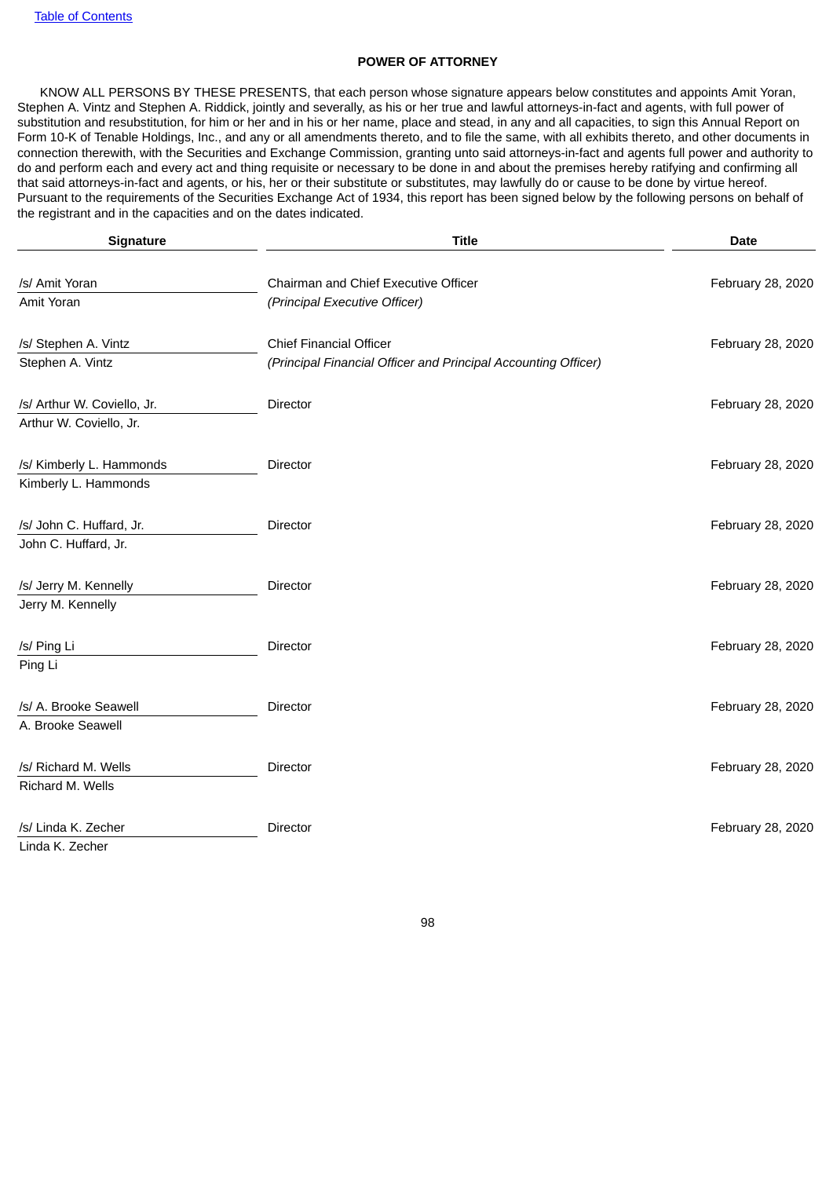**POWER OF ATTORNEY**

KNOW ALL PERSONS BY THESE PRESENTS, that each person whose signature appears below constitutes and appoints Amit Yoran, Stephen A. Vintz and Stephen A. Riddick, jointly and severally, as his or her true and lawful attorneys-in-fact and agents, with full power of substitution and resubstitution, for him or her and in his or her name, place and stead, in any and all capacities, to sign this Annual Report on Form 10-K of Tenable Holdings, Inc., and any or all amendments thereto, and to file the same, with all exhibits thereto, and other documents in connection therewith, with the Securities and Exchange Commission, granting unto said attorneys-in-fact and agents full power and authority to do and perform each and every act and thing requisite or necessary to be done in and about the premises hereby ratifying and confirming all that said attorneys-in-fact and agents, or his, her or their substitute or substitutes, may lawfully do or cause to be done by virtue hereof. Pursuant to the requirements of the Securities Exchange Act of 1934, this report has been signed below by the following persons on behalf of the registrant and in the capacities and on the dates indicated.

| Signature | Title | Date |
|---|---|---|
| /s/ Amit Yoran<br>Amit Yoran | Chairman and Chief Executive Officer<br>*(Principal Executive Officer)* | February 28, 2020 |
| /s/ Stephen A. Vintz<br>Stephen A. Vintz | Chief Financial Officer<br>*(Principal Financial Officer and Principal Accounting Officer)* | February 28, 2020 |
| /s/ Arthur W. Coviello, Jr.<br>Arthur W. Coviello, Jr. | Director | February 28, 2020 |
| /s/ Kimberly L. Hammonds<br>Kimberly L. Hammonds | Director | February 28, 2020 |
| /s/ John C. Huffard, Jr.<br>John C. Huffard, Jr. | Director | February 28, 2020 |
| /s/ Jerry M. Kennelly<br>Jerry M. Kennelly | Director | February 28, 2020 |
| /s/ Ping Li<br>Ping Li | Director | February 28, 2020 |
| /s/ A. Brooke Seawell<br>A. Brooke Seawell | Director | February 28, 2020 |
| /s/ Richard M. Wells<br>Richard M. Wells | Director | February 28, 2020 |
| /s/ Linda K. Zecher<br>Linda K. Zecher | Director | February 28, 2020 |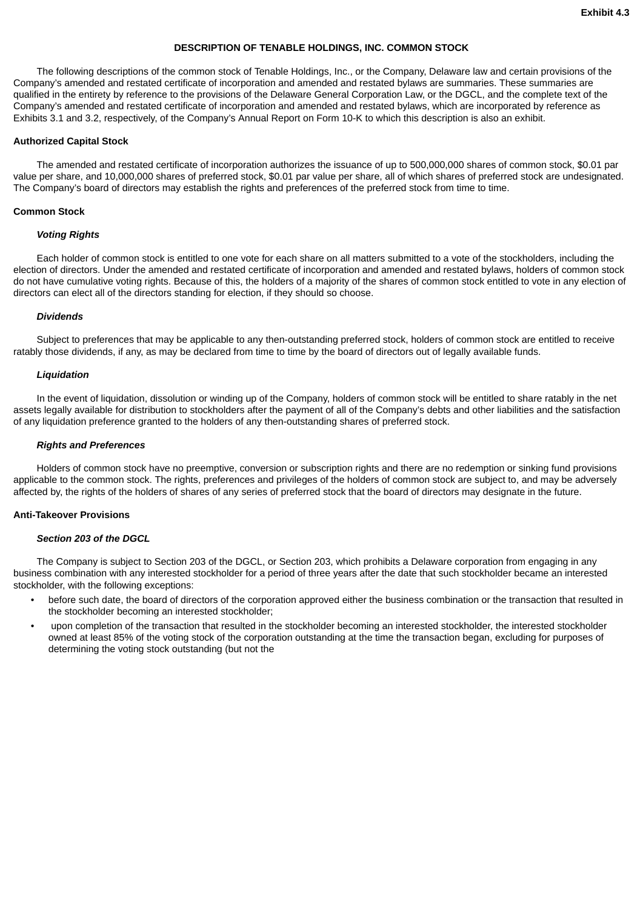Exhibit 4.3

# DESCRIPTION OF TENABLE HOLDINGS, INC. COMMON STOCK

The following descriptions of the common stock of Tenable Holdings, Inc., or the Company, Delaware law and certain provisions of the Company's amended and restated certificate of incorporation and amended and restated bylaws are summaries. These summaries are qualified in the entirety by reference to the provisions of the Delaware General Corporation Law, or the DGCL, and the complete text of the Company's amended and restated certificate of incorporation and amended and restated bylaws, which are incorporated by reference as Exhibits 3.1 and 3.2, respectively, of the Company's Annual Report on Form 10-K to which this description is also an exhibit.

## Authorized Capital Stock

The amended and restated certificate of incorporation authorizes the issuance of up to 500,000,000 shares of common stock, $0.01 par value per share, and 10,000,000 shares of preferred stock, $0.01 par value per share, all of which shares of preferred stock are undesignated. The Company's board of directors may establish the rights and preferences of the preferred stock from time to time.

## Common Stock

### *Voting Rights*

Each holder of common stock is entitled to one vote for each share on all matters submitted to a vote of the stockholders, including the election of directors. Under the amended and restated certificate of incorporation and amended and restated bylaws, holders of common stock do not have cumulative voting rights. Because of this, the holders of a majority of the shares of common stock entitled to vote in any election of directors can elect all of the directors standing for election, if they should so choose.

### *Dividends*

Subject to preferences that may be applicable to any then-outstanding preferred stock, holders of common stock are entitled to receive ratably those dividends, if any, as may be declared from time to time by the board of directors out of legally available funds.

### *Liquidation*

In the event of liquidation, dissolution or winding up of the Company, holders of common stock will be entitled to share ratably in the net assets legally available for distribution to stockholders after the payment of all of the Company's debts and other liabilities and the satisfaction of any liquidation preference granted to the holders of any then-outstanding shares of preferred stock.

### *Rights and Preferences*

Holders of common stock have no preemptive, conversion or subscription rights and there are no redemption or sinking fund provisions applicable to the common stock. The rights, preferences and privileges of the holders of common stock are subject to, and may be adversely affected by, the rights of the holders of shares of any series of preferred stock that the board of directors may designate in the future.

## Anti-Takeover Provisions

### *Section 203 of the DGCL*

The Company is subject to Section 203 of the DGCL, or Section 203, which prohibits a Delaware corporation from engaging in any business combination with any interested stockholder for a period of three years after the date that such stockholder became an interested stockholder, with the following exceptions:

- before such date, the board of directors of the corporation approved either the business combination or the transaction that resulted in the stockholder becoming an interested stockholder;
- upon completion of the transaction that resulted in the stockholder becoming an interested stockholder, the interested stockholder owned at least 85% of the voting stock of the corporation outstanding at the time the transaction began, excluding for purposes of determining the voting stock outstanding (but not the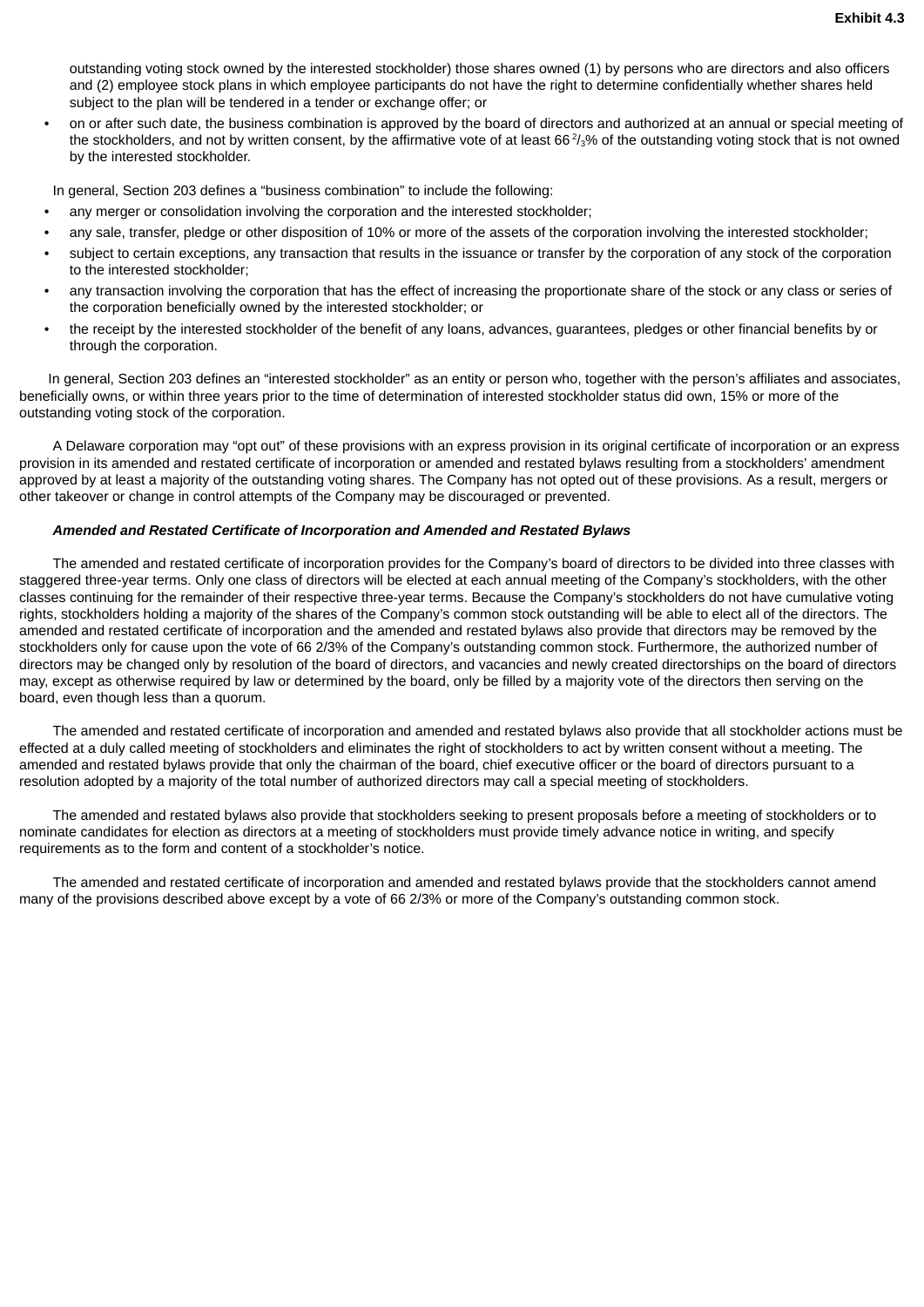outstanding voting stock owned by the interested stockholder) those shares owned (1) by persons who are directors and also officers and (2) employee stock plans in which employee participants do not have the right to determine confidentially whether shares held subject to the plan will be tendered in a tender or exchange offer; or

- on or after such date, the business combination is approved by the board of directors and authorized at an annual or special meeting of the stockholders, and not by written consent, by the affirmative vote of at least 66 $^{2}/_{3}$% of the outstanding voting stock that is not owned by the interested stockholder.

In general, Section 203 defines a "business combination" to include the following:

- any merger or consolidation involving the corporation and the interested stockholder;
- any sale, transfer, pledge or other disposition of 10% or more of the assets of the corporation involving the interested stockholder;
- subject to certain exceptions, any transaction that results in the issuance or transfer by the corporation of any stock of the corporation to the interested stockholder;
- any transaction involving the corporation that has the effect of increasing the proportionate share of the stock or any class or series of the corporation beneficially owned by the interested stockholder; or
- the receipt by the interested stockholder of the benefit of any loans, advances, guarantees, pledges or other financial benefits by or through the corporation.

In general, Section 203 defines an "interested stockholder" as an entity or person who, together with the person's affiliates and associates, beneficially owns, or within three years prior to the time of determination of interested stockholder status did own, 15% or more of the outstanding voting stock of the corporation.

A Delaware corporation may "opt out" of these provisions with an express provision in its original certificate of incorporation or an express provision in its amended and restated certificate of incorporation or amended and restated bylaws resulting from a stockholders' amendment approved by at least a majority of the outstanding voting shares. The Company has not opted out of these provisions. As a result, mergers or other takeover or change in control attempts of the Company may be discouraged or prevented.

***Amended and Restated Certificate of Incorporation and Amended and Restated Bylaws***

The amended and restated certificate of incorporation provides for the Company's board of directors to be divided into three classes with staggered three-year terms. Only one class of directors will be elected at each annual meeting of the Company's stockholders, with the other classes continuing for the remainder of their respective three-year terms. Because the Company's stockholders do not have cumulative voting rights, stockholders holding a majority of the shares of the Company's common stock outstanding will be able to elect all of the directors. The amended and restated certificate of incorporation and the amended and restated bylaws also provide that directors may be removed by the stockholders only for cause upon the vote of 66 2/3% of the Company's outstanding common stock. Furthermore, the authorized number of directors may be changed only by resolution of the board of directors, and vacancies and newly created directorships on the board of directors may, except as otherwise required by law or determined by the board, only be filled by a majority vote of the directors then serving on the board, even though less than a quorum.

The amended and restated certificate of incorporation and amended and restated bylaws also provide that all stockholder actions must be effected at a duly called meeting of stockholders and eliminates the right of stockholders to act by written consent without a meeting. The amended and restated bylaws provide that only the chairman of the board, chief executive officer or the board of directors pursuant to a resolution adopted by a majority of the total number of authorized directors may call a special meeting of stockholders.

The amended and restated bylaws also provide that stockholders seeking to present proposals before a meeting of stockholders or to nominate candidates for election as directors at a meeting of stockholders must provide timely advance notice in writing, and specify requirements as to the form and content of a stockholder's notice.

The amended and restated certificate of incorporation and amended and restated bylaws provide that the stockholders cannot amend many of the provisions described above except by a vote of 66 2/3% or more of the Company's outstanding common stock.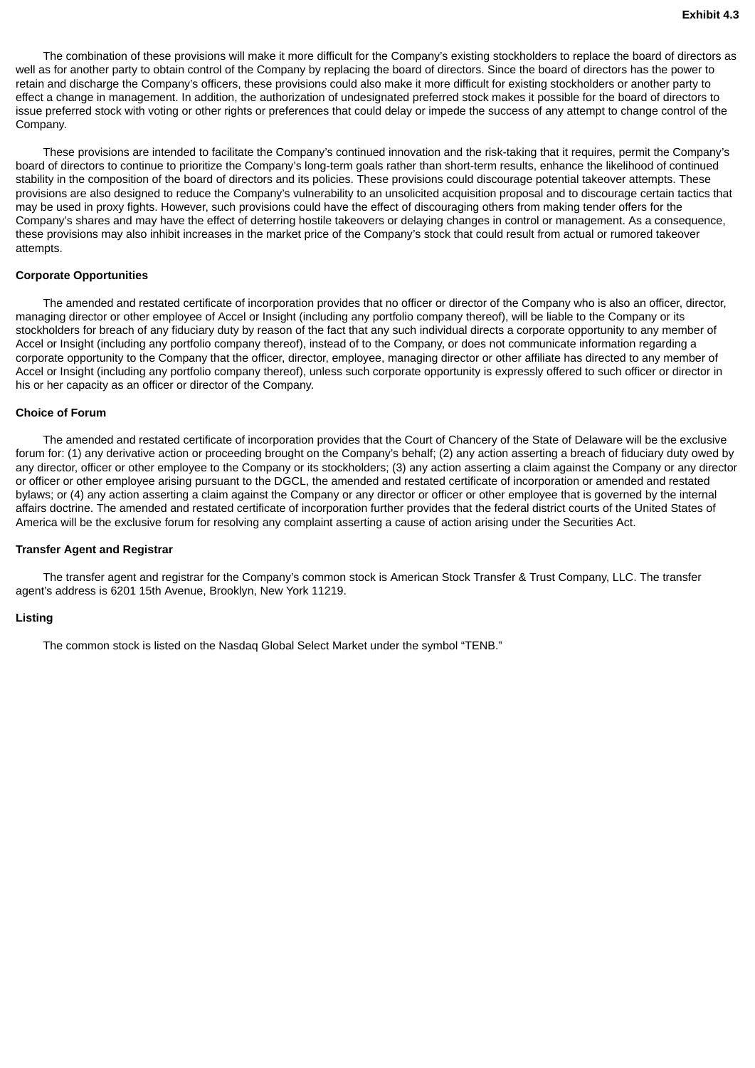The combination of these provisions will make it more difficult for the Company's existing stockholders to replace the board of directors as well as for another party to obtain control of the Company by replacing the board of directors. Since the board of directors has the power to retain and discharge the Company's officers, these provisions could also make it more difficult for existing stockholders or another party to effect a change in management. In addition, the authorization of undesignated preferred stock makes it possible for the board of directors to issue preferred stock with voting or other rights or preferences that could delay or impede the success of any attempt to change control of the Company.

These provisions are intended to facilitate the Company's continued innovation and the risk-taking that it requires, permit the Company's board of directors to continue to prioritize the Company's long-term goals rather than short-term results, enhance the likelihood of continued stability in the composition of the board of directors and its policies. These provisions could discourage potential takeover attempts. These provisions are also designed to reduce the Company's vulnerability to an unsolicited acquisition proposal and to discourage certain tactics that may be used in proxy fights. However, such provisions could have the effect of discouraging others from making tender offers for the Company's shares and may have the effect of deterring hostile takeovers or delaying changes in control or management. As a consequence, these provisions may also inhibit increases in the market price of the Company's stock that could result from actual or rumored takeover attempts.

**Corporate Opportunities**

The amended and restated certificate of incorporation provides that no officer or director of the Company who is also an officer, director, managing director or other employee of Accel or Insight (including any portfolio company thereof), will be liable to the Company or its stockholders for breach of any fiduciary duty by reason of the fact that any such individual directs a corporate opportunity to any member of Accel or Insight (including any portfolio company thereof), instead of to the Company, or does not communicate information regarding a corporate opportunity to the Company that the officer, director, employee, managing director or other affiliate has directed to any member of Accel or Insight (including any portfolio company thereof), unless such corporate opportunity is expressly offered to such officer or director in his or her capacity as an officer or director of the Company.

**Choice of Forum**

The amended and restated certificate of incorporation provides that the Court of Chancery of the State of Delaware will be the exclusive forum for: (1) any derivative action or proceeding brought on the Company's behalf; (2) any action asserting a breach of fiduciary duty owed by any director, officer or other employee to the Company or its stockholders; (3) any action asserting a claim against the Company or any director or officer or other employee arising pursuant to the DGCL, the amended and restated certificate of incorporation or amended and restated bylaws; or (4) any action asserting a claim against the Company or any director or officer or other employee that is governed by the internal affairs doctrine. The amended and restated certificate of incorporation further provides that the federal district courts of the United States of America will be the exclusive forum for resolving any complaint asserting a cause of action arising under the Securities Act.

**Transfer Agent and Registrar**

The transfer agent and registrar for the Company's common stock is American Stock Transfer & Trust Company, LLC. The transfer agent's address is 6201 15th Avenue, Brooklyn, New York 11219.

**Listing**

The common stock is listed on the Nasdaq Global Select Market under the symbol "TENB."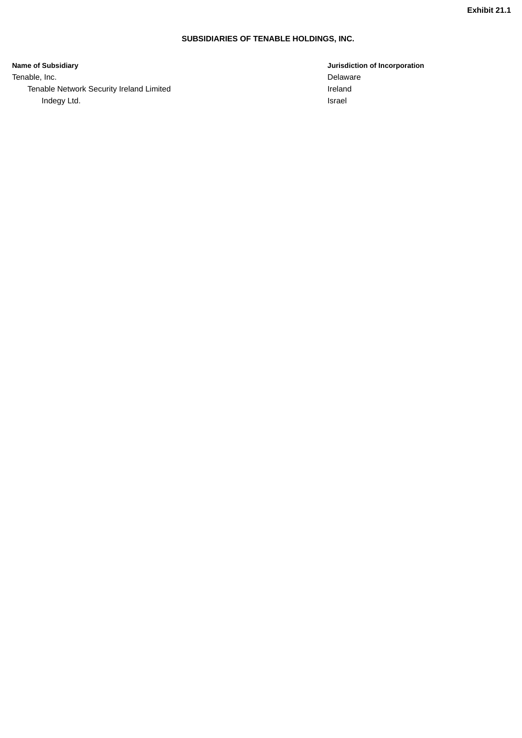**Exhibit 21.1**

**SUBSIDIARIES OF TENABLE HOLDINGS, INC.**

| Name of Subsidiary | Jurisdiction of Incorporation |
| --- | --- |
| Tenable, Inc. | Delaware |
|     Tenable Network Security Ireland Limited | Ireland |
|         Indegy Ltd. | Israel |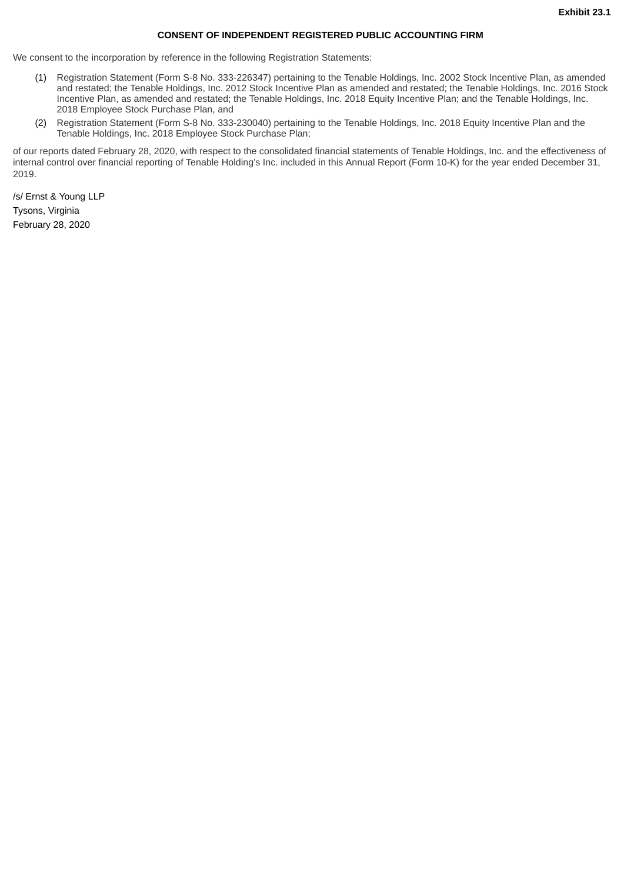**Exhibit 23.1**

**CONSENT OF INDEPENDENT REGISTERED PUBLIC ACCOUNTING FIRM**

We consent to the incorporation by reference in the following Registration Statements:

(1) Registration Statement (Form S-8 No. 333-226347) pertaining to the Tenable Holdings, Inc. 2002 Stock Incentive Plan, as amended and restated; the Tenable Holdings, Inc. 2012 Stock Incentive Plan as amended and restated; the Tenable Holdings, Inc. 2016 Stock Incentive Plan, as amended and restated; the Tenable Holdings, Inc. 2018 Equity Incentive Plan; and the Tenable Holdings, Inc. 2018 Employee Stock Purchase Plan, and

(2) Registration Statement (Form S-8 No. 333-230040) pertaining to the Tenable Holdings, Inc. 2018 Equity Incentive Plan and the Tenable Holdings, Inc. 2018 Employee Stock Purchase Plan;

of our reports dated February 28, 2020, with respect to the consolidated financial statements of Tenable Holdings, Inc. and the effectiveness of internal control over financial reporting of Tenable Holding's Inc. included in this Annual Report (Form 10-K) for the year ended December 31, 2019.

/s/ Ernst & Young LLP

Tysons, Virginia

February 28, 2020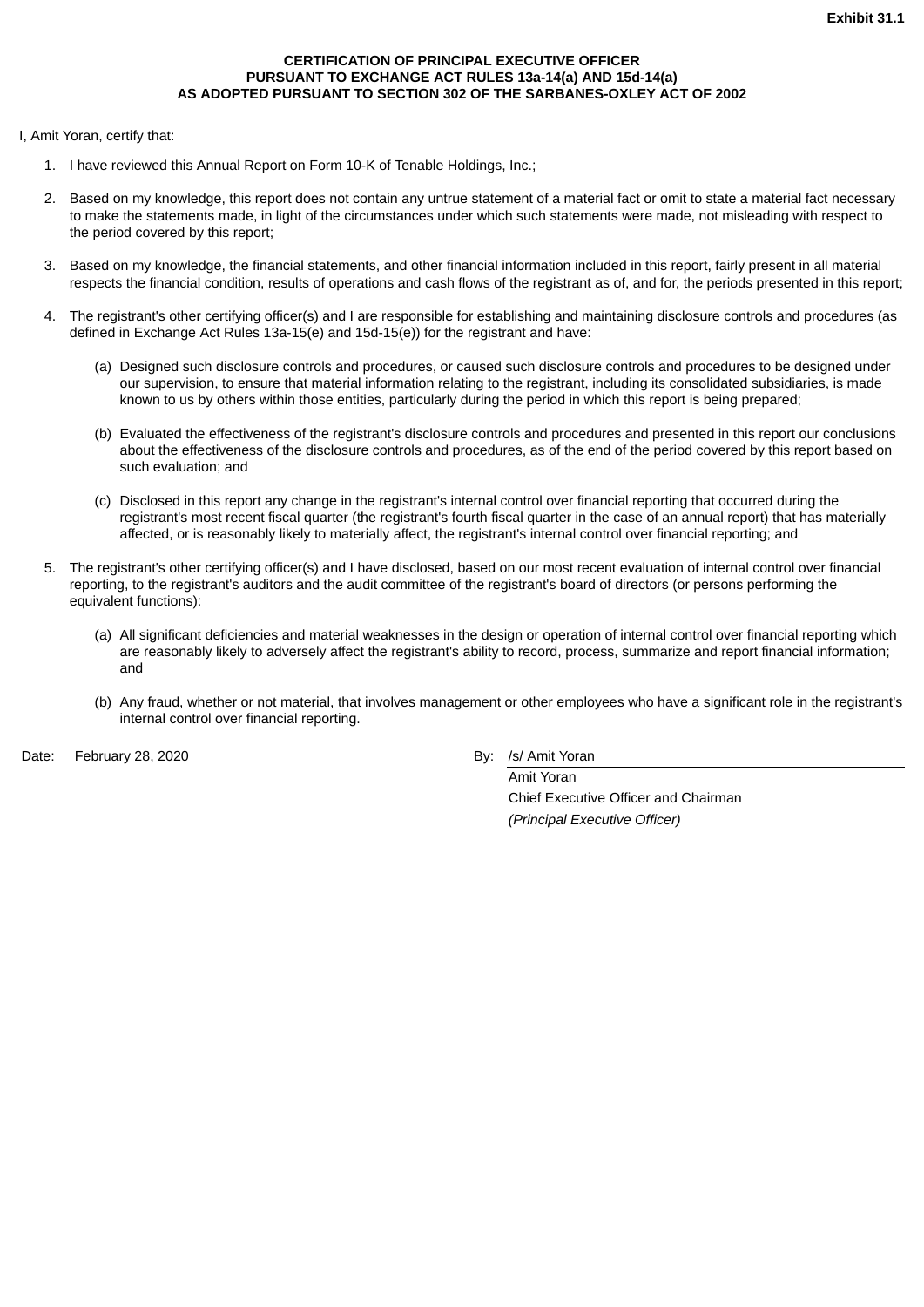**Exhibit 31.1**

**CERTIFICATION OF PRINCIPAL EXECUTIVE OFFICER**
**PURSUANT TO EXCHANGE ACT RULES 13a-14(a) AND 15d-14(a)**
**AS ADOPTED PURSUANT TO SECTION 302 OF THE SARBANES-OXLEY ACT OF 2002**

I, Amit Yoran, certify that:

1. I have reviewed this Annual Report on Form 10-K of Tenable Holdings, Inc.;

2. Based on my knowledge, this report does not contain any untrue statement of a material fact or omit to state a material fact necessary to make the statements made, in light of the circumstances under which such statements were made, not misleading with respect to the period covered by this report;

3. Based on my knowledge, the financial statements, and other financial information included in this report, fairly present in all material respects the financial condition, results of operations and cash flows of the registrant as of, and for, the periods presented in this report;

4. The registrant's other certifying officer(s) and I are responsible for establishing and maintaining disclosure controls and procedures (as defined in Exchange Act Rules 13a-15(e) and 15d-15(e)) for the registrant and have:

   (a) Designed such disclosure controls and procedures, or caused such disclosure controls and procedures to be designed under our supervision, to ensure that material information relating to the registrant, including its consolidated subsidiaries, is made known to us by others within those entities, particularly during the period in which this report is being prepared;

   (b) Evaluated the effectiveness of the registrant's disclosure controls and procedures and presented in this report our conclusions about the effectiveness of the disclosure controls and procedures, as of the end of the period covered by this report based on such evaluation; and

   (c) Disclosed in this report any change in the registrant's internal control over financial reporting that occurred during the registrant's most recent fiscal quarter (the registrant's fourth fiscal quarter in the case of an annual report) that has materially affected, or is reasonably likely to materially affect, the registrant's internal control over financial reporting; and

5. The registrant's other certifying officer(s) and I have disclosed, based on our most recent evaluation of internal control over financial reporting, to the registrant's auditors and the audit committee of the registrant's board of directors (or persons performing the equivalent functions):

   (a) All significant deficiencies and material weaknesses in the design or operation of internal control over financial reporting which are reasonably likely to adversely affect the registrant's ability to record, process, summarize and report financial information; and

   (b) Any fraud, whether or not material, that involves management or other employees who have a significant role in the registrant's internal control over financial reporting.

Date: February 28, 2020

By: /s/ Amit Yoran
Amit Yoran
Chief Executive Officer and Chairman
*(Principal Executive Officer)*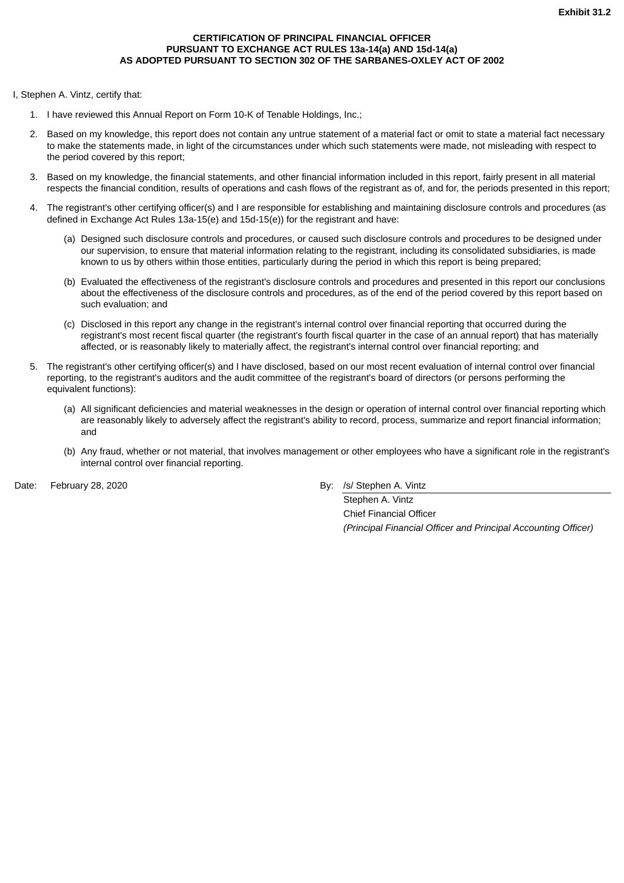**Exhibit 31.2**

**CERTIFICATION OF PRINCIPAL FINANCIAL OFFICER**
**PURSUANT TO EXCHANGE ACT RULES 13a-14(a) AND 15d-14(a)**
**AS ADOPTED PURSUANT TO SECTION 302 OF THE SARBANES-OXLEY ACT OF 2002**

I, Stephen A. Vintz, certify that:

1. I have reviewed this Annual Report on Form 10-K of Tenable Holdings, Inc.;

2. Based on my knowledge, this report does not contain any untrue statement of a material fact or omit to state a material fact necessary to make the statements made, in light of the circumstances under which such statements were made, not misleading with respect to the period covered by this report;

3. Based on my knowledge, the financial statements, and other financial information included in this report, fairly present in all material respects the financial condition, results of operations and cash flows of the registrant as of, and for, the periods presented in this report;

4. The registrant's other certifying officer(s) and I are responsible for establishing and maintaining disclosure controls and procedures (as defined in Exchange Act Rules 13a-15(e) and 15d-15(e)) for the registrant and have:

   (a) Designed such disclosure controls and procedures, or caused such disclosure controls and procedures to be designed under our supervision, to ensure that material information relating to the registrant, including its consolidated subsidiaries, is made known to us by others within those entities, particularly during the period in which this report is being prepared;

   (b) Evaluated the effectiveness of the registrant's disclosure controls and procedures and presented in this report our conclusions about the effectiveness of the disclosure controls and procedures, as of the end of the period covered by this report based on such evaluation; and

   (c) Disclosed in this report any change in the registrant's internal control over financial reporting that occurred during the registrant's most recent fiscal quarter (the registrant's fourth fiscal quarter in the case of an annual report) that has materially affected, or is reasonably likely to materially affect, the registrant's internal control over financial reporting; and

5. The registrant's other certifying officer(s) and I have disclosed, based on our most recent evaluation of internal control over financial reporting, to the registrant's auditors and the audit committee of the registrant's board of directors (or persons performing the equivalent functions):

   (a) All significant deficiencies and material weaknesses in the design or operation of internal control over financial reporting which are reasonably likely to adversely affect the registrant's ability to record, process, summarize and report financial information; and

   (b) Any fraud, whether or not material, that involves management or other employees who have a significant role in the registrant's internal control over financial reporting.

Date: February 28, 2020

By: /s/ Stephen A. Vintz
Stephen A. Vintz
Chief Financial Officer
*(Principal Financial Officer and Principal Accounting Officer)*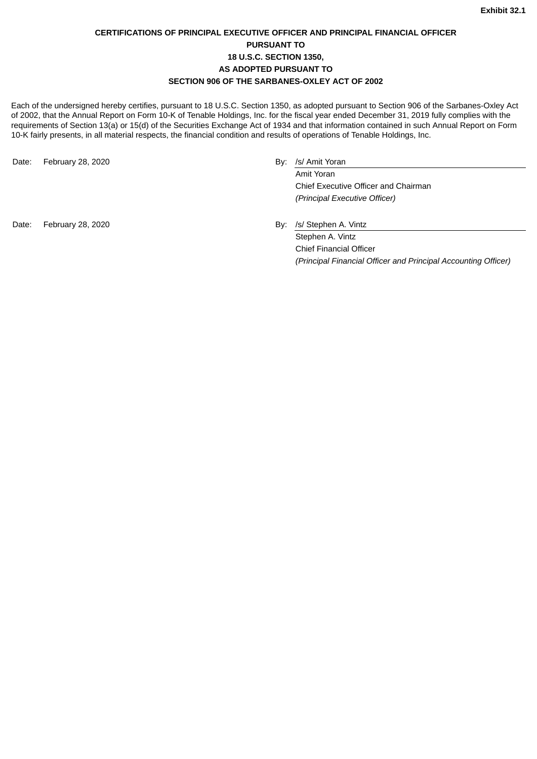Exhibit 32.1

**CERTIFICATIONS OF PRINCIPAL EXECUTIVE OFFICER AND PRINCIPAL FINANCIAL OFFICER**
**PURSUANT TO**
**18 U.S.C. SECTION 1350,**
**AS ADOPTED PURSUANT TO**
**SECTION 906 OF THE SARBANES-OXLEY ACT OF 2002**

Each of the undersigned hereby certifies, pursuant to 18 U.S.C. Section 1350, as adopted pursuant to Section 906 of the Sarbanes-Oxley Act of 2002, that the Annual Report on Form 10-K of Tenable Holdings, Inc. for the fiscal year ended December 31, 2019 fully complies with the requirements of Section 13(a) or 15(d) of the Securities Exchange Act of 1934 and that information contained in such Annual Report on Form 10-K fairly presents, in all material respects, the financial condition and results of operations of Tenable Holdings, Inc.

Date: February 28, 2020

By: /s/ Amit Yoran
Amit Yoran
Chief Executive Officer and Chairman
*(Principal Executive Officer)*

Date: February 28, 2020

By: /s/ Stephen A. Vintz
Stephen A. Vintz
Chief Financial Officer
*(Principal Financial Officer and Principal Accounting Officer)*